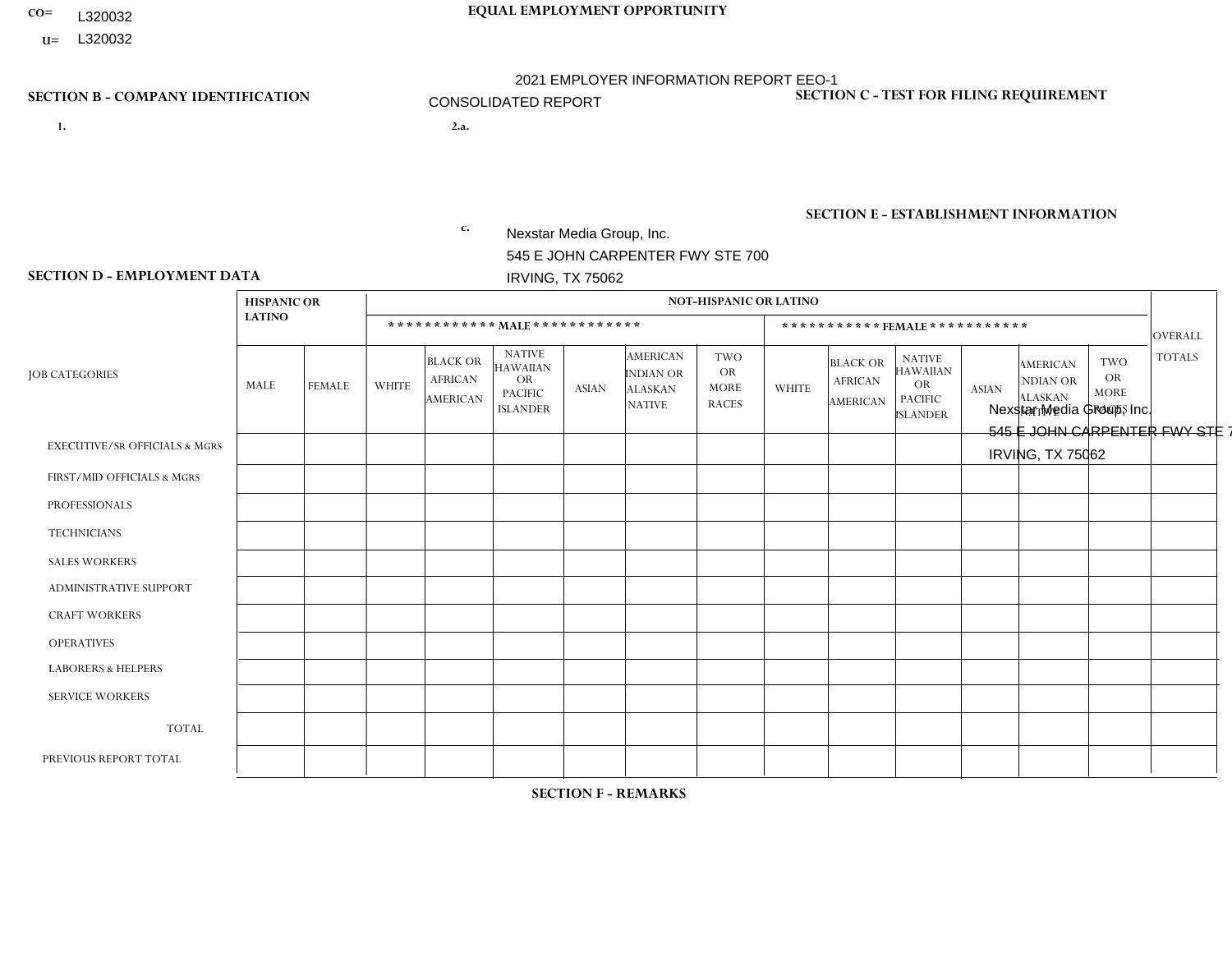CO= L320032

U= L320032

**EQUAL EMPLOYMENT OPPORTUNITY**

2021 EMPLOYER INFORMATION REPORT EEO-1

CONSOLIDATED REPORT

**SECTION B - COMPANY IDENTIFICATION**

1.

2.a.

c. Nexstar Media Group, Inc.
545 E JOHN CARPENTER FWY STE 700
IRVING, TX 75062

**SECTION C - TEST FOR FILING REQUIREMENT**

**SECTION E - ESTABLISHMENT INFORMATION**

Nexstar Media Group, Inc.
545 E JOHN CARPENTER FWY STE 7
IRVING, TX 75062

**SECTION D - EMPLOYMENT DATA**

| JOB CATEGORIES | HISPANIC OR LATINO | | NOT-HISPANIC OR LATINO | | | | | | | | | | | | OVERALL TOTALS |
|---|---|---|---|---|---|---|---|---|---|---|---|---|---|---|---|
| | | | MALE | | | | | | FEMALE | | | | | | |
| | MALE | FEMALE | WHITE | BLACK OR AFRICAN AMERICAN | NATIVE HAWAIIAN OR PACIFIC ISLANDER | ASIAN | AMERICAN INDIAN OR ALASKAN NATIVE | TWO OR MORE RACES | WHITE | BLACK OR AFRICAN AMERICAN | NATIVE HAWAIIAN OR PACIFIC ISLANDER | ASIAN | AMERICAN INDIAN OR ALASKAN NATIVE | TWO OR MORE RACES | |
| EXECUTIVE/SR OFFICIALS & MGRS | | | | | | | | | | | | | | | |
| FIRST/MID OFFICIALS & MGRS | | | | | | | | | | | | | | | |
| PROFESSIONALS | | | | | | | | | | | | | | | |
| TECHNICIANS | | | | | | | | | | | | | | | |
| SALES WORKERS | | | | | | | | | | | | | | | |
| ADMINISTRATIVE SUPPORT | | | | | | | | | | | | | | | |
| CRAFT WORKERS | | | | | | | | | | | | | | | |
| OPERATIVES | | | | | | | | | | | | | | | |
| LABORERS & HELPERS | | | | | | | | | | | | | | | |
| SERVICE WORKERS | | | | | | | | | | | | | | | |
| TOTAL | | | | | | | | | | | | | | | |
| PREVIOUS REPORT TOTAL | | | | | | | | | | | | | | | |

**SECTION F - REMARKS**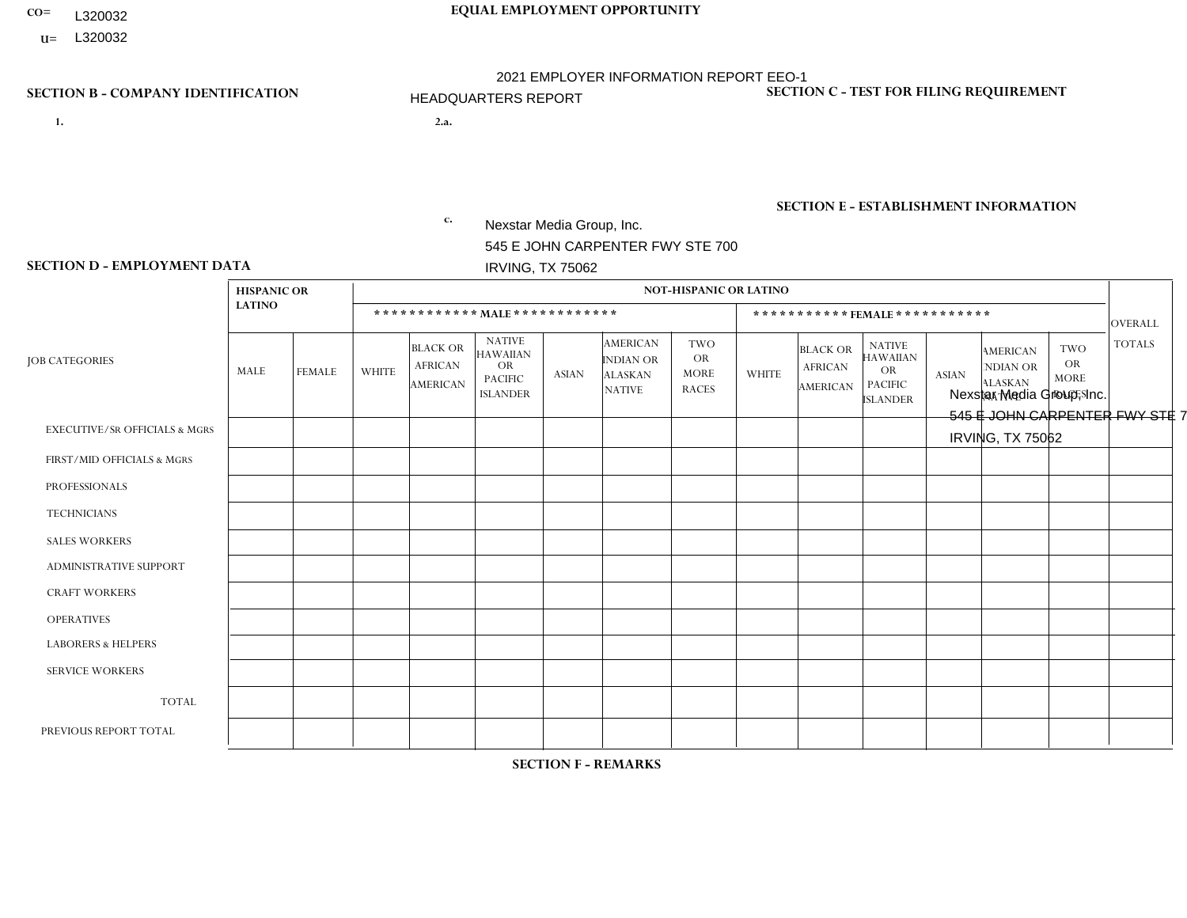CO= L320032

U= L320032

**EQUAL EMPLOYMENT OPPORTUNITY**

2021 EMPLOYER INFORMATION REPORT EEO-1

HEADQUARTERS REPORT

**SECTION B - COMPANY IDENTIFICATION**

1.

2.a.

c. Nexstar Media Group, Inc.
545 E JOHN CARPENTER FWY STE 700
IRVING, TX 75062

**SECTION C - TEST FOR FILING REQUIREMENT**

**SECTION E - ESTABLISHMENT INFORMATION**

Nexstar Media Group, Inc.
545 E JOHN CARPENTER FWY STE 7
IRVING, TX 75062

**SECTION D - EMPLOYMENT DATA**

| JOB CATEGORIES | HISPANIC OR LATINO | | NOT-HISPANIC OR LATINO | | | | | | | | | | | | OVERALL TOTALS |
|---|---|---|---|---|---|---|---|---|---|---|---|---|---|---|---|
| | | | MALE | | | | | | FEMALE | | | | | | |
| | MALE | FEMALE | WHITE | BLACK OR AFRICAN AMERICAN | NATIVE HAWAIIAN OR PACIFIC ISLANDER | ASIAN | AMERICAN INDIAN OR ALASKAN NATIVE | TWO OR MORE RACES | WHITE | BLACK OR AFRICAN AMERICAN | NATIVE HAWAIIAN OR PACIFIC ISLANDER | ASIAN | AMERICAN INDIAN OR ALASKAN NATIVE | TWO OR MORE RACES | |
| EXECUTIVE/SR OFFICIALS & MGRS | | | | | | | | | | | | | | | |
| FIRST/MID OFFICIALS & MGRS | | | | | | | | | | | | | | | |
| PROFESSIONALS | | | | | | | | | | | | | | | |
| TECHNICIANS | | | | | | | | | | | | | | | |
| SALES WORKERS | | | | | | | | | | | | | | | |
| ADMINISTRATIVE SUPPORT | | | | | | | | | | | | | | | |
| CRAFT WORKERS | | | | | | | | | | | | | | | |
| OPERATIVES | | | | | | | | | | | | | | | |
| LABORERS & HELPERS | | | | | | | | | | | | | | | |
| SERVICE WORKERS | | | | | | | | | | | | | | | |
| TOTAL | | | | | | | | | | | | | | | |
| PREVIOUS REPORT TOTAL | | | | | | | | | | | | | | | |

**SECTION F - REMARKS**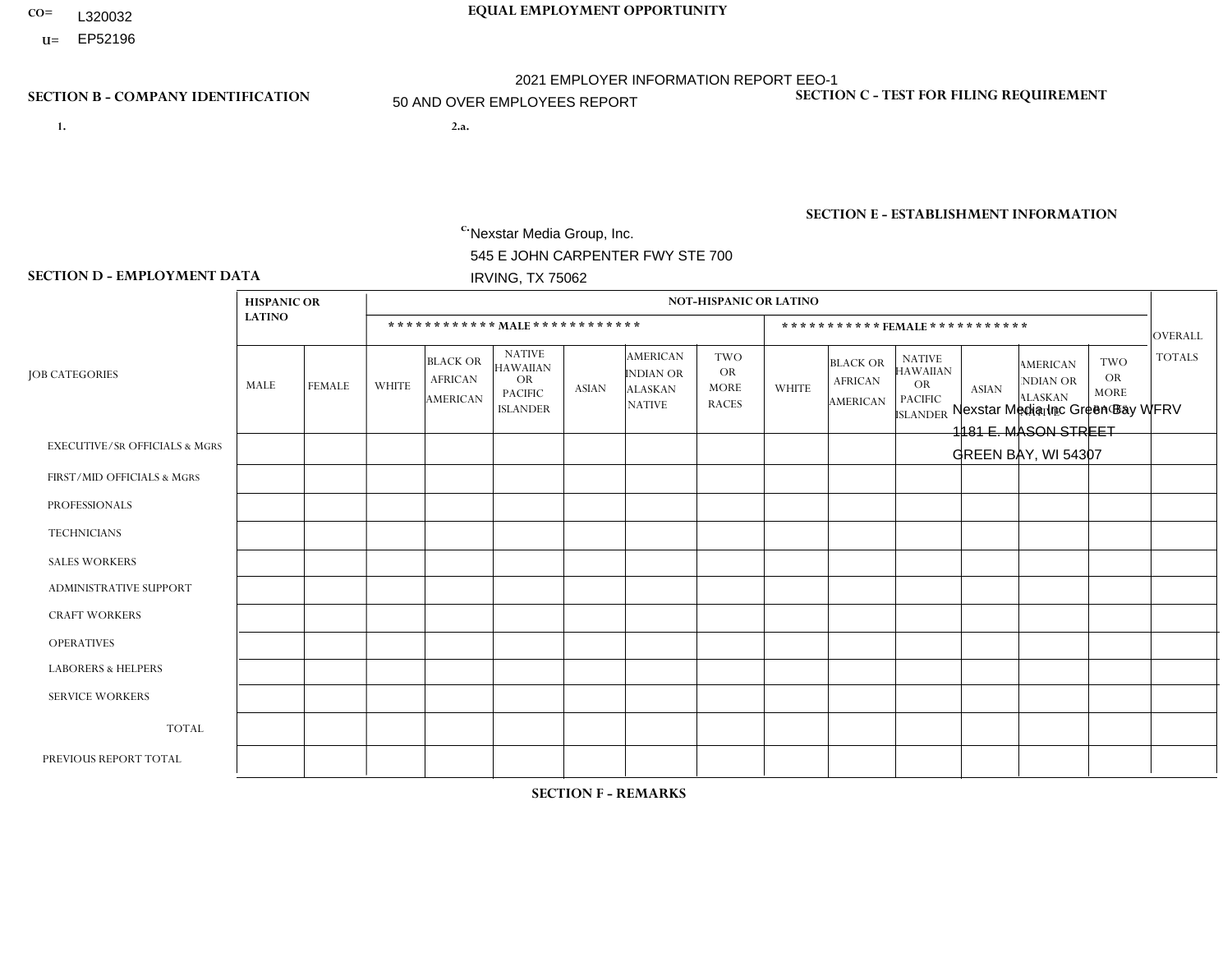CO= L320032
U= EP52196

**EQUAL EMPLOYMENT OPPORTUNITY**

2021 EMPLOYER INFORMATION REPORT EEO-1
50 AND OVER EMPLOYEES REPORT

**SECTION B - COMPANY IDENTIFICATION**

1.

2.a.

c. Nexstar Media Group, Inc.
545 E JOHN CARPENTER FWY STE 700
IRVING, TX 75062

**SECTION C - TEST FOR FILING REQUIREMENT**

**SECTION E - ESTABLISHMENT INFORMATION**

Nexstar Media Inc Green Bay WFRV
1181 E. MASON STREET
GREEN BAY, WI 54307

**SECTION D - EMPLOYMENT DATA**

| JOB CATEGORIES | HISPANIC OR LATINO | | NOT-HISPANIC OR LATINO | | | | | | | | | | | | OVERALL TOTALS |
|---|---|---|---|---|---|---|---|---|---|---|---|---|---|---|---|
| | | | MALE | | | | | | FEMALE | | | | | | |
| | MALE | FEMALE | WHITE | BLACK OR AFRICAN AMERICAN | NATIVE HAWAIIAN OR PACIFIC ISLANDER | ASIAN | AMERICAN INDIAN OR ALASKAN NATIVE | TWO OR MORE RACES | WHITE | BLACK OR AFRICAN AMERICAN | NATIVE HAWAIIAN OR PACIFIC ISLANDER | ASIAN | AMERICAN INDIAN OR ALASKAN NATIVE | TWO OR MORE RACES | |
| EXECUTIVE/SR OFFICIALS & MGRS | | | | | | | | | | | | | | | |
| FIRST/MID OFFICIALS & MGRS | | | | | | | | | | | | | | | |
| PROFESSIONALS | | | | | | | | | | | | | | | |
| TECHNICIANS | | | | | | | | | | | | | | | |
| SALES WORKERS | | | | | | | | | | | | | | | |
| ADMINISTRATIVE SUPPORT | | | | | | | | | | | | | | | |
| CRAFT WORKERS | | | | | | | | | | | | | | | |
| OPERATIVES | | | | | | | | | | | | | | | |
| LABORERS & HELPERS | | | | | | | | | | | | | | | |
| SERVICE WORKERS | | | | | | | | | | | | | | | |
| TOTAL | | | | | | | | | | | | | | | |
| PREVIOUS REPORT TOTAL | | | | | | | | | | | | | | | |

**SECTION F - REMARKS**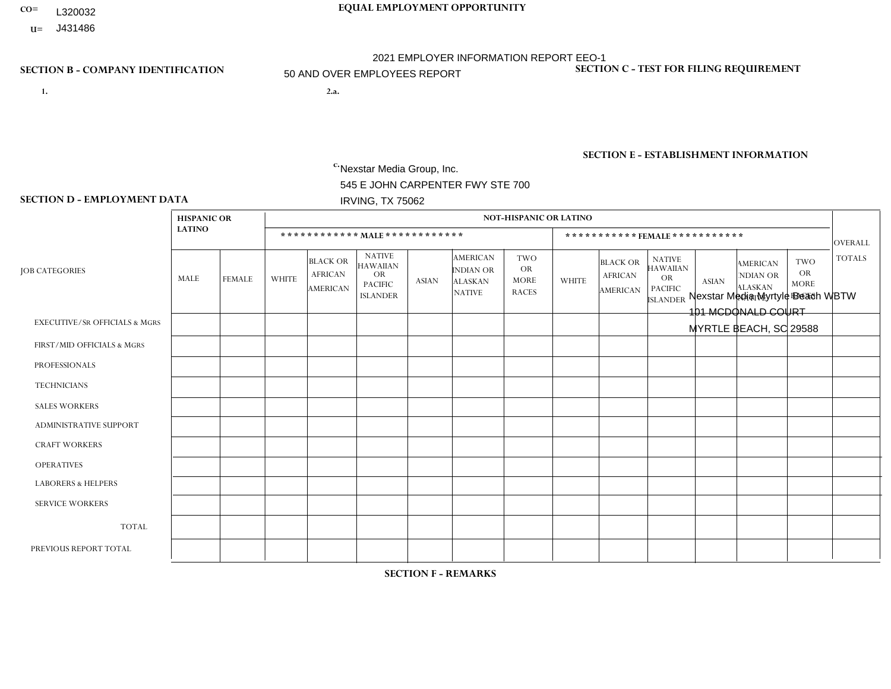CO= L320032

U= J431486

**EQUAL EMPLOYMENT OPPORTUNITY**

2021 EMPLOYER INFORMATION REPORT EEO-1

50 AND OVER EMPLOYEES REPORT

**SECTION B - COMPANY IDENTIFICATION**

1.

2.a.

c. Nexstar Media Group, Inc.
545 E JOHN CARPENTER FWY STE 700
IRVING, TX 75062

**SECTION C - TEST FOR FILING REQUIREMENT**

**SECTION E - ESTABLISHMENT INFORMATION**

Nexstar Media Myrtle Beach WBTW
101 MCDONALD COURT
MYRTLE BEACH, SC 29588

**SECTION D - EMPLOYMENT DATA**

| JOB CATEGORIES | HISPANIC OR LATINO | | NOT-HISPANIC OR LATINO | | | | | | | | | | | | OVERALL TOTALS |
|---|---|---|---|---|---|---|---|---|---|---|---|---|---|---|---|
| | | | MALE | | | | | | FEMALE | | | | | | |
| | MALE | FEMALE | WHITE | BLACK OR AFRICAN AMERICAN | NATIVE HAWAIIAN OR PACIFIC ISLANDER | ASIAN | AMERICAN INDIAN OR ALASKAN NATIVE | TWO OR MORE RACES | WHITE | BLACK OR AFRICAN AMERICAN | NATIVE HAWAIIAN OR PACIFIC ISLANDER | ASIAN | AMERICAN INDIAN OR ALASKAN NATIVE | TWO OR MORE RACES | |
| EXECUTIVE/SR OFFICIALS & MGRS | | | | | | | | | | | | | | | |
| FIRST/MID OFFICIALS & MGRS | | | | | | | | | | | | | | | |
| PROFESSIONALS | | | | | | | | | | | | | | | |
| TECHNICIANS | | | | | | | | | | | | | | | |
| SALES WORKERS | | | | | | | | | | | | | | | |
| ADMINISTRATIVE SUPPORT | | | | | | | | | | | | | | | |
| CRAFT WORKERS | | | | | | | | | | | | | | | |
| OPERATIVES | | | | | | | | | | | | | | | |
| LABORERS & HELPERS | | | | | | | | | | | | | | | |
| SERVICE WORKERS | | | | | | | | | | | | | | | |
| TOTAL | | | | | | | | | | | | | | | |
| PREVIOUS REPORT TOTAL | | | | | | | | | | | | | | | |

**SECTION F - REMARKS**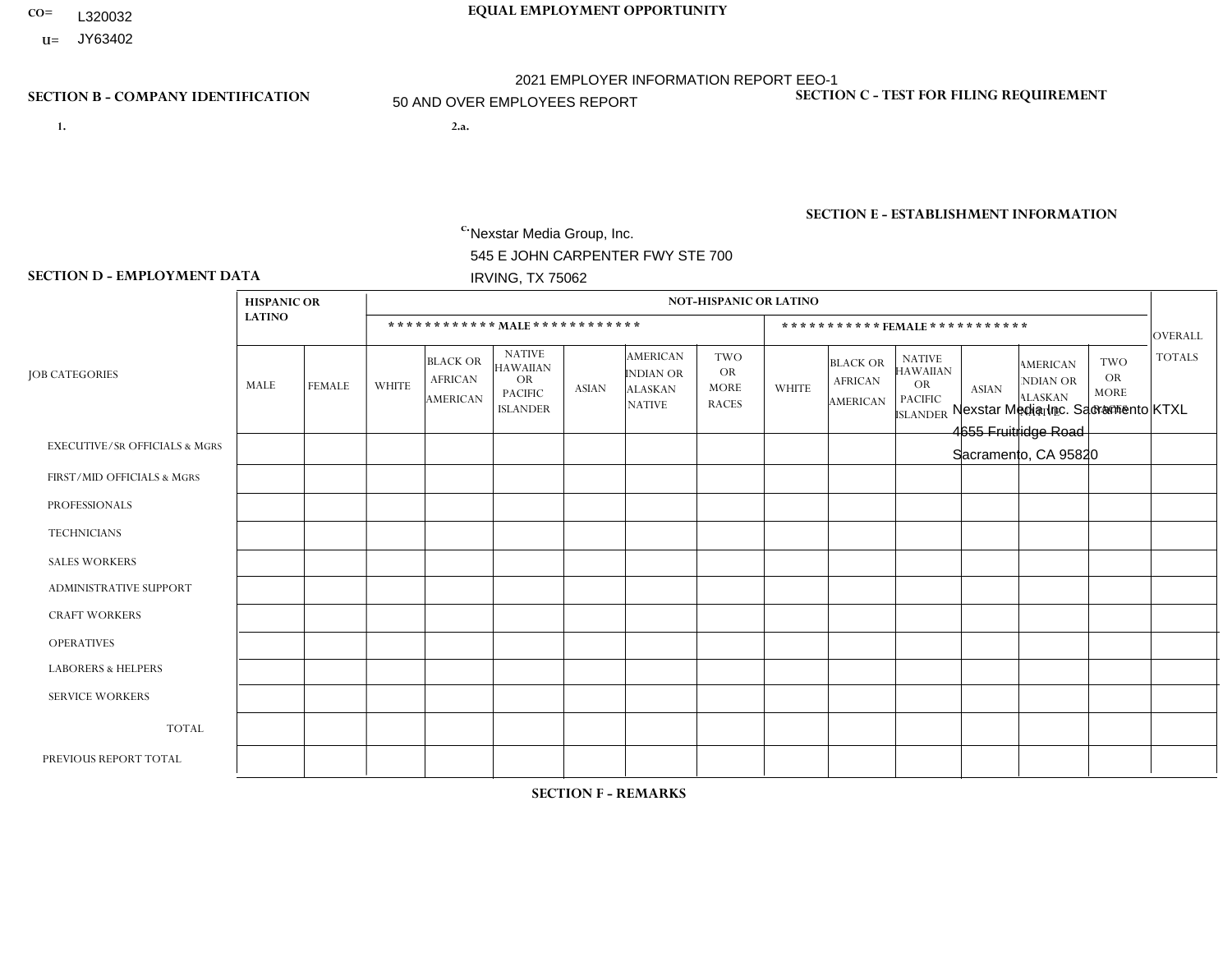CO= L320032

U= JY63402

**EQUAL EMPLOYMENT OPPORTUNITY**

2021 EMPLOYER INFORMATION REPORT EEO-1

50 AND OVER EMPLOYEES REPORT

**SECTION B - COMPANY IDENTIFICATION**

1.

2.a.

c. Nexstar Media Group, Inc.
545 E JOHN CARPENTER FWY STE 700
IRVING, TX 75062

**SECTION C - TEST FOR FILING REQUIREMENT**

**SECTION E - ESTABLISHMENT INFORMATION**

Nexstar Media Inc. Sacramento KTXL
4655 Fruitridge Road
Sacramento, CA 95820

**SECTION D - EMPLOYMENT DATA**

| JOB CATEGORIES | HISPANIC OR LATINO | | NOT-HISPANIC OR LATINO | | | | | | | | | | | | OVERALL TOTALS |
|---|---|---|---|---|---|---|---|---|---|---|---|---|---|---|---|
| | | | MALE | | | | | | FEMALE | | | | | | |
| | MALE | FEMALE | WHITE | BLACK OR AFRICAN AMERICAN | NATIVE HAWAIIAN OR PACIFIC ISLANDER | ASIAN | AMERICAN INDIAN OR ALASKAN NATIVE | TWO OR MORE RACES | WHITE | BLACK OR AFRICAN AMERICAN | NATIVE HAWAIIAN OR PACIFIC ISLANDER | ASIAN | AMERICAN INDIAN OR ALASKAN NATIVE | TWO OR MORE RACES | |
| EXECUTIVE/SR OFFICIALS & MGRS | | | | | | | | | | | | | | | |
| FIRST/MID OFFICIALS & MGRS | | | | | | | | | | | | | | | |
| PROFESSIONALS | | | | | | | | | | | | | | | |
| TECHNICIANS | | | | | | | | | | | | | | | |
| SALES WORKERS | | | | | | | | | | | | | | | |
| ADMINISTRATIVE SUPPORT | | | | | | | | | | | | | | | |
| CRAFT WORKERS | | | | | | | | | | | | | | | |
| OPERATIVES | | | | | | | | | | | | | | | |
| LABORERS & HELPERS | | | | | | | | | | | | | | | |
| SERVICE WORKERS | | | | | | | | | | | | | | | |
| TOTAL | | | | | | | | | | | | | | | |
| PREVIOUS REPORT TOTAL | | | | | | | | | | | | | | | |

**SECTION F - REMARKS**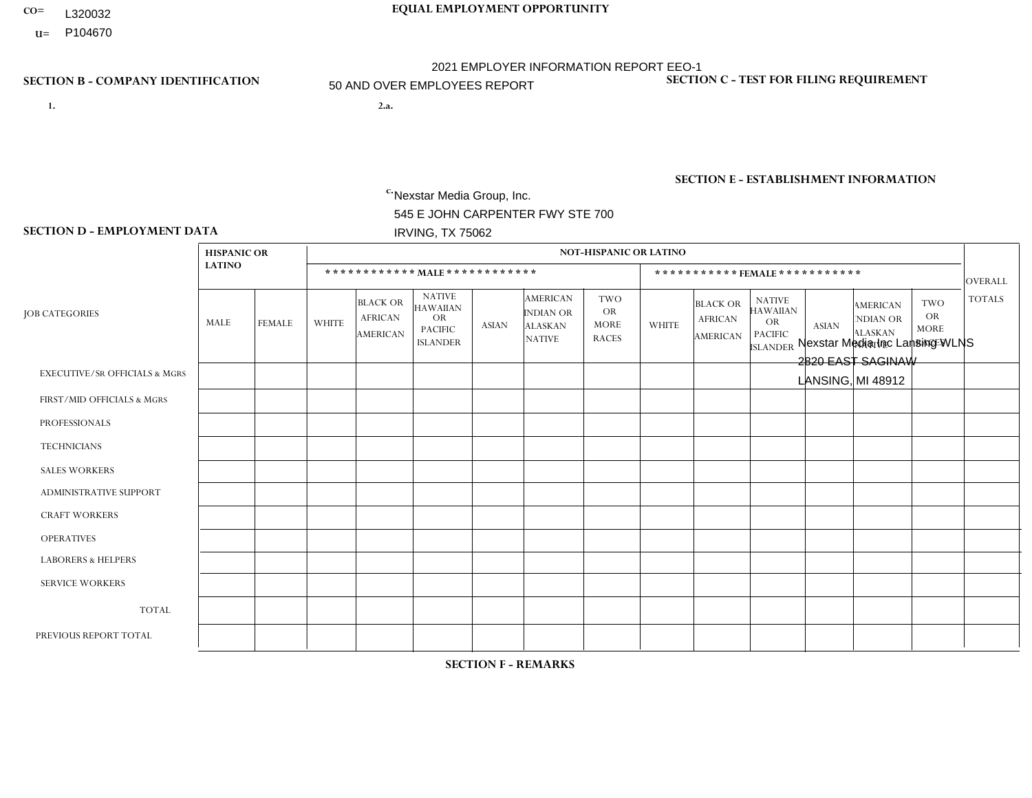CO= L320032

U= P104670

**EQUAL EMPLOYMENT OPPORTUNITY**

2021 EMPLOYER INFORMATION REPORT EEO-1

50 AND OVER EMPLOYEES REPORT

**SECTION B - COMPANY IDENTIFICATION**

1.

2.a.

c. Nexstar Media Group, Inc.
545 E JOHN CARPENTER FWY STE 700
IRVING, TX 75062

**SECTION C - TEST FOR FILING REQUIREMENT**

**SECTION E - ESTABLISHMENT INFORMATION**

Nexstar Media Inc Lansing WLNS
2820 EAST SAGINAW
LANSING, MI 48912

**SECTION D - EMPLOYMENT DATA**

| JOB CATEGORIES | HISPANIC OR LATINO | | NOT-HISPANIC OR LATINO | | | | | | | | | | | | OVERALL TOTALS |
|---|---|---|---|---|---|---|---|---|---|---|---|---|---|---|---|
| | | | MALE | | | | | | FEMALE | | | | | | |
| | MALE | FEMALE | WHITE | BLACK OR AFRICAN AMERICAN | NATIVE HAWAIIAN OR PACIFIC ISLANDER | ASIAN | AMERICAN INDIAN OR ALASKAN NATIVE | TWO OR MORE RACES | WHITE | BLACK OR AFRICAN AMERICAN | NATIVE HAWAIIAN OR PACIFIC ISLANDER | ASIAN | AMERICAN INDIAN OR ALASKAN NATIVE | TWO OR MORE RACES | |
| EXECUTIVE/Sr OFFICIALS & MGRS | | | | | | | | | | | | | | | |
| FIRST/MID OFFICIALS & MGRS | | | | | | | | | | | | | | | |
| PROFESSIONALS | | | | | | | | | | | | | | | |
| TECHNICIANS | | | | | | | | | | | | | | | |
| SALES WORKERS | | | | | | | | | | | | | | | |
| ADMINISTRATIVE SUPPORT | | | | | | | | | | | | | | | |
| CRAFT WORKERS | | | | | | | | | | | | | | | |
| OPERATIVES | | | | | | | | | | | | | | | |
| LABORERS & HELPERS | | | | | | | | | | | | | | | |
| SERVICE WORKERS | | | | | | | | | | | | | | | |
| TOTAL | | | | | | | | | | | | | | | |
| PREVIOUS REPORT TOTAL | | | | | | | | | | | | | | | |

**SECTION F - REMARKS**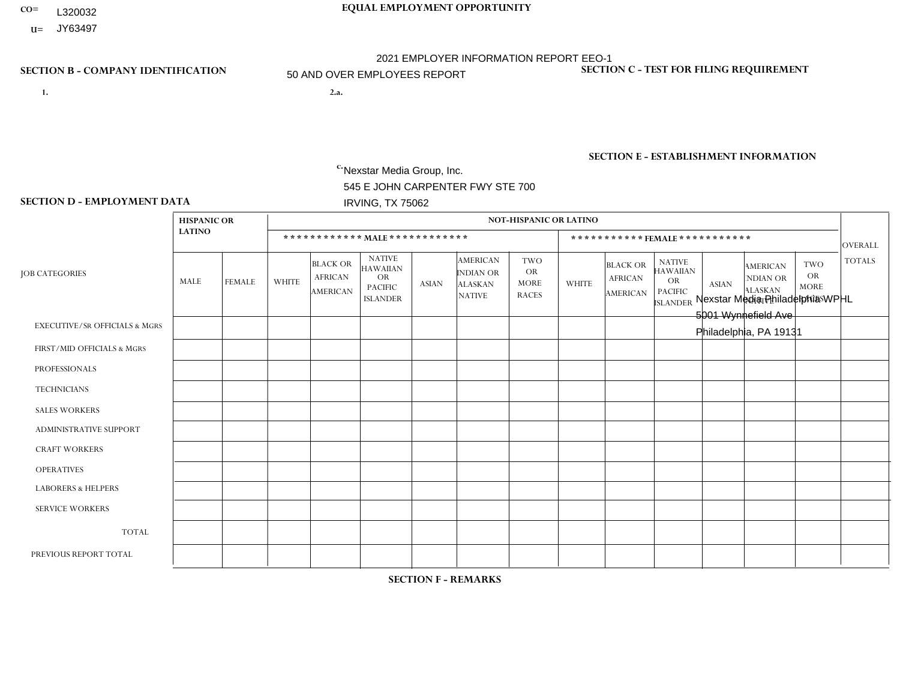CO= L320032
U= JY63497

**EQUAL EMPLOYMENT OPPORTUNITY**

2021 EMPLOYER INFORMATION REPORT EEO-1
50 AND OVER EMPLOYEES REPORT

**SECTION B - COMPANY IDENTIFICATION**

1.

2.a.

c. Nexstar Media Group, Inc.
545 E JOHN CARPENTER FWY STE 700
IRVING, TX 75062

**SECTION C - TEST FOR FILING REQUIREMENT**

**SECTION E - ESTABLISHMENT INFORMATION**

Nexstar Media Philadelphia WPHL
5001 Wynnefield Ave
Philadelphia, PA 19131

**SECTION D - EMPLOYMENT DATA**

| JOB CATEGORIES | HISPANIC OR LATINO | | NOT-HISPANIC OR LATINO | | | | | | | | | | | | OVERALL TOTALS |
|---|---|---|---|---|---|---|---|---|---|---|---|---|---|---|---|
| | | | ************ MALE ************ | | | | | | *********** FEMALE *********** | | | | | | |
| | MALE | FEMALE | WHITE | BLACK OR AFRICAN AMERICAN | NATIVE HAWAIIAN OR PACIFIC ISLANDER | ASIAN | AMERICAN INDIAN OR ALASKAN NATIVE | TWO OR MORE RACES | WHITE | BLACK OR AFRICAN AMERICAN | NATIVE HAWAIIAN OR PACIFIC ISLANDER | ASIAN | AMERICAN INDIAN OR ALASKAN NATIVE | TWO OR MORE RACES | |
| EXECUTIVE/SR OFFICIALS & MGRS | | | | | | | | | | | | | | | |
| FIRST/MID OFFICIALS & MGRS | | | | | | | | | | | | | | | |
| PROFESSIONALS | | | | | | | | | | | | | | | |
| TECHNICIANS | | | | | | | | | | | | | | | |
| SALES WORKERS | | | | | | | | | | | | | | | |
| ADMINISTRATIVE SUPPORT | | | | | | | | | | | | | | | |
| CRAFT WORKERS | | | | | | | | | | | | | | | |
| OPERATIVES | | | | | | | | | | | | | | | |
| LABORERS & HELPERS | | | | | | | | | | | | | | | |
| SERVICE WORKERS | | | | | | | | | | | | | | | |
| TOTAL | | | | | | | | | | | | | | | |
| PREVIOUS REPORT TOTAL | | | | | | | | | | | | | | | |

**SECTION F - REMARKS**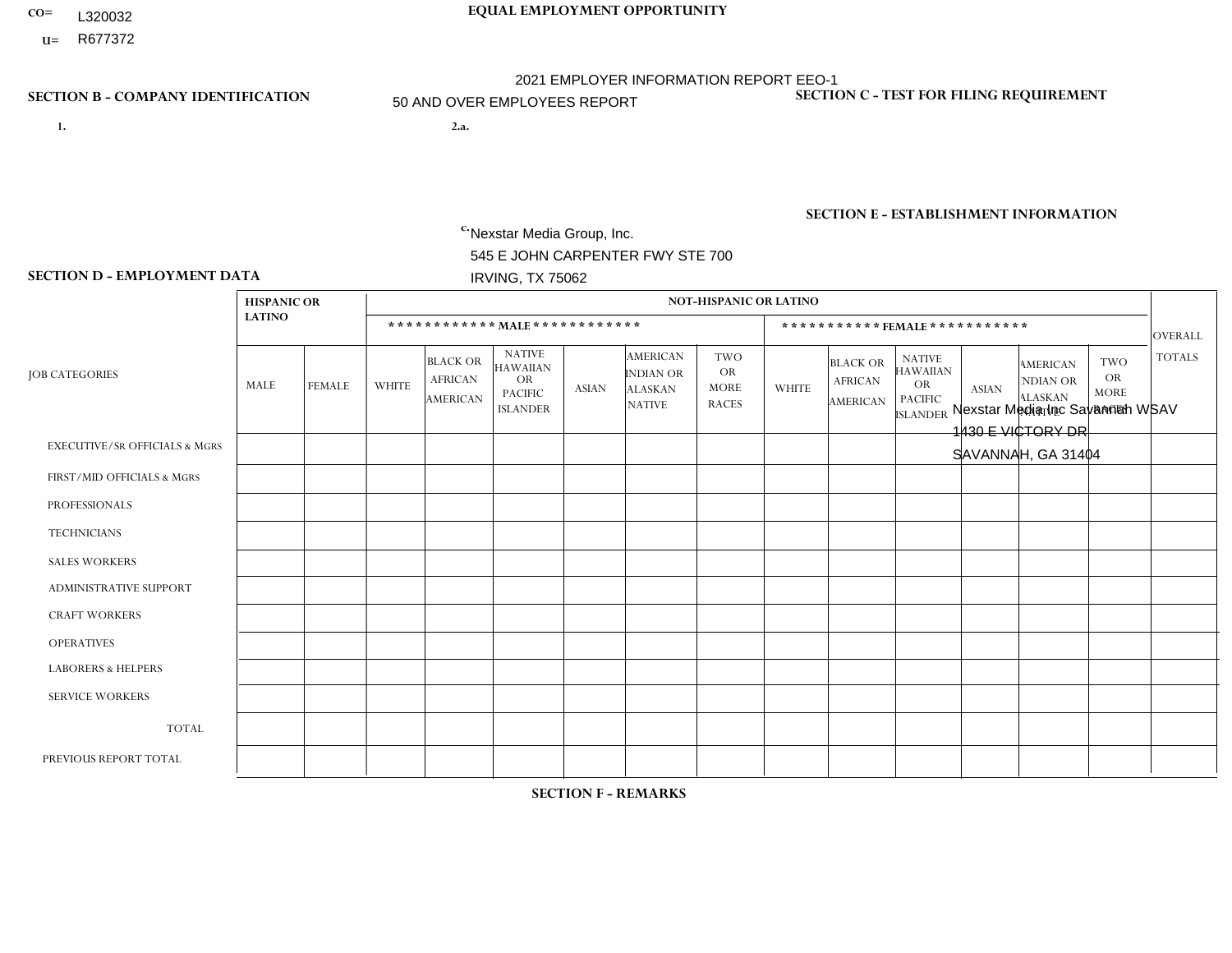CO= L320032
U= R677372

**EQUAL EMPLOYMENT OPPORTUNITY**

2021 EMPLOYER INFORMATION REPORT EEO-1
50 AND OVER EMPLOYEES REPORT

**SECTION B - COMPANY IDENTIFICATION**

1.

2.a.

c. Nexstar Media Group, Inc.
545 E JOHN CARPENTER FWY STE 700
IRVING, TX 75062

**SECTION C - TEST FOR FILING REQUIREMENT**

**SECTION E - ESTABLISHMENT INFORMATION**

Nexstar Media Inc Savannah WSAV
1430 E VICTORY DR
SAVANNAH, GA 31404

**SECTION D - EMPLOYMENT DATA**

| JOB CATEGORIES | HISPANIC OR LATINO | | NOT-HISPANIC OR LATINO | | | | | | | | | | | | OVERALL TOTALS |
|---|---|---|---|---|---|---|---|---|---|---|---|---|---|---|---|
| | | | MALE | | | | | | FEMALE | | | | | | |
| | MALE | FEMALE | WHITE | BLACK OR AFRICAN AMERICAN | NATIVE HAWAIIAN OR PACIFIC ISLANDER | ASIAN | AMERICAN INDIAN OR ALASKAN NATIVE | TWO OR MORE RACES | WHITE | BLACK OR AFRICAN AMERICAN | NATIVE HAWAIIAN OR PACIFIC ISLANDER | ASIAN | AMERICAN INDIAN OR ALASKAN NATIVE | TWO OR MORE RACES | |
| EXECUTIVE/SR OFFICIALS & MGRS | | | | | | | | | | | | | | | |
| FIRST/MID OFFICIALS & MGRS | | | | | | | | | | | | | | | |
| PROFESSIONALS | | | | | | | | | | | | | | | |
| TECHNICIANS | | | | | | | | | | | | | | | |
| SALES WORKERS | | | | | | | | | | | | | | | |
| ADMINISTRATIVE SUPPORT | | | | | | | | | | | | | | | |
| CRAFT WORKERS | | | | | | | | | | | | | | | |
| OPERATIVES | | | | | | | | | | | | | | | |
| LABORERS & HELPERS | | | | | | | | | | | | | | | |
| SERVICE WORKERS | | | | | | | | | | | | | | | |
| TOTAL | | | | | | | | | | | | | | | |
| PREVIOUS REPORT TOTAL | | | | | | | | | | | | | | | |

**SECTION F - REMARKS**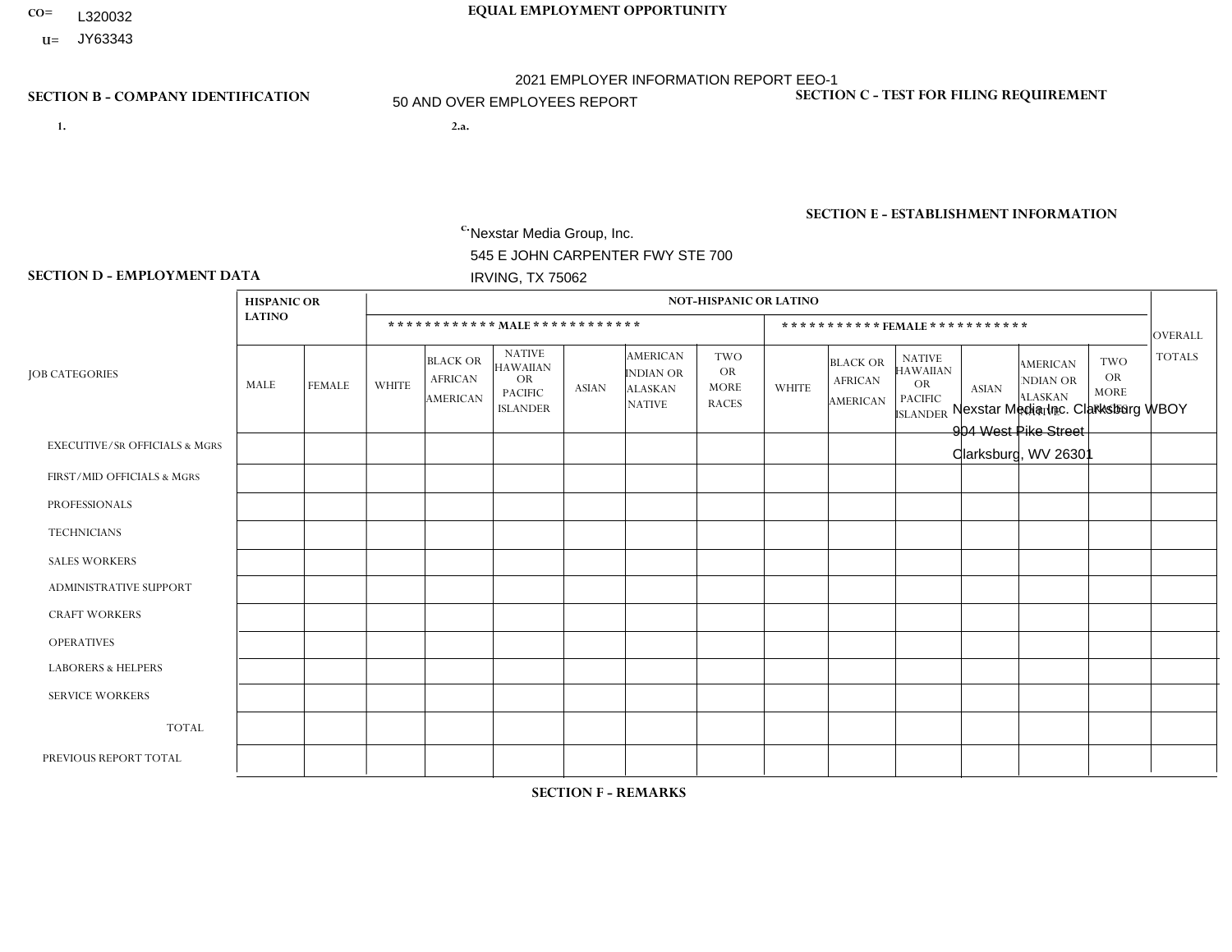CO= L320032

U= JY63343

**EQUAL EMPLOYMENT OPPORTUNITY**

2021 EMPLOYER INFORMATION REPORT EEO-1

50 AND OVER EMPLOYEES REPORT

**SECTION B - COMPANY IDENTIFICATION**

1.

2.a.

c. Nexstar Media Group, Inc.
545 E JOHN CARPENTER FWY STE 700
IRVING, TX 75062

**SECTION C - TEST FOR FILING REQUIREMENT**

**SECTION E - ESTABLISHMENT INFORMATION**

Nexstar Media Inc. Clarksburg WBOY
904 West Pike Street
Clarksburg, WV 26301

**SECTION D - EMPLOYMENT DATA**

| JOB CATEGORIES | HISPANIC OR LATINO | | NOT-HISPANIC OR LATINO | | | | | | | | | | | | OVERALL TOTALS |
|---|---|---|---|---|---|---|---|---|---|---|---|---|---|---|---|
| | | | MALE | | | | | | FEMALE | | | | | | |
| | MALE | FEMALE | WHITE | BLACK OR AFRICAN AMERICAN | NATIVE HAWAIIAN OR PACIFIC ISLANDER | ASIAN | AMERICAN INDIAN OR ALASKAN NATIVE | TWO OR MORE RACES | WHITE | BLACK OR AFRICAN AMERICAN | NATIVE HAWAIIAN OR PACIFIC ISLANDER | ASIAN | AMERICAN INDIAN OR ALASKAN NATIVE | TWO OR MORE RACES | |
| EXECUTIVE/SR OFFICIALS & MGRS | | | | | | | | | | | | | | | |
| FIRST/MID OFFICIALS & MGRS | | | | | | | | | | | | | | | |
| PROFESSIONALS | | | | | | | | | | | | | | | |
| TECHNICIANS | | | | | | | | | | | | | | | |
| SALES WORKERS | | | | | | | | | | | | | | | |
| ADMINISTRATIVE SUPPORT | | | | | | | | | | | | | | | |
| CRAFT WORKERS | | | | | | | | | | | | | | | |
| OPERATIVES | | | | | | | | | | | | | | | |
| LABORERS & HELPERS | | | | | | | | | | | | | | | |
| SERVICE WORKERS | | | | | | | | | | | | | | | |
| TOTAL | | | | | | | | | | | | | | | |
| PREVIOUS REPORT TOTAL | | | | | | | | | | | | | | | |

**SECTION F - REMARKS**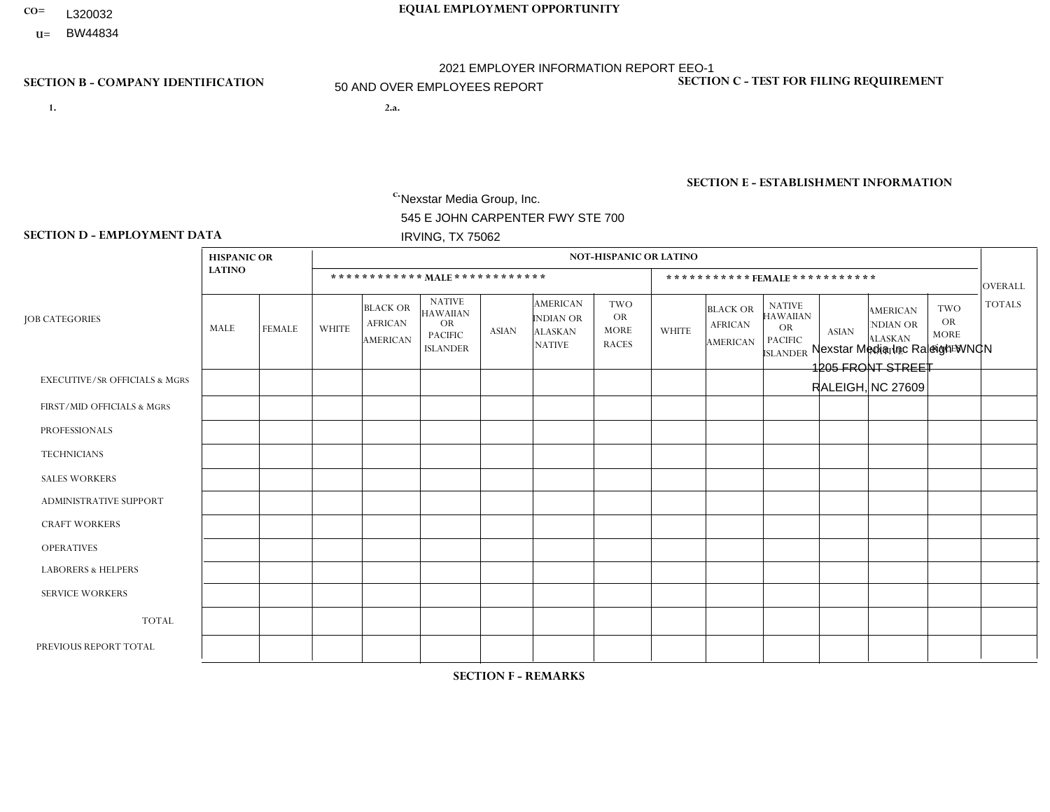CO= L320032
U= BW44834

**EQUAL EMPLOYMENT OPPORTUNITY**

2021 EMPLOYER INFORMATION REPORT EEO-1

50 AND OVER EMPLOYEES REPORT

**SECTION B - COMPANY IDENTIFICATION**

1.

2.a.

c. Nexstar Media Group, Inc.
545 E JOHN CARPENTER FWY STE 700
IRVING, TX 75062

**SECTION C - TEST FOR FILING REQUIREMENT**

**SECTION E - ESTABLISHMENT INFORMATION**

Nexstar Media Inc Raleigh WNCN
1205 FRONT STREET
RALEIGH, NC 27609

**SECTION D - EMPLOYMENT DATA**

| JOB CATEGORIES | HISPANIC OR LATINO | | NOT-HISPANIC OR LATINO | | | | | | | | | | | | OVERALL TOTALS |
|---|---|---|---|---|---|---|---|---|---|---|---|---|---|---|---|
| | | | MALE | | | | | | FEMALE | | | | | | |
| | MALE | FEMALE | WHITE | BLACK OR AFRICAN AMERICAN | NATIVE HAWAIIAN OR PACIFIC ISLANDER | ASIAN | AMERICAN INDIAN OR ALASKAN NATIVE | TWO OR MORE RACES | WHITE | BLACK OR AFRICAN AMERICAN | NATIVE HAWAIIAN OR PACIFIC ISLANDER | ASIAN | AMERICAN INDIAN OR ALASKAN NATIVE | TWO OR MORE RACES | |
| EXECUTIVE/SR OFFICIALS & MGRS | | | | | | | | | | | | | | | |
| FIRST/MID OFFICIALS & MGRS | | | | | | | | | | | | | | | |
| PROFESSIONALS | | | | | | | | | | | | | | | |
| TECHNICIANS | | | | | | | | | | | | | | | |
| SALES WORKERS | | | | | | | | | | | | | | | |
| ADMINISTRATIVE SUPPORT | | | | | | | | | | | | | | | |
| CRAFT WORKERS | | | | | | | | | | | | | | | |
| OPERATIVES | | | | | | | | | | | | | | | |
| LABORERS & HELPERS | | | | | | | | | | | | | | | |
| SERVICE WORKERS | | | | | | | | | | | | | | | |
| TOTAL | | | | | | | | | | | | | | | |
| PREVIOUS REPORT TOTAL | | | | | | | | | | | | | | | |

**SECTION F - REMARKS**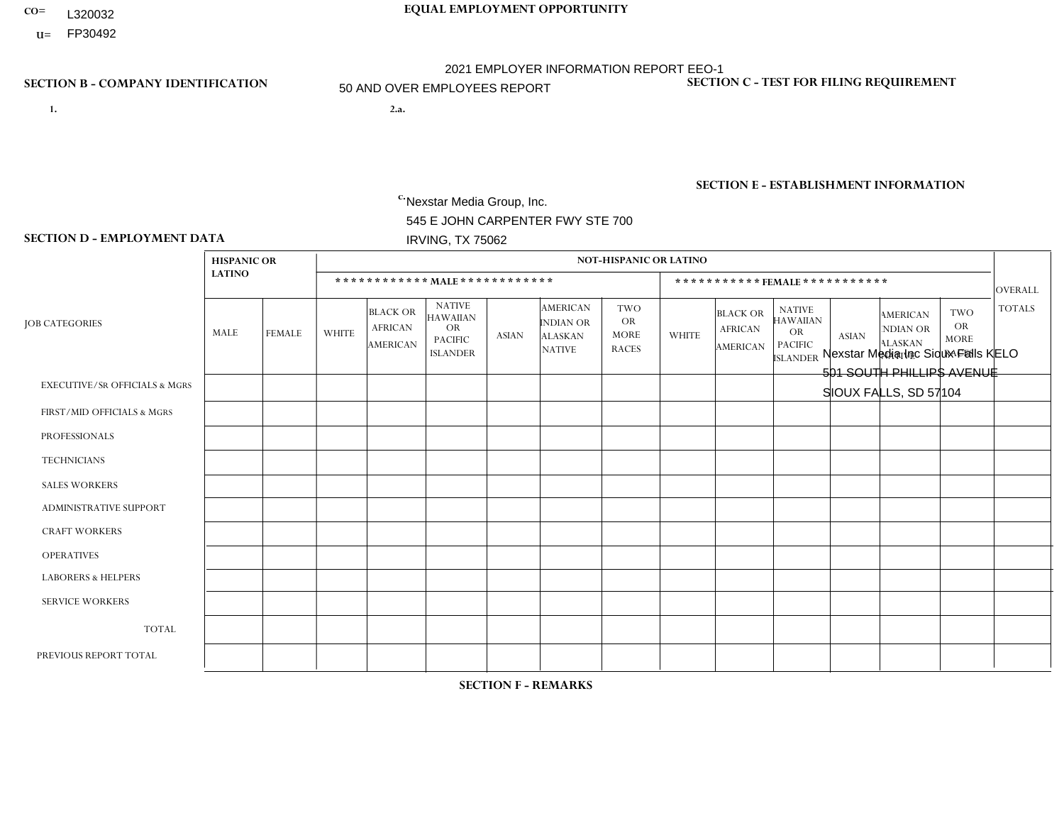CO= L320032

U= FP30492

**EQUAL EMPLOYMENT OPPORTUNITY**

2021 EMPLOYER INFORMATION REPORT EEO-1

50 AND OVER EMPLOYEES REPORT

**SECTION B - COMPANY IDENTIFICATION**

1.

2.a.

c. Nexstar Media Group, Inc.
545 E JOHN CARPENTER FWY STE 700
IRVING, TX 75062

**SECTION C - TEST FOR FILING REQUIREMENT**

**SECTION E - ESTABLISHMENT INFORMATION**

Nexstar Media Inc Sioux Falls KELO
501 SOUTH PHILLIPS AVENUE
SIOUX FALLS, SD 57104

**SECTION D - EMPLOYMENT DATA**

| JOB CATEGORIES | HISPANIC OR LATINO | | NOT-HISPANIC OR LATINO | | | | | | | | | | | | OVERALL TOTALS |
|---|---|---|---|---|---|---|---|---|---|---|---|---|---|---|---|
| | | | MALE | | | | | | FEMALE | | | | | | |
| | MALE | FEMALE | WHITE | BLACK OR AFRICAN AMERICAN | NATIVE HAWAIIAN OR PACIFIC ISLANDER | ASIAN | AMERICAN INDIAN OR ALASKAN NATIVE | TWO OR MORE RACES | WHITE | BLACK OR AFRICAN AMERICAN | NATIVE HAWAIIAN OR PACIFIC ISLANDER | ASIAN | AMERICAN INDIAN OR ALASKAN NATIVE | TWO OR MORE RACES | |
| EXECUTIVE/SR OFFICIALS & MGRS | | | | | | | | | | | | | | | |
| FIRST/MID OFFICIALS & MGRS | | | | | | | | | | | | | | | |
| PROFESSIONALS | | | | | | | | | | | | | | | |
| TECHNICIANS | | | | | | | | | | | | | | | |
| SALES WORKERS | | | | | | | | | | | | | | | |
| ADMINISTRATIVE SUPPORT | | | | | | | | | | | | | | | |
| CRAFT WORKERS | | | | | | | | | | | | | | | |
| OPERATIVES | | | | | | | | | | | | | | | |
| LABORERS & HELPERS | | | | | | | | | | | | | | | |
| SERVICE WORKERS | | | | | | | | | | | | | | | |
| TOTAL | | | | | | | | | | | | | | | |
| PREVIOUS REPORT TOTAL | | | | | | | | | | | | | | | |

**SECTION F - REMARKS**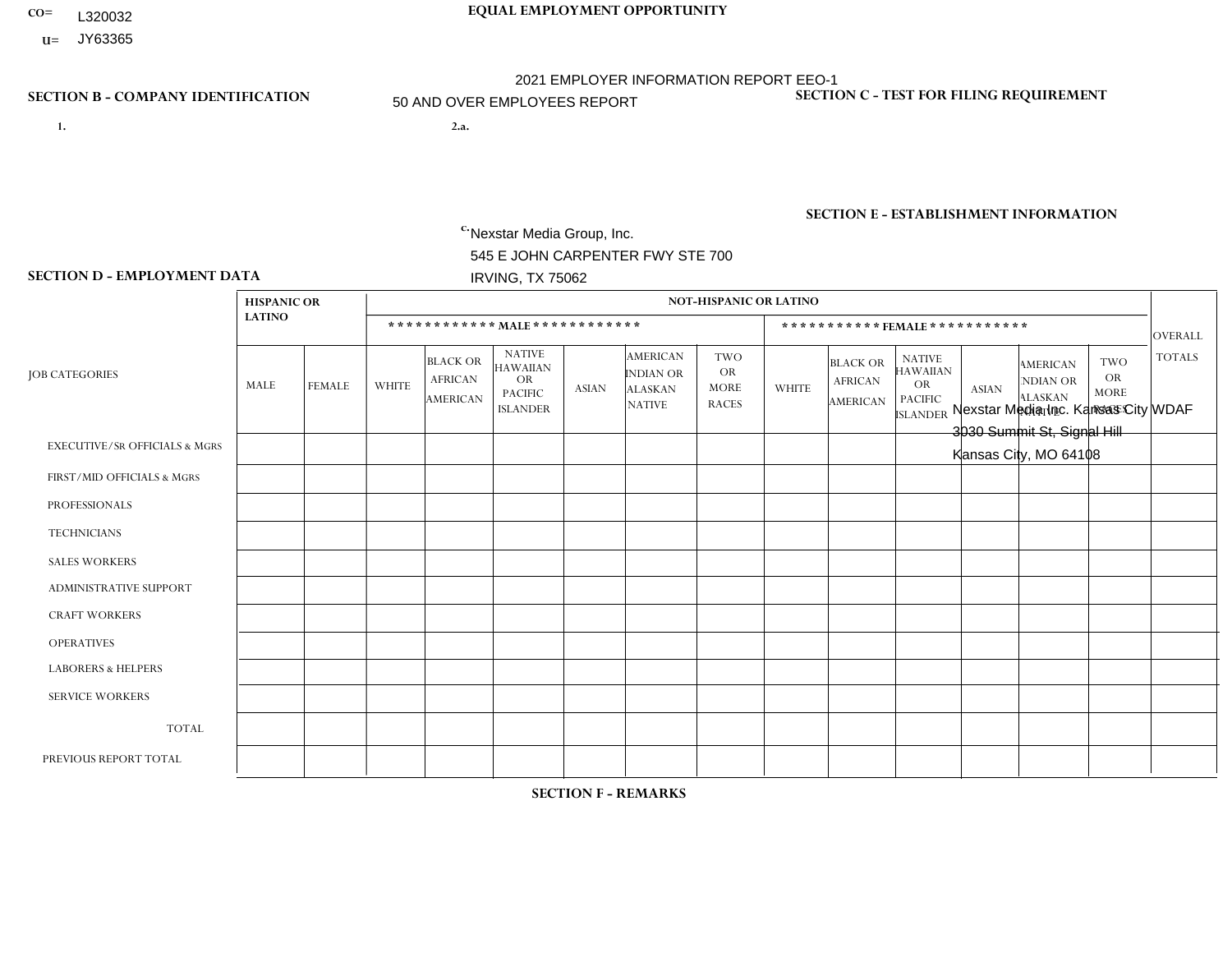CO= L320032

U= JY63365

**EQUAL EMPLOYMENT OPPORTUNITY**

2021 EMPLOYER INFORMATION REPORT EEO-1

50 AND OVER EMPLOYEES REPORT

**SECTION B - COMPANY IDENTIFICATION**

1.

2.a.

c. Nexstar Media Group, Inc.
545 E JOHN CARPENTER FWY STE 700
IRVING, TX 75062

**SECTION C - TEST FOR FILING REQUIREMENT**

**SECTION E - ESTABLISHMENT INFORMATION**

Nexstar Media Inc. Kansas City WDAF
3030 Summit St, Signal Hill
Kansas City, MO 64108

**SECTION D - EMPLOYMENT DATA**

| JOB CATEGORIES | HISPANIC OR LATINO | | NOT-HISPANIC OR LATINO | | | | | | | | | | | | OVERALL TOTALS |
|---|---|---|---|---|---|---|---|---|---|---|---|---|---|---|---|
| | | | MALE | | | | | | FEMALE | | | | | | |
| | MALE | FEMALE | WHITE | BLACK OR AFRICAN AMERICAN | NATIVE HAWAIIAN OR PACIFIC ISLANDER | ASIAN | AMERICAN INDIAN OR ALASKAN NATIVE | TWO OR MORE RACES | WHITE | BLACK OR AFRICAN AMERICAN | NATIVE HAWAIIAN OR PACIFIC ISLANDER | ASIAN | AMERICAN INDIAN OR ALASKAN NATIVE | TWO OR MORE RACES | |
| EXECUTIVE/SR OFFICIALS & MGRS | | | | | | | | | | | | | | | |
| FIRST/MID OFFICIALS & MGRS | | | | | | | | | | | | | | | |
| PROFESSIONALS | | | | | | | | | | | | | | | |
| TECHNICIANS | | | | | | | | | | | | | | | |
| SALES WORKERS | | | | | | | | | | | | | | | |
| ADMINISTRATIVE SUPPORT | | | | | | | | | | | | | | | |
| CRAFT WORKERS | | | | | | | | | | | | | | | |
| OPERATIVES | | | | | | | | | | | | | | | |
| LABORERS & HELPERS | | | | | | | | | | | | | | | |
| SERVICE WORKERS | | | | | | | | | | | | | | | |
| TOTAL | | | | | | | | | | | | | | | |
| PREVIOUS REPORT TOTAL | | | | | | | | | | | | | | | |

**SECTION F - REMARKS**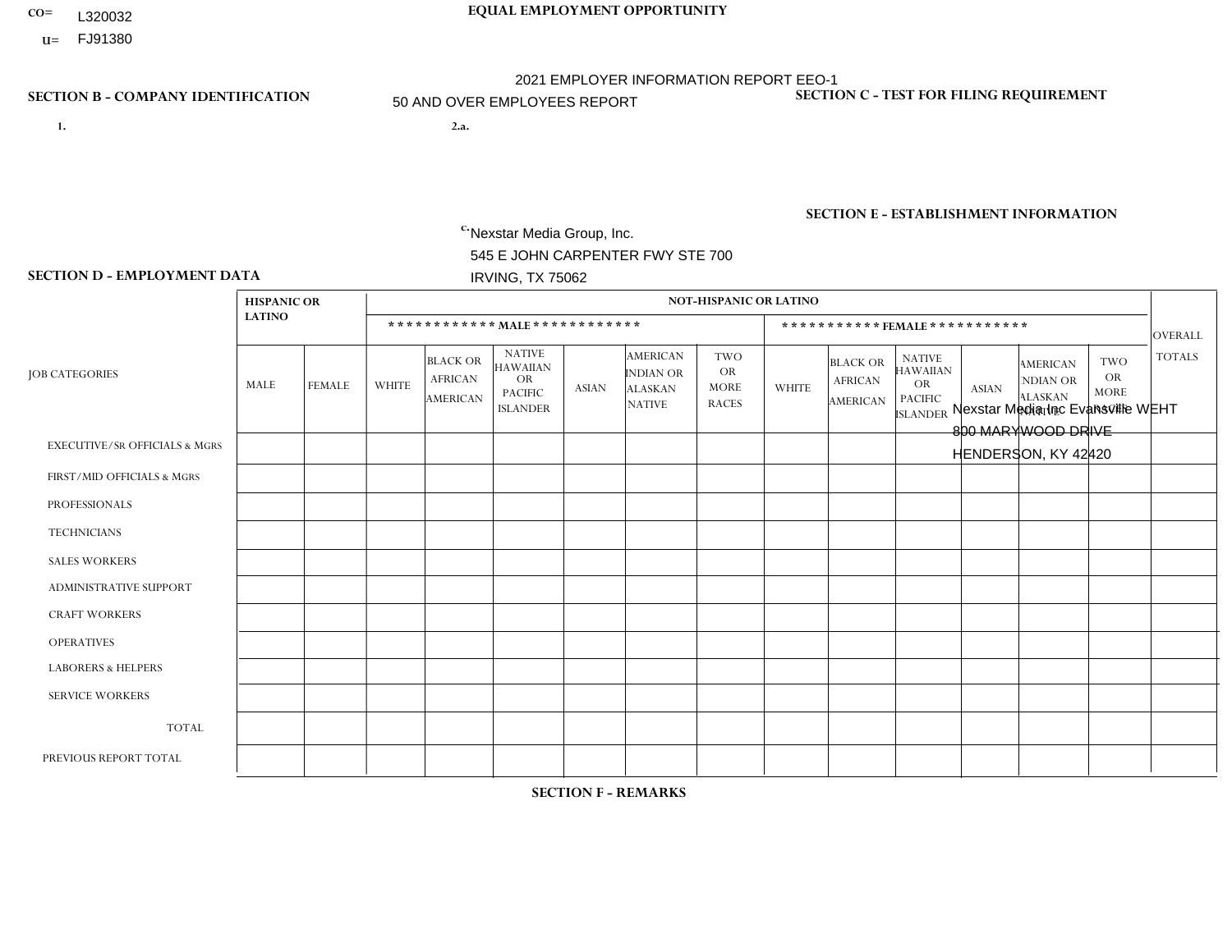CO= L320032

U= FJ91380

EQUAL EMPLOYMENT OPPORTUNITY

2021 EMPLOYER INFORMATION REPORT EEO-1

50 AND OVER EMPLOYEES REPORT

SECTION B - COMPANY IDENTIFICATION

SECTION C - TEST FOR FILING REQUIREMENT

1.

2.a.

c. Nexstar Media Group, Inc.
545 E JOHN CARPENTER FWY STE 700
IRVING, TX 75062

SECTION E - ESTABLISHMENT INFORMATION

Nexstar Media Inc Evansville WEHT
800 MARYWOOD DRIVE
HENDERSON, KY 42420

SECTION D - EMPLOYMENT DATA

| JOB CATEGORIES | HISPANIC OR LATINO | | NOT-HISPANIC OR LATINO | | | | | | | | | | | | OVERALL TOTALS |
|---|---|---|---|---|---|---|---|---|---|---|---|---|---|---|---|
| | | | MALE | | | | | | FEMALE | | | | | | |
| | MALE | FEMALE | WHITE | BLACK OR AFRICAN AMERICAN | NATIVE HAWAIIAN OR PACIFIC ISLANDER | ASIAN | AMERICAN INDIAN OR ALASKAN NATIVE | TWO OR MORE RACES | WHITE | BLACK OR AFRICAN AMERICAN | NATIVE HAWAIIAN OR PACIFIC ISLANDER | ASIAN | AMERICAN INDIAN OR ALASKAN NATIVE | TWO OR MORE RACES | |
| EXECUTIVE/SR OFFICIALS & MGRS | | | | | | | | | | | | | | | |
| FIRST/MID OFFICIALS & MGRS | | | | | | | | | | | | | | | |
| PROFESSIONALS | | | | | | | | | | | | | | | |
| TECHNICIANS | | | | | | | | | | | | | | | |
| SALES WORKERS | | | | | | | | | | | | | | | |
| ADMINISTRATIVE SUPPORT | | | | | | | | | | | | | | | |
| CRAFT WORKERS | | | | | | | | | | | | | | | |
| OPERATIVES | | | | | | | | | | | | | | | |
| LABORERS & HELPERS | | | | | | | | | | | | | | | |
| SERVICE WORKERS | | | | | | | | | | | | | | | |
| TOTAL | | | | | | | | | | | | | | | |
| PREVIOUS REPORT TOTAL | | | | | | | | | | | | | | | |

SECTION F - REMARKS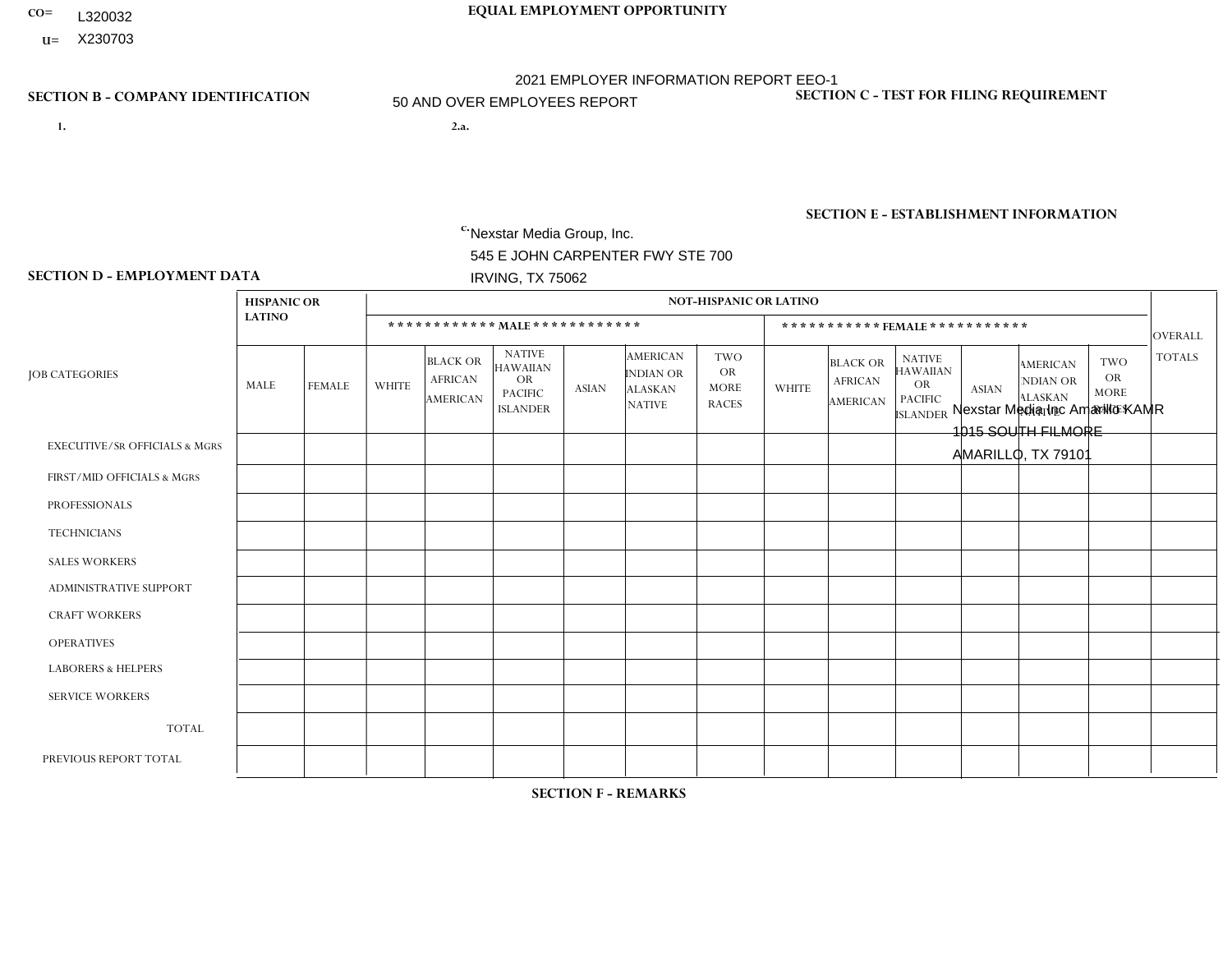CO= L320032
U= X230703

**EQUAL EMPLOYMENT OPPORTUNITY**

2021 EMPLOYER INFORMATION REPORT EEO-1

50 AND OVER EMPLOYEES REPORT

**SECTION B - COMPANY IDENTIFICATION**

1.

2.a.

c. Nexstar Media Group, Inc.
545 E JOHN CARPENTER FWY STE 700
IRVING, TX 75062

**SECTION C - TEST FOR FILING REQUIREMENT**

**SECTION E - ESTABLISHMENT INFORMATION**

Nexstar Media Inc Amarillo KAMR
1015 SOUTH FILMORE
AMARILLO, TX 79101

**SECTION D - EMPLOYMENT DATA**

| JOB CATEGORIES | HISPANIC OR LATINO | | NOT-HISPANIC OR LATINO | | | | | | | | | | | | OVERALL TOTALS |
|---|---|---|---|---|---|---|---|---|---|---|---|---|---|---|---|
| | | | MALE | | | | | | FEMALE | | | | | | |
| | MALE | FEMALE | WHITE | BLACK OR AFRICAN AMERICAN | NATIVE HAWAIIAN OR PACIFIC ISLANDER | ASIAN | AMERICAN INDIAN OR ALASKAN NATIVE | TWO OR MORE RACES | WHITE | BLACK OR AFRICAN AMERICAN | NATIVE HAWAIIAN OR PACIFIC ISLANDER | ASIAN | AMERICAN INDIAN OR ALASKAN NATIVE | TWO OR MORE RACES | |
| EXECUTIVE/SR OFFICIALS & MGRS | | | | | | | | | | | | | | | |
| FIRST/MID OFFICIALS & MGRS | | | | | | | | | | | | | | | |
| PROFESSIONALS | | | | | | | | | | | | | | | |
| TECHNICIANS | | | | | | | | | | | | | | | |
| SALES WORKERS | | | | | | | | | | | | | | | |
| ADMINISTRATIVE SUPPORT | | | | | | | | | | | | | | | |
| CRAFT WORKERS | | | | | | | | | | | | | | | |
| OPERATIVES | | | | | | | | | | | | | | | |
| LABORERS & HELPERS | | | | | | | | | | | | | | | |
| SERVICE WORKERS | | | | | | | | | | | | | | | |
| TOTAL | | | | | | | | | | | | | | | |
| PREVIOUS REPORT TOTAL | | | | | | | | | | | | | | | |

**SECTION F - REMARKS**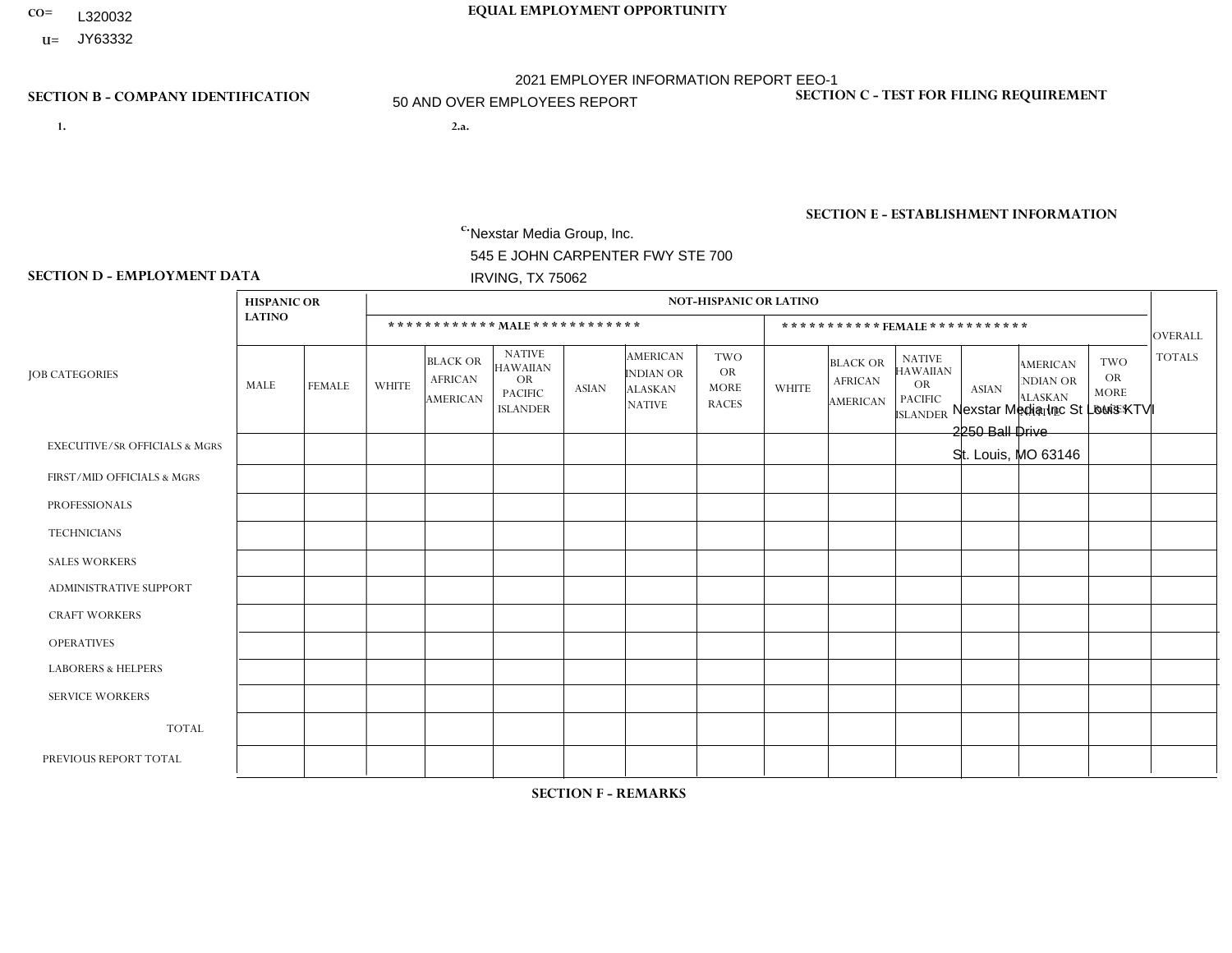CO= L320032
U= JY63332

**EQUAL EMPLOYMENT OPPORTUNITY**

2021 EMPLOYER INFORMATION REPORT EEO-1

50 AND OVER EMPLOYEES REPORT

**SECTION B - COMPANY IDENTIFICATION**

1.

2.a.

c. Nexstar Media Group, Inc.
545 E JOHN CARPENTER FWY STE 700
IRVING, TX 75062

**SECTION C - TEST FOR FILING REQUIREMENT**

**SECTION E - ESTABLISHMENT INFORMATION**

Nexstar Media Inc St Louis KTVI
2250 Ball Drive
St. Louis, MO 63146

**SECTION D - EMPLOYMENT DATA**

| JOB CATEGORIES | HISPANIC OR LATINO | | NOT-HISPANIC OR LATINO | | | | | | | | | | | | OVERALL TOTALS |
|---|---|---|---|---|---|---|---|---|---|---|---|---|---|---|---|
| | | | MALE | | | | | | FEMALE | | | | | | |
| | MALE | FEMALE | WHITE | BLACK OR AFRICAN AMERICAN | NATIVE HAWAIIAN OR PACIFIC ISLANDER | ASIAN | AMERICAN INDIAN OR ALASKAN NATIVE | TWO OR MORE RACES | WHITE | BLACK OR AFRICAN AMERICAN | NATIVE HAWAIIAN OR PACIFIC ISLANDER | ASIAN | AMERICAN INDIAN OR ALASKAN NATIVE | TWO OR MORE RACES | |
| EXECUTIVE/SR OFFICIALS & MGRS | | | | | | | | | | | | | | | |
| FIRST/MID OFFICIALS & MGRS | | | | | | | | | | | | | | | |
| PROFESSIONALS | | | | | | | | | | | | | | | |
| TECHNICIANS | | | | | | | | | | | | | | | |
| SALES WORKERS | | | | | | | | | | | | | | | |
| ADMINISTRATIVE SUPPORT | | | | | | | | | | | | | | | |
| CRAFT WORKERS | | | | | | | | | | | | | | | |
| OPERATIVES | | | | | | | | | | | | | | | |
| LABORERS & HELPERS | | | | | | | | | | | | | | | |
| SERVICE WORKERS | | | | | | | | | | | | | | | |
| TOTAL | | | | | | | | | | | | | | | |
| PREVIOUS REPORT TOTAL | | | | | | | | | | | | | | | |

**SECTION F - REMARKS**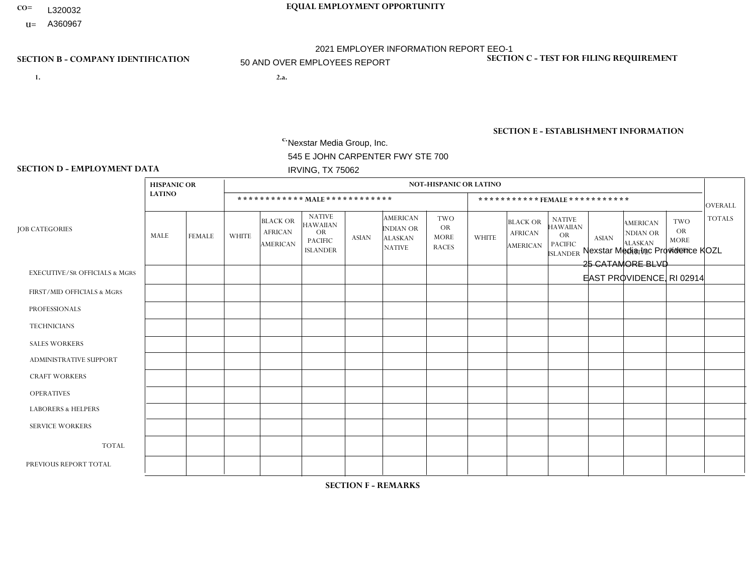CO= L320032

U= A360967

**EQUAL EMPLOYMENT OPPORTUNITY**

2021 EMPLOYER INFORMATION REPORT EEO-1

50 AND OVER EMPLOYEES REPORT

**SECTION B - COMPANY IDENTIFICATION**

1.

2.a.

c. Nexstar Media Group, Inc.
545 E JOHN CARPENTER FWY STE 700
IRVING, TX 75062

**SECTION C - TEST FOR FILING REQUIREMENT**

**SECTION E - ESTABLISHMENT INFORMATION**

Nexstar Media Inc Providence KOZL
25 CATAMORE BLVD
EAST PROVIDENCE, RI 02914

**SECTION D - EMPLOYMENT DATA**

| JOB CATEGORIES | HISPANIC OR LATINO | | NOT-HISPANIC OR LATINO | | | | | | | | | | | | OVERALL TOTALS |
|---|---|---|---|---|---|---|---|---|---|---|---|---|---|---|---|
| | | | MALE | | | | | | FEMALE | | | | | | |
| | MALE | FEMALE | WHITE | BLACK OR AFRICAN AMERICAN | NATIVE HAWAIIAN OR PACIFIC ISLANDER | ASIAN | AMERICAN INDIAN OR ALASKAN NATIVE | TWO OR MORE RACES | WHITE | BLACK OR AFRICAN AMERICAN | NATIVE HAWAIIAN OR PACIFIC ISLANDER | ASIAN | AMERICAN INDIAN OR ALASKAN NATIVE | TWO OR MORE RACES | |
| EXECUTIVE/SR OFFICIALS & MGRS | | | | | | | | | | | | | | | |
| FIRST/MID OFFICIALS & MGRS | | | | | | | | | | | | | | | |
| PROFESSIONALS | | | | | | | | | | | | | | | |
| TECHNICIANS | | | | | | | | | | | | | | | |
| SALES WORKERS | | | | | | | | | | | | | | | |
| ADMINISTRATIVE SUPPORT | | | | | | | | | | | | | | | |
| CRAFT WORKERS | | | | | | | | | | | | | | | |
| OPERATIVES | | | | | | | | | | | | | | | |
| LABORERS & HELPERS | | | | | | | | | | | | | | | |
| SERVICE WORKERS | | | | | | | | | | | | | | | |
| TOTAL | | | | | | | | | | | | | | | |
| PREVIOUS REPORT TOTAL | | | | | | | | | | | | | | | |

**SECTION F - REMARKS**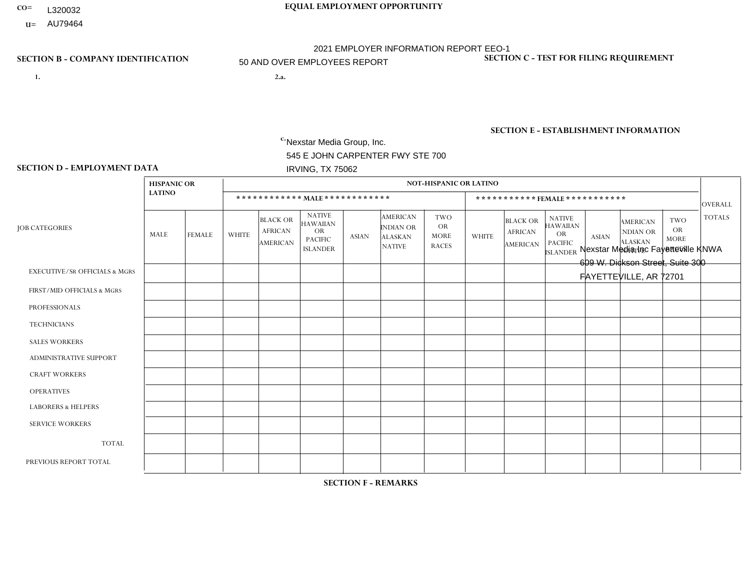CO= L320032

U= AU79464

**EQUAL EMPLOYMENT OPPORTUNITY**

2021 EMPLOYER INFORMATION REPORT EEO-1

50 AND OVER EMPLOYEES REPORT

**SECTION B - COMPANY IDENTIFICATION**

1.

2.a.

c. Nexstar Media Group, Inc.
545 E JOHN CARPENTER FWY STE 700
IRVING, TX 75062

**SECTION C - TEST FOR FILING REQUIREMENT**

**SECTION E - ESTABLISHMENT INFORMATION**

Nexstar Media Inc Fayetteville KNWA
609 W. Dickson Street, Suite 300
FAYETTEVILLE, AR 72701

**SECTION D - EMPLOYMENT DATA**

| JOB CATEGORIES | HISPANIC OR LATINO | | NOT-HISPANIC OR LATINO | | | | | | | | | | | | OVERALL TOTALS |
|---|---|---|---|---|---|---|---|---|---|---|---|---|---|---|---|
| | | | MALE | | | | | | FEMALE | | | | | | |
| | MALE | FEMALE | WHITE | BLACK OR AFRICAN AMERICAN | NATIVE HAWAIIAN OR PACIFIC ISLANDER | ASIAN | AMERICAN INDIAN OR ALASKAN NATIVE | TWO OR MORE RACES | WHITE | BLACK OR AFRICAN AMERICAN | NATIVE HAWAIIAN OR PACIFIC ISLANDER | ASIAN | AMERICAN INDIAN OR ALASKAN NATIVE | TWO OR MORE RACES | |
| EXECUTIVE/SR OFFICIALS & MGRS | | | | | | | | | | | | | | | |
| FIRST/MID OFFICIALS & MGRS | | | | | | | | | | | | | | | |
| PROFESSIONALS | | | | | | | | | | | | | | | |
| TECHNICIANS | | | | | | | | | | | | | | | |
| SALES WORKERS | | | | | | | | | | | | | | | |
| ADMINISTRATIVE SUPPORT | | | | | | | | | | | | | | | |
| CRAFT WORKERS | | | | | | | | | | | | | | | |
| OPERATIVES | | | | | | | | | | | | | | | |
| LABORERS & HELPERS | | | | | | | | | | | | | | | |
| SERVICE WORKERS | | | | | | | | | | | | | | | |
| TOTAL | | | | | | | | | | | | | | | |
| PREVIOUS REPORT TOTAL | | | | | | | | | | | | | | | |

**SECTION F - REMARKS**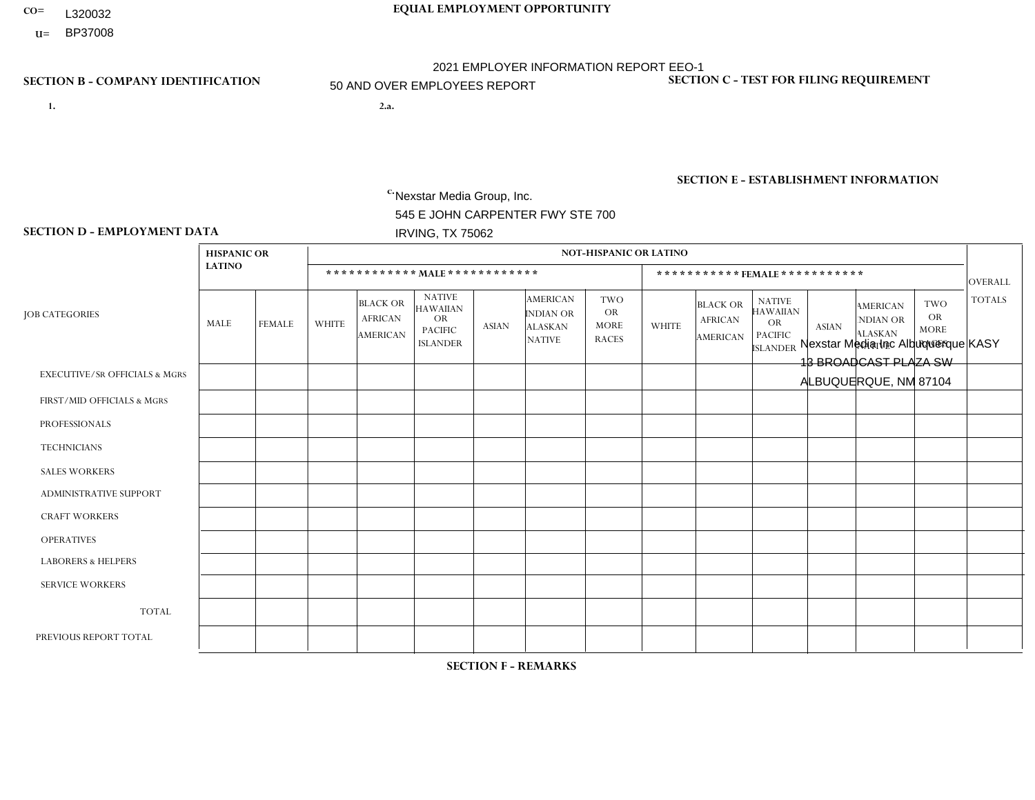CO= L320032
U= BP37008

# EQUAL EMPLOYMENT OPPORTUNITY

2021 EMPLOYER INFORMATION REPORT EEO-1
50 AND OVER EMPLOYEES REPORT

## SECTION B - COMPANY IDENTIFICATION

1.

2.a.

c. Nexstar Media Group, Inc.
545 E JOHN CARPENTER FWY STE 700
IRVING, TX 75062

## SECTION C - TEST FOR FILING REQUIREMENT

## SECTION E - ESTABLISHMENT INFORMATION

Nexstar Media Inc Albuquerque KASY
13 BROADCAST PLAZA SW
ALBUQUERQUE, NM 87104

## SECTION D - EMPLOYMENT DATA

| JOB CATEGORIES | HISPANIC OR LATINO | | NOT-HISPANIC OR LATINO | | | | | | | | | | | | OVERALL TOTALS |
|---|---|---|---|---|---|---|---|---|---|---|---|---|---|---|---|
| | | | MALE | | | | | | FEMALE | | | | | | |
| | MALE | FEMALE | WHITE | BLACK OR AFRICAN AMERICAN | NATIVE HAWAIIAN OR PACIFIC ISLANDER | ASIAN | AMERICAN INDIAN OR ALASKAN NATIVE | TWO OR MORE RACES | WHITE | BLACK OR AFRICAN AMERICAN | NATIVE HAWAIIAN OR PACIFIC ISLANDER | ASIAN | AMERICAN INDIAN OR ALASKAN NATIVE | TWO OR MORE RACES | |
| EXECUTIVE/Sr OFFICIALS & MGRS | | | | | | | | | | | | | | | |
| FIRST/MID OFFICIALS & MGRS | | | | | | | | | | | | | | | |
| PROFESSIONALS | | | | | | | | | | | | | | | |
| TECHNICIANS | | | | | | | | | | | | | | | |
| SALES WORKERS | | | | | | | | | | | | | | | |
| ADMINISTRATIVE SUPPORT | | | | | | | | | | | | | | | |
| CRAFT WORKERS | | | | | | | | | | | | | | | |
| OPERATIVES | | | | | | | | | | | | | | | |
| LABORERS & HELPERS | | | | | | | | | | | | | | | |
| SERVICE WORKERS | | | | | | | | | | | | | | | |
| TOTAL | | | | | | | | | | | | | | | |
| PREVIOUS REPORT TOTAL | | | | | | | | | | | | | | | |

## SECTION F - REMARKS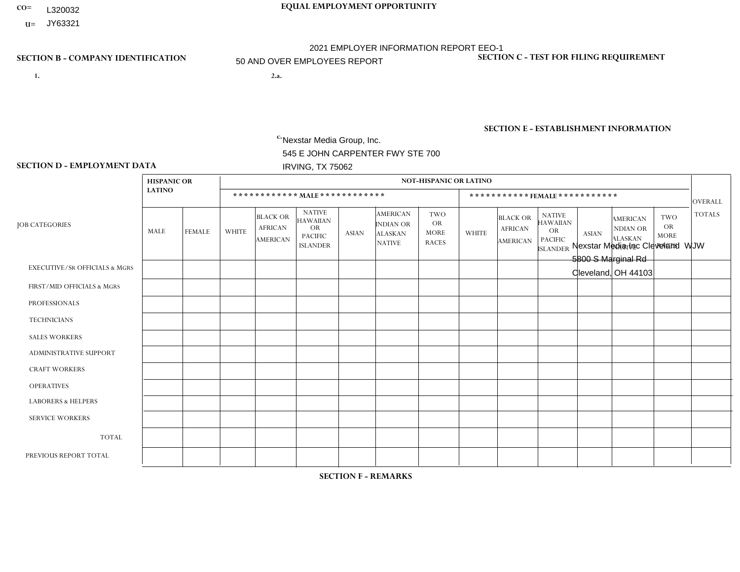CO= L320032

U= JY63321

**EQUAL EMPLOYMENT OPPORTUNITY**

2021 EMPLOYER INFORMATION REPORT EEO-1

50 AND OVER EMPLOYEES REPORT

**SECTION B - COMPANY IDENTIFICATION**

1.

2.a.

c. Nexstar Media Group, Inc.
545 E JOHN CARPENTER FWY STE 700
IRVING, TX 75062

**SECTION C - TEST FOR FILING REQUIREMENT**

**SECTION E - ESTABLISHMENT INFORMATION**

Nexstar Media Inc Cleveland WJW
5800 S Marginal Rd
Cleveland, OH 44103

**SECTION D - EMPLOYMENT DATA**

| JOB CATEGORIES | HISPANIC OR LATINO | | NOT-HISPANIC OR LATINO | | | | | | | | | | | | OVERALL TOTALS |
|---|---|---|---|---|---|---|---|---|---|---|---|---|---|---|---|
| | | | MALE | | | | | | FEMALE | | | | | | |
| | MALE | FEMALE | WHITE | BLACK OR AFRICAN AMERICAN | NATIVE HAWAIIAN OR PACIFIC ISLANDER | ASIAN | AMERICAN INDIAN OR ALASKAN NATIVE | TWO OR MORE RACES | WHITE | BLACK OR AFRICAN AMERICAN | NATIVE HAWAIIAN OR PACIFIC ISLANDER | ASIAN | AMERICAN INDIAN OR ALASKAN NATIVE | TWO OR MORE RACES | |
| EXECUTIVE/SR OFFICIALS & MGRS | | | | | | | | | | | | | | | |
| FIRST/MID OFFICIALS & MGRS | | | | | | | | | | | | | | | |
| PROFESSIONALS | | | | | | | | | | | | | | | |
| TECHNICIANS | | | | | | | | | | | | | | | |
| SALES WORKERS | | | | | | | | | | | | | | | |
| ADMINISTRATIVE SUPPORT | | | | | | | | | | | | | | | |
| CRAFT WORKERS | | | | | | | | | | | | | | | |
| OPERATIVES | | | | | | | | | | | | | | | |
| LABORERS & HELPERS | | | | | | | | | | | | | | | |
| SERVICE WORKERS | | | | | | | | | | | | | | | |
| TOTAL | | | | | | | | | | | | | | | |
| PREVIOUS REPORT TOTAL | | | | | | | | | | | | | | | |

**SECTION F - REMARKS**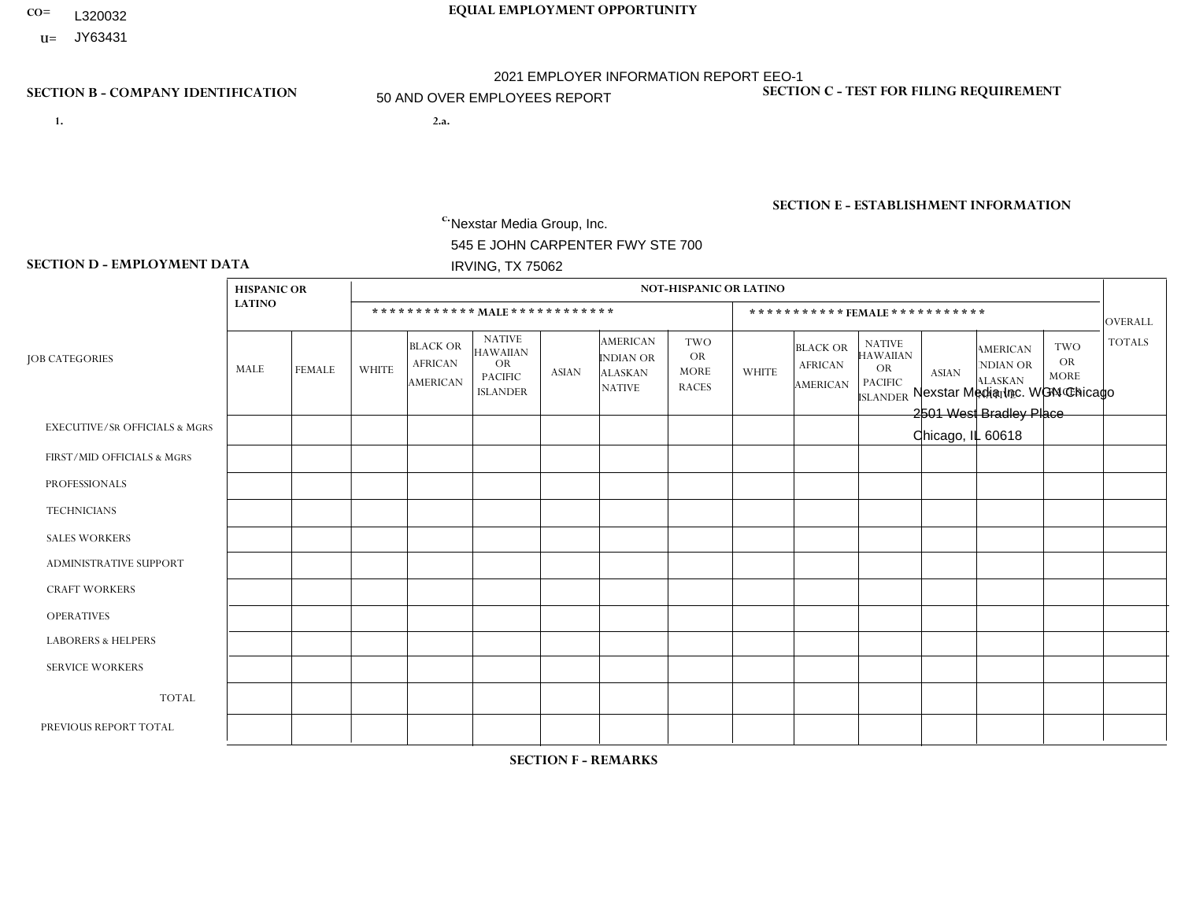CO= L320032
U= JY63431

**EQUAL EMPLOYMENT OPPORTUNITY**

2021 EMPLOYER INFORMATION REPORT EEO-1
50 AND OVER EMPLOYEES REPORT

**SECTION B - COMPANY IDENTIFICATION**

1.

2.a.

c. Nexstar Media Group, Inc.
545 E JOHN CARPENTER FWY STE 700
IRVING, TX 75062

**SECTION C - TEST FOR FILING REQUIREMENT**

**SECTION E - ESTABLISHMENT INFORMATION**

Nexstar Media Inc. WGN Chicago
2501 West Bradley Place
Chicago, IL 60618

**SECTION D - EMPLOYMENT DATA**

| JOB CATEGORIES | HISPANIC OR LATINO | | NOT-HISPANIC OR LATINO | | | | | | | | | | | | OVERALL TOTALS |
|---|---|---|---|---|---|---|---|---|---|---|---|---|---|---|---|
| | | | MALE | | | | | | FEMALE | | | | | | |
| | MALE | FEMALE | WHITE | BLACK OR AFRICAN AMERICAN | NATIVE HAWAIIAN OR PACIFIC ISLANDER | ASIAN | AMERICAN INDIAN OR ALASKAN NATIVE | TWO OR MORE RACES | WHITE | BLACK OR AFRICAN AMERICAN | NATIVE HAWAIIAN OR PACIFIC ISLANDER | ASIAN | AMERICAN INDIAN OR ALASKAN NATIVE | TWO OR MORE RACES | |
| EXECUTIVE/SR OFFICIALS & MGRS | | | | | | | | | | | | | | | |
| FIRST/MID OFFICIALS & MGRS | | | | | | | | | | | | | | | |
| PROFESSIONALS | | | | | | | | | | | | | | | |
| TECHNICIANS | | | | | | | | | | | | | | | |
| SALES WORKERS | | | | | | | | | | | | | | | |
| ADMINISTRATIVE SUPPORT | | | | | | | | | | | | | | | |
| CRAFT WORKERS | | | | | | | | | | | | | | | |
| OPERATIVES | | | | | | | | | | | | | | | |
| LABORERS & HELPERS | | | | | | | | | | | | | | | |
| SERVICE WORKERS | | | | | | | | | | | | | | | |
| TOTAL | | | | | | | | | | | | | | | |
| PREVIOUS REPORT TOTAL | | | | | | | | | | | | | | | |

**SECTION F - REMARKS**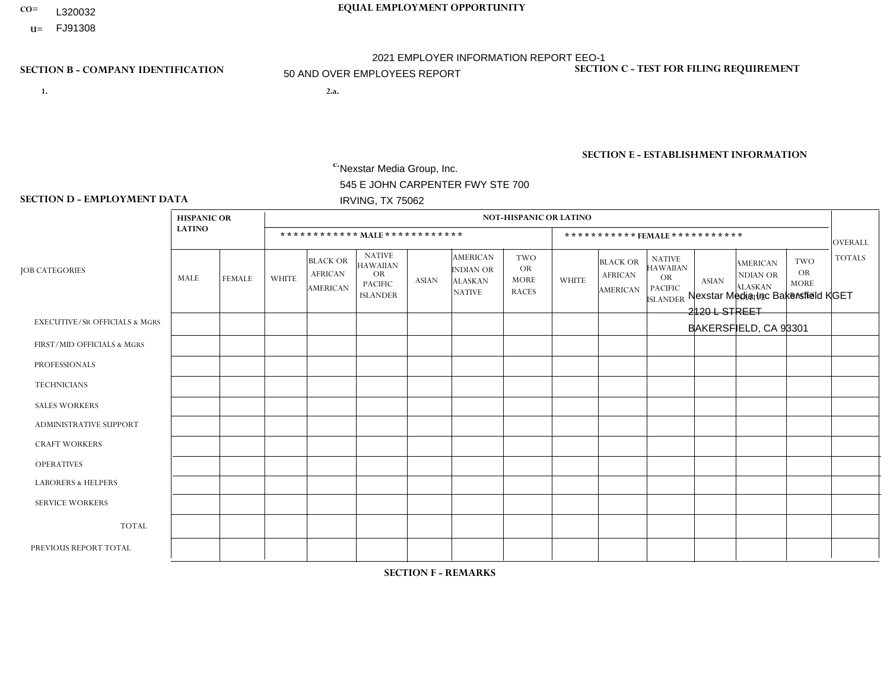CO= L320032

U= FJ91308

**EQUAL EMPLOYMENT OPPORTUNITY**

2021 EMPLOYER INFORMATION REPORT EEO-1

50 AND OVER EMPLOYEES REPORT

**SECTION B - COMPANY IDENTIFICATION**

1.

2.a.

c. Nexstar Media Group, Inc.
545 E JOHN CARPENTER FWY STE 700
IRVING, TX 75062

**SECTION C - TEST FOR FILING REQUIREMENT**

**SECTION E - ESTABLISHMENT INFORMATION**

Nexstar Media Inc Bakersfield KGET
2120 L STREET
BAKERSFIELD, CA 93301

**SECTION D - EMPLOYMENT DATA**

| JOB CATEGORIES | HISPANIC OR LATINO | | NOT-HISPANIC OR LATINO | | | | | | | | | | | | OVERALL TOTALS |
|---|---|---|---|---|---|---|---|---|---|---|---|---|---|---|---|
| | | | MALE | | | | | | FEMALE | | | | | | |
| | MALE | FEMALE | WHITE | BLACK OR AFRICAN AMERICAN | NATIVE HAWAIIAN OR PACIFIC ISLANDER | ASIAN | AMERICAN INDIAN OR ALASKAN NATIVE | TWO OR MORE RACES | WHITE | BLACK OR AFRICAN AMERICAN | NATIVE HAWAIIAN OR PACIFIC ISLANDER | ASIAN | AMERICAN INDIAN OR ALASKAN NATIVE | TWO OR MORE RACES | |
| EXECUTIVE/SR OFFICIALS & MGRS | | | | | | | | | | | | | | | |
| FIRST/MID OFFICIALS & MGRS | | | | | | | | | | | | | | | |
| PROFESSIONALS | | | | | | | | | | | | | | | |
| TECHNICIANS | | | | | | | | | | | | | | | |
| SALES WORKERS | | | | | | | | | | | | | | | |
| ADMINISTRATIVE SUPPORT | | | | | | | | | | | | | | | |
| CRAFT WORKERS | | | | | | | | | | | | | | | |
| OPERATIVES | | | | | | | | | | | | | | | |
| LABORERS & HELPERS | | | | | | | | | | | | | | | |
| SERVICE WORKERS | | | | | | | | | | | | | | | |
| TOTAL | | | | | | | | | | | | | | | |
| PREVIOUS REPORT TOTAL | | | | | | | | | | | | | | | |

**SECTION F - REMARKS**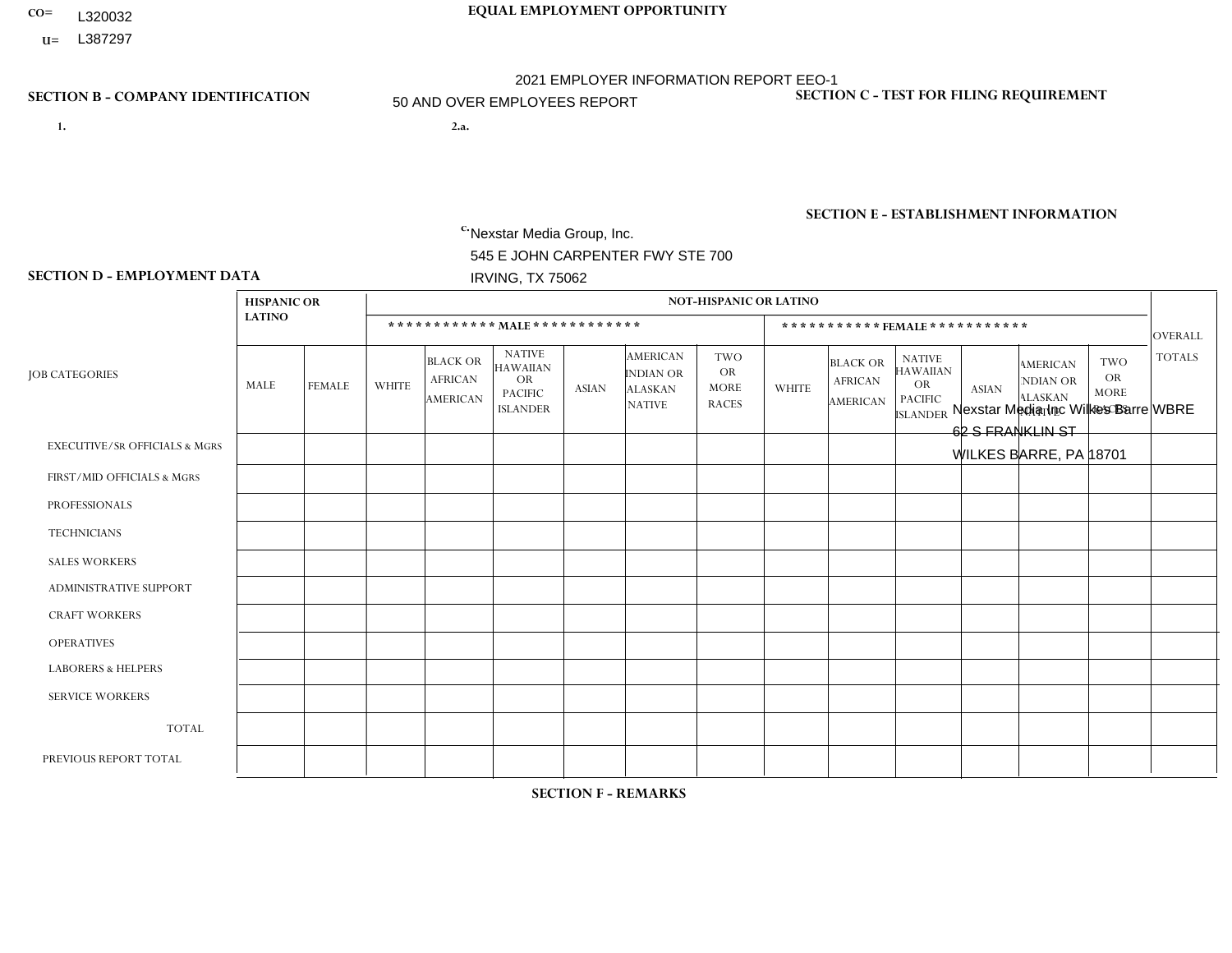CO= L320032
U= L387297

**EQUAL EMPLOYMENT OPPORTUNITY**

2021 EMPLOYER INFORMATION REPORT EEO-1

50 AND OVER EMPLOYEES REPORT

**SECTION B - COMPANY IDENTIFICATION**

1.

2.a.

c. Nexstar Media Group, Inc.
545 E JOHN CARPENTER FWY STE 700
IRVING, TX 75062

**SECTION C - TEST FOR FILING REQUIREMENT**

**SECTION E - ESTABLISHMENT INFORMATION**

Nexstar Media Inc Wilkes Barre WBRE
62 S FRANKLIN ST
WILKES BARRE, PA 18701

**SECTION D - EMPLOYMENT DATA**

| JOB CATEGORIES | HISPANIC OR LATINO | | NOT-HISPANIC OR LATINO | | | | | | | | | | | | OVERALL TOTALS |
|---|---|---|---|---|---|---|---|---|---|---|---|---|---|---|---|
| | | | MALE | | | | | | FEMALE | | | | | | |
| | MALE | FEMALE | WHITE | BLACK OR AFRICAN AMERICAN | NATIVE HAWAIIAN OR PACIFIC ISLANDER | ASIAN | AMERICAN INDIAN OR ALASKAN NATIVE | TWO OR MORE RACES | WHITE | BLACK OR AFRICAN AMERICAN | NATIVE HAWAIIAN OR PACIFIC ISLANDER | ASIAN | AMERICAN INDIAN OR ALASKAN NATIVE | TWO OR MORE RACES | |
| EXECUTIVE/SR OFFICIALS & MGRS | | | | | | | | | | | | | | | |
| FIRST/MID OFFICIALS & MGRS | | | | | | | | | | | | | | | |
| PROFESSIONALS | | | | | | | | | | | | | | | |
| TECHNICIANS | | | | | | | | | | | | | | | |
| SALES WORKERS | | | | | | | | | | | | | | | |
| ADMINISTRATIVE SUPPORT | | | | | | | | | | | | | | | |
| CRAFT WORKERS | | | | | | | | | | | | | | | |
| OPERATIVES | | | | | | | | | | | | | | | |
| LABORERS & HELPERS | | | | | | | | | | | | | | | |
| SERVICE WORKERS | | | | | | | | | | | | | | | |
| TOTAL | | | | | | | | | | | | | | | |
| PREVIOUS REPORT TOTAL | | | | | | | | | | | | | | | |

**SECTION F - REMARKS**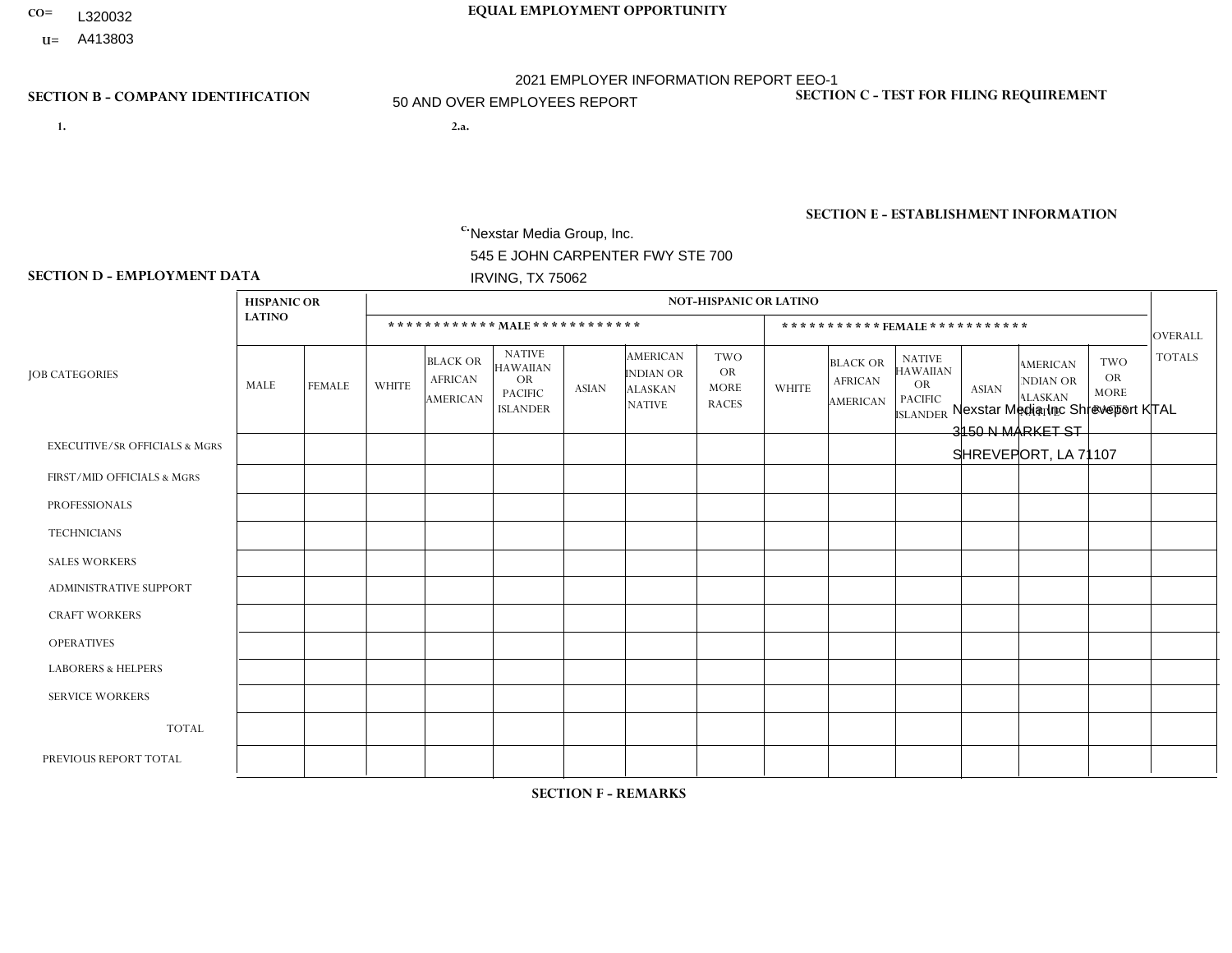CO= L320032

U= A413803

**EQUAL EMPLOYMENT OPPORTUNITY**

2021 EMPLOYER INFORMATION REPORT EEO-1

50 AND OVER EMPLOYEES REPORT

**SECTION B - COMPANY IDENTIFICATION**

1.

2.a.

c. Nexstar Media Group, Inc.
545 E JOHN CARPENTER FWY STE 700
IRVING, TX 75062

**SECTION C - TEST FOR FILING REQUIREMENT**

**SECTION E - ESTABLISHMENT INFORMATION**

Nexstar Media Inc Shreveport KTAL
3150 N MARKET ST
SHREVEPORT, LA 71107

**SECTION D - EMPLOYMENT DATA**

| JOB CATEGORIES | HISPANIC OR LATINO | | NOT-HISPANIC OR LATINO | | | | | | | | | | | | OVERALL TOTALS |
|---|---|---|---|---|---|---|---|---|---|---|---|---|---|---|---|
| | | | MALE | | | | | | FEMALE | | | | | | |
| | MALE | FEMALE | WHITE | BLACK OR AFRICAN AMERICAN | NATIVE HAWAIIAN OR PACIFIC ISLANDER | ASIAN | AMERICAN INDIAN OR ALASKAN NATIVE | TWO OR MORE RACES | WHITE | BLACK OR AFRICAN AMERICAN | NATIVE HAWAIIAN OR PACIFIC ISLANDER | ASIAN | AMERICAN INDIAN OR ALASKAN NATIVE | TWO OR MORE RACES | |
| EXECUTIVE/SR OFFICIALS & MGRS | | | | | | | | | | | | | | | |
| FIRST/MID OFFICIALS & MGRS | | | | | | | | | | | | | | | |
| PROFESSIONALS | | | | | | | | | | | | | | | |
| TECHNICIANS | | | | | | | | | | | | | | | |
| SALES WORKERS | | | | | | | | | | | | | | | |
| ADMINISTRATIVE SUPPORT | | | | | | | | | | | | | | | |
| CRAFT WORKERS | | | | | | | | | | | | | | | |
| OPERATIVES | | | | | | | | | | | | | | | |
| LABORERS & HELPERS | | | | | | | | | | | | | | | |
| SERVICE WORKERS | | | | | | | | | | | | | | | |
| TOTAL | | | | | | | | | | | | | | | |
| PREVIOUS REPORT TOTAL | | | | | | | | | | | | | | | |

**SECTION F - REMARKS**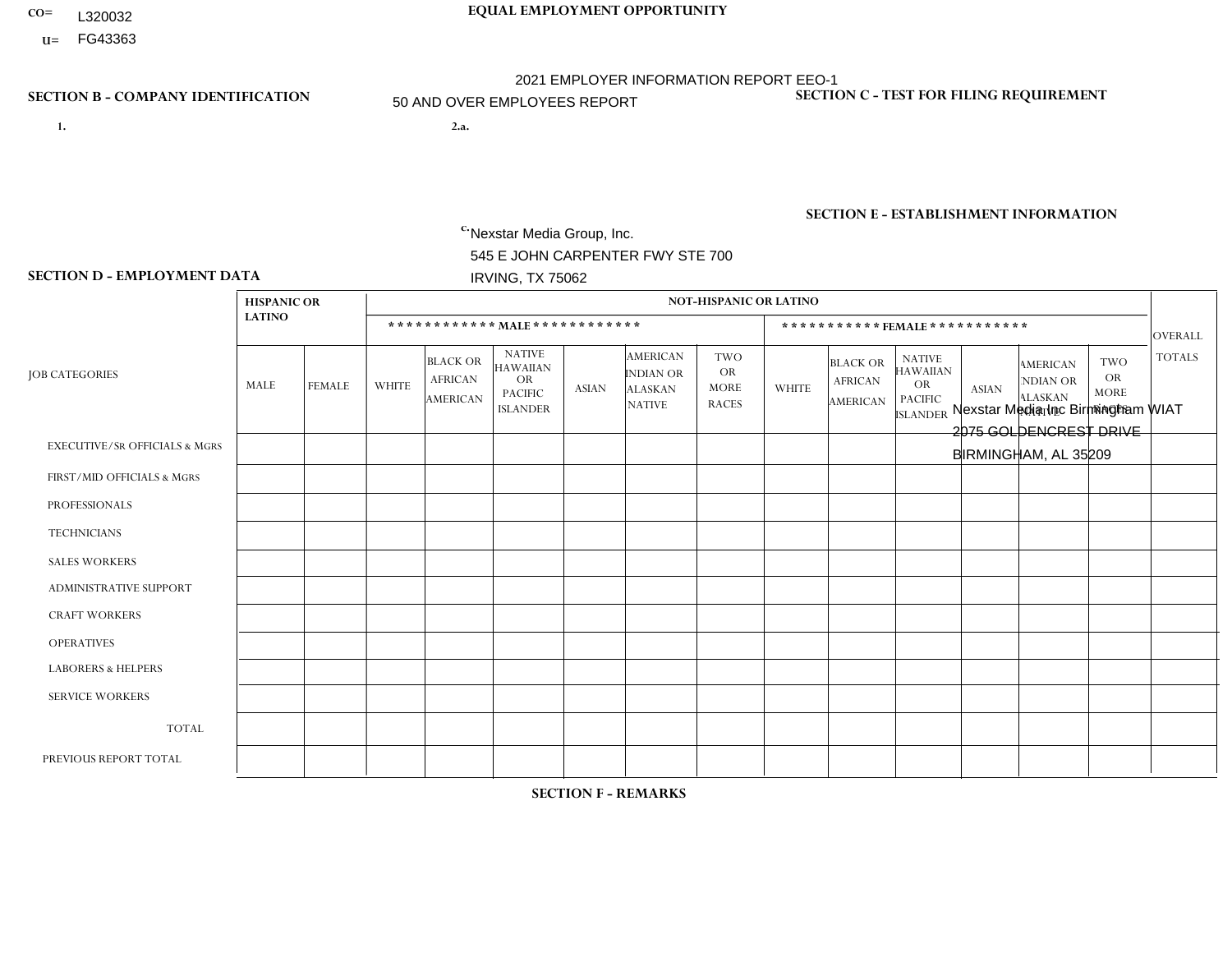CO= L320032
U= FG43363

**EQUAL EMPLOYMENT OPPORTUNITY**

2021 EMPLOYER INFORMATION REPORT EEO-1
50 AND OVER EMPLOYEES REPORT

**SECTION B - COMPANY IDENTIFICATION**

1.

2.a.

c. Nexstar Media Group, Inc.
545 E JOHN CARPENTER FWY STE 700
IRVING, TX 75062

**SECTION C - TEST FOR FILING REQUIREMENT**

**SECTION E - ESTABLISHMENT INFORMATION**

Nexstar Media Inc Birmingham WIAT
2075 GOLDENCREST DRIVE
BIRMINGHAM, AL 35209

**SECTION D - EMPLOYMENT DATA**

| JOB CATEGORIES | HISPANIC OR LATINO | | NOT-HISPANIC OR LATINO | | | | | | | | | | | | OVERALL TOTALS |
|---|---|---|---|---|---|---|---|---|---|---|---|---|---|---|---|
| | | | MALE | | | | | | FEMALE | | | | | | |
| | MALE | FEMALE | WHITE | BLACK OR AFRICAN AMERICAN | NATIVE HAWAIIAN OR PACIFIC ISLANDER | ASIAN | AMERICAN INDIAN OR ALASKAN NATIVE | TWO OR MORE RACES | WHITE | BLACK OR AFRICAN AMERICAN | NATIVE HAWAIIAN OR PACIFIC ISLANDER | ASIAN | AMERICAN INDIAN OR ALASKAN NATIVE | TWO OR MORE RACES | |
| EXECUTIVE/Sr OFFICIALS & MGRS | | | | | | | | | | | | | | | |
| FIRST/MID OFFICIALS & MGRS | | | | | | | | | | | | | | | |
| PROFESSIONALS | | | | | | | | | | | | | | | |
| TECHNICIANS | | | | | | | | | | | | | | | |
| SALES WORKERS | | | | | | | | | | | | | | | |
| ADMINISTRATIVE SUPPORT | | | | | | | | | | | | | | | |
| CRAFT WORKERS | | | | | | | | | | | | | | | |
| OPERATIVES | | | | | | | | | | | | | | | |
| LABORERS & HELPERS | | | | | | | | | | | | | | | |
| SERVICE WORKERS | | | | | | | | | | | | | | | |
| TOTAL | | | | | | | | | | | | | | | |
| PREVIOUS REPORT TOTAL | | | | | | | | | | | | | | | |

**SECTION F - REMARKS**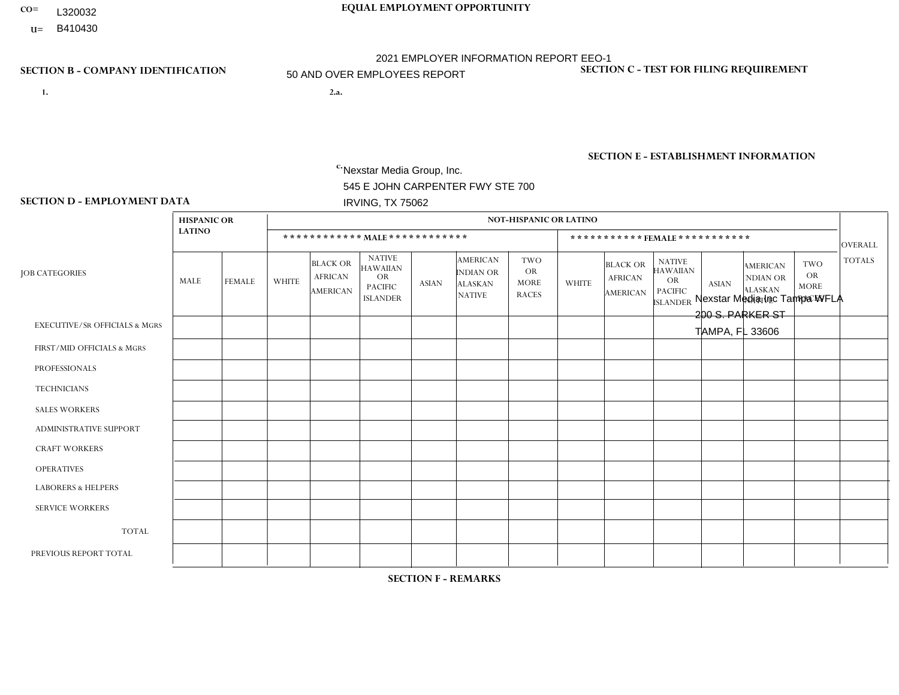CO= L320032
U= B410430

# EQUAL EMPLOYMENT OPPORTUNITY

2021 EMPLOYER INFORMATION REPORT EEO-1
50 AND OVER EMPLOYEES REPORT

## SECTION B - COMPANY IDENTIFICATION

1.

2.a.

c. Nexstar Media Group, Inc.
545 E JOHN CARPENTER FWY STE 700
IRVING, TX 75062

## SECTION C - TEST FOR FILING REQUIREMENT

## SECTION E - ESTABLISHMENT INFORMATION

Nexstar Media Inc Tampa WFLA
200 S. PARKER ST
TAMPA, FL 33606

## SECTION D - EMPLOYMENT DATA

| JOB CATEGORIES | HISPANIC OR LATINO | | NOT-HISPANIC OR LATINO | | | | | | | | | | | | OVERALL TOTALS |
|---|---|---|---|---|---|---|---|---|---|---|---|---|---|---|---|
| | | | MALE | | | | | | FEMALE | | | | | | |
| | MALE | FEMALE | WHITE | BLACK OR AFRICAN AMERICAN | NATIVE HAWAIIAN OR PACIFIC ISLANDER | ASIAN | AMERICAN INDIAN OR ALASKAN NATIVE | TWO OR MORE RACES | WHITE | BLACK OR AFRICAN AMERICAN | NATIVE HAWAIIAN OR PACIFIC ISLANDER | ASIAN | AMERICAN INDIAN OR ALASKAN NATIVE | TWO OR MORE RACES | |
| EXECUTIVE/SR OFFICIALS & MGRS | | | | | | | | | | | | | | | |
| FIRST/MID OFFICIALS & MGRS | | | | | | | | | | | | | | | |
| PROFESSIONALS | | | | | | | | | | | | | | | |
| TECHNICIANS | | | | | | | | | | | | | | | |
| SALES WORKERS | | | | | | | | | | | | | | | |
| ADMINISTRATIVE SUPPORT | | | | | | | | | | | | | | | |
| CRAFT WORKERS | | | | | | | | | | | | | | | |
| OPERATIVES | | | | | | | | | | | | | | | |
| LABORERS & HELPERS | | | | | | | | | | | | | | | |
| SERVICE WORKERS | | | | | | | | | | | | | | | |
| TOTAL | | | | | | | | | | | | | | | |
| PREVIOUS REPORT TOTAL | | | | | | | | | | | | | | | |

## SECTION F - REMARKS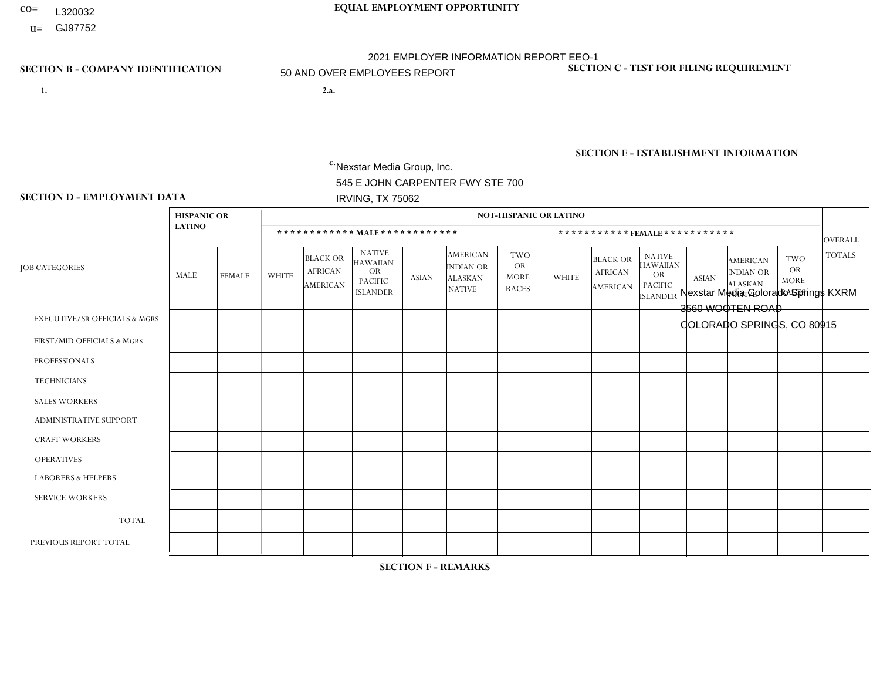CO= L320032
U= GJ97752

**EQUAL EMPLOYMENT OPPORTUNITY**

2021 EMPLOYER INFORMATION REPORT EEO-1
50 AND OVER EMPLOYEES REPORT

**SECTION B - COMPANY IDENTIFICATION**

1.

2.a.

c. Nexstar Media Group, Inc.
545 E JOHN CARPENTER FWY STE 700
IRVING, TX 75062

**SECTION C - TEST FOR FILING REQUIREMENT**

**SECTION E - ESTABLISHMENT INFORMATION**

Nexstar Media Colorado Springs KXRM
3560 WOOTEN ROAD
COLORADO SPRINGS, CO 80915

**SECTION D - EMPLOYMENT DATA**

| JOB CATEGORIES | HISPANIC OR LATINO | | NOT-HISPANIC OR LATINO | | | | | | | | | | | | OVERALL TOTALS |
|---|---|---|---|---|---|---|---|---|---|---|---|---|---|---|---|
| | | | MALE | | | | | | FEMALE | | | | | | |
| | MALE | FEMALE | WHITE | BLACK OR AFRICAN AMERICAN | NATIVE HAWAIIAN OR PACIFIC ISLANDER | ASIAN | AMERICAN INDIAN OR ALASKAN NATIVE | TWO OR MORE RACES | WHITE | BLACK OR AFRICAN AMERICAN | NATIVE HAWAIIAN OR PACIFIC ISLANDER | ASIAN | AMERICAN INDIAN OR ALASKAN NATIVE | TWO OR MORE RACES | |
| EXECUTIVE/Sr OFFICIALS & MGRS | | | | | | | | | | | | | | | |
| FIRST/MID OFFICIALS & MGRS | | | | | | | | | | | | | | | |
| PROFESSIONALS | | | | | | | | | | | | | | | |
| TECHNICIANS | | | | | | | | | | | | | | | |
| SALES WORKERS | | | | | | | | | | | | | | | |
| ADMINISTRATIVE SUPPORT | | | | | | | | | | | | | | | |
| CRAFT WORKERS | | | | | | | | | | | | | | | |
| OPERATIVES | | | | | | | | | | | | | | | |
| LABORERS & HELPERS | | | | | | | | | | | | | | | |
| SERVICE WORKERS | | | | | | | | | | | | | | | |
| TOTAL | | | | | | | | | | | | | | | |
| PREVIOUS REPORT TOTAL | | | | | | | | | | | | | | | |

**SECTION F - REMARKS**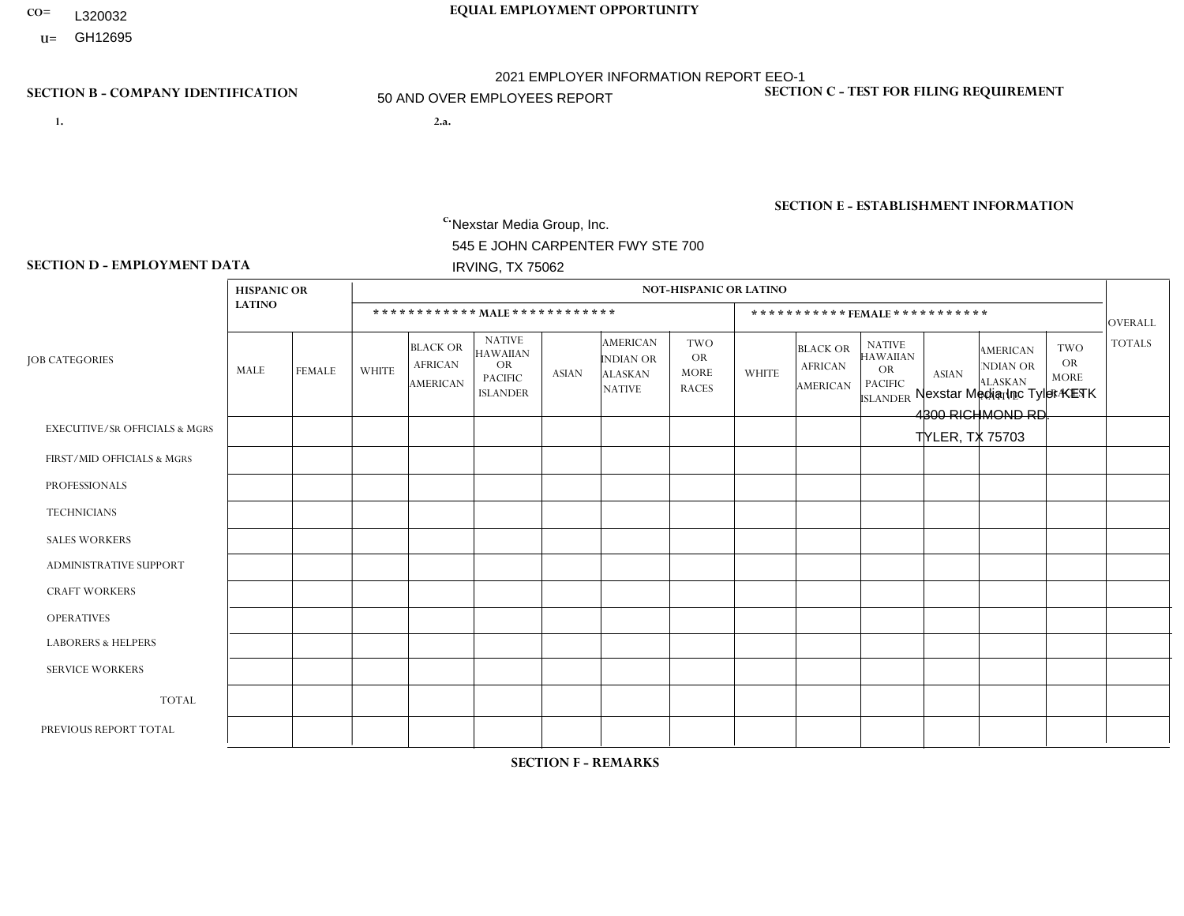CO= L320032
U= GH12695

**EQUAL EMPLOYMENT OPPORTUNITY**

2021 EMPLOYER INFORMATION REPORT EEO-1

50 AND OVER EMPLOYEES REPORT

**SECTION B - COMPANY IDENTIFICATION**

1.

2.a.

c. Nexstar Media Group, Inc.
545 E JOHN CARPENTER FWY STE 700
IRVING, TX 75062

**SECTION C - TEST FOR FILING REQUIREMENT**

**SECTION E - ESTABLISHMENT INFORMATION**

Nexstar Media Inc Tyler KETK
4300 RICHMOND RD.
TYLER, TX 75703

**SECTION D - EMPLOYMENT DATA**

| JOB CATEGORIES | HISPANIC OR LATINO | | NOT-HISPANIC OR LATINO | | | | | | | | | | | | OVERALL TOTALS |
|---|---|---|---|---|---|---|---|---|---|---|---|---|---|---|---|
| | | | MALE | | | | | | FEMALE | | | | | | |
| | MALE | FEMALE | WHITE | BLACK OR AFRICAN AMERICAN | NATIVE HAWAIIAN OR PACIFIC ISLANDER | ASIAN | AMERICAN INDIAN OR ALASKAN NATIVE | TWO OR MORE RACES | WHITE | BLACK OR AFRICAN AMERICAN | NATIVE HAWAIIAN OR PACIFIC ISLANDER | ASIAN | AMERICAN INDIAN OR ALASKAN NATIVE | TWO OR MORE RACES | |
| EXECUTIVE/SR OFFICIALS & MGRS | | | | | | | | | | | | | | | |
| FIRST/MID OFFICIALS & MGRS | | | | | | | | | | | | | | | |
| PROFESSIONALS | | | | | | | | | | | | | | | |
| TECHNICIANS | | | | | | | | | | | | | | | |
| SALES WORKERS | | | | | | | | | | | | | | | |
| ADMINISTRATIVE SUPPORT | | | | | | | | | | | | | | | |
| CRAFT WORKERS | | | | | | | | | | | | | | | |
| OPERATIVES | | | | | | | | | | | | | | | |
| LABORERS & HELPERS | | | | | | | | | | | | | | | |
| SERVICE WORKERS | | | | | | | | | | | | | | | |
| TOTAL | | | | | | | | | | | | | | | |
| PREVIOUS REPORT TOTAL | | | | | | | | | | | | | | | |

**SECTION F - REMARKS**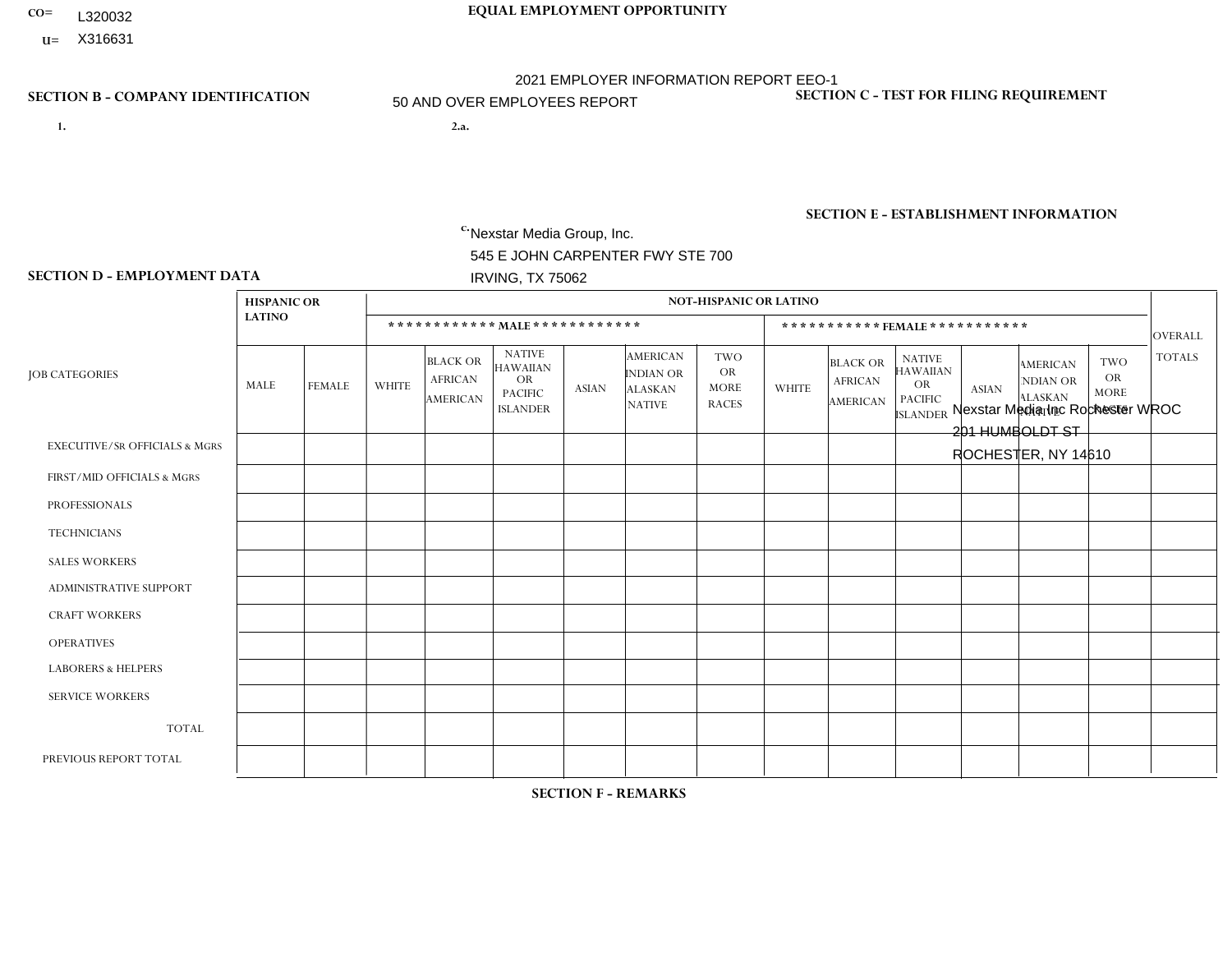CO= L320032
U= X316631

**EQUAL EMPLOYMENT OPPORTUNITY**

2021 EMPLOYER INFORMATION REPORT EEO-1
50 AND OVER EMPLOYEES REPORT

**SECTION B - COMPANY IDENTIFICATION**

1.

2.a.

c. Nexstar Media Group, Inc.
545 E JOHN CARPENTER FWY STE 700
IRVING, TX 75062

**SECTION C - TEST FOR FILING REQUIREMENT**

**SECTION E - ESTABLISHMENT INFORMATION**

Nexstar Media Inc Rochester WROC
201 HUMBOLDT ST
ROCHESTER, NY 14610

**SECTION D - EMPLOYMENT DATA**

| JOB CATEGORIES | HISPANIC OR LATINO | | NOT-HISPANIC OR LATINO | | | | | | | | | | | | OVERALL TOTALS |
|---|---|---|---|---|---|---|---|---|---|---|---|---|---|---|---|
| | | | MALE | | | | | | FEMALE | | | | | | |
| | MALE | FEMALE | WHITE | BLACK OR AFRICAN AMERICAN | NATIVE HAWAIIAN OR PACIFIC ISLANDER | ASIAN | AMERICAN INDIAN OR ALASKAN NATIVE | TWO OR MORE RACES | WHITE | BLACK OR AFRICAN AMERICAN | NATIVE HAWAIIAN OR PACIFIC ISLANDER | ASIAN | AMERICAN INDIAN OR ALASKAN NATIVE | TWO OR MORE RACES | |
| EXECUTIVE/SR OFFICIALS & MGRS | | | | | | | | | | | | | | | |
| FIRST/MID OFFICIALS & MGRS | | | | | | | | | | | | | | | |
| PROFESSIONALS | | | | | | | | | | | | | | | |
| TECHNICIANS | | | | | | | | | | | | | | | |
| SALES WORKERS | | | | | | | | | | | | | | | |
| ADMINISTRATIVE SUPPORT | | | | | | | | | | | | | | | |
| CRAFT WORKERS | | | | | | | | | | | | | | | |
| OPERATIVES | | | | | | | | | | | | | | | |
| LABORERS & HELPERS | | | | | | | | | | | | | | | |
| SERVICE WORKERS | | | | | | | | | | | | | | | |
| TOTAL | | | | | | | | | | | | | | | |
| PREVIOUS REPORT TOTAL | | | | | | | | | | | | | | | |

**SECTION F - REMARKS**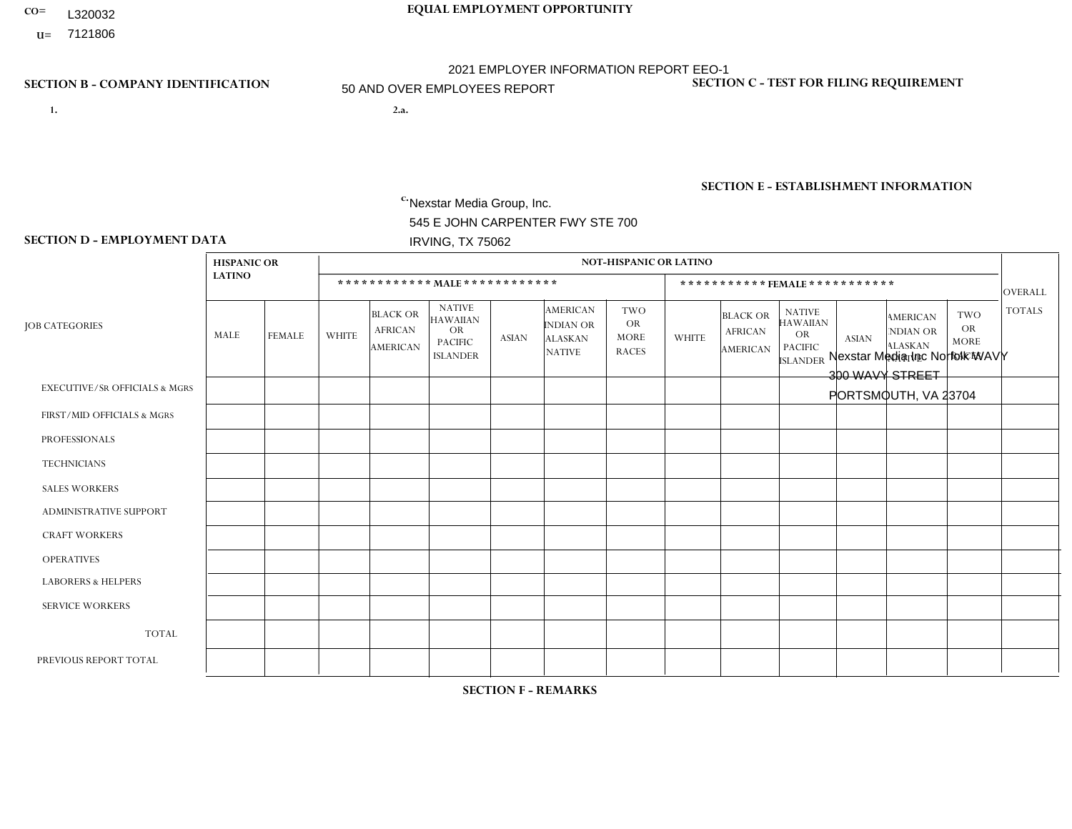CO= L320032
U= 7121806

**EQUAL EMPLOYMENT OPPORTUNITY**

2021 EMPLOYER INFORMATION REPORT EEO-1
50 AND OVER EMPLOYEES REPORT

**SECTION B - COMPANY IDENTIFICATION**

1.

2.a.

c. Nexstar Media Group, Inc.
545 E JOHN CARPENTER FWY STE 700
IRVING, TX 75062

**SECTION C - TEST FOR FILING REQUIREMENT**

**SECTION E - ESTABLISHMENT INFORMATION**

Nexstar Media Inc Norfolk WAVY
300 WAVY STREET
PORTSMOUTH, VA 23704

**SECTION D - EMPLOYMENT DATA**

| JOB CATEGORIES | HISPANIC OR LATINO | | NOT-HISPANIC OR LATINO | | | | | | | | | | | | OVERALL TOTALS |
|---|---|---|---|---|---|---|---|---|---|---|---|---|---|---|---|
| | | | MALE | | | | | | FEMALE | | | | | | |
| | MALE | FEMALE | WHITE | BLACK OR AFRICAN AMERICAN | NATIVE HAWAIIAN OR PACIFIC ISLANDER | ASIAN | AMERICAN INDIAN OR ALASKAN NATIVE | TWO OR MORE RACES | WHITE | BLACK OR AFRICAN AMERICAN | NATIVE HAWAIIAN OR PACIFIC ISLANDER | ASIAN | AMERICAN INDIAN OR ALASKAN NATIVE | TWO OR MORE RACES | |
| EXECUTIVE/SR OFFICIALS & MGRS | | | | | | | | | | | | | | | |
| FIRST/MID OFFICIALS & MGRS | | | | | | | | | | | | | | | |
| PROFESSIONALS | | | | | | | | | | | | | | | |
| TECHNICIANS | | | | | | | | | | | | | | | |
| SALES WORKERS | | | | | | | | | | | | | | | |
| ADMINISTRATIVE SUPPORT | | | | | | | | | | | | | | | |
| CRAFT WORKERS | | | | | | | | | | | | | | | |
| OPERATIVES | | | | | | | | | | | | | | | |
| LABORERS & HELPERS | | | | | | | | | | | | | | | |
| SERVICE WORKERS | | | | | | | | | | | | | | | |
| TOTAL | | | | | | | | | | | | | | | |
| PREVIOUS REPORT TOTAL | | | | | | | | | | | | | | | |

**SECTION F - REMARKS**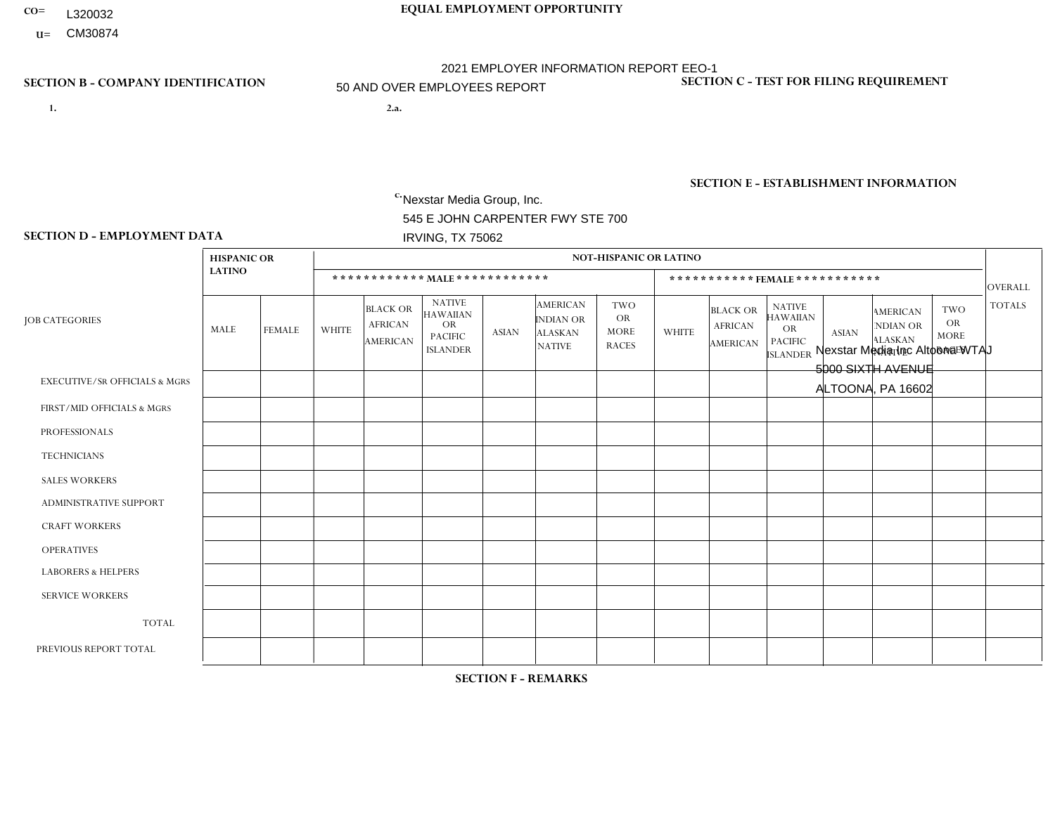CO= L320032
U= CM30874

# EQUAL EMPLOYMENT OPPORTUNITY

2021 EMPLOYER INFORMATION REPORT EEO-1

50 AND OVER EMPLOYEES REPORT

## SECTION B - COMPANY IDENTIFICATION

1.

2.a.

c. Nexstar Media Group, Inc.
545 E JOHN CARPENTER FWY STE 700
IRVING, TX 75062

## SECTION C - TEST FOR FILING REQUIREMENT

## SECTION E - ESTABLISHMENT INFORMATION

Nexstar Media Inc Altoona WTAJ
5000 SIXTH AVENUE
ALTOONA, PA 16602

## SECTION D - EMPLOYMENT DATA

| JOB CATEGORIES | HISPANIC OR LATINO | | NOT-HISPANIC OR LATINO | | | | | | | | | | | | OVERALL TOTALS |
|---|---|---|---|---|---|---|---|---|---|---|---|---|---|---|---|
| | | | MALE | | | | | | FEMALE | | | | | | |
| | MALE | FEMALE | WHITE | BLACK OR AFRICAN AMERICAN | NATIVE HAWAIIAN OR PACIFIC ISLANDER | ASIAN | AMERICAN INDIAN OR ALASKAN NATIVE | TWO OR MORE RACES | WHITE | BLACK OR AFRICAN AMERICAN | NATIVE HAWAIIAN OR PACIFIC ISLANDER | ASIAN | AMERICAN INDIAN OR ALASKAN NATIVE | TWO OR MORE RACES | |
| EXECUTIVE/SR OFFICIALS & MGRS | | | | | | | | | | | | | | | |
| FIRST/MID OFFICIALS & MGRS | | | | | | | | | | | | | | | |
| PROFESSIONALS | | | | | | | | | | | | | | | |
| TECHNICIANS | | | | | | | | | | | | | | | |
| SALES WORKERS | | | | | | | | | | | | | | | |
| ADMINISTRATIVE SUPPORT | | | | | | | | | | | | | | | |
| CRAFT WORKERS | | | | | | | | | | | | | | | |
| OPERATIVES | | | | | | | | | | | | | | | |
| LABORERS & HELPERS | | | | | | | | | | | | | | | |
| SERVICE WORKERS | | | | | | | | | | | | | | | |
| TOTAL | | | | | | | | | | | | | | | |
| PREVIOUS REPORT TOTAL | | | | | | | | | | | | | | | |

## SECTION F - REMARKS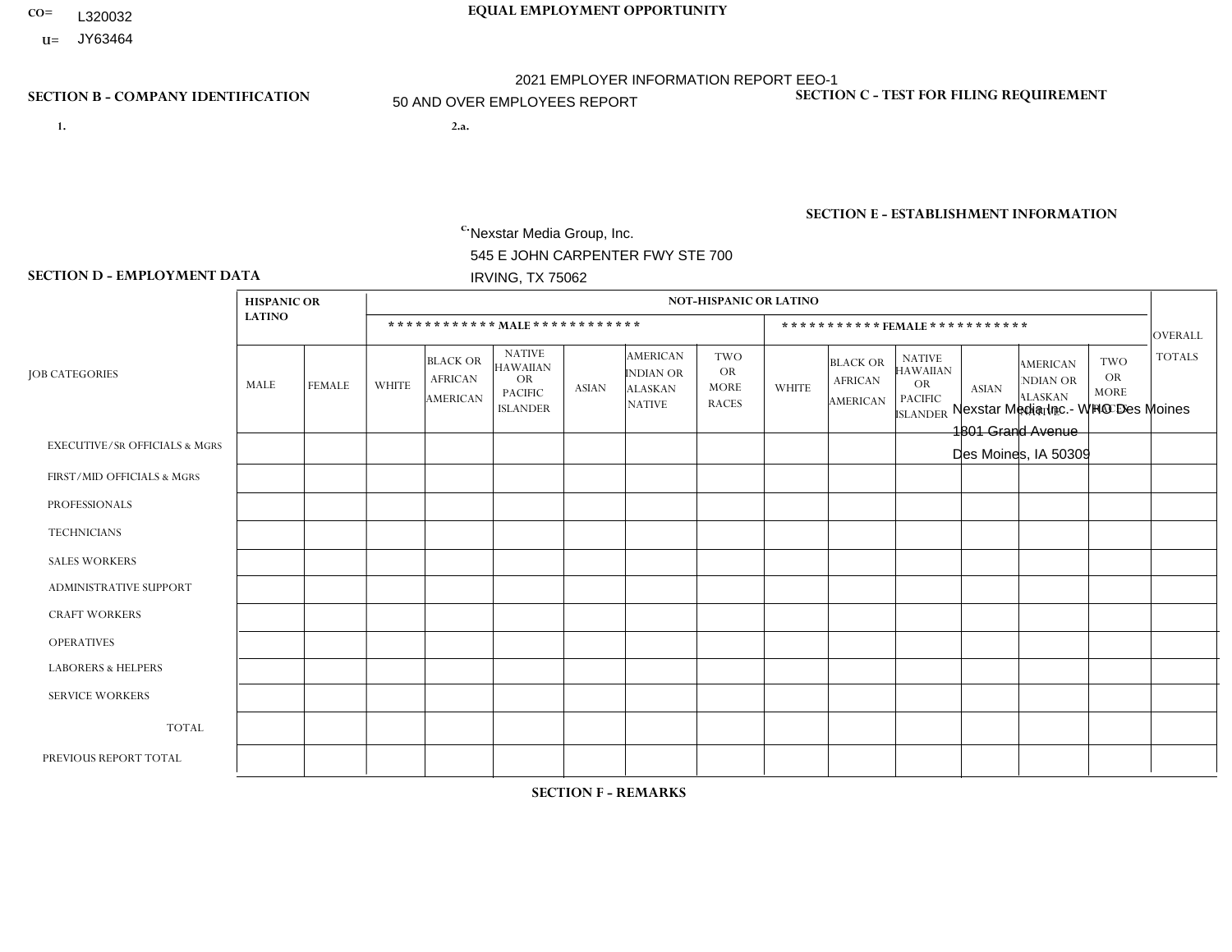CO= L320032

U= JY63464

**EQUAL EMPLOYMENT OPPORTUNITY**

2021 EMPLOYER INFORMATION REPORT EEO-1

50 AND OVER EMPLOYEES REPORT

**SECTION B - COMPANY IDENTIFICATION**

1.

2.a.

c. Nexstar Media Group, Inc.
545 E JOHN CARPENTER FWY STE 700
IRVING, TX 75062

**SECTION C - TEST FOR FILING REQUIREMENT**

**SECTION E - ESTABLISHMENT INFORMATION**

Nexstar Media Inc. - WHO Des Moines
1801 Grand Avenue
Des Moines, IA 50309

**SECTION D - EMPLOYMENT DATA**

| JOB CATEGORIES | HISPANIC OR LATINO | | NOT-HISPANIC OR LATINO | | | | | | | | | | | | OVERALL TOTALS |
|---|---|---|---|---|---|---|---|---|---|---|---|---|---|---|---|
| | | | MALE | | | | | | FEMALE | | | | | | |
| | MALE | FEMALE | WHITE | BLACK OR AFRICAN AMERICAN | NATIVE HAWAIIAN OR PACIFIC ISLANDER | ASIAN | AMERICAN INDIAN OR ALASKAN NATIVE | TWO OR MORE RACES | WHITE | BLACK OR AFRICAN AMERICAN | NATIVE HAWAIIAN OR PACIFIC ISLANDER | ASIAN | AMERICAN INDIAN OR ALASKAN NATIVE | TWO OR MORE RACES | |
| EXECUTIVE/SR OFFICIALS & MGRS | | | | | | | | | | | | | | | |
| FIRST/MID OFFICIALS & MGRS | | | | | | | | | | | | | | | |
| PROFESSIONALS | | | | | | | | | | | | | | | |
| TECHNICIANS | | | | | | | | | | | | | | | |
| SALES WORKERS | | | | | | | | | | | | | | | |
| ADMINISTRATIVE SUPPORT | | | | | | | | | | | | | | | |
| CRAFT WORKERS | | | | | | | | | | | | | | | |
| OPERATIVES | | | | | | | | | | | | | | | |
| LABORERS & HELPERS | | | | | | | | | | | | | | | |
| SERVICE WORKERS | | | | | | | | | | | | | | | |
| TOTAL | | | | | | | | | | | | | | | |
| PREVIOUS REPORT TOTAL | | | | | | | | | | | | | | | |

**SECTION F - REMARKS**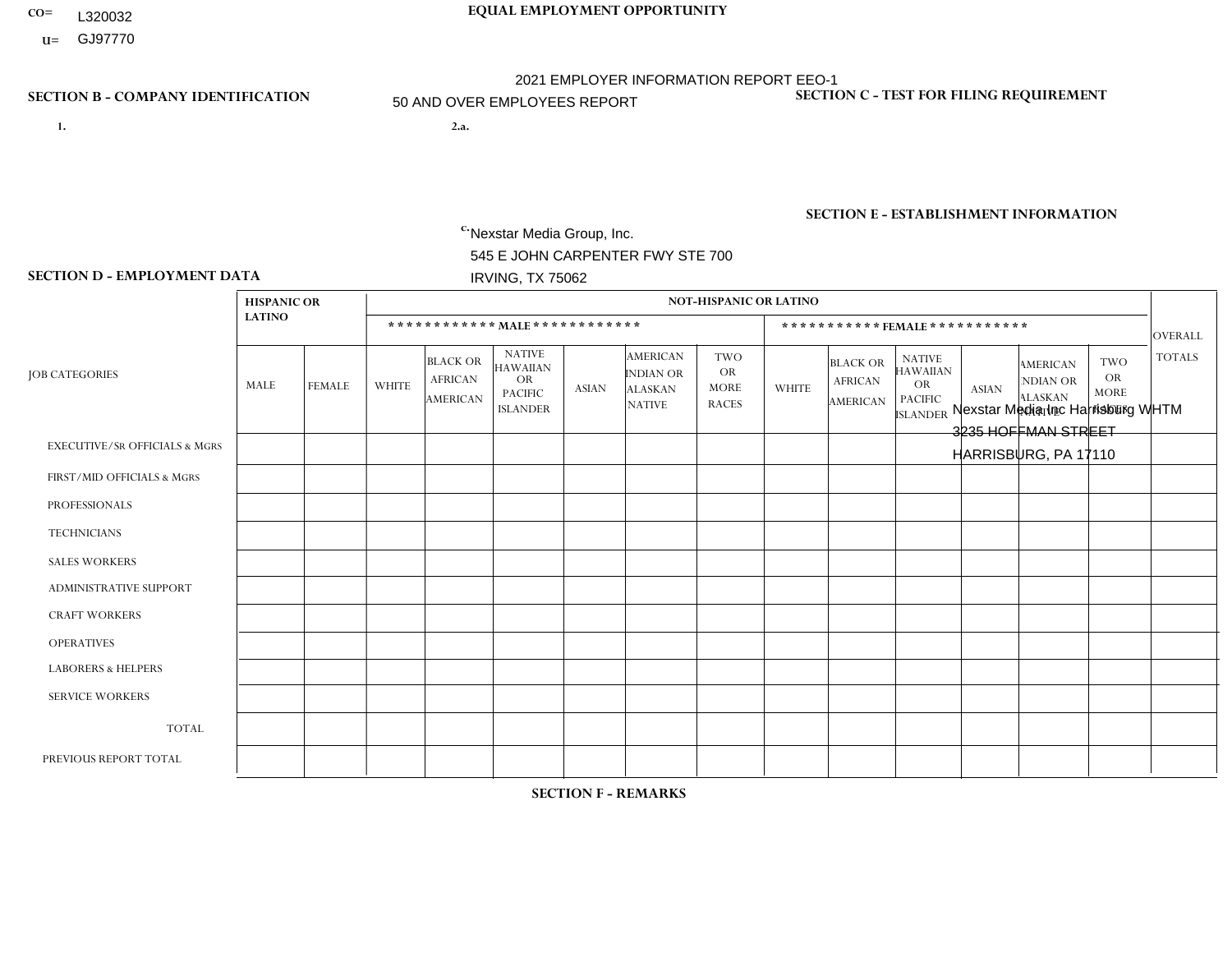CO= L320032

U= GJ97770

**EQUAL EMPLOYMENT OPPORTUNITY**

2021 EMPLOYER INFORMATION REPORT EEO-1

50 AND OVER EMPLOYEES REPORT

**SECTION B - COMPANY IDENTIFICATION**

1.

2.a.

c. Nexstar Media Group, Inc.
545 E JOHN CARPENTER FWY STE 700
IRVING, TX 75062

**SECTION C - TEST FOR FILING REQUIREMENT**

**SECTION E - ESTABLISHMENT INFORMATION**

Nexstar Media Inc Harrisburg WHTM
3235 HOFFMAN STREET
HARRISBURG, PA 17110

**SECTION D - EMPLOYMENT DATA**

| JOB CATEGORIES | HISPANIC OR LATINO | | NOT-HISPANIC OR LATINO | | | | | | | | | | | | OVERALL TOTALS |
|---|---|---|---|---|---|---|---|---|---|---|---|---|---|---|---|
| | | | MALE | | | | | | FEMALE | | | | | | |
| | MALE | FEMALE | WHITE | BLACK OR AFRICAN AMERICAN | NATIVE HAWAIIAN OR PACIFIC ISLANDER | ASIAN | AMERICAN INDIAN OR ALASKAN NATIVE | TWO OR MORE RACES | WHITE | BLACK OR AFRICAN AMERICAN | NATIVE HAWAIIAN OR PACIFIC ISLANDER | ASIAN | AMERICAN INDIAN OR ALASKAN NATIVE | TWO OR MORE RACES | |
| EXECUTIVE/SR OFFICIALS & MGRS | | | | | | | | | | | | | | | |
| FIRST/MID OFFICIALS & MGRS | | | | | | | | | | | | | | | |
| PROFESSIONALS | | | | | | | | | | | | | | | |
| TECHNICIANS | | | | | | | | | | | | | | | |
| SALES WORKERS | | | | | | | | | | | | | | | |
| ADMINISTRATIVE SUPPORT | | | | | | | | | | | | | | | |
| CRAFT WORKERS | | | | | | | | | | | | | | | |
| OPERATIVES | | | | | | | | | | | | | | | |
| LABORERS & HELPERS | | | | | | | | | | | | | | | |
| SERVICE WORKERS | | | | | | | | | | | | | | | |
| TOTAL | | | | | | | | | | | | | | | |
| PREVIOUS REPORT TOTAL | | | | | | | | | | | | | | | |

**SECTION F - REMARKS**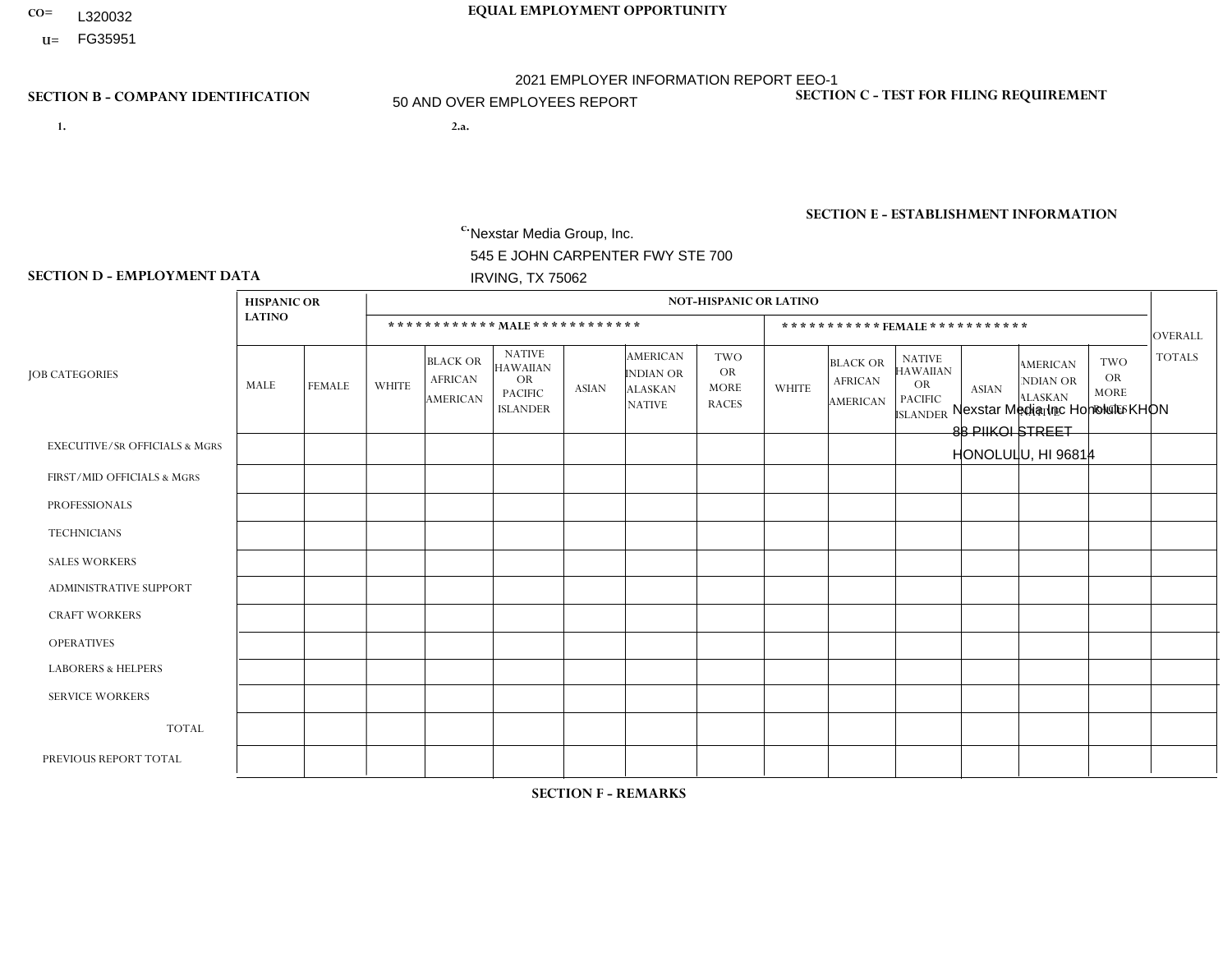CO= L320032
U= FG35951

**EQUAL EMPLOYMENT OPPORTUNITY**

2021 EMPLOYER INFORMATION REPORT EEO-1
50 AND OVER EMPLOYEES REPORT

**SECTION B - COMPANY IDENTIFICATION**

1.

2.a.

c. Nexstar Media Group, Inc.
545 E JOHN CARPENTER FWY STE 700
IRVING, TX 75062

**SECTION C - TEST FOR FILING REQUIREMENT**

**SECTION E - ESTABLISHMENT INFORMATION**

Nexstar Media Inc Honolulu KHON
88 PIIKOI STREET
HONOLULU, HI 96814

**SECTION D - EMPLOYMENT DATA**

| JOB CATEGORIES | HISPANIC OR LATINO | | NOT-HISPANIC OR LATINO | | | | | | | | | | | | OVERALL TOTALS |
|---|---|---|---|---|---|---|---|---|---|---|---|---|---|---|---|
| | | | MALE | | | | | | FEMALE | | | | | | |
| | MALE | FEMALE | WHITE | BLACK OR AFRICAN AMERICAN | NATIVE HAWAIIAN OR PACIFIC ISLANDER | ASIAN | AMERICAN INDIAN OR ALASKAN NATIVE | TWO OR MORE RACES | WHITE | BLACK OR AFRICAN AMERICAN | NATIVE HAWAIIAN OR PACIFIC ISLANDER | ASIAN | AMERICAN INDIAN OR ALASKAN NATIVE | TWO OR MORE RACES | |
| EXECUTIVE/SR OFFICIALS & MGRS | | | | | | | | | | | | | | | |
| FIRST/MID OFFICIALS & MGRS | | | | | | | | | | | | | | | |
| PROFESSIONALS | | | | | | | | | | | | | | | |
| TECHNICIANS | | | | | | | | | | | | | | | |
| SALES WORKERS | | | | | | | | | | | | | | | |
| ADMINISTRATIVE SUPPORT | | | | | | | | | | | | | | | |
| CRAFT WORKERS | | | | | | | | | | | | | | | |
| OPERATIVES | | | | | | | | | | | | | | | |
| LABORERS & HELPERS | | | | | | | | | | | | | | | |
| SERVICE WORKERS | | | | | | | | | | | | | | | |
| TOTAL | | | | | | | | | | | | | | | |
| PREVIOUS REPORT TOTAL | | | | | | | | | | | | | | | |

**SECTION F - REMARKS**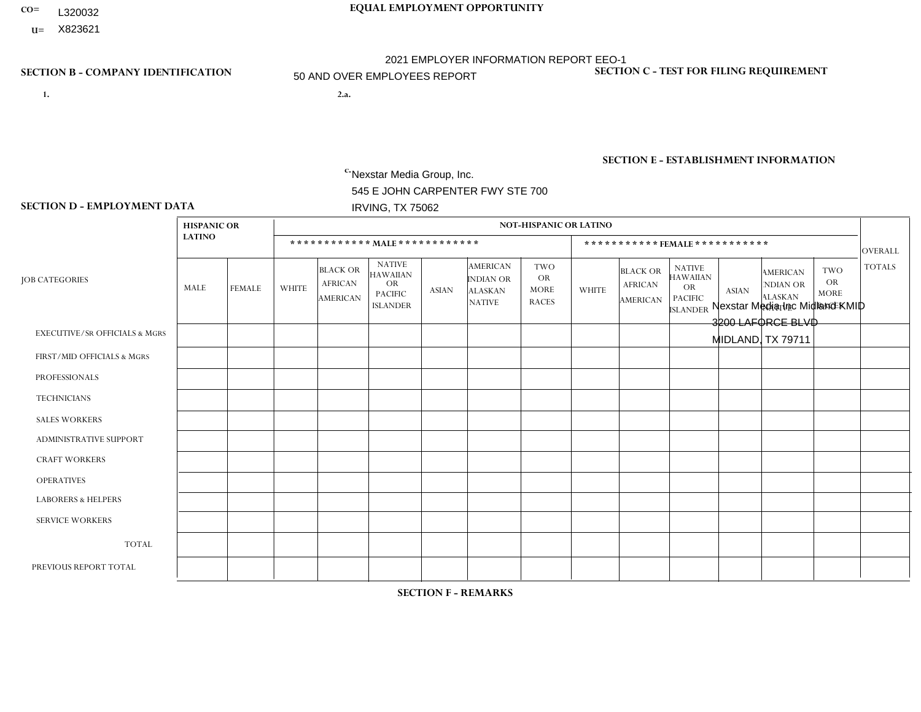CO= L320032
U= X823621

**EQUAL EMPLOYMENT OPPORTUNITY**

2021 EMPLOYER INFORMATION REPORT EEO-1
50 AND OVER EMPLOYEES REPORT

**SECTION B - COMPANY IDENTIFICATION**

1.

2.a.

c. Nexstar Media Group, Inc.
545 E JOHN CARPENTER FWY STE 700
IRVING, TX 75062

**SECTION C - TEST FOR FILING REQUIREMENT**

**SECTION E - ESTABLISHMENT INFORMATION**

Nexstar Media Inc Midland KMID
3200 LAFORCE BLVD
MIDLAND, TX 79711

**SECTION D - EMPLOYMENT DATA**

| JOB CATEGORIES | HISPANIC OR LATINO | | NOT-HISPANIC OR LATINO | | | | | | | | | | | | OVERALL TOTALS |
|---|---|---|---|---|---|---|---|---|---|---|---|---|---|---|---|
| | | | MALE | | | | | | FEMALE | | | | | | |
| | MALE | FEMALE | WHITE | BLACK OR AFRICAN AMERICAN | NATIVE HAWAIIAN OR PACIFIC ISLANDER | ASIAN | AMERICAN INDIAN OR ALASKAN NATIVE | TWO OR MORE RACES | WHITE | BLACK OR AFRICAN AMERICAN | NATIVE HAWAIIAN OR PACIFIC ISLANDER | ASIAN | AMERICAN INDIAN OR ALASKAN NATIVE | TWO OR MORE RACES | |
| EXECUTIVE/SR OFFICIALS & MGRS | | | | | | | | | | | | | | | |
| FIRST/MID OFFICIALS & MGRS | | | | | | | | | | | | | | | |
| PROFESSIONALS | | | | | | | | | | | | | | | |
| TECHNICIANS | | | | | | | | | | | | | | | |
| SALES WORKERS | | | | | | | | | | | | | | | |
| ADMINISTRATIVE SUPPORT | | | | | | | | | | | | | | | |
| CRAFT WORKERS | | | | | | | | | | | | | | | |
| OPERATIVES | | | | | | | | | | | | | | | |
| LABORERS & HELPERS | | | | | | | | | | | | | | | |
| SERVICE WORKERS | | | | | | | | | | | | | | | |
| TOTAL | | | | | | | | | | | | | | | |
| PREVIOUS REPORT TOTAL | | | | | | | | | | | | | | | |

**SECTION F - REMARKS**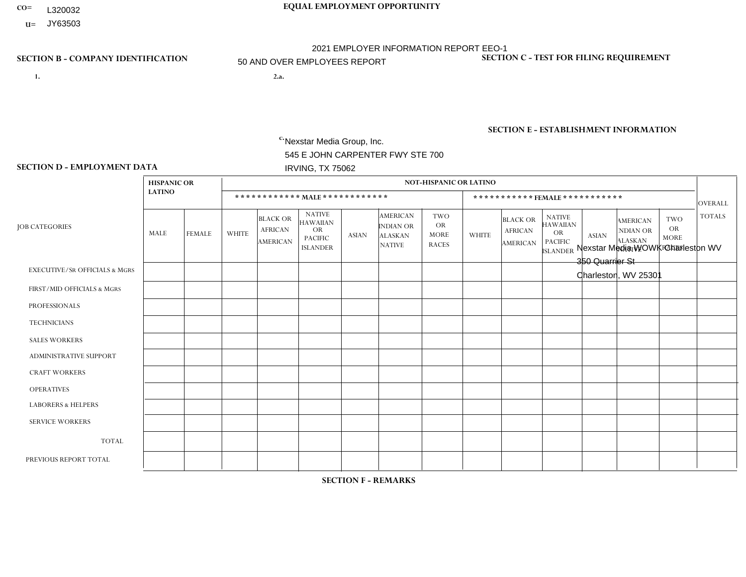CO= L320032
U= JY63503

**EQUAL EMPLOYMENT OPPORTUNITY**

2021 EMPLOYER INFORMATION REPORT EEO-1

50 AND OVER EMPLOYEES REPORT

**SECTION B - COMPANY IDENTIFICATION**

1.

2.a.

c. Nexstar Media Group, Inc.
545 E JOHN CARPENTER FWY STE 700
IRVING, TX 75062

**SECTION C - TEST FOR FILING REQUIREMENT**

**SECTION E - ESTABLISHMENT INFORMATION**

Nexstar Media WOWK Charleston WV
350 Quarrier St
Charleston, WV 25301

**SECTION D - EMPLOYMENT DATA**

| JOB CATEGORIES | HISPANIC OR LATINO | | NOT-HISPANIC OR LATINO | | | | | | | | | | | | OVERALL TOTALS |
|---|---|---|---|---|---|---|---|---|---|---|---|---|---|---|---|
| | | | MALE | | | | | | FEMALE | | | | | | |
| | MALE | FEMALE | WHITE | BLACK OR AFRICAN AMERICAN | NATIVE HAWAIIAN OR PACIFIC ISLANDER | ASIAN | AMERICAN INDIAN OR ALASKAN NATIVE | TWO OR MORE RACES | WHITE | BLACK OR AFRICAN AMERICAN | NATIVE HAWAIIAN OR PACIFIC ISLANDER | ASIAN | AMERICAN INDIAN OR ALASKAN NATIVE | TWO OR MORE RACES | |
| EXECUTIVE/SR OFFICIALS & MGRS | | | | | | | | | | | | | | | |
| FIRST/MID OFFICIALS & MGRS | | | | | | | | | | | | | | | |
| PROFESSIONALS | | | | | | | | | | | | | | | |
| TECHNICIANS | | | | | | | | | | | | | | | |
| SALES WORKERS | | | | | | | | | | | | | | | |
| ADMINISTRATIVE SUPPORT | | | | | | | | | | | | | | | |
| CRAFT WORKERS | | | | | | | | | | | | | | | |
| OPERATIVES | | | | | | | | | | | | | | | |
| LABORERS & HELPERS | | | | | | | | | | | | | | | |
| SERVICE WORKERS | | | | | | | | | | | | | | | |
| TOTAL | | | | | | | | | | | | | | | |
| PREVIOUS REPORT TOTAL | | | | | | | | | | | | | | | |

**SECTION F - REMARKS**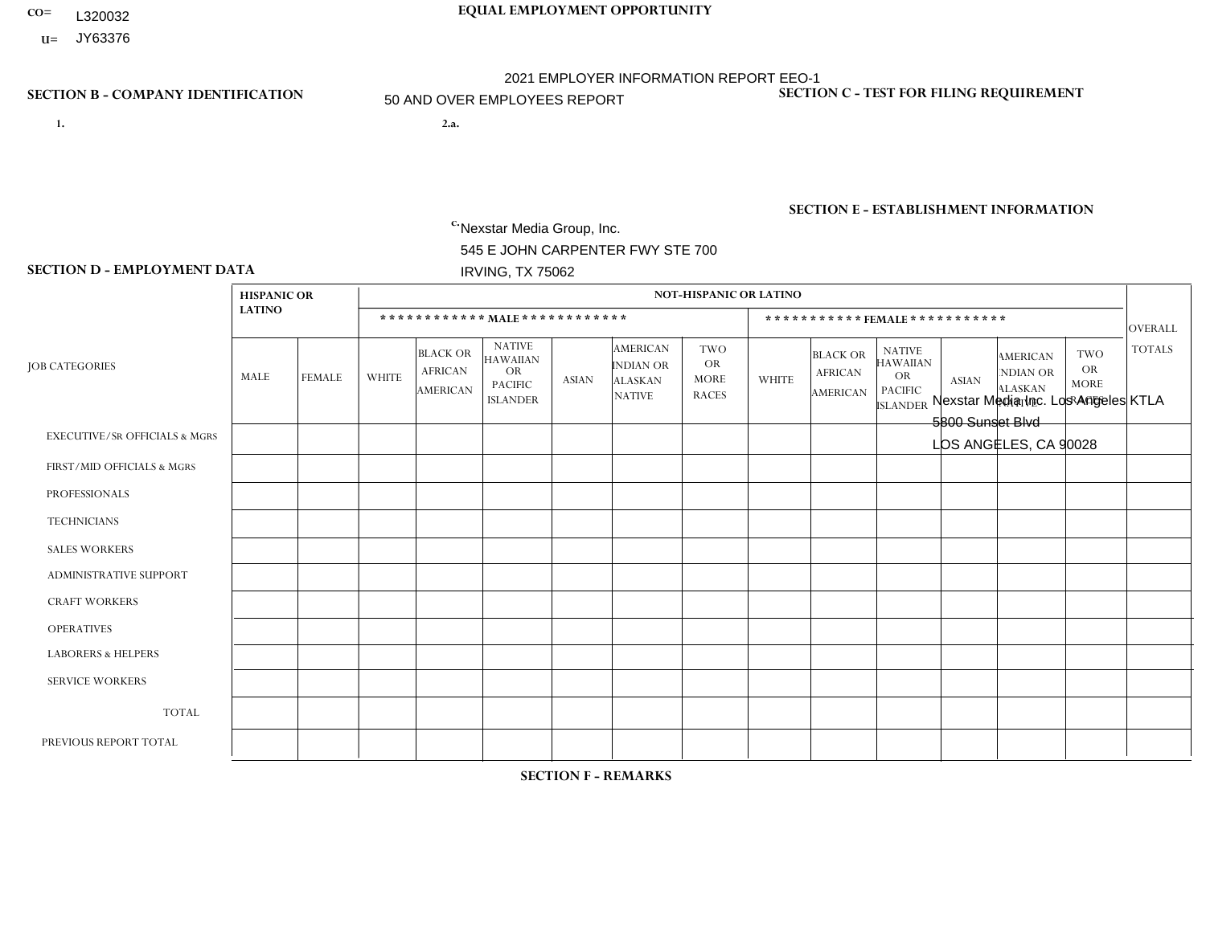CO= L320032

U= JY63376

**EQUAL EMPLOYMENT OPPORTUNITY**

2021 EMPLOYER INFORMATION REPORT EEO-1

50 AND OVER EMPLOYEES REPORT

**SECTION B - COMPANY IDENTIFICATION**

1.

2.a.

c. Nexstar Media Group, Inc.
545 E JOHN CARPENTER FWY STE 700
IRVING, TX 75062

**SECTION C - TEST FOR FILING REQUIREMENT**

**SECTION E - ESTABLISHMENT INFORMATION**

Nexstar Media Inc. Los Angeles KTLA
5800 Sunset Blvd
LOS ANGELES, CA 90028

**SECTION D - EMPLOYMENT DATA**

| JOB CATEGORIES | HISPANIC OR LATINO | | NOT-HISPANIC OR LATINO | | | | | | | | | | | | OVERALL TOTALS |
|---|---|---|---|---|---|---|---|---|---|---|---|---|---|---|---|
| | | | MALE | | | | | | FEMALE | | | | | | |
| | MALE | FEMALE | WHITE | BLACK OR AFRICAN AMERICAN | NATIVE HAWAIIAN OR PACIFIC ISLANDER | ASIAN | AMERICAN INDIAN OR ALASKAN NATIVE | TWO OR MORE RACES | WHITE | BLACK OR AFRICAN AMERICAN | NATIVE HAWAIIAN OR PACIFIC ISLANDER | ASIAN | AMERICAN INDIAN OR ALASKAN NATIVE | TWO OR MORE RACES | |
| EXECUTIVE/SR OFFICIALS & MGRS | | | | | | | | | | | | | | | |
| FIRST/MID OFFICIALS & MGRS | | | | | | | | | | | | | | | |
| PROFESSIONALS | | | | | | | | | | | | | | | |
| TECHNICIANS | | | | | | | | | | | | | | | |
| SALES WORKERS | | | | | | | | | | | | | | | |
| ADMINISTRATIVE SUPPORT | | | | | | | | | | | | | | | |
| CRAFT WORKERS | | | | | | | | | | | | | | | |
| OPERATIVES | | | | | | | | | | | | | | | |
| LABORERS & HELPERS | | | | | | | | | | | | | | | |
| SERVICE WORKERS | | | | | | | | | | | | | | | |
| TOTAL | | | | | | | | | | | | | | | |
| PREVIOUS REPORT TOTAL | | | | | | | | | | | | | | | |

**SECTION F - REMARKS**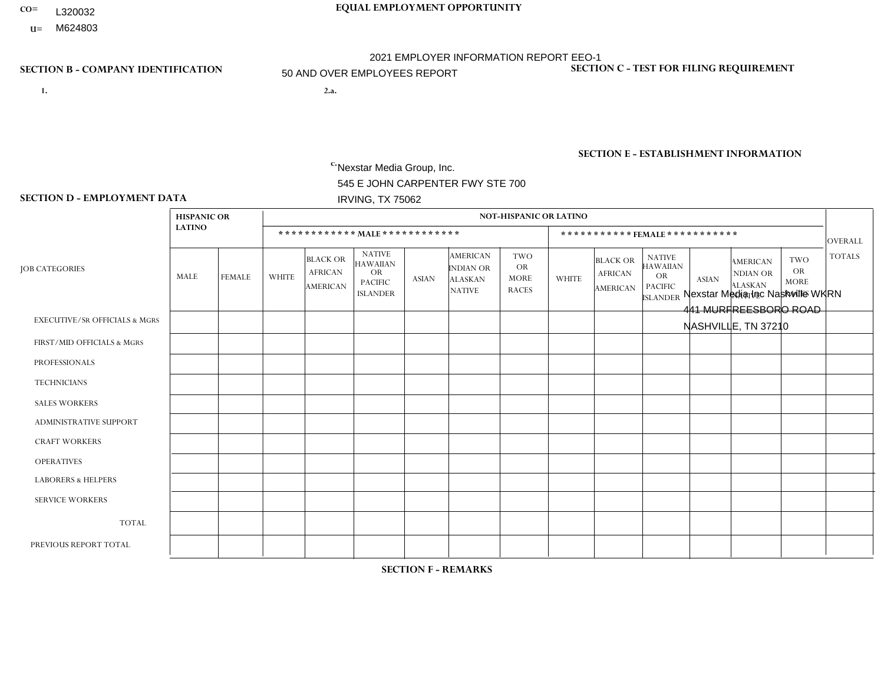CO= L320032

U= M624803

**EQUAL EMPLOYMENT OPPORTUNITY**

2021 EMPLOYER INFORMATION REPORT EEO-1

50 AND OVER EMPLOYEES REPORT

**SECTION B - COMPANY IDENTIFICATION**

1.

2.a.

c. Nexstar Media Group, Inc.
545 E JOHN CARPENTER FWY STE 700
IRVING, TX 75062

**SECTION C - TEST FOR FILING REQUIREMENT**

**SECTION E - ESTABLISHMENT INFORMATION**

Nexstar Media Inc Nashville WKRN
441 MURFREESBORO ROAD
NASHVILLE, TN 37210

**SECTION D - EMPLOYMENT DATA**

| JOB CATEGORIES | HISPANIC OR LATINO | | NOT-HISPANIC OR LATINO | | | | | | | | | | | | OVERALL TOTALS |
|---|---|---|---|---|---|---|---|---|---|---|---|---|---|---|---|
| | | | MALE | | | | | | FEMALE | | | | | | |
| | MALE | FEMALE | WHITE | BLACK OR AFRICAN AMERICAN | NATIVE HAWAIIAN OR PACIFIC ISLANDER | ASIAN | AMERICAN INDIAN OR ALASKAN NATIVE | TWO OR MORE RACES | WHITE | BLACK OR AFRICAN AMERICAN | NATIVE HAWAIIAN OR PACIFIC ISLANDER | ASIAN | AMERICAN INDIAN OR ALASKAN NATIVE | TWO OR MORE RACES | |
| EXECUTIVE/SR OFFICIALS & MGRS | | | | | | | | | | | | | | | |
| FIRST/MID OFFICIALS & MGRS | | | | | | | | | | | | | | | |
| PROFESSIONALS | | | | | | | | | | | | | | | |
| TECHNICIANS | | | | | | | | | | | | | | | |
| SALES WORKERS | | | | | | | | | | | | | | | |
| ADMINISTRATIVE SUPPORT | | | | | | | | | | | | | | | |
| CRAFT WORKERS | | | | | | | | | | | | | | | |
| OPERATIVES | | | | | | | | | | | | | | | |
| LABORERS & HELPERS | | | | | | | | | | | | | | | |
| SERVICE WORKERS | | | | | | | | | | | | | | | |
| TOTAL | | | | | | | | | | | | | | | |
| PREVIOUS REPORT TOTAL | | | | | | | | | | | | | | | |

**SECTION F - REMARKS**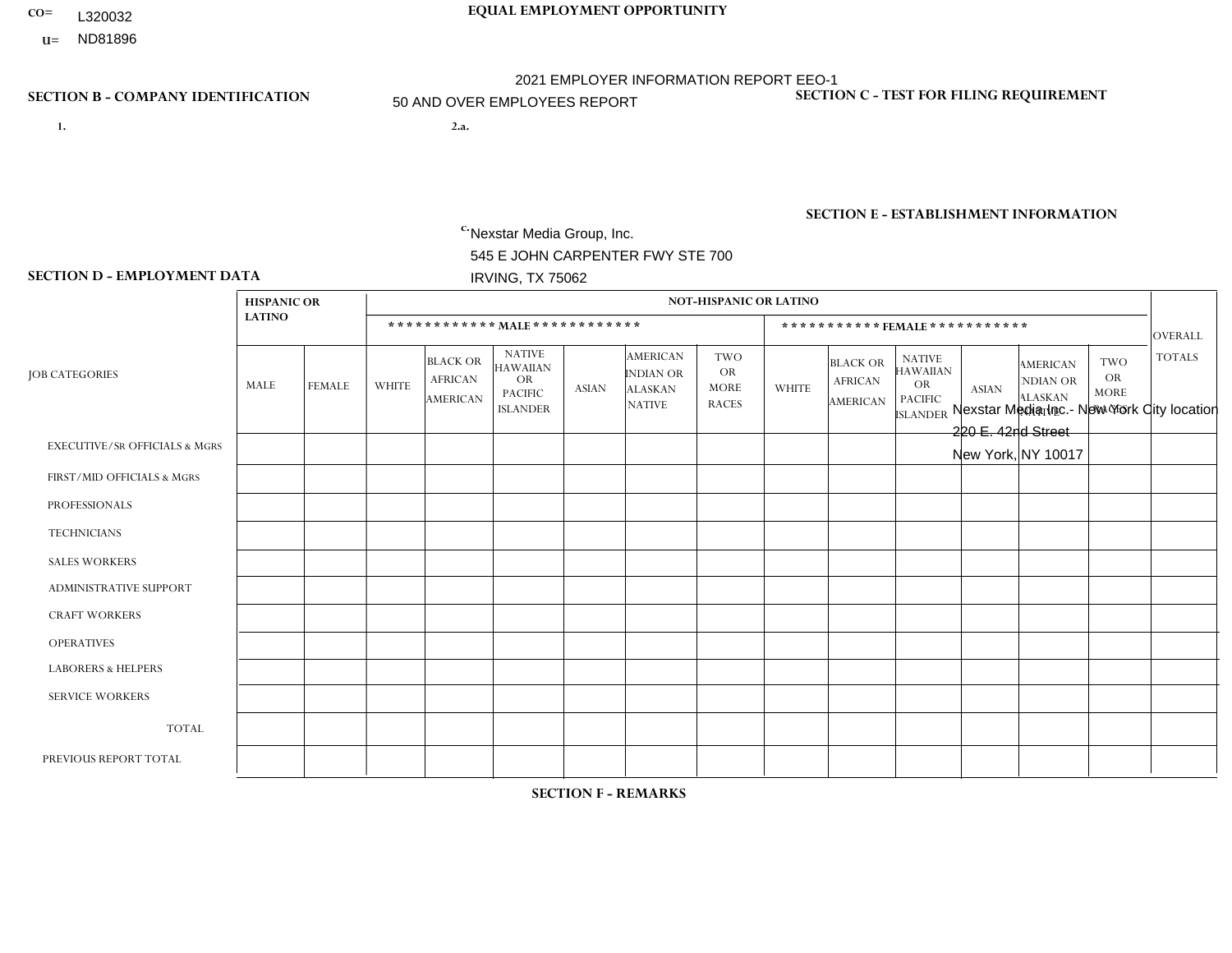CO= L320032

U= ND81896

**EQUAL EMPLOYMENT OPPORTUNITY**

2021 EMPLOYER INFORMATION REPORT EEO-1

50 AND OVER EMPLOYEES REPORT

## SECTION B - COMPANY IDENTIFICATION

1.

2.a.

c. Nexstar Media Group, Inc.
545 E JOHN CARPENTER FWY STE 700
IRVING, TX 75062

## SECTION C - TEST FOR FILING REQUIREMENT

## SECTION E - ESTABLISHMENT INFORMATION

Nexstar Media Inc.- New York City location
220 E. 42nd Street
New York, NY 10017

## SECTION D - EMPLOYMENT DATA

| JOB CATEGORIES | HISPANIC OR LATINO | | NOT-HISPANIC OR LATINO | | | | | | | | | | | | OVERALL TOTALS |
|---|---|---|---|---|---|---|---|---|---|---|---|---|---|---|---|
| | | | MALE | | | | | | FEMALE | | | | | | |
| | MALE | FEMALE | WHITE | BLACK OR AFRICAN AMERICAN | NATIVE HAWAIIAN OR PACIFIC ISLANDER | ASIAN | AMERICAN INDIAN OR ALASKAN NATIVE | TWO OR MORE RACES | WHITE | BLACK OR AFRICAN AMERICAN | NATIVE HAWAIIAN OR PACIFIC ISLANDER | ASIAN | AMERICAN INDIAN OR ALASKAN NATIVE | TWO OR MORE RACES | |
| EXECUTIVE/SR OFFICIALS & MGRS | | | | | | | | | | | | | | | |
| FIRST/MID OFFICIALS & MGRS | | | | | | | | | | | | | | | |
| PROFESSIONALS | | | | | | | | | | | | | | | |
| TECHNICIANS | | | | | | | | | | | | | | | |
| SALES WORKERS | | | | | | | | | | | | | | | |
| ADMINISTRATIVE SUPPORT | | | | | | | | | | | | | | | |
| CRAFT WORKERS | | | | | | | | | | | | | | | |
| OPERATIVES | | | | | | | | | | | | | | | |
| LABORERS & HELPERS | | | | | | | | | | | | | | | |
| SERVICE WORKERS | | | | | | | | | | | | | | | |
| TOTAL | | | | | | | | | | | | | | | |
| PREVIOUS REPORT TOTAL | | | | | | | | | | | | | | | |

## SECTION F - REMARKS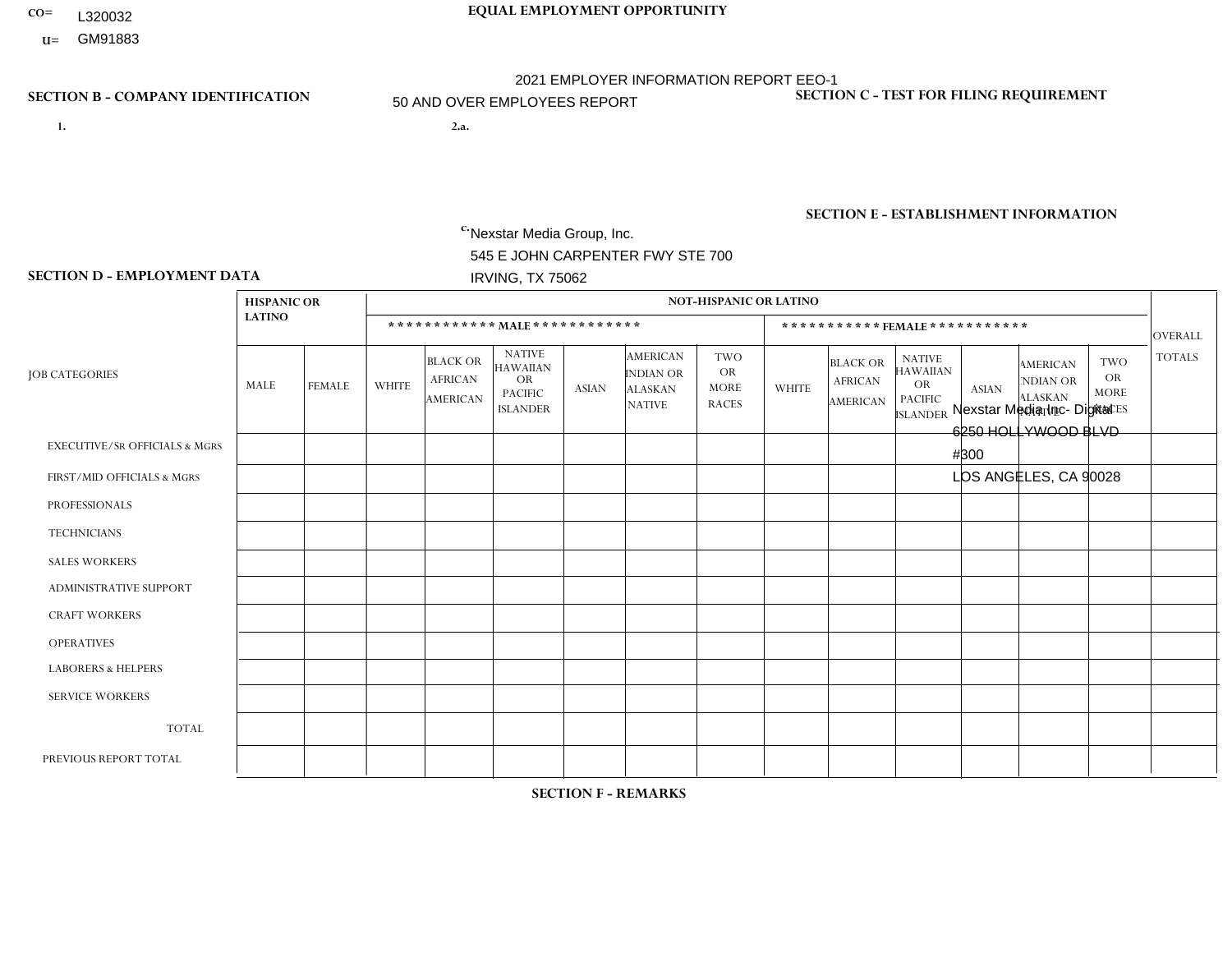CO= L320032
U= GM91883

# EQUAL EMPLOYMENT OPPORTUNITY

2021 EMPLOYER INFORMATION REPORT EEO-1
50 AND OVER EMPLOYEES REPORT

## SECTION B - COMPANY IDENTIFICATION

1.

2.a.

c. Nexstar Media Group, Inc.
545 E JOHN CARPENTER FWY STE 700
IRVING, TX 75062

## SECTION C - TEST FOR FILING REQUIREMENT

## SECTION E - ESTABLISHMENT INFORMATION

Nexstar Media Inc- Digital
6250 HOLLYWOOD BLVD
#300
LOS ANGELES, CA 90028

## SECTION D - EMPLOYMENT DATA

| JOB CATEGORIES | HISPANIC OR LATINO | | NOT-HISPANIC OR LATINO | | | | | | | | | | | | OVERALL TOTALS |
|---|---|---|---|---|---|---|---|---|---|---|---|---|---|---|---|
| | | | MALE | | | | | | FEMALE | | | | | | |
| | MALE | FEMALE | WHITE | BLACK OR AFRICAN AMERICAN | NATIVE HAWAIIAN OR PACIFIC ISLANDER | ASIAN | AMERICAN INDIAN OR ALASKAN NATIVE | TWO OR MORE RACES | WHITE | BLACK OR AFRICAN AMERICAN | NATIVE HAWAIIAN OR PACIFIC ISLANDER | ASIAN | AMERICAN INDIAN OR ALASKAN NATIVE | TWO OR MORE RACES | |
| EXECUTIVE/SR OFFICIALS & MGRS | | | | | | | | | | | | | | | |
| FIRST/MID OFFICIALS & MGRS | | | | | | | | | | | | | | | |
| PROFESSIONALS | | | | | | | | | | | | | | | |
| TECHNICIANS | | | | | | | | | | | | | | | |
| SALES WORKERS | | | | | | | | | | | | | | | |
| ADMINISTRATIVE SUPPORT | | | | | | | | | | | | | | | |
| CRAFT WORKERS | | | | | | | | | | | | | | | |
| OPERATIVES | | | | | | | | | | | | | | | |
| LABORERS & HELPERS | | | | | | | | | | | | | | | |
| SERVICE WORKERS | | | | | | | | | | | | | | | |
| TOTAL | | | | | | | | | | | | | | | |
| PREVIOUS REPORT TOTAL | | | | | | | | | | | | | | | |

## SECTION F - REMARKS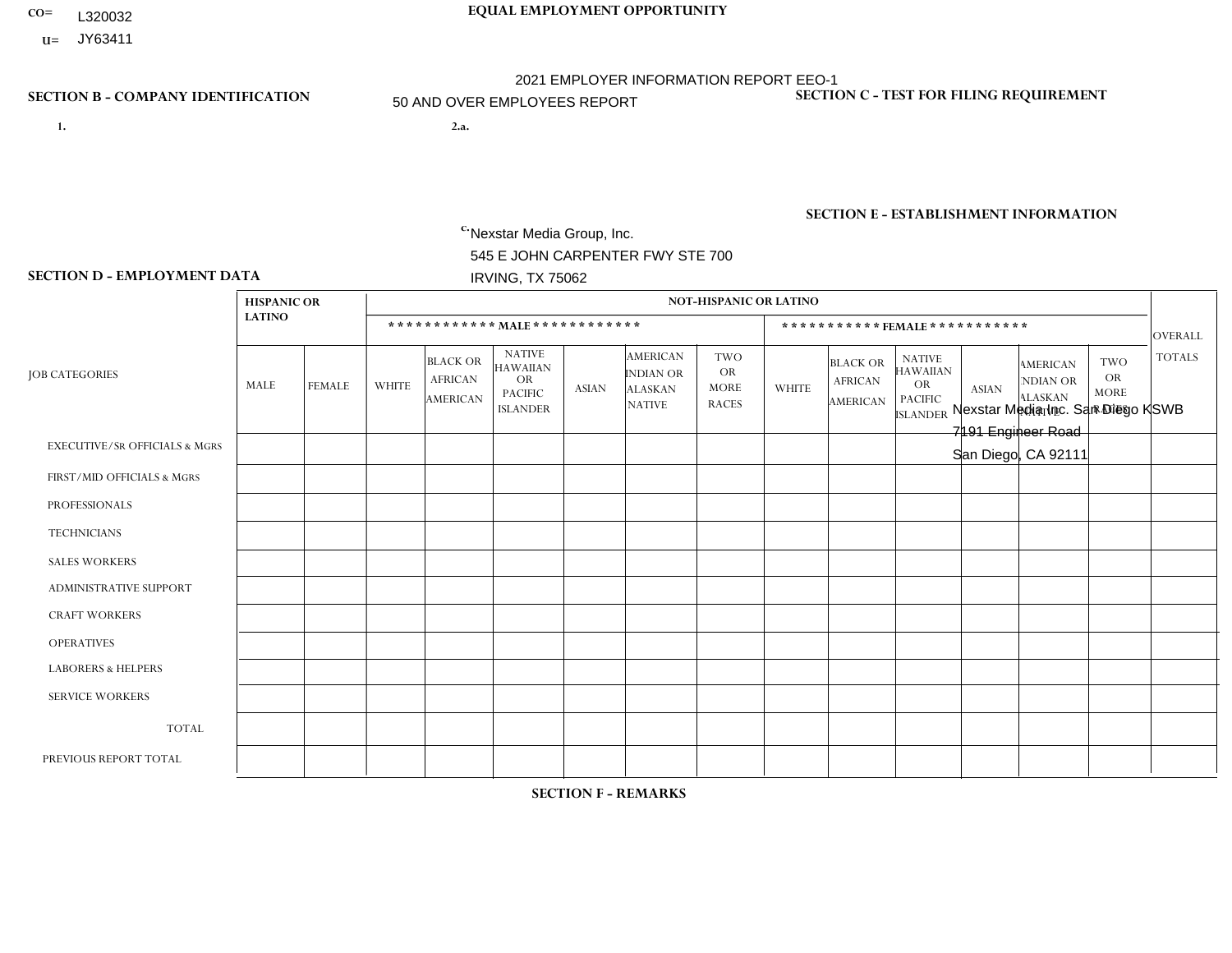CO= L320032
U= JY63411

**EQUAL EMPLOYMENT OPPORTUNITY**

2021 EMPLOYER INFORMATION REPORT EEO-1
50 AND OVER EMPLOYEES REPORT

**SECTION B - COMPANY IDENTIFICATION**

1.

2.a.

c. Nexstar Media Group, Inc.
545 E JOHN CARPENTER FWY STE 700
IRVING, TX 75062

**SECTION C - TEST FOR FILING REQUIREMENT**

**SECTION E - ESTABLISHMENT INFORMATION**

Nexstar Media Inc. San Diego KSWB
7191 Engineer Road
San Diego, CA 92111

**SECTION D - EMPLOYMENT DATA**

| JOB CATEGORIES | HISPANIC OR LATINO | | NOT-HISPANIC OR LATINO | | | | | | | | | | | | OVERALL TOTALS |
|---|---|---|---|---|---|---|---|---|---|---|---|---|---|---|---|
| | | | MALE | | | | | | FEMALE | | | | | | |
| | MALE | FEMALE | WHITE | BLACK OR AFRICAN AMERICAN | NATIVE HAWAIIAN OR PACIFIC ISLANDER | ASIAN | AMERICAN INDIAN OR ALASKAN NATIVE | TWO OR MORE RACES | WHITE | BLACK OR AFRICAN AMERICAN | NATIVE HAWAIIAN OR PACIFIC ISLANDER | ASIAN | AMERICAN INDIAN OR ALASKAN NATIVE | TWO OR MORE RACES | |
| EXECUTIVE/SR OFFICIALS & MGRS | | | | | | | | | | | | | | | |
| FIRST/MID OFFICIALS & MGRS | | | | | | | | | | | | | | | |
| PROFESSIONALS | | | | | | | | | | | | | | | |
| TECHNICIANS | | | | | | | | | | | | | | | |
| SALES WORKERS | | | | | | | | | | | | | | | |
| ADMINISTRATIVE SUPPORT | | | | | | | | | | | | | | | |
| CRAFT WORKERS | | | | | | | | | | | | | | | |
| OPERATIVES | | | | | | | | | | | | | | | |
| LABORERS & HELPERS | | | | | | | | | | | | | | | |
| SERVICE WORKERS | | | | | | | | | | | | | | | |
| TOTAL | | | | | | | | | | | | | | | |
| PREVIOUS REPORT TOTAL | | | | | | | | | | | | | | | |

**SECTION F - REMARKS**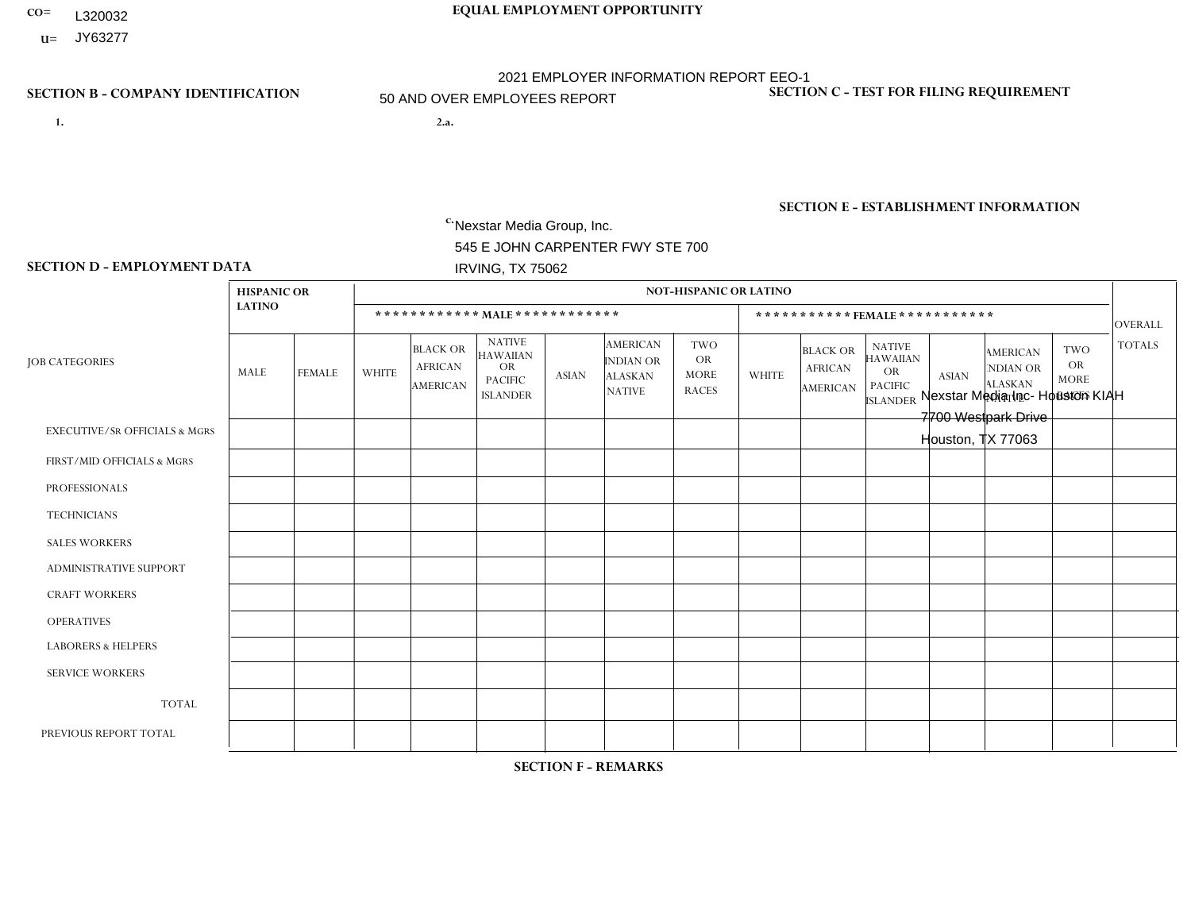CO= L320032

U= JY63277

**EQUAL EMPLOYMENT OPPORTUNITY**

2021 EMPLOYER INFORMATION REPORT EEO-1

50 AND OVER EMPLOYEES REPORT

**SECTION B - COMPANY IDENTIFICATION**

1.

2.a.

c. Nexstar Media Group, Inc.
545 E JOHN CARPENTER FWY STE 700
IRVING, TX 75062

**SECTION C - TEST FOR FILING REQUIREMENT**

**SECTION E - ESTABLISHMENT INFORMATION**

Nexstar Media Inc- Houston KIAH
7700 Westpark Drive
Houston, TX 77063

**SECTION D - EMPLOYMENT DATA**

| JOB CATEGORIES | HISPANIC OR LATINO | | NOT-HISPANIC OR LATINO | | | | | | | | | | | | OVERALL TOTALS |
|---|---|---|---|---|---|---|---|---|---|---|---|---|---|---|---|
| | | | MALE | | | | | | FEMALE | | | | | | |
| | MALE | FEMALE | WHITE | BLACK OR AFRICAN AMERICAN | NATIVE HAWAIIAN OR PACIFIC ISLANDER | ASIAN | AMERICAN INDIAN OR ALASKAN NATIVE | TWO OR MORE RACES | WHITE | BLACK OR AFRICAN AMERICAN | NATIVE HAWAIIAN OR PACIFIC ISLANDER | ASIAN | AMERICAN INDIAN OR ALASKAN NATIVE | TWO OR MORE RACES | |
| EXECUTIVE/Sr OFFICIALS & MGRS | | | | | | | | | | | | | | | |
| FIRST/MID OFFICIALS & MGRS | | | | | | | | | | | | | | | |
| PROFESSIONALS | | | | | | | | | | | | | | | |
| TECHNICIANS | | | | | | | | | | | | | | | |
| SALES WORKERS | | | | | | | | | | | | | | | |
| ADMINISTRATIVE SUPPORT | | | | | | | | | | | | | | | |
| CRAFT WORKERS | | | | | | | | | | | | | | | |
| OPERATIVES | | | | | | | | | | | | | | | |
| LABORERS & HELPERS | | | | | | | | | | | | | | | |
| SERVICE WORKERS | | | | | | | | | | | | | | | |
| TOTAL | | | | | | | | | | | | | | | |
| PREVIOUS REPORT TOTAL | | | | | | | | | | | | | | | |

**SECTION F - REMARKS**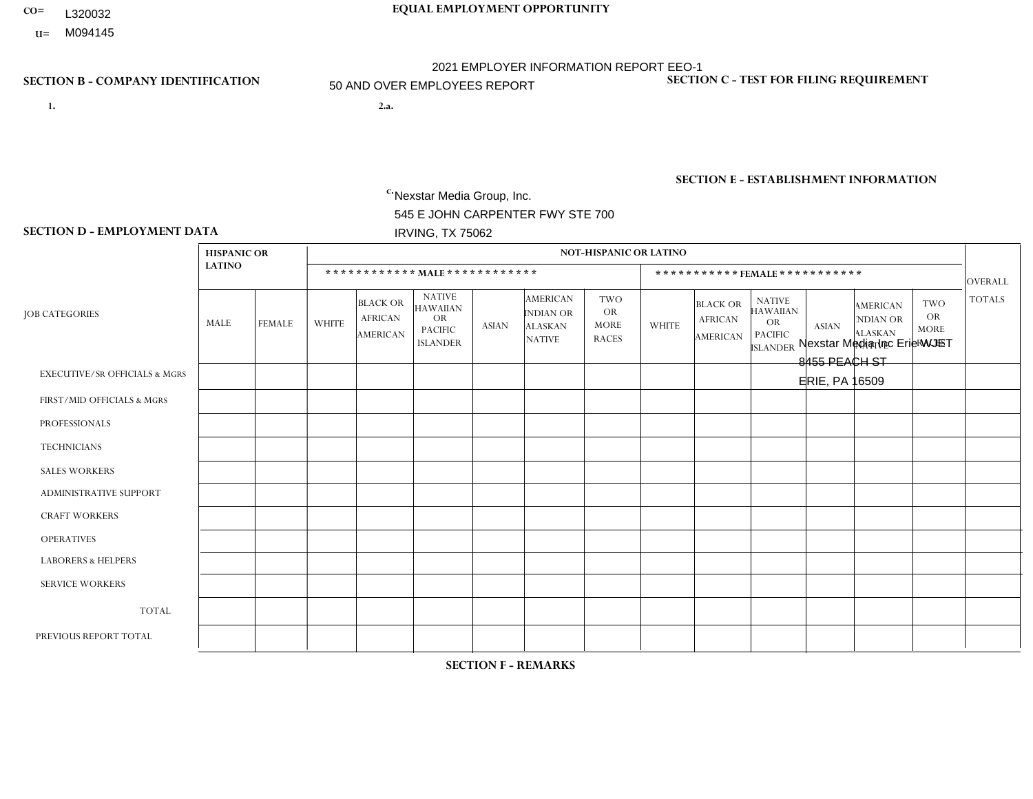CO= L320032
U= M094145

**EQUAL EMPLOYMENT OPPORTUNITY**

2021 EMPLOYER INFORMATION REPORT EEO-1
50 AND OVER EMPLOYEES REPORT

**SECTION B - COMPANY IDENTIFICATION**

1.

2.a.

c. Nexstar Media Group, Inc.
545 E JOHN CARPENTER FWY STE 700
IRVING, TX 75062

**SECTION C - TEST FOR FILING REQUIREMENT**

**SECTION E - ESTABLISHMENT INFORMATION**

Nexstar Media Inc Erie WJET
8455 PEACH ST
ERIE, PA 16509

**SECTION D - EMPLOYMENT DATA**

| JOB CATEGORIES | HISPANIC OR LATINO | | NOT-HISPANIC OR LATINO | | | | | | | | | | | | OVERALL TOTALS |
|---|---|---|---|---|---|---|---|---|---|---|---|---|---|---|---|
| | | | MALE | | | | | | FEMALE | | | | | | |
| | MALE | FEMALE | WHITE | BLACK OR AFRICAN AMERICAN | NATIVE HAWAIIAN OR PACIFIC ISLANDER | ASIAN | AMERICAN INDIAN OR ALASKAN NATIVE | TWO OR MORE RACES | WHITE | BLACK OR AFRICAN AMERICAN | NATIVE HAWAIIAN OR PACIFIC ISLANDER | ASIAN | AMERICAN INDIAN OR ALASKAN NATIVE | TWO OR MORE RACES | |
| EXECUTIVE/SR OFFICIALS & MGRS | | | | | | | | | | | | | | | |
| FIRST/MID OFFICIALS & MGRS | | | | | | | | | | | | | | | |
| PROFESSIONALS | | | | | | | | | | | | | | | |
| TECHNICIANS | | | | | | | | | | | | | | | |
| SALES WORKERS | | | | | | | | | | | | | | | |
| ADMINISTRATIVE SUPPORT | | | | | | | | | | | | | | | |
| CRAFT WORKERS | | | | | | | | | | | | | | | |
| OPERATIVES | | | | | | | | | | | | | | | |
| LABORERS & HELPERS | | | | | | | | | | | | | | | |
| SERVICE WORKERS | | | | | | | | | | | | | | | |
| TOTAL | | | | | | | | | | | | | | | |
| PREVIOUS REPORT TOTAL | | | | | | | | | | | | | | | |

**SECTION F - REMARKS**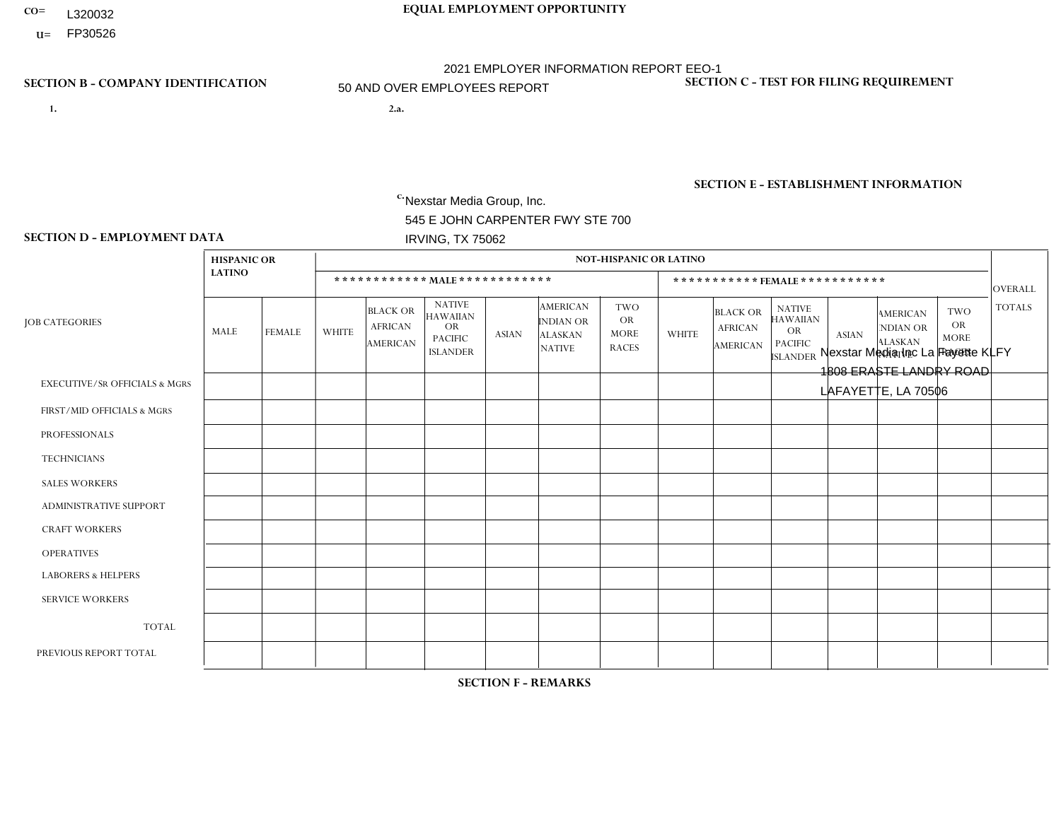CO= L320032
U= FP30526

**EQUAL EMPLOYMENT OPPORTUNITY**

2021 EMPLOYER INFORMATION REPORT EEO-1

50 AND OVER EMPLOYEES REPORT

**SECTION B - COMPANY IDENTIFICATION**

1.

2.a.

c. Nexstar Media Group, Inc.
545 E JOHN CARPENTER FWY STE 700
IRVING, TX 75062

**SECTION C - TEST FOR FILING REQUIREMENT**

**SECTION E - ESTABLISHMENT INFORMATION**

Nexstar Media Inc La Fayette KLFY
1808 ERASTE LANDRY ROAD
LAFAYETTE, LA 70506

**SECTION D - EMPLOYMENT DATA**

| JOB CATEGORIES | HISPANIC OR LATINO | | NOT-HISPANIC OR LATINO | | | | | | | | | | | | OVERALL TOTALS |
|---|---|---|---|---|---|---|---|---|---|---|---|---|---|---|---|
| | | | MALE | | | | | | FEMALE | | | | | | |
| | MALE | FEMALE | WHITE | BLACK OR AFRICAN AMERICAN | NATIVE HAWAIIAN OR PACIFIC ISLANDER | ASIAN | AMERICAN INDIAN OR ALASKAN NATIVE | TWO OR MORE RACES | WHITE | BLACK OR AFRICAN AMERICAN | NATIVE HAWAIIAN OR PACIFIC ISLANDER | ASIAN | AMERICAN INDIAN OR ALASKAN NATIVE | TWO OR MORE RACES | |
| EXECUTIVE/SR OFFICIALS & MGRS | | | | | | | | | | | | | | | |
| FIRST/MID OFFICIALS & MGRS | | | | | | | | | | | | | | | |
| PROFESSIONALS | | | | | | | | | | | | | | | |
| TECHNICIANS | | | | | | | | | | | | | | | |
| SALES WORKERS | | | | | | | | | | | | | | | |
| ADMINISTRATIVE SUPPORT | | | | | | | | | | | | | | | |
| CRAFT WORKERS | | | | | | | | | | | | | | | |
| OPERATIVES | | | | | | | | | | | | | | | |
| LABORERS & HELPERS | | | | | | | | | | | | | | | |
| SERVICE WORKERS | | | | | | | | | | | | | | | |
| TOTAL | | | | | | | | | | | | | | | |
| PREVIOUS REPORT TOTAL | | | | | | | | | | | | | | | |

**SECTION F - REMARKS**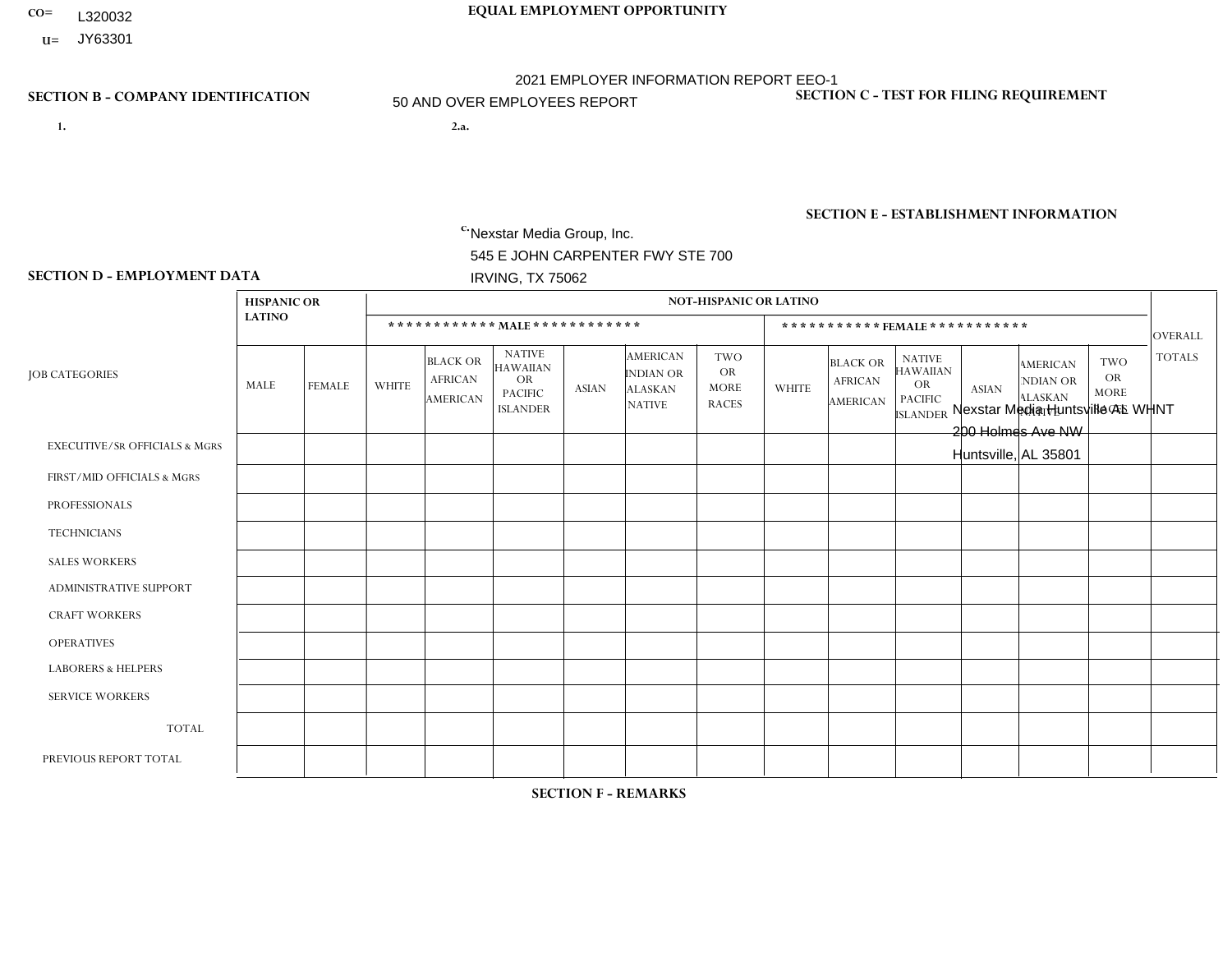CO= L320032
U= JY63301

**EQUAL EMPLOYMENT OPPORTUNITY**

2021 EMPLOYER INFORMATION REPORT EEO-1
50 AND OVER EMPLOYEES REPORT

**SECTION B - COMPANY IDENTIFICATION**

1.

2.a.

c. Nexstar Media Group, Inc.
545 E JOHN CARPENTER FWY STE 700
IRVING, TX 75062

**SECTION C - TEST FOR FILING REQUIREMENT**

**SECTION E - ESTABLISHMENT INFORMATION**

Nexstar Media Huntsville AL WHNT
200 Holmes Ave NW
Huntsville, AL 35801

**SECTION D - EMPLOYMENT DATA**

| JOB CATEGORIES | HISPANIC OR LATINO | | NOT-HISPANIC OR LATINO | | | | | | | | | | | | OVERALL TOTALS |
|---|---|---|---|---|---|---|---|---|---|---|---|---|---|---|---|
| | | | MALE | | | | | | FEMALE | | | | | | |
| | MALE | FEMALE | WHITE | BLACK OR AFRICAN AMERICAN | NATIVE HAWAIIAN OR PACIFIC ISLANDER | ASIAN | AMERICAN INDIAN OR ALASKAN NATIVE | TWO OR MORE RACES | WHITE | BLACK OR AFRICAN AMERICAN | NATIVE HAWAIIAN OR PACIFIC ISLANDER | ASIAN | AMERICAN INDIAN OR ALASKAN NATIVE | TWO OR MORE RACES | |
| EXECUTIVE/SR OFFICIALS & MGRS | | | | | | | | | | | | | | | |
| FIRST/MID OFFICIALS & MGRS | | | | | | | | | | | | | | | |
| PROFESSIONALS | | | | | | | | | | | | | | | |
| TECHNICIANS | | | | | | | | | | | | | | | |
| SALES WORKERS | | | | | | | | | | | | | | | |
| ADMINISTRATIVE SUPPORT | | | | | | | | | | | | | | | |
| CRAFT WORKERS | | | | | | | | | | | | | | | |
| OPERATIVES | | | | | | | | | | | | | | | |
| LABORERS & HELPERS | | | | | | | | | | | | | | | |
| SERVICE WORKERS | | | | | | | | | | | | | | | |
| TOTAL | | | | | | | | | | | | | | | |
| PREVIOUS REPORT TOTAL | | | | | | | | | | | | | | | |

**SECTION F - REMARKS**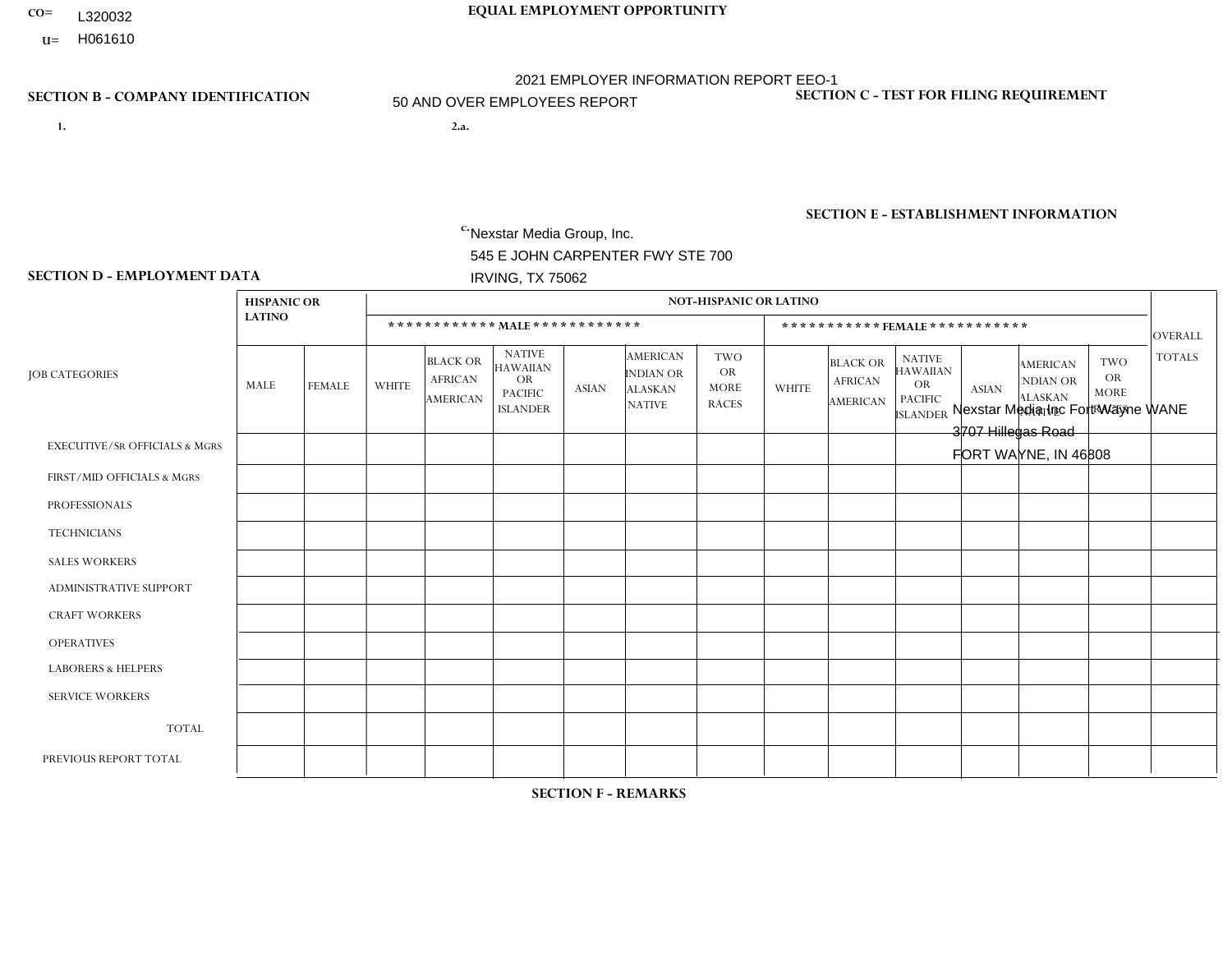CO= L320032
U= H061610

**EQUAL EMPLOYMENT OPPORTUNITY**

2021 EMPLOYER INFORMATION REPORT EEO-1
50 AND OVER EMPLOYEES REPORT

**SECTION B - COMPANY IDENTIFICATION**

1.

2.a.

c. Nexstar Media Group, Inc.
545 E JOHN CARPENTER FWY STE 700
IRVING, TX 75062

**SECTION C - TEST FOR FILING REQUIREMENT**

**SECTION E - ESTABLISHMENT INFORMATION**

Nexstar Media Inc Fort Wayne WANE
3707 Hillegas Road
FORT WAYNE, IN 46808

**SECTION D - EMPLOYMENT DATA**

| JOB CATEGORIES | HISPANIC OR LATINO | | NOT-HISPANIC OR LATINO | | | | | | | | | | | | OVERALL TOTALS |
|---|---|---|---|---|---|---|---|---|---|---|---|---|---|---|---|
| | | | MALE | | | | | | FEMALE | | | | | | |
| | MALE | FEMALE | WHITE | BLACK OR AFRICAN AMERICAN | NATIVE HAWAIIAN OR PACIFIC ISLANDER | ASIAN | AMERICAN INDIAN OR ALASKAN NATIVE | TWO OR MORE RACES | WHITE | BLACK OR AFRICAN AMERICAN | NATIVE HAWAIIAN OR PACIFIC ISLANDER | ASIAN | AMERICAN INDIAN OR ALASKAN NATIVE | TWO OR MORE RACES | |
| EXECUTIVE/SR OFFICIALS & MGRS | | | | | | | | | | | | | | | |
| FIRST/MID OFFICIALS & MGRS | | | | | | | | | | | | | | | |
| PROFESSIONALS | | | | | | | | | | | | | | | |
| TECHNICIANS | | | | | | | | | | | | | | | |
| SALES WORKERS | | | | | | | | | | | | | | | |
| ADMINISTRATIVE SUPPORT | | | | | | | | | | | | | | | |
| CRAFT WORKERS | | | | | | | | | | | | | | | |
| OPERATIVES | | | | | | | | | | | | | | | |
| LABORERS & HELPERS | | | | | | | | | | | | | | | |
| SERVICE WORKERS | | | | | | | | | | | | | | | |
| TOTAL | | | | | | | | | | | | | | | |
| PREVIOUS REPORT TOTAL | | | | | | | | | | | | | | | |

**SECTION F - REMARKS**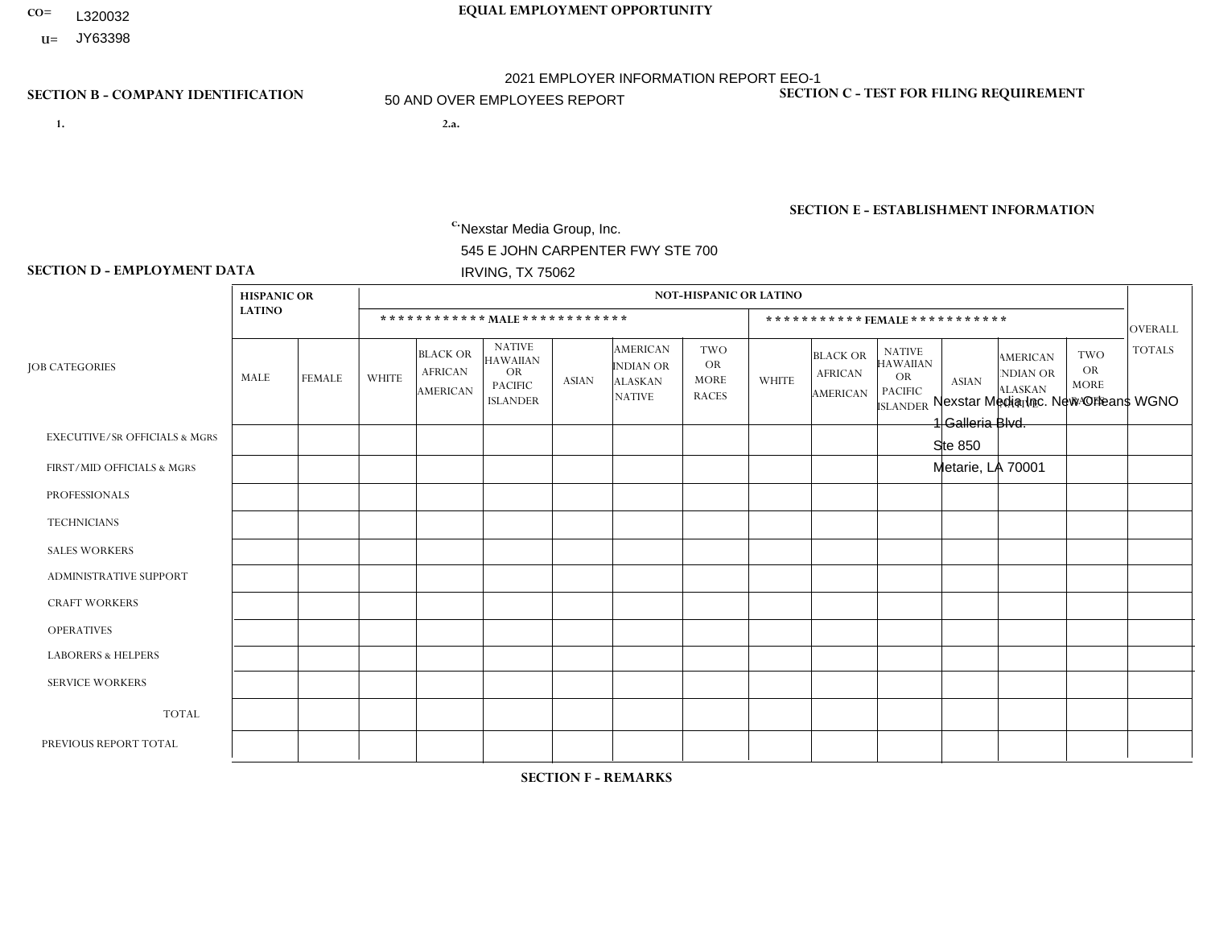CO= L320032
U= JY63398

**EQUAL EMPLOYMENT OPPORTUNITY**

2021 EMPLOYER INFORMATION REPORT EEO-1
50 AND OVER EMPLOYEES REPORT

**SECTION B - COMPANY IDENTIFICATION**

1.

2.a.

c. Nexstar Media Group, Inc.
545 E JOHN CARPENTER FWY STE 700
IRVING, TX 75062

**SECTION C - TEST FOR FILING REQUIREMENT**

**SECTION E - ESTABLISHMENT INFORMATION**

Nexstar Media Inc. New Orleans WGNO
1 Galleria Blvd.
Ste 850
Metarie, LA 70001

**SECTION D - EMPLOYMENT DATA**

| JOB CATEGORIES | HISPANIC OR LATINO | | NOT-HISPANIC OR LATINO | | | | | | | | | | | | OVERALL TOTALS |
|---|---|---|---|---|---|---|---|---|---|---|---|---|---|---|---|
| | | | MALE | | | | | | FEMALE | | | | | | |
| | MALE | FEMALE | WHITE | BLACK OR AFRICAN AMERICAN | NATIVE HAWAIIAN OR PACIFIC ISLANDER | ASIAN | AMERICAN INDIAN OR ALASKAN NATIVE | TWO OR MORE RACES | WHITE | BLACK OR AFRICAN AMERICAN | NATIVE HAWAIIAN OR PACIFIC ISLANDER | ASIAN | AMERICAN INDIAN OR ALASKAN NATIVE | TWO OR MORE RACES | |
| EXECUTIVE/Sr OFFICIALS & MGRS | | | | | | | | | | | | | | | |
| FIRST/MID OFFICIALS & MGRS | | | | | | | | | | | | | | | |
| PROFESSIONALS | | | | | | | | | | | | | | | |
| TECHNICIANS | | | | | | | | | | | | | | | |
| SALES WORKERS | | | | | | | | | | | | | | | |
| ADMINISTRATIVE SUPPORT | | | | | | | | | | | | | | | |
| CRAFT WORKERS | | | | | | | | | | | | | | | |
| OPERATIVES | | | | | | | | | | | | | | | |
| LABORERS & HELPERS | | | | | | | | | | | | | | | |
| SERVICE WORKERS | | | | | | | | | | | | | | | |
| TOTAL | | | | | | | | | | | | | | | |
| PREVIOUS REPORT TOTAL | | | | | | | | | | | | | | | |

**SECTION F - REMARKS**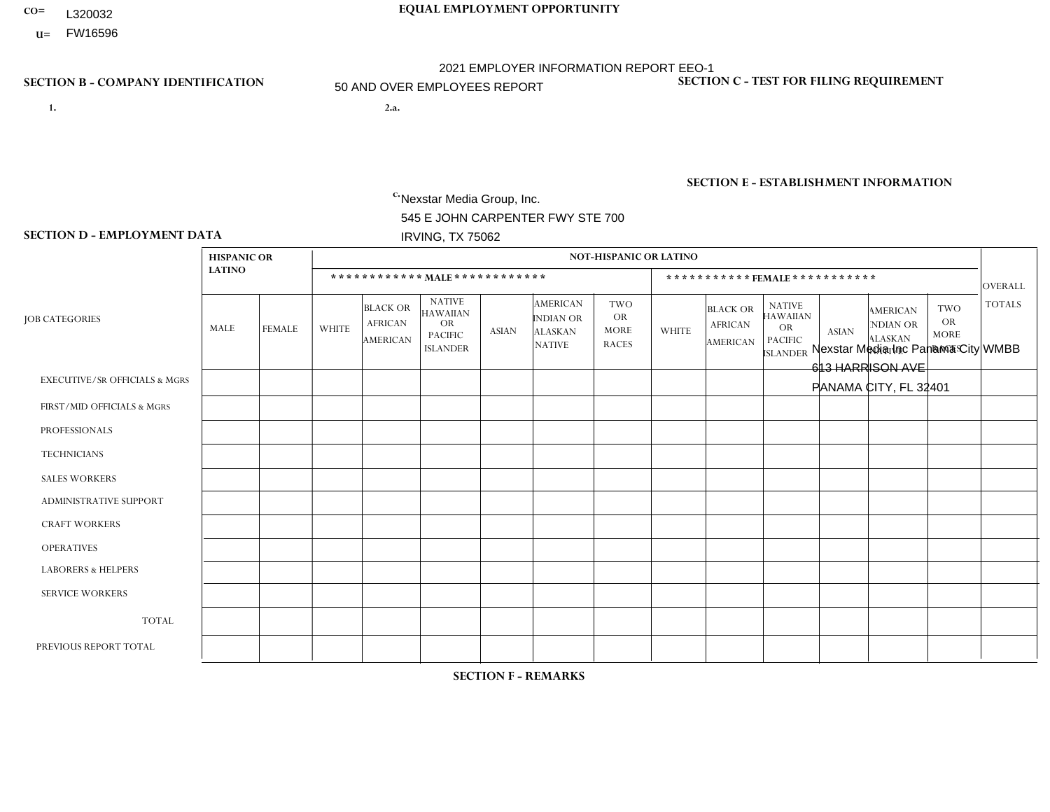CO= L320032
U= FW16596

**EQUAL EMPLOYMENT OPPORTUNITY**

2021 EMPLOYER INFORMATION REPORT EEO-1
50 AND OVER EMPLOYEES REPORT

**SECTION B - COMPANY IDENTIFICATION**

1.

2.a.

c. Nexstar Media Group, Inc.
545 E JOHN CARPENTER FWY STE 700
IRVING, TX 75062

**SECTION C - TEST FOR FILING REQUIREMENT**

**SECTION E - ESTABLISHMENT INFORMATION**

Nexstar Media Inc Panama City WMBB
613 HARRISON AVE
PANAMA CITY, FL 32401

**SECTION D - EMPLOYMENT DATA**

| JOB CATEGORIES | HISPANIC OR LATINO | | NOT-HISPANIC OR LATINO | | | | | | | | | | | | OVERALL TOTALS |
|---|---|---|---|---|---|---|---|---|---|---|---|---|---|---|---|
| | | | MALE | | | | | | FEMALE | | | | | | |
| | MALE | FEMALE | WHITE | BLACK OR AFRICAN AMERICAN | NATIVE HAWAIIAN OR PACIFIC ISLANDER | ASIAN | AMERICAN INDIAN OR ALASKAN NATIVE | TWO OR MORE RACES | WHITE | BLACK OR AFRICAN AMERICAN | NATIVE HAWAIIAN OR PACIFIC ISLANDER | ASIAN | AMERICAN INDIAN OR ALASKAN NATIVE | TWO OR MORE RACES | |
| EXECUTIVE/SR OFFICIALS & MGRS | | | | | | | | | | | | | | | |
| FIRST/MID OFFICIALS & MGRS | | | | | | | | | | | | | | | |
| PROFESSIONALS | | | | | | | | | | | | | | | |
| TECHNICIANS | | | | | | | | | | | | | | | |
| SALES WORKERS | | | | | | | | | | | | | | | |
| ADMINISTRATIVE SUPPORT | | | | | | | | | | | | | | | |
| CRAFT WORKERS | | | | | | | | | | | | | | | |
| OPERATIVES | | | | | | | | | | | | | | | |
| LABORERS & HELPERS | | | | | | | | | | | | | | | |
| SERVICE WORKERS | | | | | | | | | | | | | | | |
| TOTAL | | | | | | | | | | | | | | | |
| PREVIOUS REPORT TOTAL | | | | | | | | | | | | | | | |

**SECTION F - REMARKS**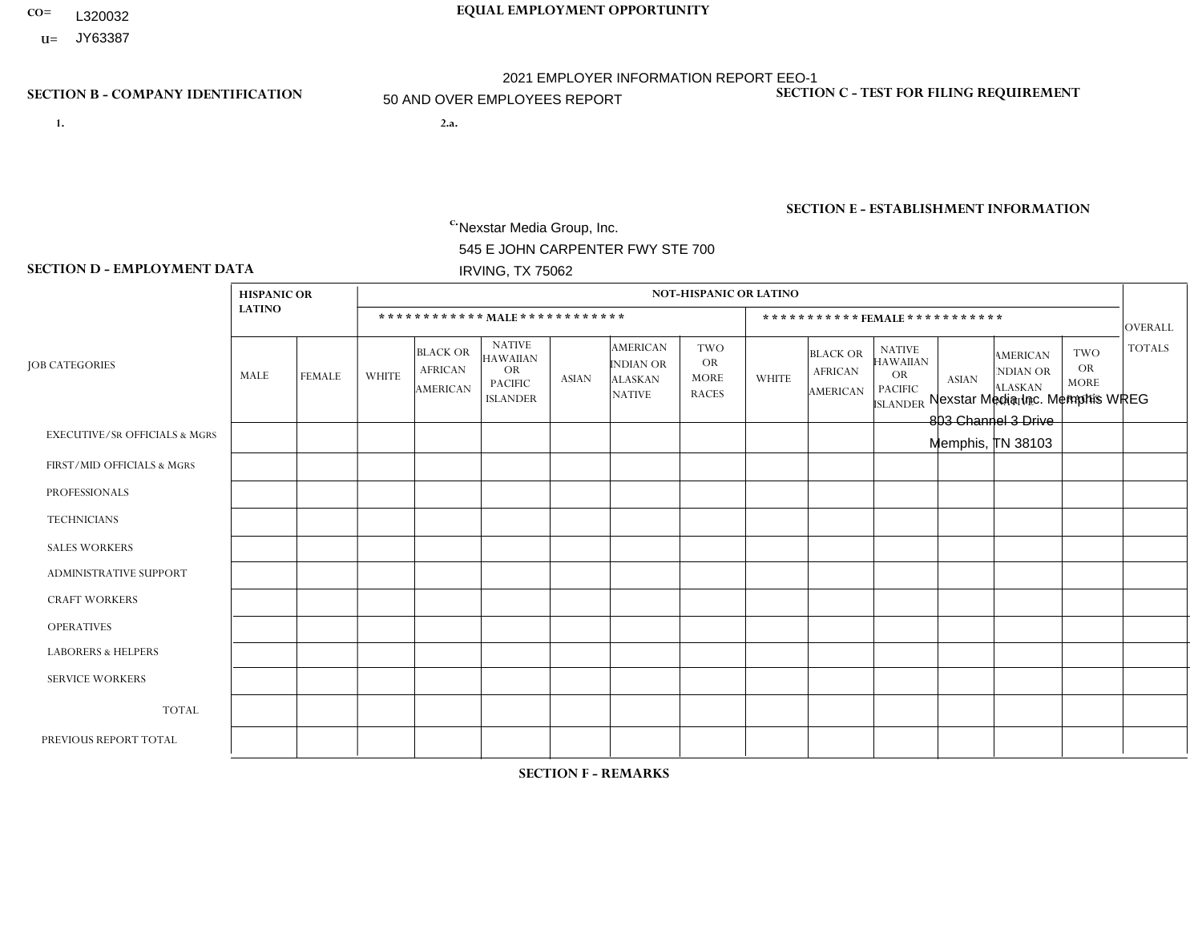CO= L320032

u= JY63387

**EQUAL EMPLOYMENT OPPORTUNITY**

2021 EMPLOYER INFORMATION REPORT EEO-1

50 AND OVER EMPLOYEES REPORT

**SECTION B - COMPANY IDENTIFICATION**

1.

2.a.

c. Nexstar Media Group, Inc.
545 E JOHN CARPENTER FWY STE 700
IRVING, TX 75062

**SECTION C - TEST FOR FILING REQUIREMENT**

**SECTION E - ESTABLISHMENT INFORMATION**

Nexstar Media Inc. Memphis WREG
803 Channel 3 Drive
Memphis, TN 38103

**SECTION D - EMPLOYMENT DATA**

| JOB CATEGORIES | HISPANIC OR LATINO | | NOT-HISPANIC OR LATINO | | | | | | | | | | | | OVERALL TOTALS |
|---|---|---|---|---|---|---|---|---|---|---|---|---|---|---|---|
| | | | ************ MALE ************ | | | | | | *********** FEMALE *********** | | | | | | |
| | MALE | FEMALE | WHITE | BLACK OR AFRICAN AMERICAN | NATIVE HAWAIIAN OR PACIFIC ISLANDER | ASIAN | AMERICAN INDIAN OR ALASKAN NATIVE | TWO OR MORE RACES | WHITE | BLACK OR AFRICAN AMERICAN | NATIVE HAWAIIAN OR PACIFIC ISLANDER | ASIAN | AMERICAN INDIAN OR ALASKAN NATIVE | TWO OR MORE RACES | |
| EXECUTIVE/SR OFFICIALS & MGRS | | | | | | | | | | | | | | | |
| FIRST/MID OFFICIALS & MGRS | | | | | | | | | | | | | | | |
| PROFESSIONALS | | | | | | | | | | | | | | | |
| TECHNICIANS | | | | | | | | | | | | | | | |
| SALES WORKERS | | | | | | | | | | | | | | | |
| ADMINISTRATIVE SUPPORT | | | | | | | | | | | | | | | |
| CRAFT WORKERS | | | | | | | | | | | | | | | |
| OPERATIVES | | | | | | | | | | | | | | | |
| LABORERS & HELPERS | | | | | | | | | | | | | | | |
| SERVICE WORKERS | | | | | | | | | | | | | | | |
| TOTAL | | | | | | | | | | | | | | | |
| PREVIOUS REPORT TOTAL | | | | | | | | | | | | | | | |

**SECTION F - REMARKS**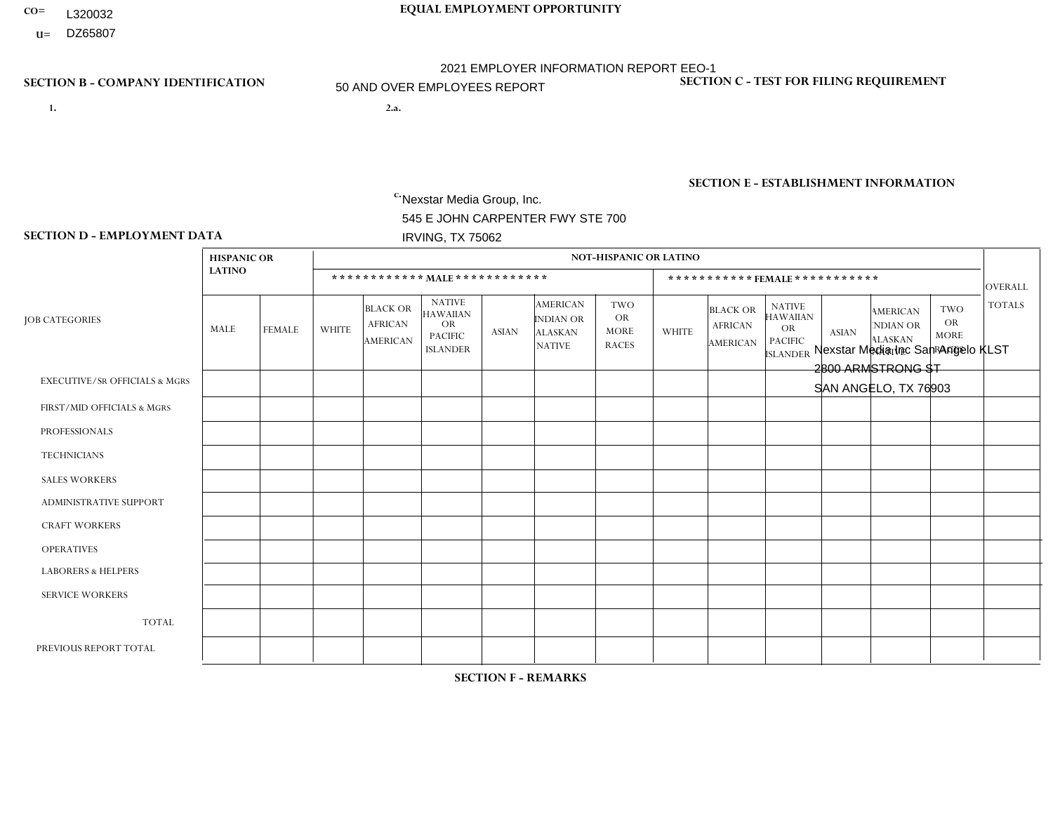CO= L320032
U= DZ65807

**EQUAL EMPLOYMENT OPPORTUNITY**

2021 EMPLOYER INFORMATION REPORT EEO-1
50 AND OVER EMPLOYEES REPORT

**SECTION B - COMPANY IDENTIFICATION**

1.

2.a.

c. Nexstar Media Group, Inc.
545 E JOHN CARPENTER FWY STE 700
IRVING, TX 75062

**SECTION C - TEST FOR FILING REQUIREMENT**

**SECTION E - ESTABLISHMENT INFORMATION**

Nexstar Media Inc San Angelo KLST
2800 ARMSTRONG ST
SAN ANGELO, TX 76903

**SECTION D - EMPLOYMENT DATA**

| JOB CATEGORIES | HISPANIC OR LATINO | | NOT-HISPANIC OR LATINO | | | | | | | | | | | | OVERALL TOTALS |
|---|---|---|---|---|---|---|---|---|---|---|---|---|---|---|---|
| | | | MALE | | | | | | FEMALE | | | | | | |
| | MALE | FEMALE | WHITE | BLACK OR AFRICAN AMERICAN | NATIVE HAWAIIAN OR PACIFIC ISLANDER | ASIAN | AMERICAN INDIAN OR ALASKAN NATIVE | TWO OR MORE RACES | WHITE | BLACK OR AFRICAN AMERICAN | NATIVE HAWAIIAN OR PACIFIC ISLANDER | ASIAN | AMERICAN INDIAN OR ALASKAN NATIVE | TWO OR MORE RACES | |
| EXECUTIVE/SR OFFICIALS & MGRS | | | | | | | | | | | | | | | |
| FIRST/MID OFFICIALS & MGRS | | | | | | | | | | | | | | | |
| PROFESSIONALS | | | | | | | | | | | | | | | |
| TECHNICIANS | | | | | | | | | | | | | | | |
| SALES WORKERS | | | | | | | | | | | | | | | |
| ADMINISTRATIVE SUPPORT | | | | | | | | | | | | | | | |
| CRAFT WORKERS | | | | | | | | | | | | | | | |
| OPERATIVES | | | | | | | | | | | | | | | |
| LABORERS & HELPERS | | | | | | | | | | | | | | | |
| SERVICE WORKERS | | | | | | | | | | | | | | | |
| TOTAL | | | | | | | | | | | | | | | |
| PREVIOUS REPORT TOTAL | | | | | | | | | | | | | | | |

**SECTION F - REMARKS**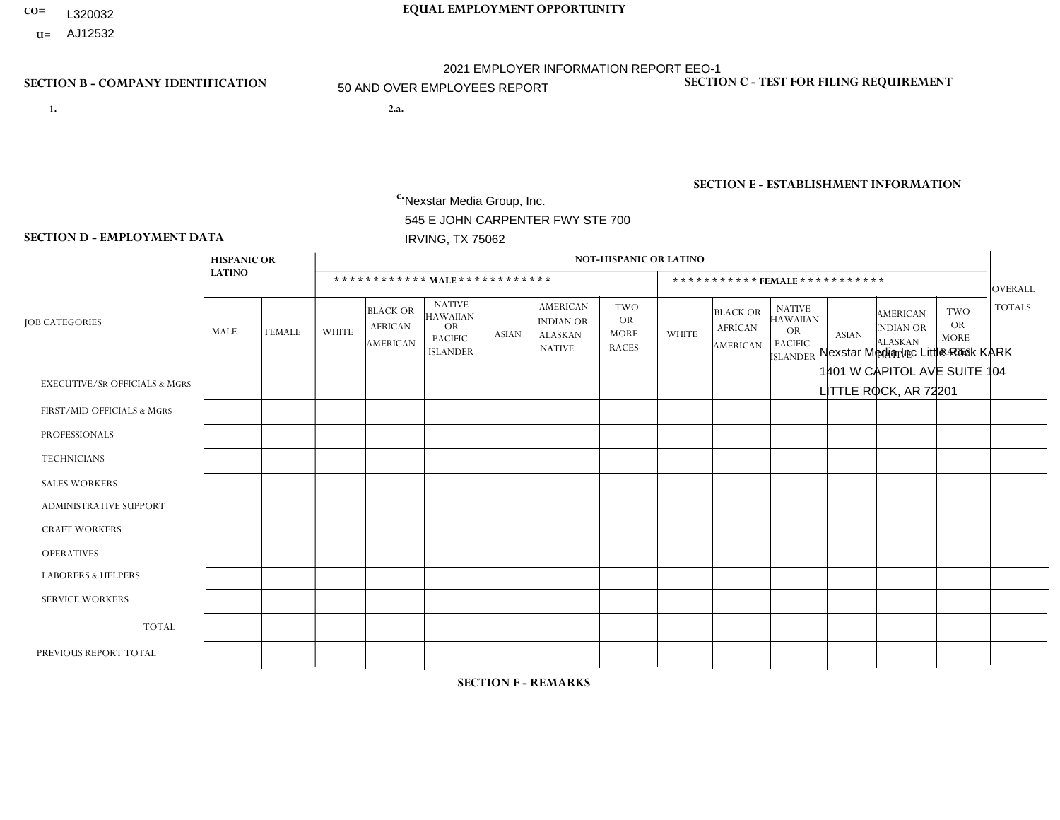CO= L320032

U= AJ12532

**EQUAL EMPLOYMENT OPPORTUNITY**

2021 EMPLOYER INFORMATION REPORT EEO-1

50 AND OVER EMPLOYEES REPORT

**SECTION B - COMPANY IDENTIFICATION**

**SECTION C - TEST FOR FILING REQUIREMENT**

1.

2.a.

c. Nexstar Media Group, Inc.
545 E JOHN CARPENTER FWY STE 700
IRVING, TX 75062

**SECTION E - ESTABLISHMENT INFORMATION**

Nexstar Media Inc Little Rock KARK
1401 W CAPITOL AVE SUITE 104
LITTLE ROCK, AR 72201

**SECTION D - EMPLOYMENT DATA**

| JOB CATEGORIES | HISPANIC OR LATINO | | NOT-HISPANIC OR LATINO | | | | | | | | | | | | OVERALL TOTALS |
|---|---|---|---|---|---|---|---|---|---|---|---|---|---|---|---|
| | | | MALE | | | | | | FEMALE | | | | | | |
| | MALE | FEMALE | WHITE | BLACK OR AFRICAN AMERICAN | NATIVE HAWAIIAN OR PACIFIC ISLANDER | ASIAN | AMERICAN INDIAN OR ALASKAN NATIVE | TWO OR MORE RACES | WHITE | BLACK OR AFRICAN AMERICAN | NATIVE HAWAIIAN OR PACIFIC ISLANDER | ASIAN | AMERICAN INDIAN OR ALASKAN NATIVE | TWO OR MORE RACES | |
| EXECUTIVE/SR OFFICIALS & MGRS | | | | | | | | | | | | | | | |
| FIRST/MID OFFICIALS & MGRS | | | | | | | | | | | | | | | |
| PROFESSIONALS | | | | | | | | | | | | | | | |
| TECHNICIANS | | | | | | | | | | | | | | | |
| SALES WORKERS | | | | | | | | | | | | | | | |
| ADMINISTRATIVE SUPPORT | | | | | | | | | | | | | | | |
| CRAFT WORKERS | | | | | | | | | | | | | | | |
| OPERATIVES | | | | | | | | | | | | | | | |
| LABORERS & HELPERS | | | | | | | | | | | | | | | |
| SERVICE WORKERS | | | | | | | | | | | | | | | |
| TOTAL | | | | | | | | | | | | | | | |
| PREVIOUS REPORT TOTAL | | | | | | | | | | | | | | | |

**SECTION F - REMARKS**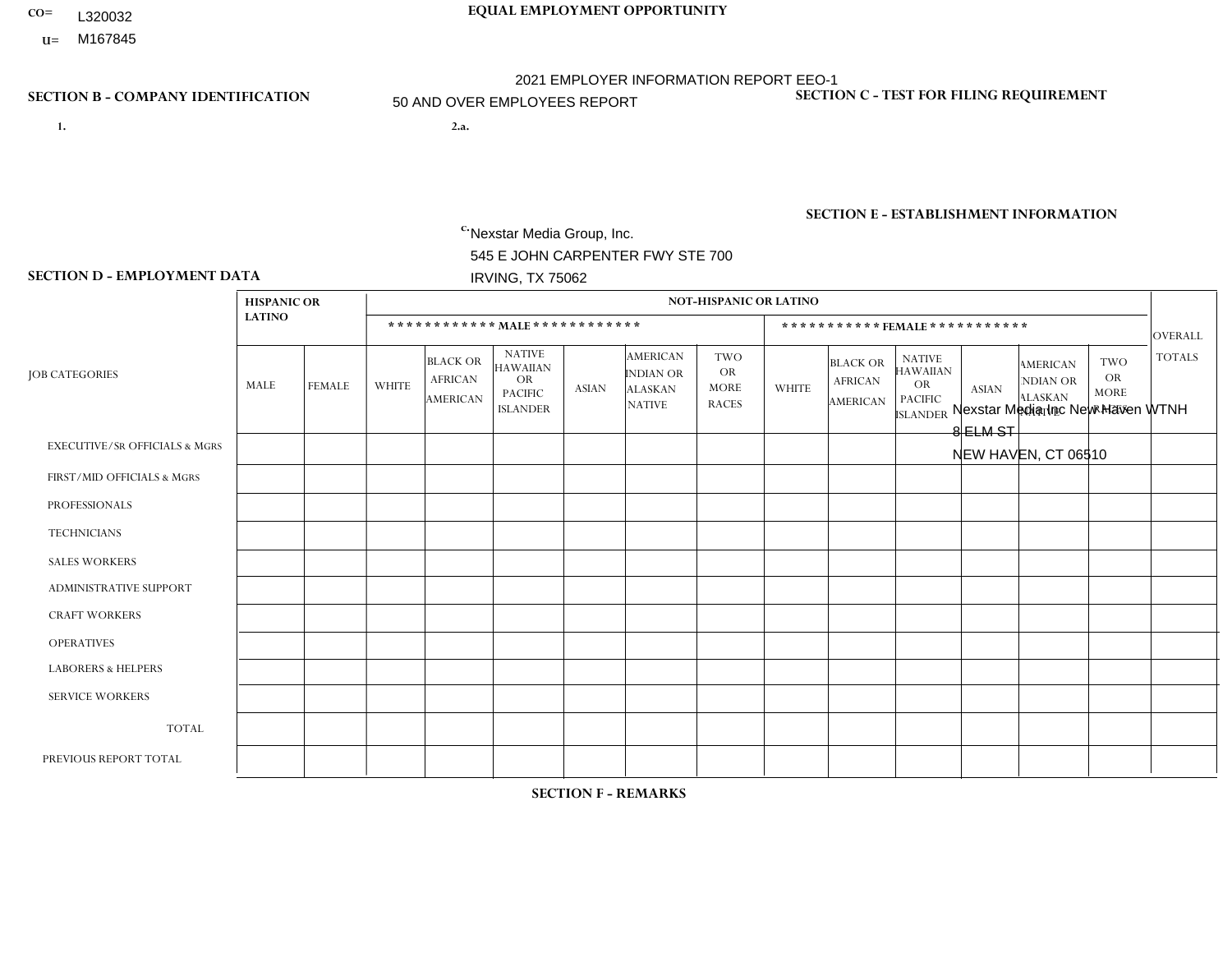CO= L320032
U= M167845

**EQUAL EMPLOYMENT OPPORTUNITY**

2021 EMPLOYER INFORMATION REPORT EEO-1

50 AND OVER EMPLOYEES REPORT

**SECTION B - COMPANY IDENTIFICATION**

1.

2.a.

c. Nexstar Media Group, Inc.
545 E JOHN CARPENTER FWY STE 700
IRVING, TX 75062

**SECTION C - TEST FOR FILING REQUIREMENT**

**SECTION E - ESTABLISHMENT INFORMATION**

Nexstar Media Inc New Haven WTNH
8 ELM ST
NEW HAVEN, CT 06510

**SECTION D - EMPLOYMENT DATA**

| JOB CATEGORIES | HISPANIC OR LATINO | | NOT-HISPANIC OR LATINO | | | | | | | | | | | | OVERALL TOTALS |
|---|---|---|---|---|---|---|---|---|---|---|---|---|---|---|---|
| | | | MALE | | | | | | FEMALE | | | | | | |
| | MALE | FEMALE | WHITE | BLACK OR AFRICAN AMERICAN | NATIVE HAWAIIAN OR PACIFIC ISLANDER | ASIAN | AMERICAN INDIAN OR ALASKAN NATIVE | TWO OR MORE RACES | WHITE | BLACK OR AFRICAN AMERICAN | NATIVE HAWAIIAN OR PACIFIC ISLANDER | ASIAN | AMERICAN INDIAN OR ALASKAN NATIVE | TWO OR MORE RACES | |
| EXECUTIVE/SR OFFICIALS & MGRS | | | | | | | | | | | | | | | |
| FIRST/MID OFFICIALS & MGRS | | | | | | | | | | | | | | | |
| PROFESSIONALS | | | | | | | | | | | | | | | |
| TECHNICIANS | | | | | | | | | | | | | | | |
| SALES WORKERS | | | | | | | | | | | | | | | |
| ADMINISTRATIVE SUPPORT | | | | | | | | | | | | | | | |
| CRAFT WORKERS | | | | | | | | | | | | | | | |
| OPERATIVES | | | | | | | | | | | | | | | |
| LABORERS & HELPERS | | | | | | | | | | | | | | | |
| SERVICE WORKERS | | | | | | | | | | | | | | | |
| TOTAL | | | | | | | | | | | | | | | |
| PREVIOUS REPORT TOTAL | | | | | | | | | | | | | | | |

**SECTION F - REMARKS**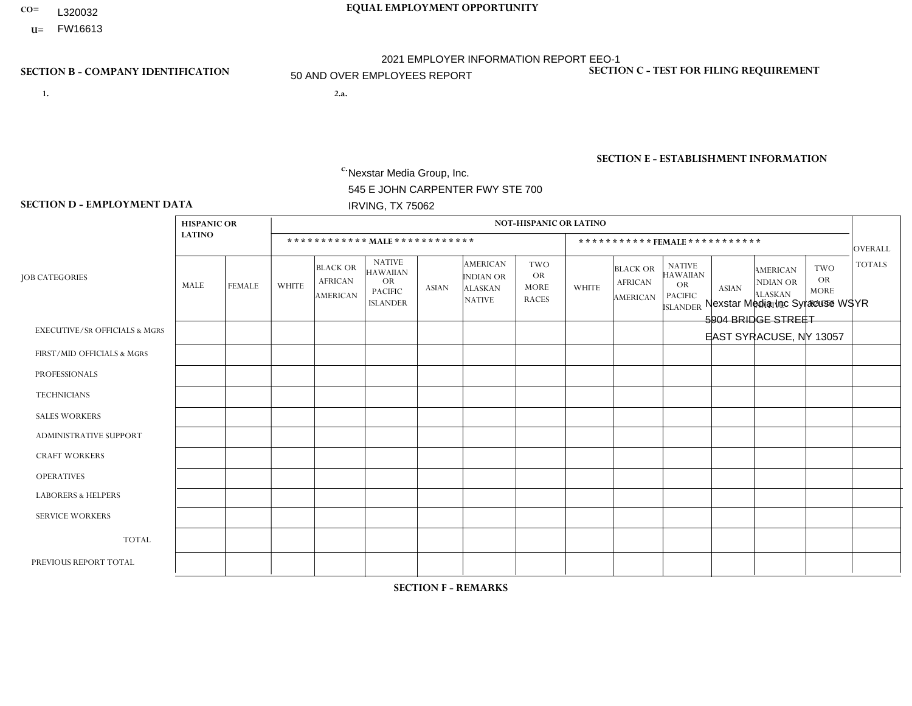CO= L320032

U= FW16613

**EQUAL EMPLOYMENT OPPORTUNITY**

2021 EMPLOYER INFORMATION REPORT EEO-1

50 AND OVER EMPLOYEES REPORT

**SECTION B - COMPANY IDENTIFICATION**

1.

2.a.

c. Nexstar Media Group, Inc.
545 E JOHN CARPENTER FWY STE 700
IRVING, TX 75062

**SECTION C - TEST FOR FILING REQUIREMENT**

**SECTION E - ESTABLISHMENT INFORMATION**

Nexstar Media Inc Syracuse WSYR
5904 BRIDGE STREET
EAST SYRACUSE, NY 13057

**SECTION D - EMPLOYMENT DATA**

| JOB CATEGORIES | HISPANIC OR LATINO | | NOT-HISPANIC OR LATINO | | | | | | | | | | | | OVERALL TOTALS |
|---|---|---|---|---|---|---|---|---|---|---|---|---|---|---|---|
| | | | MALE | | | | | | FEMALE | | | | | | |
| | MALE | FEMALE | WHITE | BLACK OR AFRICAN AMERICAN | NATIVE HAWAIIAN OR PACIFIC ISLANDER | ASIAN | AMERICAN INDIAN OR ALASKAN NATIVE | TWO OR MORE RACES | WHITE | BLACK OR AFRICAN AMERICAN | NATIVE HAWAIIAN OR PACIFIC ISLANDER | ASIAN | AMERICAN INDIAN OR ALASKAN NATIVE | TWO OR MORE RACES | |
| EXECUTIVE/Sr OFFICIALS & MGRS | | | | | | | | | | | | | | | |
| FIRST/MID OFFICIALS & MGRS | | | | | | | | | | | | | | | |
| PROFESSIONALS | | | | | | | | | | | | | | | |
| TECHNICIANS | | | | | | | | | | | | | | | |
| SALES WORKERS | | | | | | | | | | | | | | | |
| ADMINISTRATIVE SUPPORT | | | | | | | | | | | | | | | |
| CRAFT WORKERS | | | | | | | | | | | | | | | |
| OPERATIVES | | | | | | | | | | | | | | | |
| LABORERS & HELPERS | | | | | | | | | | | | | | | |
| SERVICE WORKERS | | | | | | | | | | | | | | | |
| TOTAL | | | | | | | | | | | | | | | |
| PREVIOUS REPORT TOTAL | | | | | | | | | | | | | | | |

**SECTION F - REMARKS**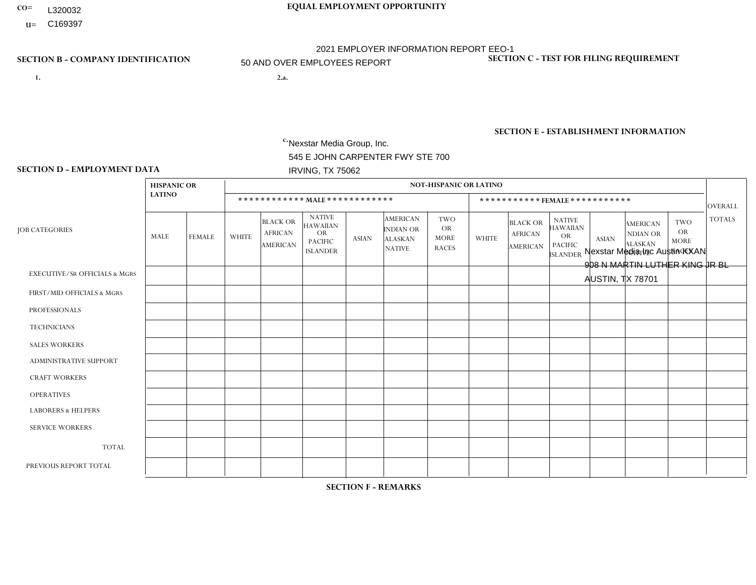CO= L320032

U= C169397

**EQUAL EMPLOYMENT OPPORTUNITY**

2021 EMPLOYER INFORMATION REPORT EEO-1

50 AND OVER EMPLOYEES REPORT

**SECTION B - COMPANY IDENTIFICATION**

1.

2.a.

c. Nexstar Media Group, Inc.
545 E JOHN CARPENTER FWY STE 700
IRVING, TX 75062

**SECTION C - TEST FOR FILING REQUIREMENT**

**SECTION E - ESTABLISHMENT INFORMATION**

Nexstar Media Inc Austin KXAN
908 N MARTIN LUTHER KING JR BL
AUSTIN, TX 78701

**SECTION D - EMPLOYMENT DATA**

| JOB CATEGORIES | HISPANIC OR LATINO | | NOT-HISPANIC OR LATINO | | | | | | | | | | | | OVERALL TOTALS |
|---|---|---|---|---|---|---|---|---|---|---|---|---|---|---|---|
| | | | MALE | | | | | | FEMALE | | | | | | |
| | MALE | FEMALE | WHITE | BLACK OR AFRICAN AMERICAN | NATIVE HAWAIIAN OR PACIFIC ISLANDER | ASIAN | AMERICAN INDIAN OR ALASKAN NATIVE | TWO OR MORE RACES | WHITE | BLACK OR AFRICAN AMERICAN | NATIVE HAWAIIAN OR PACIFIC ISLANDER | ASIAN | AMERICAN INDIAN OR ALASKAN NATIVE | TWO OR MORE RACES | |
| EXECUTIVE/Sr OFFICIALS & MGRS | | | | | | | | | | | | | | | |
| FIRST/MID OFFICIALS & MGRS | | | | | | | | | | | | | | | |
| PROFESSIONALS | | | | | | | | | | | | | | | |
| TECHNICIANS | | | | | | | | | | | | | | | |
| SALES WORKERS | | | | | | | | | | | | | | | |
| ADMINISTRATIVE SUPPORT | | | | | | | | | | | | | | | |
| CRAFT WORKERS | | | | | | | | | | | | | | | |
| OPERATIVES | | | | | | | | | | | | | | | |
| LABORERS & HELPERS | | | | | | | | | | | | | | | |
| SERVICE WORKERS | | | | | | | | | | | | | | | |
| TOTAL | | | | | | | | | | | | | | | |
| PREVIOUS REPORT TOTAL | | | | | | | | | | | | | | | |

**SECTION F - REMARKS**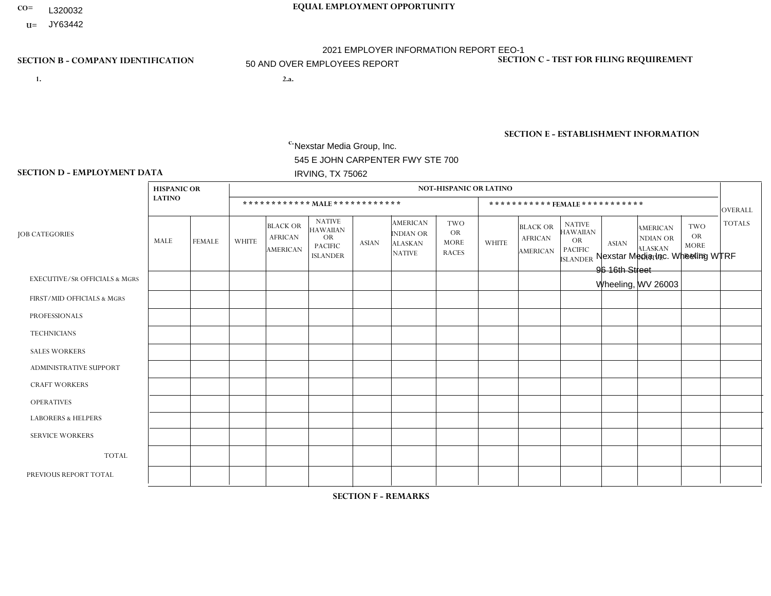CO= L320032

U= JY63442

**EQUAL EMPLOYMENT OPPORTUNITY**

2021 EMPLOYER INFORMATION REPORT EEO-1

50 AND OVER EMPLOYEES REPORT

**SECTION B - COMPANY IDENTIFICATION**

1.

2.a.

c. Nexstar Media Group, Inc.
545 E JOHN CARPENTER FWY STE 700
IRVING, TX 75062

**SECTION C - TEST FOR FILING REQUIREMENT**

**SECTION E - ESTABLISHMENT INFORMATION**

Nexstar Media Inc. Wheeling WTRF
96 16th Street
Wheeling, WV 26003

**SECTION D - EMPLOYMENT DATA**

| JOB CATEGORIES | HISPANIC OR LATINO | | NOT-HISPANIC OR LATINO | | | | | | | | | | | | OVERALL TOTALS |
|---|---|---|---|---|---|---|---|---|---|---|---|---|---|---|---|
| | | | MALE | | | | | | FEMALE | | | | | | |
| | MALE | FEMALE | WHITE | BLACK OR AFRICAN AMERICAN | NATIVE HAWAIIAN OR PACIFIC ISLANDER | ASIAN | AMERICAN INDIAN OR ALASKAN NATIVE | TWO OR MORE RACES | WHITE | BLACK OR AFRICAN AMERICAN | NATIVE HAWAIIAN OR PACIFIC ISLANDER | ASIAN | AMERICAN INDIAN OR ALASKAN NATIVE | TWO OR MORE RACES | |
| EXECUTIVE/SR OFFICIALS & MGRS | | | | | | | | | | | | | | | |
| FIRST/MID OFFICIALS & MGRS | | | | | | | | | | | | | | | |
| PROFESSIONALS | | | | | | | | | | | | | | | |
| TECHNICIANS | | | | | | | | | | | | | | | |
| SALES WORKERS | | | | | | | | | | | | | | | |
| ADMINISTRATIVE SUPPORT | | | | | | | | | | | | | | | |
| CRAFT WORKERS | | | | | | | | | | | | | | | |
| OPERATIVES | | | | | | | | | | | | | | | |
| LABORERS & HELPERS | | | | | | | | | | | | | | | |
| SERVICE WORKERS | | | | | | | | | | | | | | | |
| TOTAL | | | | | | | | | | | | | | | |
| PREVIOUS REPORT TOTAL | | | | | | | | | | | | | | | |

**SECTION F - REMARKS**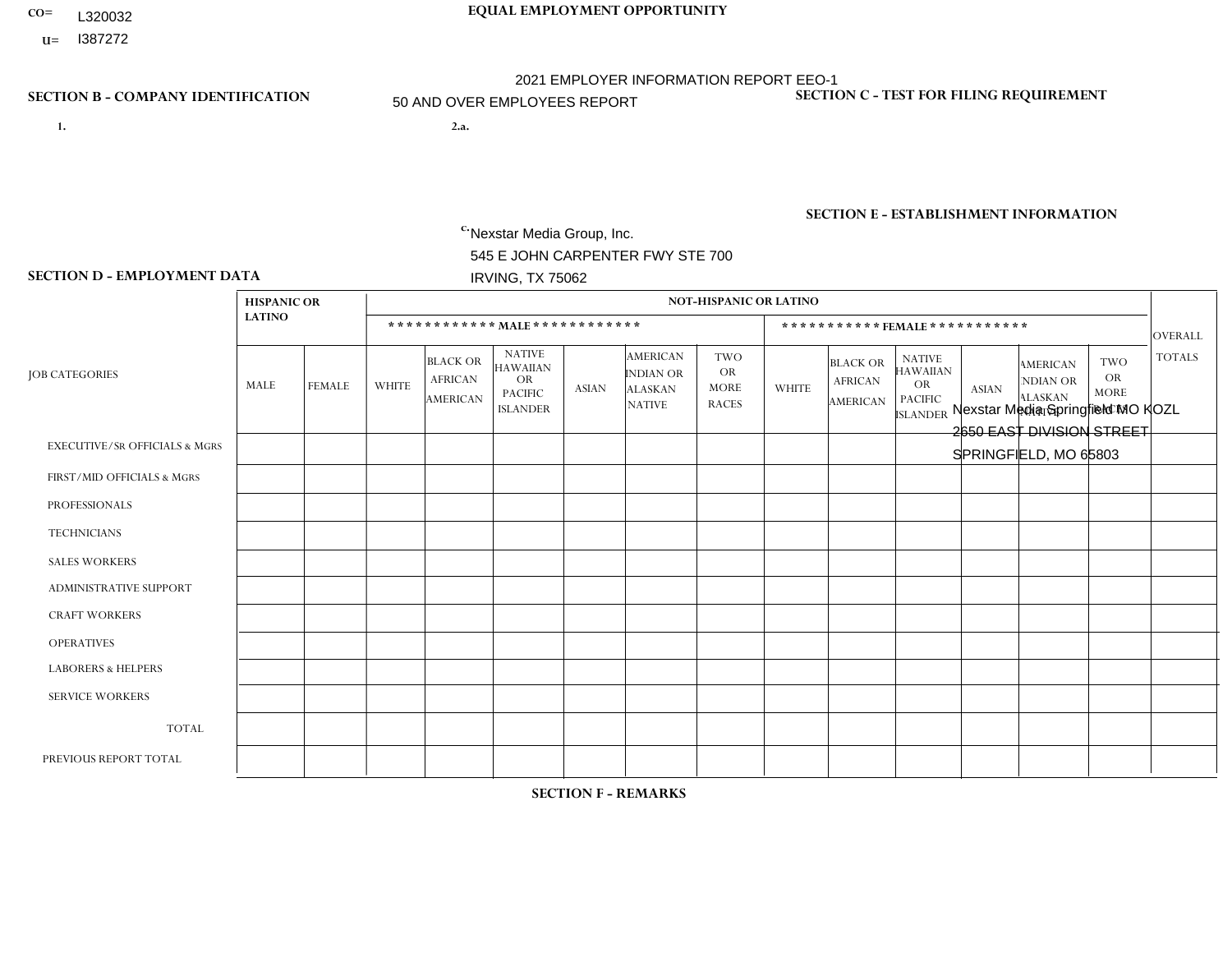CO= L320032

U= I387272

**EQUAL EMPLOYMENT OPPORTUNITY**

2021 EMPLOYER INFORMATION REPORT EEO-1

50 AND OVER EMPLOYEES REPORT

**SECTION B - COMPANY IDENTIFICATION**

1.

2.a.

c. Nexstar Media Group, Inc.
545 E JOHN CARPENTER FWY STE 700
IRVING, TX 75062

**SECTION C - TEST FOR FILING REQUIREMENT**

**SECTION E - ESTABLISHMENT INFORMATION**

Nexstar Media Springfield MO KOZL
2650 EAST DIVISION STREET
SPRINGFIELD, MO 65803

**SECTION D - EMPLOYMENT DATA**

| JOB CATEGORIES | HISPANIC OR LATINO | | NOT-HISPANIC OR LATINO | | | | | | | | | | | | OVERALL TOTALS |
|---|---|---|---|---|---|---|---|---|---|---|---|---|---|---|---|
| | | | MALE | | | | | | FEMALE | | | | | | |
| | MALE | FEMALE | WHITE | BLACK OR AFRICAN AMERICAN | NATIVE HAWAIIAN OR PACIFIC ISLANDER | ASIAN | AMERICAN INDIAN OR ALASKAN NATIVE | TWO OR MORE RACES | WHITE | BLACK OR AFRICAN AMERICAN | NATIVE HAWAIIAN OR PACIFIC ISLANDER | ASIAN | AMERICAN INDIAN OR ALASKAN NATIVE | TWO OR MORE RACES | |
| EXECUTIVE/SR OFFICIALS & MGRS | | | | | | | | | | | | | | | |
| FIRST/MID OFFICIALS & MGRS | | | | | | | | | | | | | | | |
| PROFESSIONALS | | | | | | | | | | | | | | | |
| TECHNICIANS | | | | | | | | | | | | | | | |
| SALES WORKERS | | | | | | | | | | | | | | | |
| ADMINISTRATIVE SUPPORT | | | | | | | | | | | | | | | |
| CRAFT WORKERS | | | | | | | | | | | | | | | |
| OPERATIVES | | | | | | | | | | | | | | | |
| LABORERS & HELPERS | | | | | | | | | | | | | | | |
| SERVICE WORKERS | | | | | | | | | | | | | | | |
| TOTAL | | | | | | | | | | | | | | | |
| PREVIOUS REPORT TOTAL | | | | | | | | | | | | | | | |

**SECTION F - REMARKS**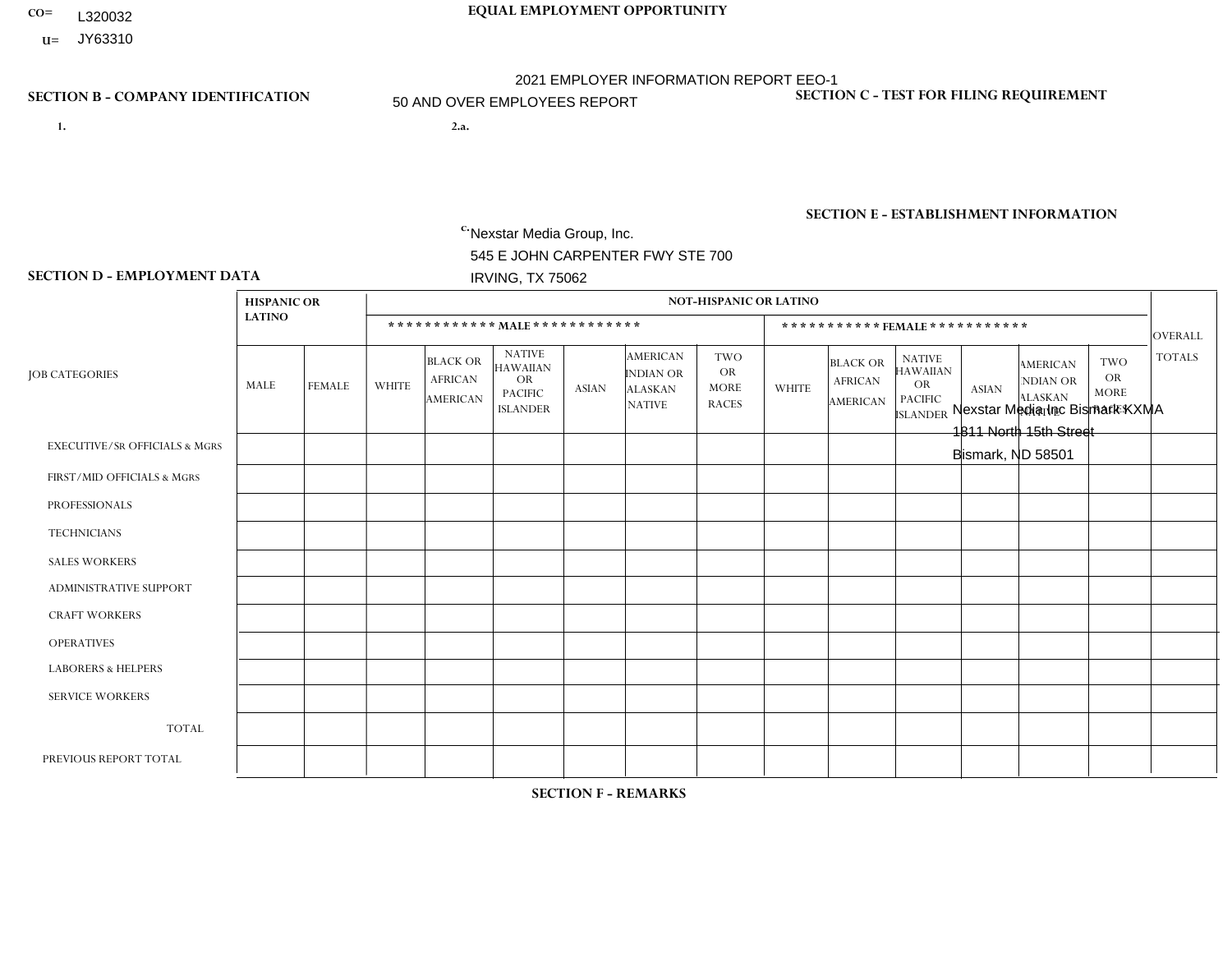CO= L320032

U= JY63310

**EQUAL EMPLOYMENT OPPORTUNITY**

2021 EMPLOYER INFORMATION REPORT EEO-1

50 AND OVER EMPLOYEES REPORT

**SECTION B - COMPANY IDENTIFICATION**

1.

2.a.

c. Nexstar Media Group, Inc.
545 E JOHN CARPENTER FWY STE 700
IRVING, TX 75062

**SECTION C - TEST FOR FILING REQUIREMENT**

**SECTION E - ESTABLISHMENT INFORMATION**

Nexstar Media Inc Bismark KXMA
1811 North 15th Street
Bismark, ND 58501

**SECTION D - EMPLOYMENT DATA**

| JOB CATEGORIES | HISPANIC OR LATINO | | NOT-HISPANIC OR LATINO | | | | | | | | | | | | OVERALL TOTALS |
|---|---|---|---|---|---|---|---|---|---|---|---|---|---|---|---|
| | | | MALE | | | | | | FEMALE | | | | | | |
| | MALE | FEMALE | WHITE | BLACK OR AFRICAN AMERICAN | NATIVE HAWAIIAN OR PACIFIC ISLANDER | ASIAN | AMERICAN INDIAN OR ALASKAN NATIVE | TWO OR MORE RACES | WHITE | BLACK OR AFRICAN AMERICAN | NATIVE HAWAIIAN OR PACIFIC ISLANDER | ASIAN | AMERICAN INDIAN OR ALASKAN NATIVE | TWO OR MORE RACES | |
| EXECUTIVE/SR OFFICIALS & MGRS | | | | | | | | | | | | | | | |
| FIRST/MID OFFICIALS & MGRS | | | | | | | | | | | | | | | |
| PROFESSIONALS | | | | | | | | | | | | | | | |
| TECHNICIANS | | | | | | | | | | | | | | | |
| SALES WORKERS | | | | | | | | | | | | | | | |
| ADMINISTRATIVE SUPPORT | | | | | | | | | | | | | | | |
| CRAFT WORKERS | | | | | | | | | | | | | | | |
| OPERATIVES | | | | | | | | | | | | | | | |
| LABORERS & HELPERS | | | | | | | | | | | | | | | |
| SERVICE WORKERS | | | | | | | | | | | | | | | |
| TOTAL | | | | | | | | | | | | | | | |
| PREVIOUS REPORT TOTAL | | | | | | | | | | | | | | | |

**SECTION F - REMARKS**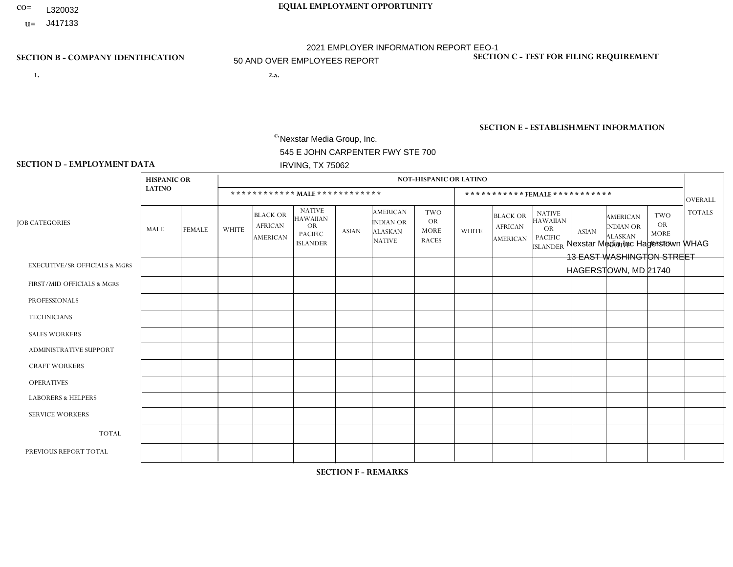CO= L320032
U= J417133

**EQUAL EMPLOYMENT OPPORTUNITY**

2021 EMPLOYER INFORMATION REPORT EEO-1

50 AND OVER EMPLOYEES REPORT

**SECTION B - COMPANY IDENTIFICATION**

1.

2.a.

c. Nexstar Media Group, Inc.
545 E JOHN CARPENTER FWY STE 700
IRVING, TX 75062

**SECTION C - TEST FOR FILING REQUIREMENT**

**SECTION E - ESTABLISHMENT INFORMATION**

Nexstar Media Inc Hagerstown WHAG
13 EAST WASHINGTON STREET
HAGERSTOWN, MD 21740

**SECTION D - EMPLOYMENT DATA**

| JOB CATEGORIES | HISPANIC OR LATINO | | NOT-HISPANIC OR LATINO | | | | | | | | | | | | OVERALL TOTALS |
|---|---|---|---|---|---|---|---|---|---|---|---|---|---|---|---|
| | | | MALE | | | | | | FEMALE | | | | | | |
| | MALE | FEMALE | WHITE | BLACK OR AFRICAN AMERICAN | NATIVE HAWAIIAN OR PACIFIC ISLANDER | ASIAN | AMERICAN INDIAN OR ALASKAN NATIVE | TWO OR MORE RACES | WHITE | BLACK OR AFRICAN AMERICAN | NATIVE HAWAIIAN OR PACIFIC ISLANDER | ASIAN | AMERICAN INDIAN OR ALASKAN NATIVE | TWO OR MORE RACES | |
| EXECUTIVE/SR OFFICIALS & MGRS | | | | | | | | | | | | | | | |
| FIRST/MID OFFICIALS & MGRS | | | | | | | | | | | | | | | |
| PROFESSIONALS | | | | | | | | | | | | | | | |
| TECHNICIANS | | | | | | | | | | | | | | | |
| SALES WORKERS | | | | | | | | | | | | | | | |
| ADMINISTRATIVE SUPPORT | | | | | | | | | | | | | | | |
| CRAFT WORKERS | | | | | | | | | | | | | | | |
| OPERATIVES | | | | | | | | | | | | | | | |
| LABORERS & HELPERS | | | | | | | | | | | | | | | |
| SERVICE WORKERS | | | | | | | | | | | | | | | |
| TOTAL | | | | | | | | | | | | | | | |
| PREVIOUS REPORT TOTAL | | | | | | | | | | | | | | | |

**SECTION F - REMARKS**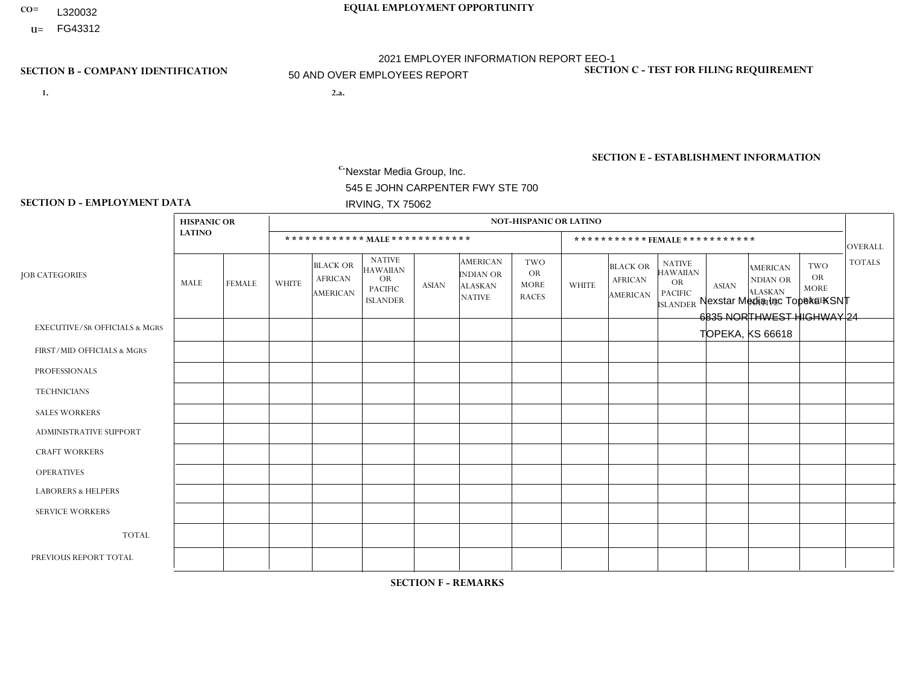CO= L320032
U= FG43312

**EQUAL EMPLOYMENT OPPORTUNITY**

2021 EMPLOYER INFORMATION REPORT EEO-1
50 AND OVER EMPLOYEES REPORT

**SECTION B - COMPANY IDENTIFICATION**

1.

2.a.

c. Nexstar Media Group, Inc.
545 E JOHN CARPENTER FWY STE 700
IRVING, TX 75062

**SECTION C - TEST FOR FILING REQUIREMENT**

**SECTION E - ESTABLISHMENT INFORMATION**

Nexstar Media Inc Topeka KSNT
6835 NORTHWEST HIGHWAY 24
TOPEKA, KS 66618

**SECTION D - EMPLOYMENT DATA**

| JOB CATEGORIES | HISPANIC OR LATINO | | NOT-HISPANIC OR LATINO | | | | | | | | | | | | OVERALL TOTALS |
|---|---|---|---|---|---|---|---|---|---|---|---|---|---|---|---|
| | | | MALE | | | | | | FEMALE | | | | | | |
| | MALE | FEMALE | WHITE | BLACK OR AFRICAN AMERICAN | NATIVE HAWAIIAN OR PACIFIC ISLANDER | ASIAN | AMERICAN INDIAN OR ALASKAN NATIVE | TWO OR MORE RACES | WHITE | BLACK OR AFRICAN AMERICAN | NATIVE HAWAIIAN OR PACIFIC ISLANDER | ASIAN | AMERICAN INDIAN OR ALASKAN NATIVE | TWO OR MORE RACES | |
| EXECUTIVE/SR OFFICIALS & MGRS | | | | | | | | | | | | | | | |
| FIRST/MID OFFICIALS & MGRS | | | | | | | | | | | | | | | |
| PROFESSIONALS | | | | | | | | | | | | | | | |
| TECHNICIANS | | | | | | | | | | | | | | | |
| SALES WORKERS | | | | | | | | | | | | | | | |
| ADMINISTRATIVE SUPPORT | | | | | | | | | | | | | | | |
| CRAFT WORKERS | | | | | | | | | | | | | | | |
| OPERATIVES | | | | | | | | | | | | | | | |
| LABORERS & HELPERS | | | | | | | | | | | | | | | |
| SERVICE WORKERS | | | | | | | | | | | | | | | |
| TOTAL | | | | | | | | | | | | | | | |
| PREVIOUS REPORT TOTAL | | | | | | | | | | | | | | | |

**SECTION F - REMARKS**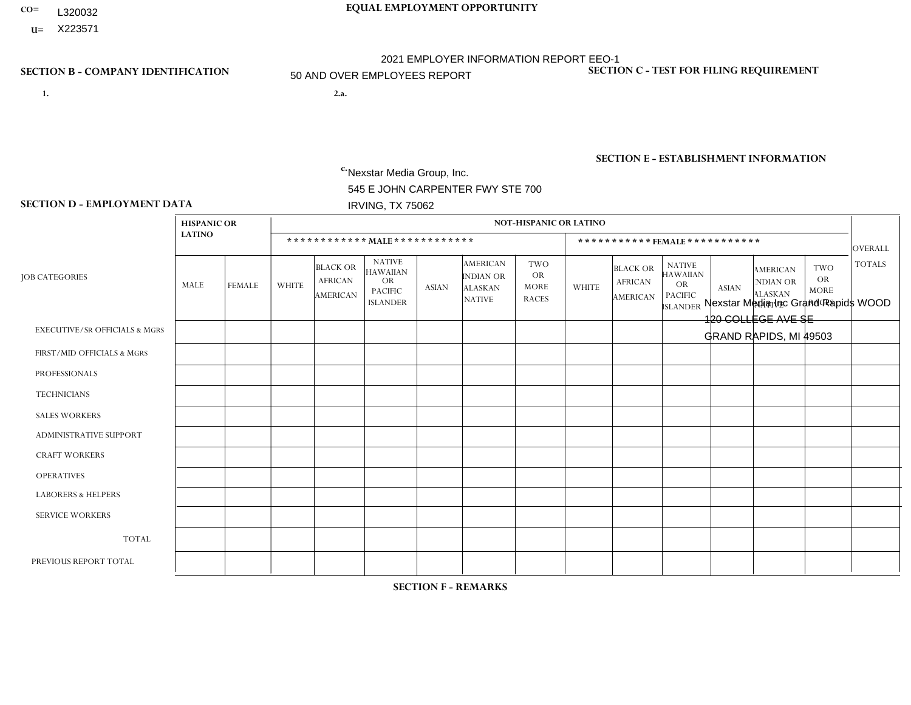CO= L320032
U= X223571

**EQUAL EMPLOYMENT OPPORTUNITY**

2021 EMPLOYER INFORMATION REPORT EEO-1

50 AND OVER EMPLOYEES REPORT

**SECTION B - COMPANY IDENTIFICATION**

1.

2.a.

c. Nexstar Media Group, Inc.
545 E JOHN CARPENTER FWY STE 700
IRVING, TX 75062

**SECTION C - TEST FOR FILING REQUIREMENT**

**SECTION E - ESTABLISHMENT INFORMATION**

Nexstar Media Inc Grand Rapids WOOD
120 COLLEGE AVE SE
GRAND RAPIDS, MI 49503

**SECTION D - EMPLOYMENT DATA**

| JOB CATEGORIES | HISPANIC OR LATINO | | NOT-HISPANIC OR LATINO | | | | | | | | | | | | OVERALL TOTALS |
|---|---|---|---|---|---|---|---|---|---|---|---|---|---|---|---|
| | | | MALE | | | | | | FEMALE | | | | | | |
| | MALE | FEMALE | WHITE | BLACK OR AFRICAN AMERICAN | NATIVE HAWAIIAN OR PACIFIC ISLANDER | ASIAN | AMERICAN INDIAN OR ALASKAN NATIVE | TWO OR MORE RACES | WHITE | BLACK OR AFRICAN AMERICAN | NATIVE HAWAIIAN OR PACIFIC ISLANDER | ASIAN | AMERICAN INDIAN OR ALASKAN NATIVE | TWO OR MORE RACES | |
| EXECUTIVE/SR OFFICIALS & MGRS | | | | | | | | | | | | | | | |
| FIRST/MID OFFICIALS & MGRS | | | | | | | | | | | | | | | |
| PROFESSIONALS | | | | | | | | | | | | | | | |
| TECHNICIANS | | | | | | | | | | | | | | | |
| SALES WORKERS | | | | | | | | | | | | | | | |
| ADMINISTRATIVE SUPPORT | | | | | | | | | | | | | | | |
| CRAFT WORKERS | | | | | | | | | | | | | | | |
| OPERATIVES | | | | | | | | | | | | | | | |
| LABORERS & HELPERS | | | | | | | | | | | | | | | |
| SERVICE WORKERS | | | | | | | | | | | | | | | |
| TOTAL | | | | | | | | | | | | | | | |
| PREVIOUS REPORT TOTAL | | | | | | | | | | | | | | | |

**SECTION F - REMARKS**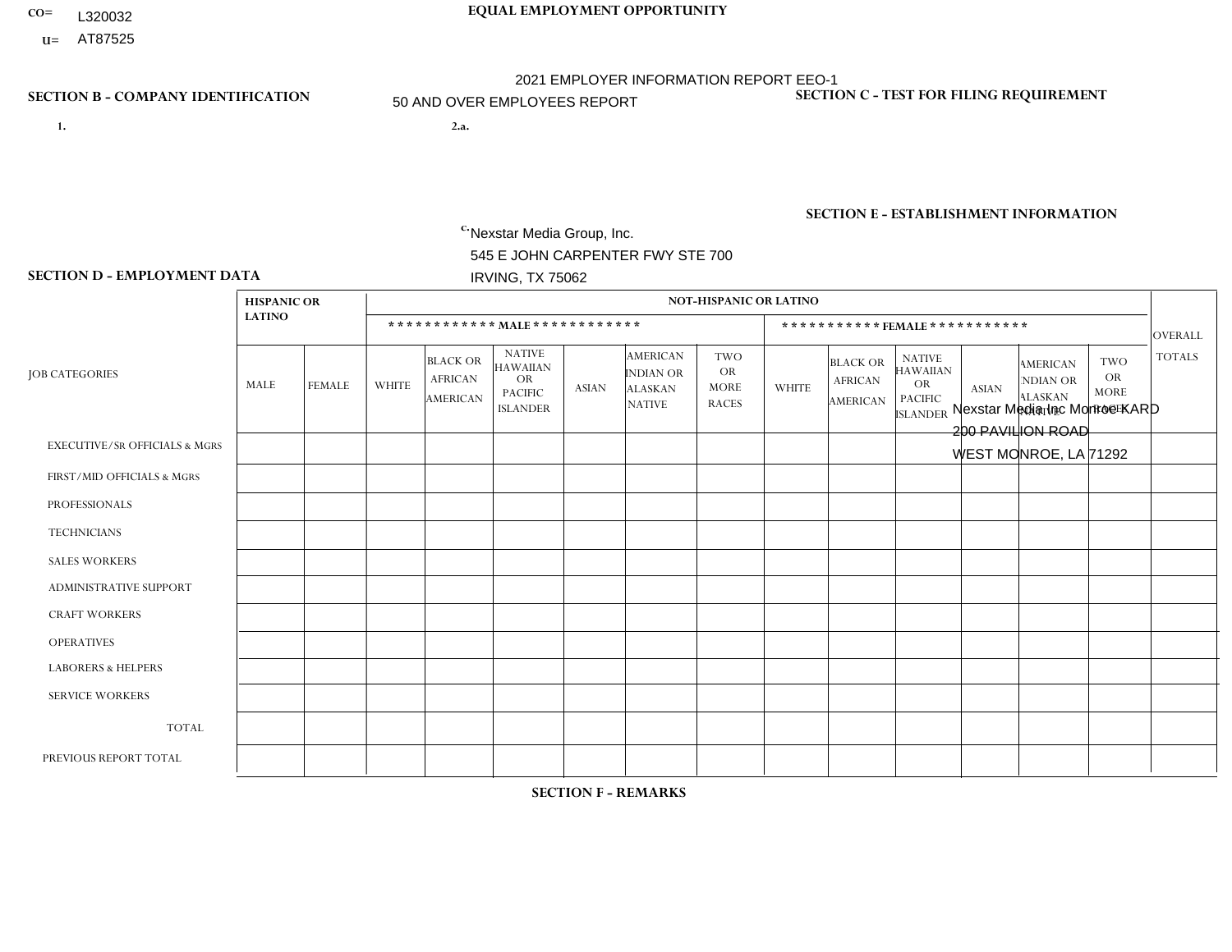CO= L320032
U= AT87525

**EQUAL EMPLOYMENT OPPORTUNITY**

2021 EMPLOYER INFORMATION REPORT EEO-1

50 AND OVER EMPLOYEES REPORT

**SECTION B - COMPANY IDENTIFICATION**

1.

2.a.

c. Nexstar Media Group, Inc.
545 E JOHN CARPENTER FWY STE 700
IRVING, TX 75062

**SECTION C - TEST FOR FILING REQUIREMENT**

**SECTION E - ESTABLISHMENT INFORMATION**

Nexstar Media Inc Monroe KARD
200 PAVILION ROAD
WEST MONROE, LA 71292

**SECTION D - EMPLOYMENT DATA**

| JOB CATEGORIES | HISPANIC OR LATINO | | NOT-HISPANIC OR LATINO | | | | | | | | | | | | OVERALL TOTALS |
|---|---|---|---|---|---|---|---|---|---|---|---|---|---|---|---|
| | | | MALE | | | | | | FEMALE | | | | | | |
| | MALE | FEMALE | WHITE | BLACK OR AFRICAN AMERICAN | NATIVE HAWAIIAN OR PACIFIC ISLANDER | ASIAN | AMERICAN INDIAN OR ALASKAN NATIVE | TWO OR MORE RACES | WHITE | BLACK OR AFRICAN AMERICAN | NATIVE HAWAIIAN OR PACIFIC ISLANDER | ASIAN | AMERICAN INDIAN OR ALASKAN NATIVE | TWO OR MORE RACES | |
| EXECUTIVE/SR OFFICIALS & MGRS | | | | | | | | | | | | | | | |
| FIRST/MID OFFICIALS & MGRS | | | | | | | | | | | | | | | |
| PROFESSIONALS | | | | | | | | | | | | | | | |
| TECHNICIANS | | | | | | | | | | | | | | | |
| SALES WORKERS | | | | | | | | | | | | | | | |
| ADMINISTRATIVE SUPPORT | | | | | | | | | | | | | | | |
| CRAFT WORKERS | | | | | | | | | | | | | | | |
| OPERATIVES | | | | | | | | | | | | | | | |
| LABORERS & HELPERS | | | | | | | | | | | | | | | |
| SERVICE WORKERS | | | | | | | | | | | | | | | |
| TOTAL | | | | | | | | | | | | | | | |
| PREVIOUS REPORT TOTAL | | | | | | | | | | | | | | | |

**SECTION F - REMARKS**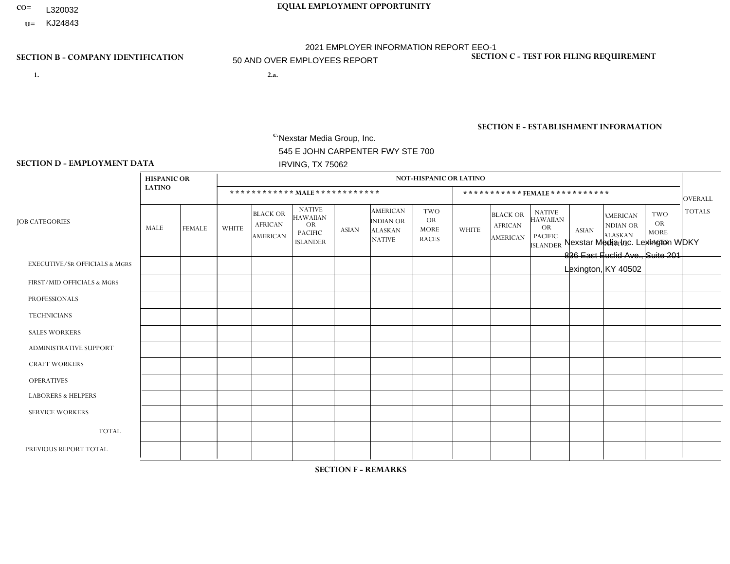CO= L320032

U= KJ24843

**EQUAL EMPLOYMENT OPPORTUNITY**

2021 EMPLOYER INFORMATION REPORT EEO-1

50 AND OVER EMPLOYEES REPORT

**SECTION B - COMPANY IDENTIFICATION**

1.

2.a.

c. Nexstar Media Group, Inc.
545 E JOHN CARPENTER FWY STE 700
IRVING, TX 75062

**SECTION C - TEST FOR FILING REQUIREMENT**

**SECTION E - ESTABLISHMENT INFORMATION**

Nexstar Media Inc. Lexington WDKY
836 East Euclid Ave., Suite 201
Lexington, KY 40502

**SECTION D - EMPLOYMENT DATA**

| JOB CATEGORIES | HISPANIC OR LATINO | | NOT-HISPANIC OR LATINO | | | | | | | | | | | | OVERALL TOTALS |
|---|---|---|---|---|---|---|---|---|---|---|---|---|---|---|---|
| | | | MALE | | | | | | FEMALE | | | | | | |
| | MALE | FEMALE | WHITE | BLACK OR AFRICAN AMERICAN | NATIVE HAWAIIAN OR PACIFIC ISLANDER | ASIAN | AMERICAN INDIAN OR ALASKAN NATIVE | TWO OR MORE RACES | WHITE | BLACK OR AFRICAN AMERICAN | NATIVE HAWAIIAN OR PACIFIC ISLANDER | ASIAN | AMERICAN INDIAN OR ALASKAN NATIVE | TWO OR MORE RACES | |
| EXECUTIVE/SR OFFICIALS & MGRS | | | | | | | | | | | | | | | |
| FIRST/MID OFFICIALS & MGRS | | | | | | | | | | | | | | | |
| PROFESSIONALS | | | | | | | | | | | | | | | |
| TECHNICIANS | | | | | | | | | | | | | | | |
| SALES WORKERS | | | | | | | | | | | | | | | |
| ADMINISTRATIVE SUPPORT | | | | | | | | | | | | | | | |
| CRAFT WORKERS | | | | | | | | | | | | | | | |
| OPERATIVES | | | | | | | | | | | | | | | |
| LABORERS & HELPERS | | | | | | | | | | | | | | | |
| SERVICE WORKERS | | | | | | | | | | | | | | | |
| TOTAL | | | | | | | | | | | | | | | |
| PREVIOUS REPORT TOTAL | | | | | | | | | | | | | | | |

**SECTION F - REMARKS**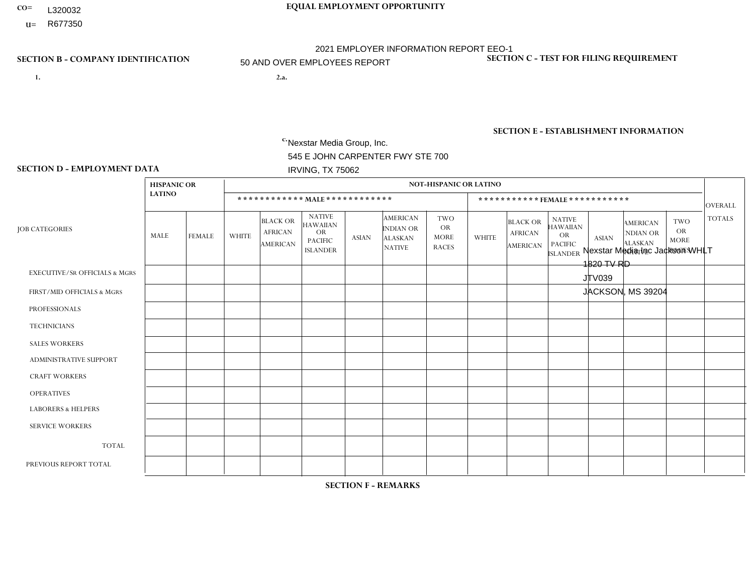CO= L320032

U= R677350

EQUAL EMPLOYMENT OPPORTUNITY

2021 EMPLOYER INFORMATION REPORT EEO-1

50 AND OVER EMPLOYEES REPORT

**SECTION B - COMPANY IDENTIFICATION**

1.

2.a.

c. Nexstar Media Group, Inc.
545 E JOHN CARPENTER FWY STE 700
IRVING, TX 75062

**SECTION C - TEST FOR FILING REQUIREMENT**

**SECTION E - ESTABLISHMENT INFORMATION**

Nexstar Media Inc Jackson WHLT
1820 TV RD
JTV039
JACKSON, MS 39204

**SECTION D - EMPLOYMENT DATA**

| JOB CATEGORIES | HISPANIC OR LATINO | | NOT-HISPANIC OR LATINO | | | | | | | | | | | | OVERALL TOTALS |
|---|---|---|---|---|---|---|---|---|---|---|---|---|---|---|---|
| | | | MALE | | | | | | FEMALE | | | | | | |
| | MALE | FEMALE | WHITE | BLACK OR AFRICAN AMERICAN | NATIVE HAWAIIAN OR PACIFIC ISLANDER | ASIAN | AMERICAN INDIAN OR ALASKAN NATIVE | TWO OR MORE RACES | WHITE | BLACK OR AFRICAN AMERICAN | NATIVE HAWAIIAN OR PACIFIC ISLANDER | ASIAN | AMERICAN INDIAN OR ALASKAN NATIVE | TWO OR MORE RACES | |
| EXECUTIVE/SR OFFICIALS & MGRS | | | | | | | | | | | | | | | |
| FIRST/MID OFFICIALS & MGRS | | | | | | | | | | | | | | | |
| PROFESSIONALS | | | | | | | | | | | | | | | |
| TECHNICIANS | | | | | | | | | | | | | | | |
| SALES WORKERS | | | | | | | | | | | | | | | |
| ADMINISTRATIVE SUPPORT | | | | | | | | | | | | | | | |
| CRAFT WORKERS | | | | | | | | | | | | | | | |
| OPERATIVES | | | | | | | | | | | | | | | |
| LABORERS & HELPERS | | | | | | | | | | | | | | | |
| SERVICE WORKERS | | | | | | | | | | | | | | | |
| TOTAL | | | | | | | | | | | | | | | |
| PREVIOUS REPORT TOTAL | | | | | | | | | | | | | | | |

**SECTION F - REMARKS**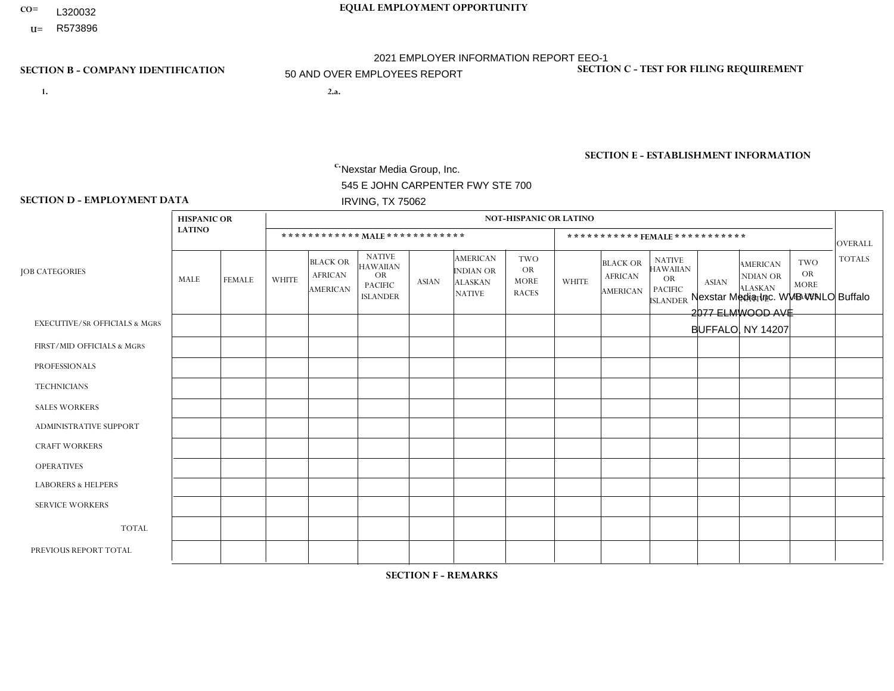CO= L320032
U= R573896

**EQUAL EMPLOYMENT OPPORTUNITY**

2021 EMPLOYER INFORMATION REPORT EEO-1

50 AND OVER EMPLOYEES REPORT

**SECTION B - COMPANY IDENTIFICATION**

1.

2.a.

c. Nexstar Media Group, Inc.
545 E JOHN CARPENTER FWY STE 700
IRVING, TX 75062

**SECTION C - TEST FOR FILING REQUIREMENT**

**SECTION E - ESTABLISHMENT INFORMATION**

Nexstar Media Inc. WVB WNLO Buffalo
2077 ELMWOOD AVE
BUFFALO, NY 14207

**SECTION D - EMPLOYMENT DATA**

| JOB CATEGORIES | HISPANIC OR LATINO | | NOT-HISPANIC OR LATINO | | | | | | | | | | | | OVERALL TOTALS |
|---|---|---|---|---|---|---|---|---|---|---|---|---|---|---|---|
| | | | MALE | | | | | | FEMALE | | | | | | |
| | MALE | FEMALE | WHITE | BLACK OR AFRICAN AMERICAN | NATIVE HAWAIIAN OR PACIFIC ISLANDER | ASIAN | AMERICAN INDIAN OR ALASKAN NATIVE | TWO OR MORE RACES | WHITE | BLACK OR AFRICAN AMERICAN | NATIVE HAWAIIAN OR PACIFIC ISLANDER | ASIAN | AMERICAN INDIAN OR ALASKAN NATIVE | TWO OR MORE RACES | |
| EXECUTIVE/SR OFFICIALS & MGRS | | | | | | | | | | | | | | | |
| FIRST/MID OFFICIALS & MGRS | | | | | | | | | | | | | | | |
| PROFESSIONALS | | | | | | | | | | | | | | | |
| TECHNICIANS | | | | | | | | | | | | | | | |
| SALES WORKERS | | | | | | | | | | | | | | | |
| ADMINISTRATIVE SUPPORT | | | | | | | | | | | | | | | |
| CRAFT WORKERS | | | | | | | | | | | | | | | |
| OPERATIVES | | | | | | | | | | | | | | | |
| LABORERS & HELPERS | | | | | | | | | | | | | | | |
| SERVICE WORKERS | | | | | | | | | | | | | | | |
| TOTAL | | | | | | | | | | | | | | | |
| PREVIOUS REPORT TOTAL | | | | | | | | | | | | | | | |

**SECTION F - REMARKS**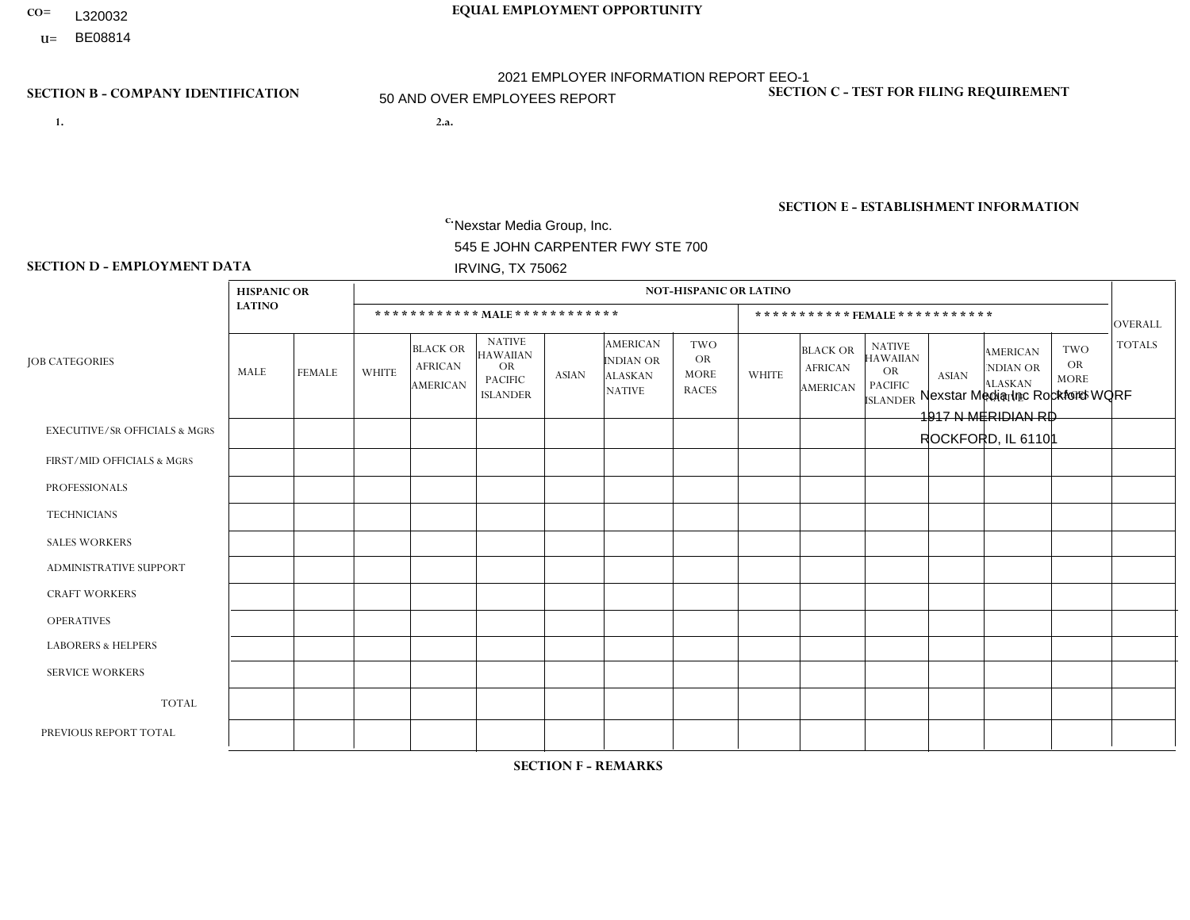CO= L320032
U= BE08814

# EQUAL EMPLOYMENT OPPORTUNITY

2021 EMPLOYER INFORMATION REPORT EEO-1

50 AND OVER EMPLOYEES REPORT

## SECTION B - COMPANY IDENTIFICATION

1.

2.a.

c. Nexstar Media Group, Inc.
545 E JOHN CARPENTER FWY STE 700
IRVING, TX 75062

## SECTION C - TEST FOR FILING REQUIREMENT

## SECTION E - ESTABLISHMENT INFORMATION

Nexstar Media Inc Rockford WQRF
1917 N MERIDIAN RD
ROCKFORD, IL 61101

## SECTION D - EMPLOYMENT DATA

| JOB CATEGORIES | HISPANIC OR LATINO | | NOT-HISPANIC OR LATINO | | | | | | | | | | | | OVERALL TOTALS |
|---|---|---|---|---|---|---|---|---|---|---|---|---|---|---|---|
| | | | MALE | | | | | | FEMALE | | | | | | |
| | MALE | FEMALE | WHITE | BLACK OR AFRICAN AMERICAN | NATIVE HAWAIIAN OR PACIFIC ISLANDER | ASIAN | AMERICAN INDIAN OR ALASKAN NATIVE | TWO OR MORE RACES | WHITE | BLACK OR AFRICAN AMERICAN | NATIVE HAWAIIAN OR PACIFIC ISLANDER | ASIAN | AMERICAN INDIAN OR ALASKAN NATIVE | TWO OR MORE RACES | |
| EXECUTIVE/SR OFFICIALS & MGRS | | | | | | | | | | | | | | | |
| FIRST/MID OFFICIALS & MGRS | | | | | | | | | | | | | | | |
| PROFESSIONALS | | | | | | | | | | | | | | | |
| TECHNICIANS | | | | | | | | | | | | | | | |
| SALES WORKERS | | | | | | | | | | | | | | | |
| ADMINISTRATIVE SUPPORT | | | | | | | | | | | | | | | |
| CRAFT WORKERS | | | | | | | | | | | | | | | |
| OPERATIVES | | | | | | | | | | | | | | | |
| LABORERS & HELPERS | | | | | | | | | | | | | | | |
| SERVICE WORKERS | | | | | | | | | | | | | | | |
| TOTAL | | | | | | | | | | | | | | | |
| PREVIOUS REPORT TOTAL | | | | | | | | | | | | | | | |

## SECTION F - REMARKS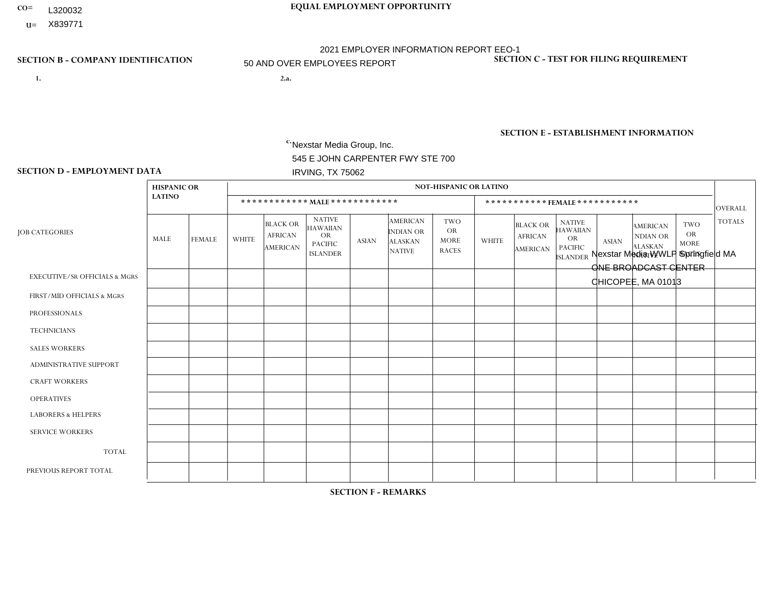CO= L320032
U= X839771

**EQUAL EMPLOYMENT OPPORTUNITY**

2021 EMPLOYER INFORMATION REPORT EEO-1

50 AND OVER EMPLOYEES REPORT

**SECTION B - COMPANY IDENTIFICATION**

1.

2.a.

c. Nexstar Media Group, Inc.
545 E JOHN CARPENTER FWY STE 700
IRVING, TX 75062

**SECTION C - TEST FOR FILING REQUIREMENT**

**SECTION E - ESTABLISHMENT INFORMATION**

Nexstar Media WWLP Springfield MA
ONE BROADCAST CENTER
CHICOPEE, MA 01013

**SECTION D - EMPLOYMENT DATA**

| JOB CATEGORIES | HISPANIC OR LATINO | | NOT-HISPANIC OR LATINO | | | | | | | | | | | | OVERALL TOTALS |
|---|---|---|---|---|---|---|---|---|---|---|---|---|---|---|---|
| | | | MALE | | | | | | FEMALE | | | | | | |
| | MALE | FEMALE | WHITE | BLACK OR AFRICAN AMERICAN | NATIVE HAWAIIAN OR PACIFIC ISLANDER | ASIAN | AMERICAN INDIAN OR ALASKAN NATIVE | TWO OR MORE RACES | WHITE | BLACK OR AFRICAN AMERICAN | NATIVE HAWAIIAN OR PACIFIC ISLANDER | ASIAN | AMERICAN INDIAN OR ALASKAN NATIVE | TWO OR MORE RACES | |
| EXECUTIVE/SR OFFICIALS & MGRS | | | | | | | | | | | | | | | |
| FIRST/MID OFFICIALS & MGRS | | | | | | | | | | | | | | | |
| PROFESSIONALS | | | | | | | | | | | | | | | |
| TECHNICIANS | | | | | | | | | | | | | | | |
| SALES WORKERS | | | | | | | | | | | | | | | |
| ADMINISTRATIVE SUPPORT | | | | | | | | | | | | | | | |
| CRAFT WORKERS | | | | | | | | | | | | | | | |
| OPERATIVES | | | | | | | | | | | | | | | |
| LABORERS & HELPERS | | | | | | | | | | | | | | | |
| SERVICE WORKERS | | | | | | | | | | | | | | | |
| TOTAL | | | | | | | | | | | | | | | |
| PREVIOUS REPORT TOTAL | | | | | | | | | | | | | | | |

**SECTION F - REMARKS**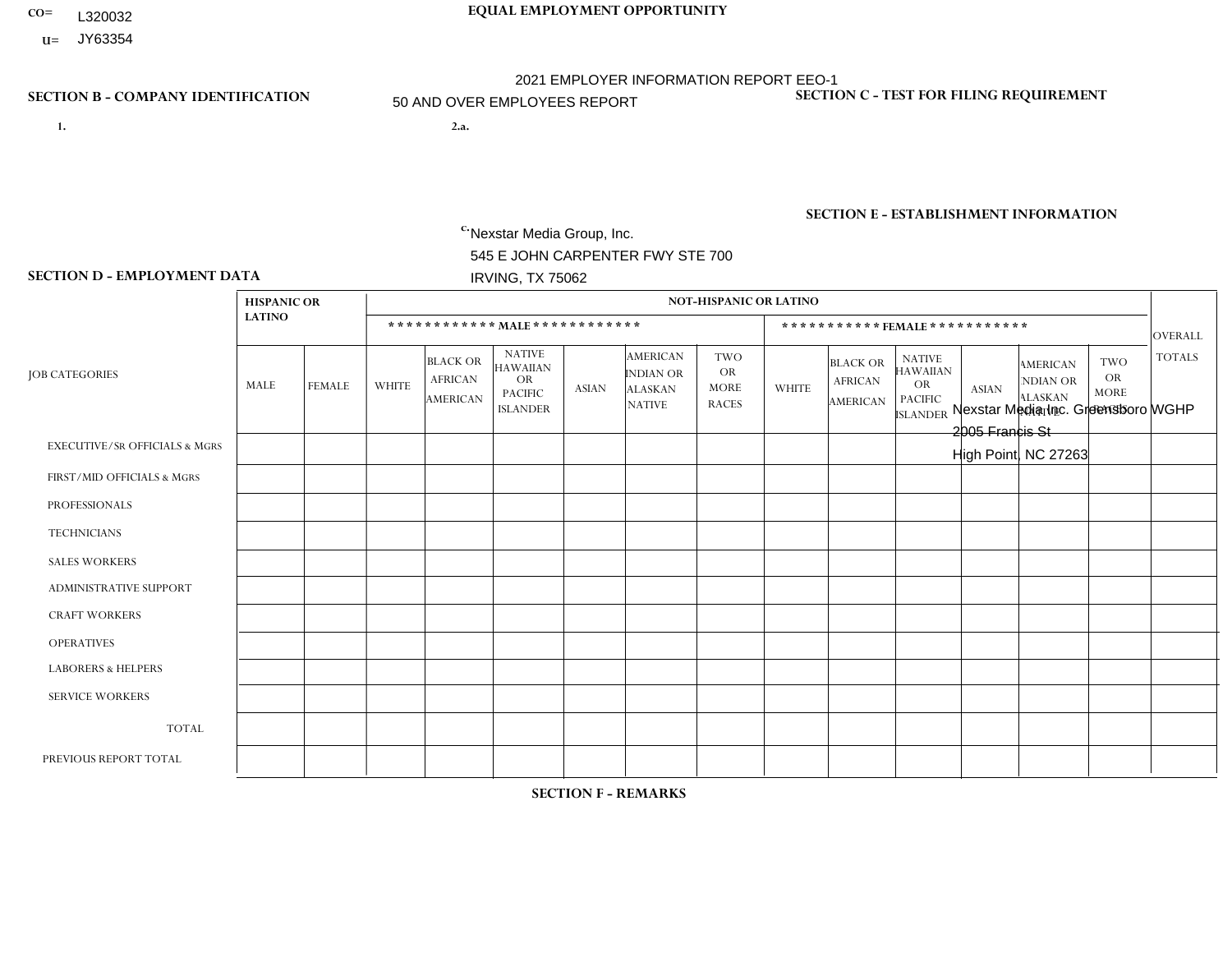CO= L320032

U= JY63354

**EQUAL EMPLOYMENT OPPORTUNITY**

2021 EMPLOYER INFORMATION REPORT EEO-1

50 AND OVER EMPLOYEES REPORT

**SECTION B - COMPANY IDENTIFICATION**

1.

2.a.

c. Nexstar Media Group, Inc.
545 E JOHN CARPENTER FWY STE 700
IRVING, TX 75062

**SECTION C - TEST FOR FILING REQUIREMENT**

**SECTION E - ESTABLISHMENT INFORMATION**

Nexstar Media Inc. Greensboro WGHP
2005 Francis St
High Point, NC 27263

**SECTION D - EMPLOYMENT DATA**

| JOB CATEGORIES | HISPANIC OR LATINO | | NOT-HISPANIC OR LATINO | | | | | | | | | | | | OVERALL TOTALS |
|---|---|---|---|---|---|---|---|---|---|---|---|---|---|---|---|
| | | | MALE | | | | | | FEMALE | | | | | | |
| | MALE | FEMALE | WHITE | BLACK OR AFRICAN AMERICAN | NATIVE HAWAIIAN OR PACIFIC ISLANDER | ASIAN | AMERICAN INDIAN OR ALASKAN NATIVE | TWO OR MORE RACES | WHITE | BLACK OR AFRICAN AMERICAN | NATIVE HAWAIIAN OR PACIFIC ISLANDER | ASIAN | AMERICAN INDIAN OR ALASKAN NATIVE | TWO OR MORE RACES | |
| EXECUTIVE/SR OFFICIALS & MGRS | | | | | | | | | | | | | | | |
| FIRST/MID OFFICIALS & MGRS | | | | | | | | | | | | | | | |
| PROFESSIONALS | | | | | | | | | | | | | | | |
| TECHNICIANS | | | | | | | | | | | | | | | |
| SALES WORKERS | | | | | | | | | | | | | | | |
| ADMINISTRATIVE SUPPORT | | | | | | | | | | | | | | | |
| CRAFT WORKERS | | | | | | | | | | | | | | | |
| OPERATIVES | | | | | | | | | | | | | | | |
| LABORERS & HELPERS | | | | | | | | | | | | | | | |
| SERVICE WORKERS | | | | | | | | | | | | | | | |
| TOTAL | | | | | | | | | | | | | | | |
| PREVIOUS REPORT TOTAL | | | | | | | | | | | | | | | |

**SECTION F - REMARKS**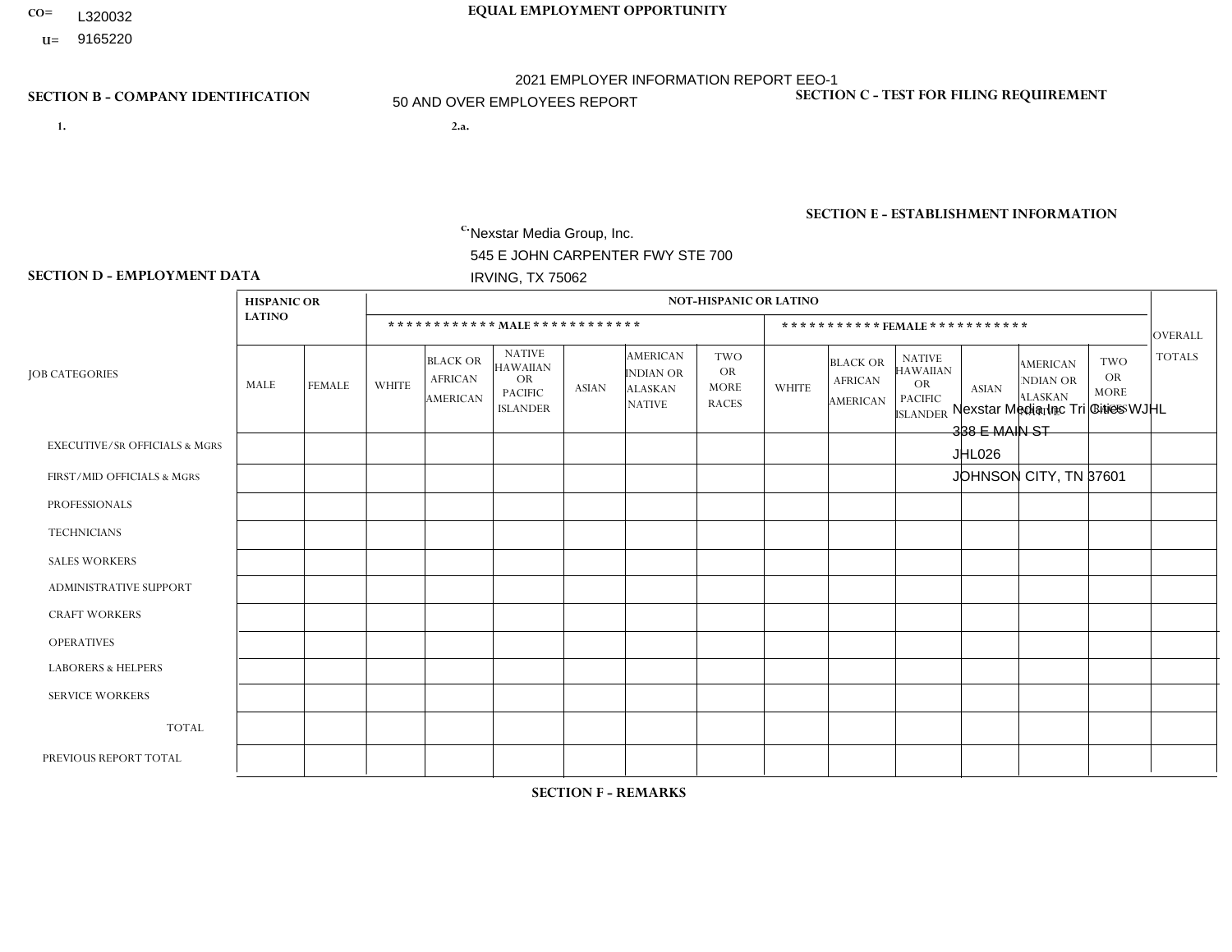CO= L320032
U= 9165220

**EQUAL EMPLOYMENT OPPORTUNITY**

2021 EMPLOYER INFORMATION REPORT EEO-1
50 AND OVER EMPLOYEES REPORT

**SECTION B - COMPANY IDENTIFICATION**

1.

2.a.

c. Nexstar Media Group, Inc.
545 E JOHN CARPENTER FWY STE 700
IRVING, TX 75062

**SECTION C - TEST FOR FILING REQUIREMENT**

**SECTION E - ESTABLISHMENT INFORMATION**

Nexstar Media Inc Tri Cities WJHL
338 E MAIN ST
JHL026
JOHNSON CITY, TN 37601

**SECTION D - EMPLOYMENT DATA**

| JOB CATEGORIES | HISPANIC OR LATINO | | NOT-HISPANIC OR LATINO | | | | | | | | | | | | OVERALL TOTALS |
|---|---|---|---|---|---|---|---|---|---|---|---|---|---|---|---|
| | | | ************ MALE ************ | | | | | | *********** FEMALE *********** | | | | | | |
| | MALE | FEMALE | WHITE | BLACK OR AFRICAN AMERICAN | NATIVE HAWAIIAN OR PACIFIC ISLANDER | ASIAN | AMERICAN INDIAN OR ALASKAN NATIVE | TWO OR MORE RACES | WHITE | BLACK OR AFRICAN AMERICAN | NATIVE HAWAIIAN OR PACIFIC ISLANDER | ASIAN | AMERICAN INDIAN OR ALASKAN NATIVE | TWO OR MORE RACES | |
| EXECUTIVE/SR OFFICIALS & MGRS | | | | | | | | | | | | | | | |
| FIRST/MID OFFICIALS & MGRS | | | | | | | | | | | | | | | |
| PROFESSIONALS | | | | | | | | | | | | | | | |
| TECHNICIANS | | | | | | | | | | | | | | | |
| SALES WORKERS | | | | | | | | | | | | | | | |
| ADMINISTRATIVE SUPPORT | | | | | | | | | | | | | | | |
| CRAFT WORKERS | | | | | | | | | | | | | | | |
| OPERATIVES | | | | | | | | | | | | | | | |
| LABORERS & HELPERS | | | | | | | | | | | | | | | |
| SERVICE WORKERS | | | | | | | | | | | | | | | |
| TOTAL | | | | | | | | | | | | | | | |
| PREVIOUS REPORT TOTAL | | | | | | | | | | | | | | | |

**SECTION F - REMARKS**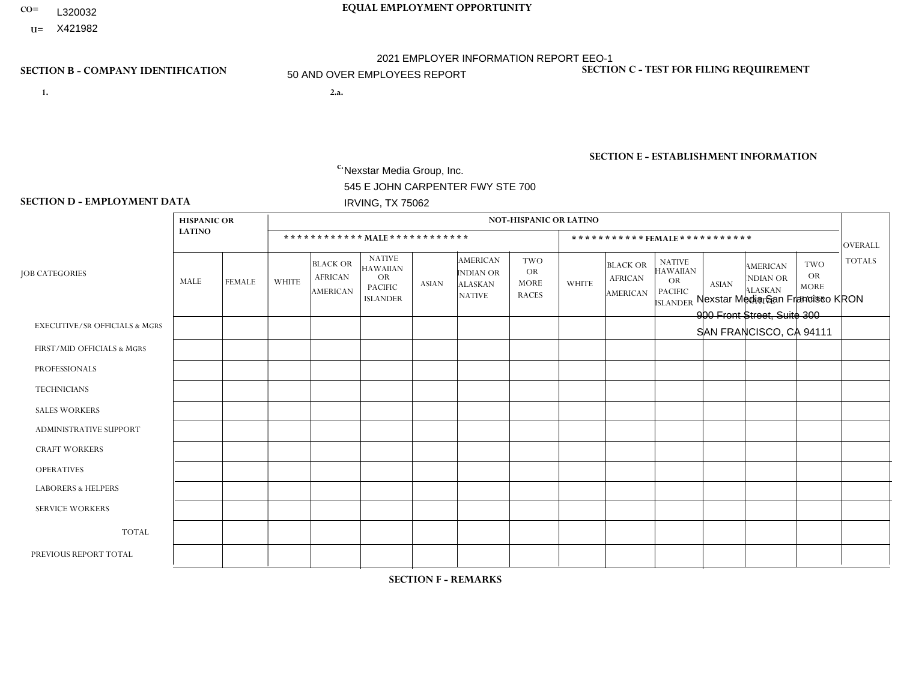CO= L320032
U= X421982

**EQUAL EMPLOYMENT OPPORTUNITY**

2021 EMPLOYER INFORMATION REPORT EEO-1

50 AND OVER EMPLOYEES REPORT

**SECTION B - COMPANY IDENTIFICATION**

1.

2.a.

c. Nexstar Media Group, Inc.
545 E JOHN CARPENTER FWY STE 700
IRVING, TX 75062

**SECTION C - TEST FOR FILING REQUIREMENT**

**SECTION E - ESTABLISHMENT INFORMATION**

Nexstar Media San Francisco KRON
900 Front Street, Suite 300
SAN FRANCISCO, CA 94111

**SECTION D - EMPLOYMENT DATA**

| JOB CATEGORIES | HISPANIC OR LATINO | | NOT-HISPANIC OR LATINO | | | | | | | | | | | | OVERALL TOTALS |
|---|---|---|---|---|---|---|---|---|---|---|---|---|---|---|---|
| | | | MALE | | | | | | FEMALE | | | | | | |
| | MALE | FEMALE | WHITE | BLACK OR AFRICAN AMERICAN | NATIVE HAWAIIAN OR PACIFIC ISLANDER | ASIAN | AMERICAN INDIAN OR ALASKAN NATIVE | TWO OR MORE RACES | WHITE | BLACK OR AFRICAN AMERICAN | NATIVE HAWAIIAN OR PACIFIC ISLANDER | ASIAN | AMERICAN INDIAN OR ALASKAN NATIVE | TWO OR MORE RACES | |
| EXECUTIVE/SR OFFICIALS & MGRS | | | | | | | | | | | | | | | |
| FIRST/MID OFFICIALS & MGRS | | | | | | | | | | | | | | | |
| PROFESSIONALS | | | | | | | | | | | | | | | |
| TECHNICIANS | | | | | | | | | | | | | | | |
| SALES WORKERS | | | | | | | | | | | | | | | |
| ADMINISTRATIVE SUPPORT | | | | | | | | | | | | | | | |
| CRAFT WORKERS | | | | | | | | | | | | | | | |
| OPERATIVES | | | | | | | | | | | | | | | |
| LABORERS & HELPERS | | | | | | | | | | | | | | | |
| SERVICE WORKERS | | | | | | | | | | | | | | | |
| TOTAL | | | | | | | | | | | | | | | |
| PREVIOUS REPORT TOTAL | | | | | | | | | | | | | | | |

**SECTION F - REMARKS**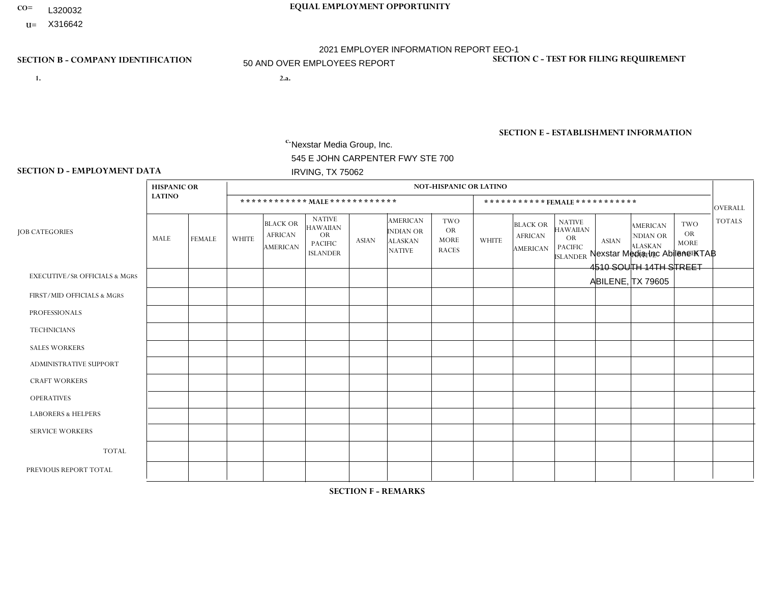CO= L320032

U= X316642

**EQUAL EMPLOYMENT OPPORTUNITY**

2021 EMPLOYER INFORMATION REPORT EEO-1

50 AND OVER EMPLOYEES REPORT

**SECTION B - COMPANY IDENTIFICATION**

1.

2.a.

c. Nexstar Media Group, Inc.
545 E JOHN CARPENTER FWY STE 700
IRVING, TX 75062

**SECTION C - TEST FOR FILING REQUIREMENT**

**SECTION E - ESTABLISHMENT INFORMATION**

Nexstar Media Inc Abilene KTAB
4510 SOUTH 14TH STREET
ABILENE, TX 79605

**SECTION D - EMPLOYMENT DATA**

| JOB CATEGORIES | HISPANIC OR LATINO | | NOT-HISPANIC OR LATINO | | | | | | | | | | | | OVERALL TOTALS |
|---|---|---|---|---|---|---|---|---|---|---|---|---|---|---|---|
| | | | MALE | | | | | | FEMALE | | | | | | |
| | MALE | FEMALE | WHITE | BLACK OR AFRICAN AMERICAN | NATIVE HAWAIIAN OR PACIFIC ISLANDER | ASIAN | AMERICAN INDIAN OR ALASKAN NATIVE | TWO OR MORE RACES | WHITE | BLACK OR AFRICAN AMERICAN | NATIVE HAWAIIAN OR PACIFIC ISLANDER | ASIAN | AMERICAN INDIAN OR ALASKAN NATIVE | TWO OR MORE RACES | |
| EXECUTIVE/SR OFFICIALS & MGRS | | | | | | | | | | | | | | | |
| FIRST/MID OFFICIALS & MGRS | | | | | | | | | | | | | | | |
| PROFESSIONALS | | | | | | | | | | | | | | | |
| TECHNICIANS | | | | | | | | | | | | | | | |
| SALES WORKERS | | | | | | | | | | | | | | | |
| ADMINISTRATIVE SUPPORT | | | | | | | | | | | | | | | |
| CRAFT WORKERS | | | | | | | | | | | | | | | |
| OPERATIVES | | | | | | | | | | | | | | | |
| LABORERS & HELPERS | | | | | | | | | | | | | | | |
| SERVICE WORKERS | | | | | | | | | | | | | | | |
| TOTAL | | | | | | | | | | | | | | | |
| PREVIOUS REPORT TOTAL | | | | | | | | | | | | | | | |

**SECTION F - REMARKS**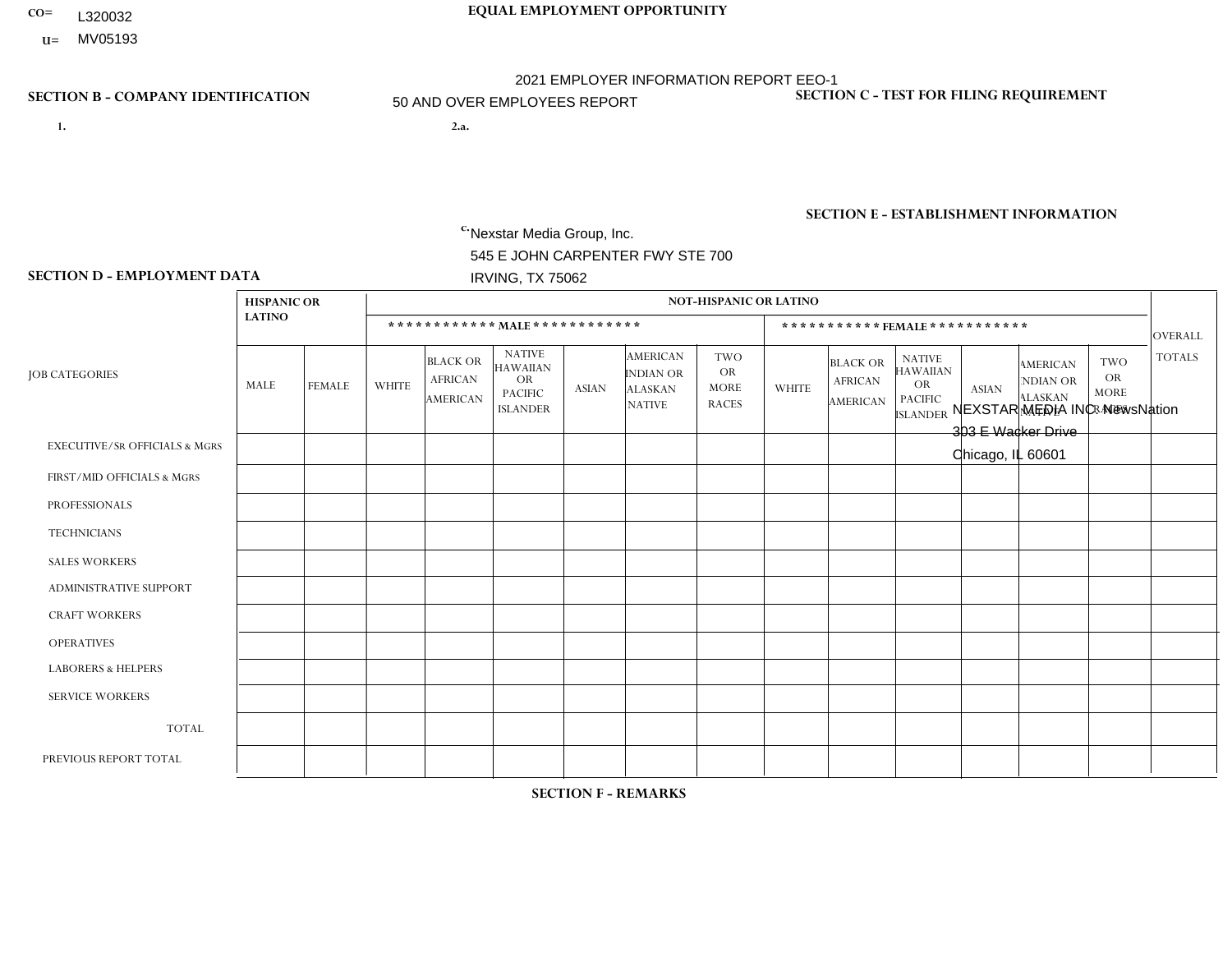CO= L320032

U= MV05193

**EQUAL EMPLOYMENT OPPORTUNITY**

2021 EMPLOYER INFORMATION REPORT EEO-1

50 AND OVER EMPLOYEES REPORT

**SECTION B - COMPANY IDENTIFICATION**

1.

2.a.

c. Nexstar Media Group, Inc.
545 E JOHN CARPENTER FWY STE 700
IRVING, TX 75062

**SECTION C - TEST FOR FILING REQUIREMENT**

**SECTION E - ESTABLISHMENT INFORMATION**

NEXSTAR MEDIA INC- NewsNation
303 E Wacker Drive
Chicago, IL 60601

**SECTION D - EMPLOYMENT DATA**

| JOB CATEGORIES | HISPANIC OR LATINO | | NOT-HISPANIC OR LATINO | | | | | | | | | | | | OVERALL TOTALS |
|---|---|---|---|---|---|---|---|---|---|---|---|---|---|---|---|
| | | | MALE | | | | | | FEMALE | | | | | | |
| | MALE | FEMALE | WHITE | BLACK OR AFRICAN AMERICAN | NATIVE HAWAIIAN OR PACIFIC ISLANDER | ASIAN | AMERICAN INDIAN OR ALASKAN NATIVE | TWO OR MORE RACES | WHITE | BLACK OR AFRICAN AMERICAN | NATIVE HAWAIIAN OR PACIFIC ISLANDER | ASIAN | AMERICAN INDIAN OR ALASKAN NATIVE | TWO OR MORE RACES | |
| EXECUTIVE/SR OFFICIALS & MGRS | | | | | | | | | | | | | | | |
| FIRST/MID OFFICIALS & MGRS | | | | | | | | | | | | | | | |
| PROFESSIONALS | | | | | | | | | | | | | | | |
| TECHNICIANS | | | | | | | | | | | | | | | |
| SALES WORKERS | | | | | | | | | | | | | | | |
| ADMINISTRATIVE SUPPORT | | | | | | | | | | | | | | | |
| CRAFT WORKERS | | | | | | | | | | | | | | | |
| OPERATIVES | | | | | | | | | | | | | | | |
| LABORERS & HELPERS | | | | | | | | | | | | | | | |
| SERVICE WORKERS | | | | | | | | | | | | | | | |
| TOTAL | | | | | | | | | | | | | | | |
| PREVIOUS REPORT TOTAL | | | | | | | | | | | | | | | |

**SECTION F - REMARKS**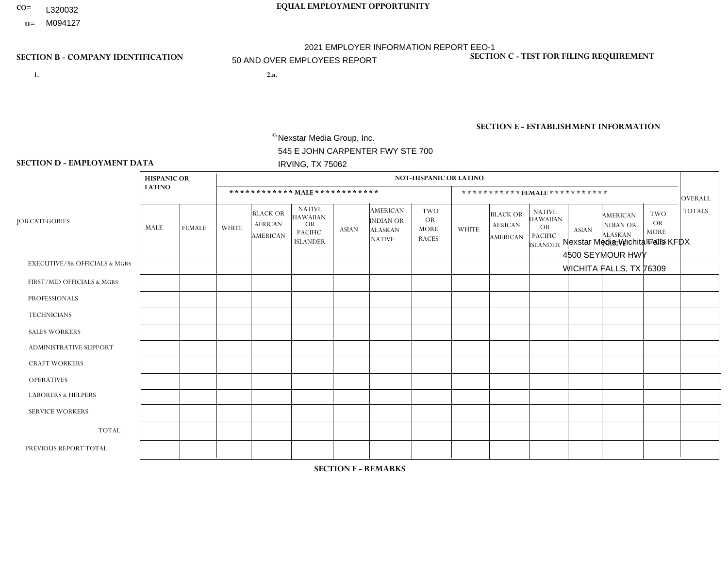CO= L320032

U= M094127

**EQUAL EMPLOYMENT OPPORTUNITY**

2021 EMPLOYER INFORMATION REPORT EEO-1

50 AND OVER EMPLOYEES REPORT

**SECTION B - COMPANY IDENTIFICATION**

1.

2.a.

c. Nexstar Media Group, Inc.
545 E JOHN CARPENTER FWY STE 700
IRVING, TX 75062

**SECTION C - TEST FOR FILING REQUIREMENT**

**SECTION E - ESTABLISHMENT INFORMATION**

Nexstar Media Wichita Falls KFDX
4500 SEYMOUR HWY
WICHITA FALLS, TX 76309

**SECTION D - EMPLOYMENT DATA**

| JOB CATEGORIES | HISPANIC OR LATINO | | NOT-HISPANIC OR LATINO | | | | | | | | | | | | OVERALL TOTALS |
|---|---|---|---|---|---|---|---|---|---|---|---|---|---|---|---|
| | | | MALE | | | | | | FEMALE | | | | | | |
| | MALE | FEMALE | WHITE | BLACK OR AFRICAN AMERICAN | NATIVE HAWAIIAN OR PACIFIC ISLANDER | ASIAN | AMERICAN INDIAN OR ALASKAN NATIVE | TWO OR MORE RACES | WHITE | BLACK OR AFRICAN AMERICAN | NATIVE HAWAIIAN OR PACIFIC ISLANDER | ASIAN | AMERICAN INDIAN OR ALASKAN NATIVE | TWO OR MORE RACES | |
| EXECUTIVE/SR OFFICIALS & MGRS | | | | | | | | | | | | | | | |
| FIRST/MID OFFICIALS & MGRS | | | | | | | | | | | | | | | |
| PROFESSIONALS | | | | | | | | | | | | | | | |
| TECHNICIANS | | | | | | | | | | | | | | | |
| SALES WORKERS | | | | | | | | | | | | | | | |
| ADMINISTRATIVE SUPPORT | | | | | | | | | | | | | | | |
| CRAFT WORKERS | | | | | | | | | | | | | | | |
| OPERATIVES | | | | | | | | | | | | | | | |
| LABORERS & HELPERS | | | | | | | | | | | | | | | |
| SERVICE WORKERS | | | | | | | | | | | | | | | |
| TOTAL | | | | | | | | | | | | | | | |
| PREVIOUS REPORT TOTAL | | | | | | | | | | | | | | | |

**SECTION F - REMARKS**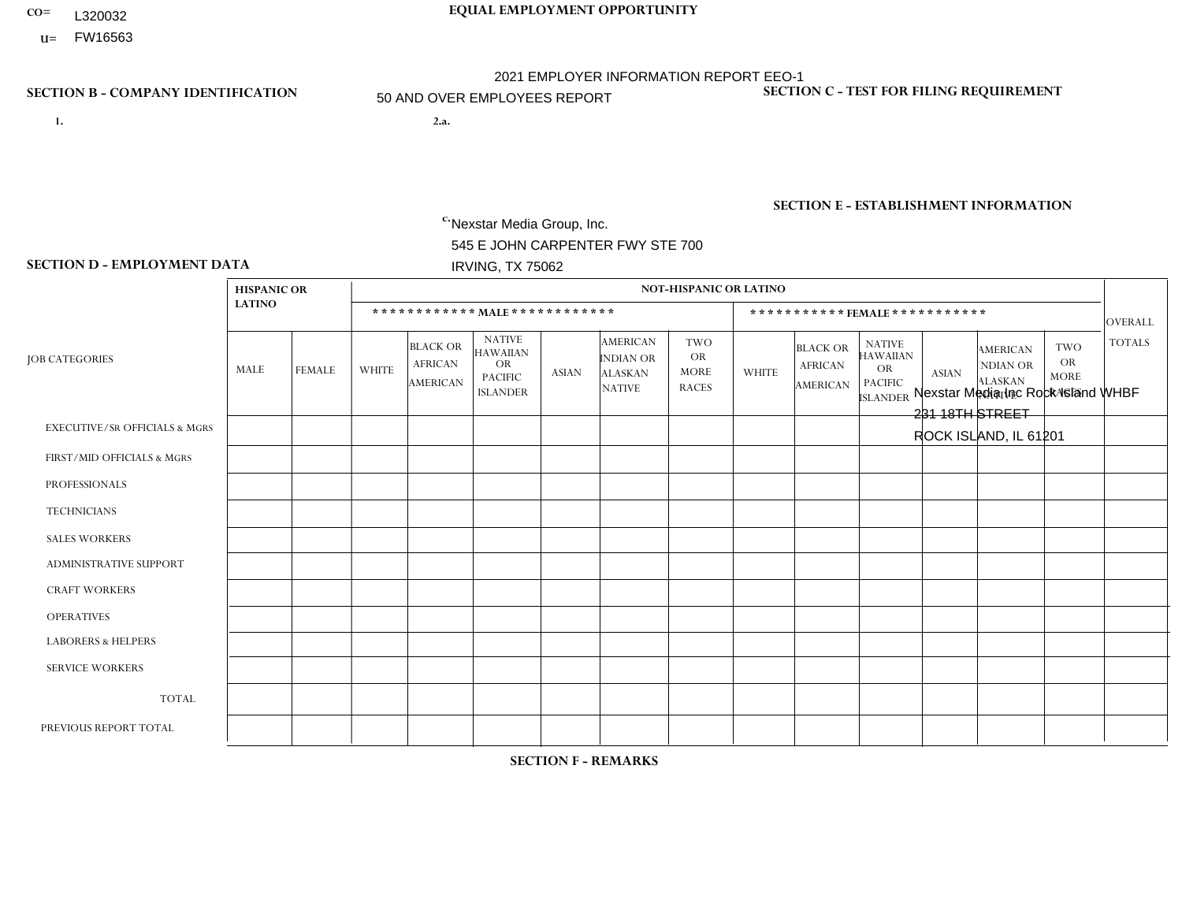CO= L320032

U= FW16563

# EQUAL EMPLOYMENT OPPORTUNITY

2021 EMPLOYER INFORMATION REPORT EEO-1

50 AND OVER EMPLOYEES REPORT

## SECTION B - COMPANY IDENTIFICATION

1.

2.a.

c. Nexstar Media Group, Inc.
545 E JOHN CARPENTER FWY STE 700
IRVING, TX 75062

## SECTION C - TEST FOR FILING REQUIREMENT

## SECTION E - ESTABLISHMENT INFORMATION

Nexstar Media Inc Rock Island WHBF
231 18TH STREET
ROCK ISLAND, IL 61201

## SECTION D - EMPLOYMENT DATA

| JOB CATEGORIES | HISPANIC OR LATINO | | NOT-HISPANIC OR LATINO | | | | | | | | | | | | OVERALL TOTALS |
|---|---|---|---|---|---|---|---|---|---|---|---|---|---|---|---|
| | | | MALE | | | | | | FEMALE | | | | | | |
| | MALE | FEMALE | WHITE | BLACK OR AFRICAN AMERICAN | NATIVE HAWAIIAN OR PACIFIC ISLANDER | ASIAN | AMERICAN INDIAN OR ALASKAN NATIVE | TWO OR MORE RACES | WHITE | BLACK OR AFRICAN AMERICAN | NATIVE HAWAIIAN OR PACIFIC ISLANDER | ASIAN | AMERICAN INDIAN OR ALASKAN NATIVE | TWO OR MORE RACES | |
| EXECUTIVE/SR OFFICIALS & MGRS | | | | | | | | | | | | | | | |
| FIRST/MID OFFICIALS & MGRS | | | | | | | | | | | | | | | |
| PROFESSIONALS | | | | | | | | | | | | | | | |
| TECHNICIANS | | | | | | | | | | | | | | | |
| SALES WORKERS | | | | | | | | | | | | | | | |
| ADMINISTRATIVE SUPPORT | | | | | | | | | | | | | | | |
| CRAFT WORKERS | | | | | | | | | | | | | | | |
| OPERATIVES | | | | | | | | | | | | | | | |
| LABORERS & HELPERS | | | | | | | | | | | | | | | |
| SERVICE WORKERS | | | | | | | | | | | | | | | |
| TOTAL | | | | | | | | | | | | | | | |
| PREVIOUS REPORT TOTAL | | | | | | | | | | | | | | | |

## SECTION F - REMARKS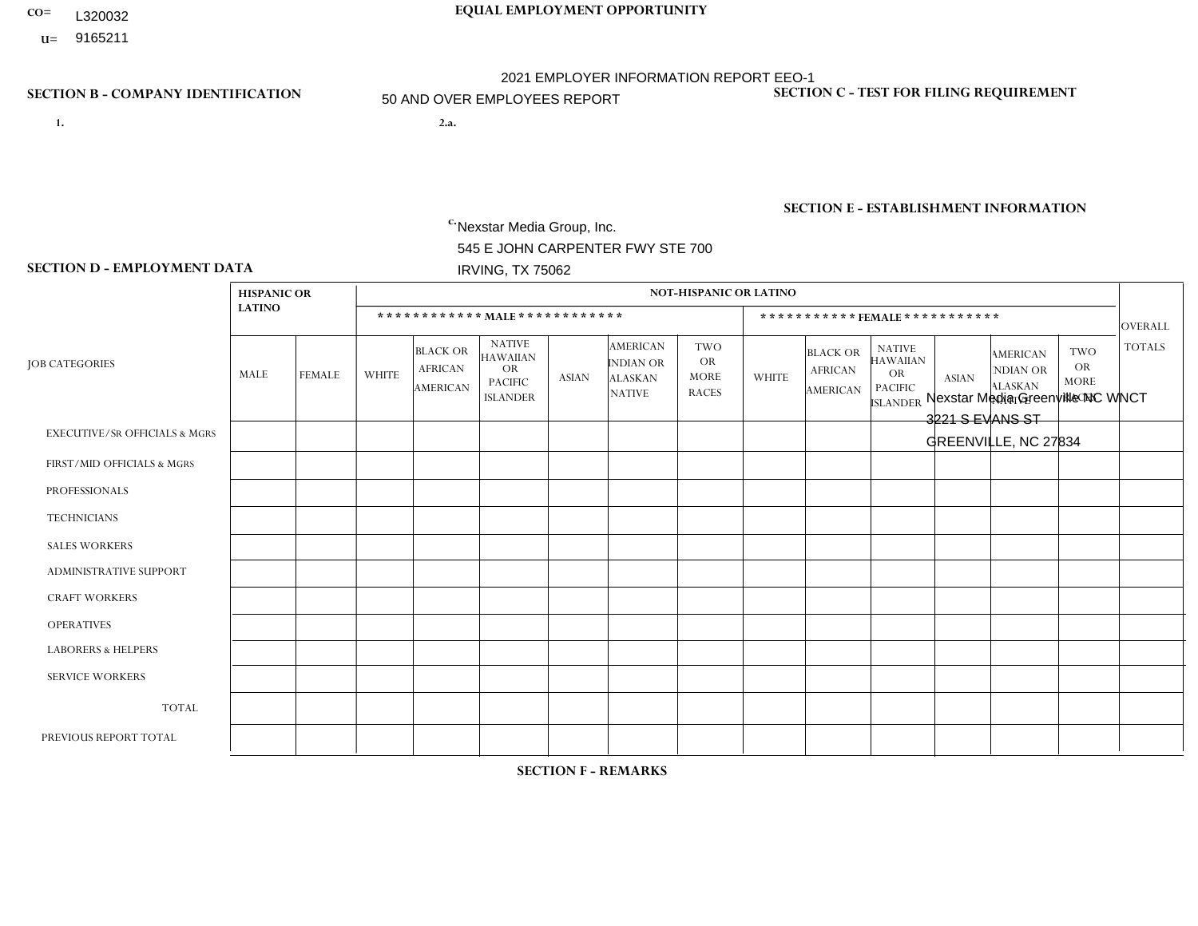CO= L320032
U= 9165211

**EQUAL EMPLOYMENT OPPORTUNITY**

2021 EMPLOYER INFORMATION REPORT EEO-1
50 AND OVER EMPLOYEES REPORT

**SECTION B - COMPANY IDENTIFICATION**

1.

2.a.

c. Nexstar Media Group, Inc.
545 E JOHN CARPENTER FWY STE 700
IRVING, TX 75062

**SECTION C - TEST FOR FILING REQUIREMENT**

**SECTION E - ESTABLISHMENT INFORMATION**

Nexstar Media Greenville NC WNCT
3221 S EVANS ST
GREENVILLE, NC 27834

**SECTION D - EMPLOYMENT DATA**

| JOB CATEGORIES | HISPANIC OR LATINO | | NOT-HISPANIC OR LATINO | | | | | | | | | | | | OVERALL TOTALS |
|---|---|---|---|---|---|---|---|---|---|---|---|---|---|---|---|
| | | | MALE | | | | | | FEMALE | | | | | | |
| | MALE | FEMALE | WHITE | BLACK OR AFRICAN AMERICAN | NATIVE HAWAIIAN OR PACIFIC ISLANDER | ASIAN | AMERICAN INDIAN OR ALASKAN NATIVE | TWO OR MORE RACES | WHITE | BLACK OR AFRICAN AMERICAN | NATIVE HAWAIIAN OR PACIFIC ISLANDER | ASIAN | AMERICAN INDIAN OR ALASKAN NATIVE | TWO OR MORE RACES | |
| EXECUTIVE/SR OFFICIALS & MGRS | | | | | | | | | | | | | | | |
| FIRST/MID OFFICIALS & MGRS | | | | | | | | | | | | | | | |
| PROFESSIONALS | | | | | | | | | | | | | | | |
| TECHNICIANS | | | | | | | | | | | | | | | |
| SALES WORKERS | | | | | | | | | | | | | | | |
| ADMINISTRATIVE SUPPORT | | | | | | | | | | | | | | | |
| CRAFT WORKERS | | | | | | | | | | | | | | | |
| OPERATIVES | | | | | | | | | | | | | | | |
| LABORERS & HELPERS | | | | | | | | | | | | | | | |
| SERVICE WORKERS | | | | | | | | | | | | | | | |
| TOTAL | | | | | | | | | | | | | | | |
| PREVIOUS REPORT TOTAL | | | | | | | | | | | | | | | |

**SECTION F - REMARKS**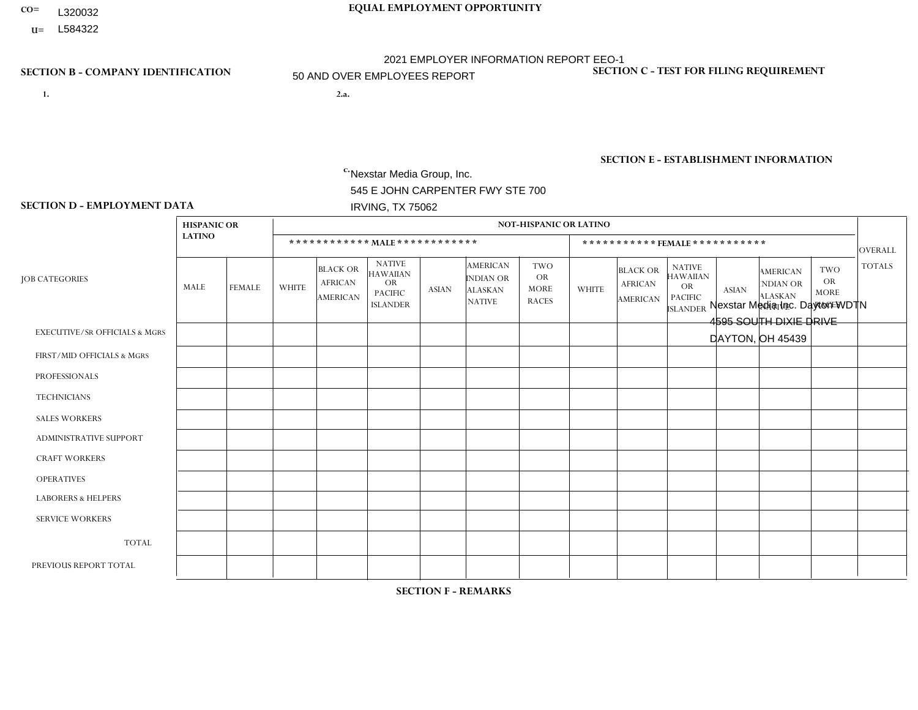CO= L320032
U= L584322

**EQUAL EMPLOYMENT OPPORTUNITY**

2021 EMPLOYER INFORMATION REPORT EEO-1

50 AND OVER EMPLOYEES REPORT

**SECTION B - COMPANY IDENTIFICATION**

1.

2.a.

c. Nexstar Media Group, Inc.
545 E JOHN CARPENTER FWY STE 700
IRVING, TX 75062

**SECTION C - TEST FOR FILING REQUIREMENT**

**SECTION E - ESTABLISHMENT INFORMATION**

Nexstar Media Inc. Dayton WDTN
4595 SOUTH DIXIE DRIVE
DAYTON, OH 45439

**SECTION D - EMPLOYMENT DATA**

| JOB CATEGORIES | HISPANIC OR LATINO | | NOT-HISPANIC OR LATINO | | | | | | | | | | | | OVERALL TOTALS |
|---|---|---|---|---|---|---|---|---|---|---|---|---|---|---|---|
| | | | MALE | | | | | | FEMALE | | | | | | |
| | MALE | FEMALE | WHITE | BLACK OR AFRICAN AMERICAN | NATIVE HAWAIIAN OR PACIFIC ISLANDER | ASIAN | AMERICAN INDIAN OR ALASKAN NATIVE | TWO OR MORE RACES | WHITE | BLACK OR AFRICAN AMERICAN | NATIVE HAWAIIAN OR PACIFIC ISLANDER | ASIAN | AMERICAN INDIAN OR ALASKAN NATIVE | TWO OR MORE RACES | |
| EXECUTIVE/SR OFFICIALS & MGRS | | | | | | | | | | | | | | | |
| FIRST/MID OFFICIALS & MGRS | | | | | | | | | | | | | | | |
| PROFESSIONALS | | | | | | | | | | | | | | | |
| TECHNICIANS | | | | | | | | | | | | | | | |
| SALES WORKERS | | | | | | | | | | | | | | | |
| ADMINISTRATIVE SUPPORT | | | | | | | | | | | | | | | |
| CRAFT WORKERS | | | | | | | | | | | | | | | |
| OPERATIVES | | | | | | | | | | | | | | | |
| LABORERS & HELPERS | | | | | | | | | | | | | | | |
| SERVICE WORKERS | | | | | | | | | | | | | | | |
| TOTAL | | | | | | | | | | | | | | | |
| PREVIOUS REPORT TOTAL | | | | | | | | | | | | | | | |

**SECTION F - REMARKS**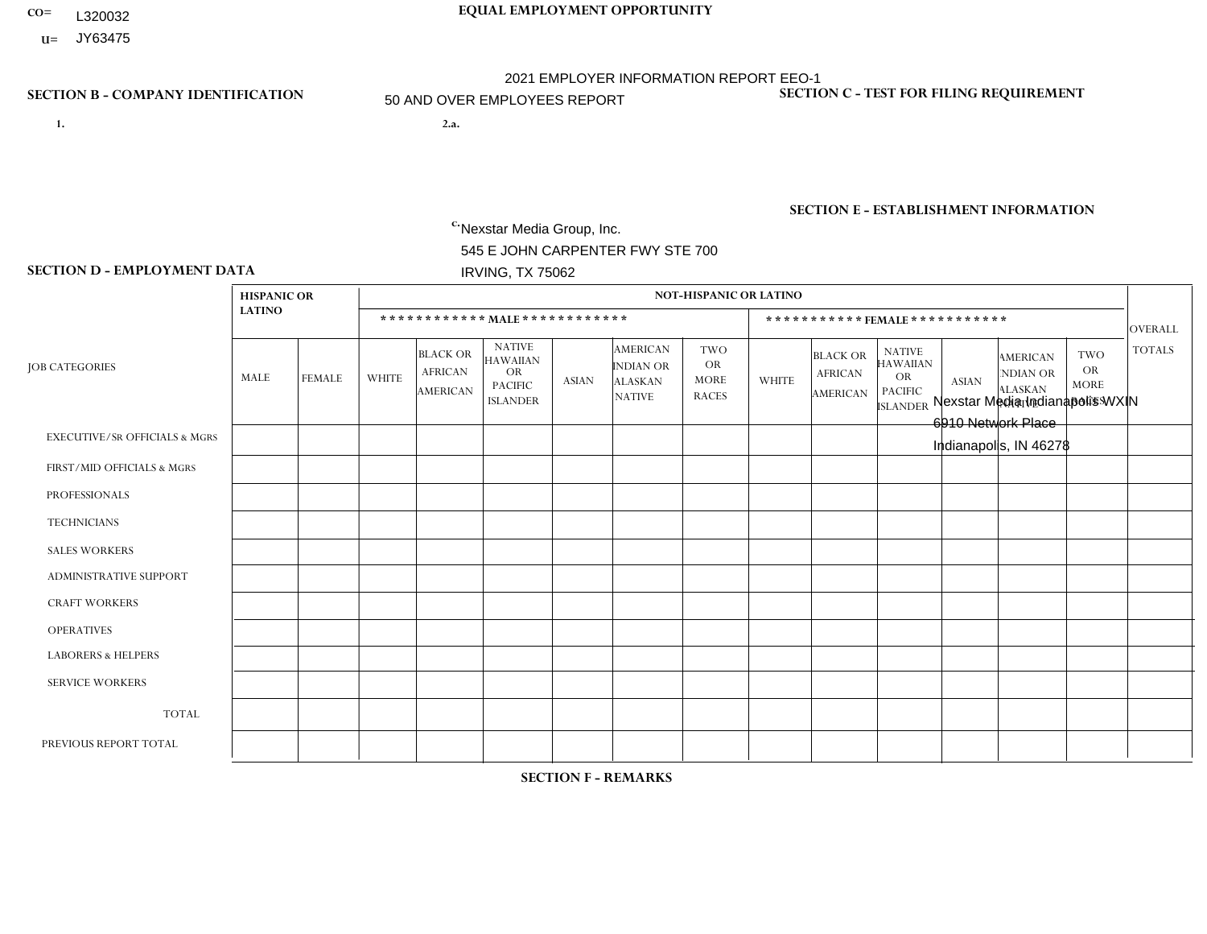CO= L320032

U= JY63475

**EQUAL EMPLOYMENT OPPORTUNITY**

2021 EMPLOYER INFORMATION REPORT EEO-1

50 AND OVER EMPLOYEES REPORT

**SECTION B - COMPANY IDENTIFICATION**

1.

2.a.

c. Nexstar Media Group, Inc.
545 E JOHN CARPENTER FWY STE 700
IRVING, TX 75062

**SECTION C - TEST FOR FILING REQUIREMENT**

**SECTION E - ESTABLISHMENT INFORMATION**

Nexstar Media Indianapolis WXIN
6910 Network Place
Indianapolis, IN 46278

**SECTION D - EMPLOYMENT DATA**

| JOB CATEGORIES | HISPANIC OR LATINO | | NOT-HISPANIC OR LATINO | | | | | | | | | | | | OVERALL TOTALS |
|---|---|---|---|---|---|---|---|---|---|---|---|---|---|---|---|
| | | | MALE | | | | | | FEMALE | | | | | | |
| | MALE | FEMALE | WHITE | BLACK OR AFRICAN AMERICAN | NATIVE HAWAIIAN OR PACIFIC ISLANDER | ASIAN | AMERICAN INDIAN OR ALASKAN NATIVE | TWO OR MORE RACES | WHITE | BLACK OR AFRICAN AMERICAN | NATIVE HAWAIIAN OR PACIFIC ISLANDER | ASIAN | AMERICAN INDIAN OR ALASKAN NATIVE | TWO OR MORE RACES | |
| EXECUTIVE/SR OFFICIALS & MGRS | | | | | | | | | | | | | | | |
| FIRST/MID OFFICIALS & MGRS | | | | | | | | | | | | | | | |
| PROFESSIONALS | | | | | | | | | | | | | | | |
| TECHNICIANS | | | | | | | | | | | | | | | |
| SALES WORKERS | | | | | | | | | | | | | | | |
| ADMINISTRATIVE SUPPORT | | | | | | | | | | | | | | | |
| CRAFT WORKERS | | | | | | | | | | | | | | | |
| OPERATIVES | | | | | | | | | | | | | | | |
| LABORERS & HELPERS | | | | | | | | | | | | | | | |
| SERVICE WORKERS | | | | | | | | | | | | | | | |
| TOTAL | | | | | | | | | | | | | | | |
| PREVIOUS REPORT TOTAL | | | | | | | | | | | | | | | |

**SECTION F - REMARKS**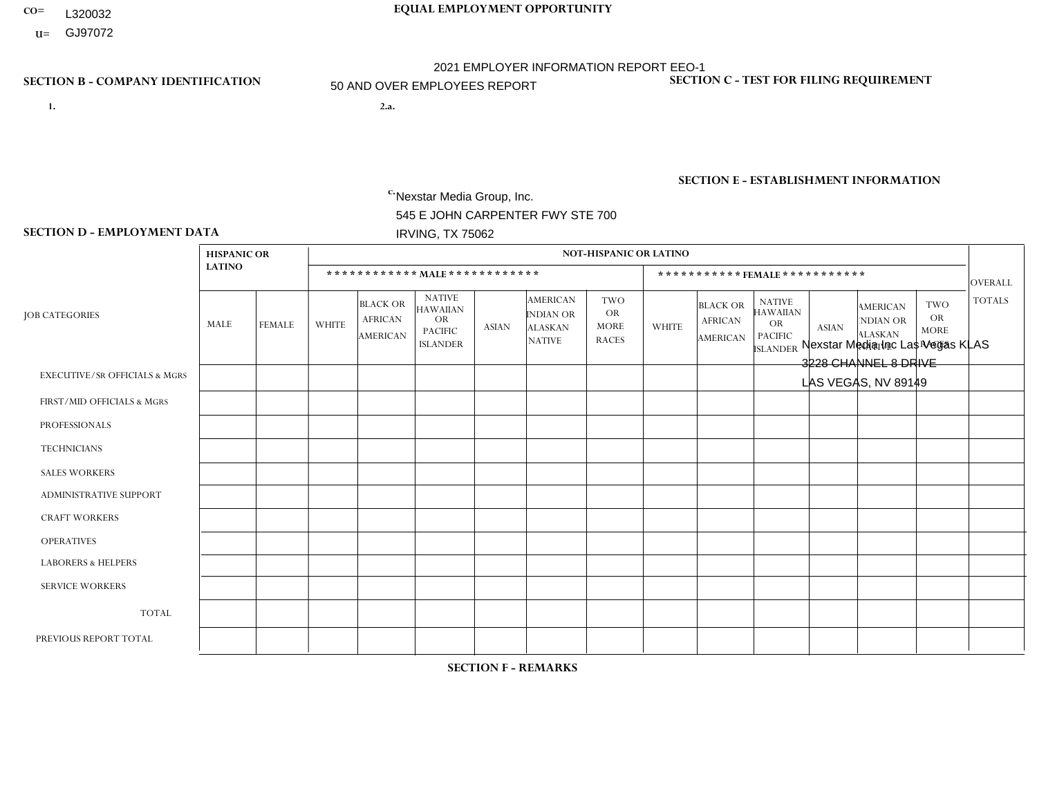CO= L320032
U= GJ97072

**EQUAL EMPLOYMENT OPPORTUNITY**

2021 EMPLOYER INFORMATION REPORT EEO-1
50 AND OVER EMPLOYEES REPORT

**SECTION B - COMPANY IDENTIFICATION**

1.

2.a.

c. Nexstar Media Group, Inc.
545 E JOHN CARPENTER FWY STE 700
IRVING, TX 75062

**SECTION C - TEST FOR FILING REQUIREMENT**

**SECTION E - ESTABLISHMENT INFORMATION**

Nexstar Media Inc Las Vegas KLAS
3228 CHANNEL 8 DRIVE
LAS VEGAS, NV 89149

**SECTION D - EMPLOYMENT DATA**

| JOB CATEGORIES | HISPANIC OR LATINO | | NOT-HISPANIC OR LATINO | | | | | | | | | | | | OVERALL TOTALS |
|---|---|---|---|---|---|---|---|---|---|---|---|---|---|---|---|
| | | | MALE | | | | | | FEMALE | | | | | | |
| | MALE | FEMALE | WHITE | BLACK OR AFRICAN AMERICAN | NATIVE HAWAIIAN OR PACIFIC ISLANDER | ASIAN | AMERICAN INDIAN OR ALASKAN NATIVE | TWO OR MORE RACES | WHITE | BLACK OR AFRICAN AMERICAN | NATIVE HAWAIIAN OR PACIFIC ISLANDER | ASIAN | AMERICAN INDIAN OR ALASKAN NATIVE | TWO OR MORE RACES | |
| EXECUTIVE/SR OFFICIALS & MGRS | | | | | | | | | | | | | | | |
| FIRST/MID OFFICIALS & MGRS | | | | | | | | | | | | | | | |
| PROFESSIONALS | | | | | | | | | | | | | | | |
| TECHNICIANS | | | | | | | | | | | | | | | |
| SALES WORKERS | | | | | | | | | | | | | | | |
| ADMINISTRATIVE SUPPORT | | | | | | | | | | | | | | | |
| CRAFT WORKERS | | | | | | | | | | | | | | | |
| OPERATIVES | | | | | | | | | | | | | | | |
| LABORERS & HELPERS | | | | | | | | | | | | | | | |
| SERVICE WORKERS | | | | | | | | | | | | | | | |
| TOTAL | | | | | | | | | | | | | | | |
| PREVIOUS REPORT TOTAL | | | | | | | | | | | | | | | |

**SECTION F - REMARKS**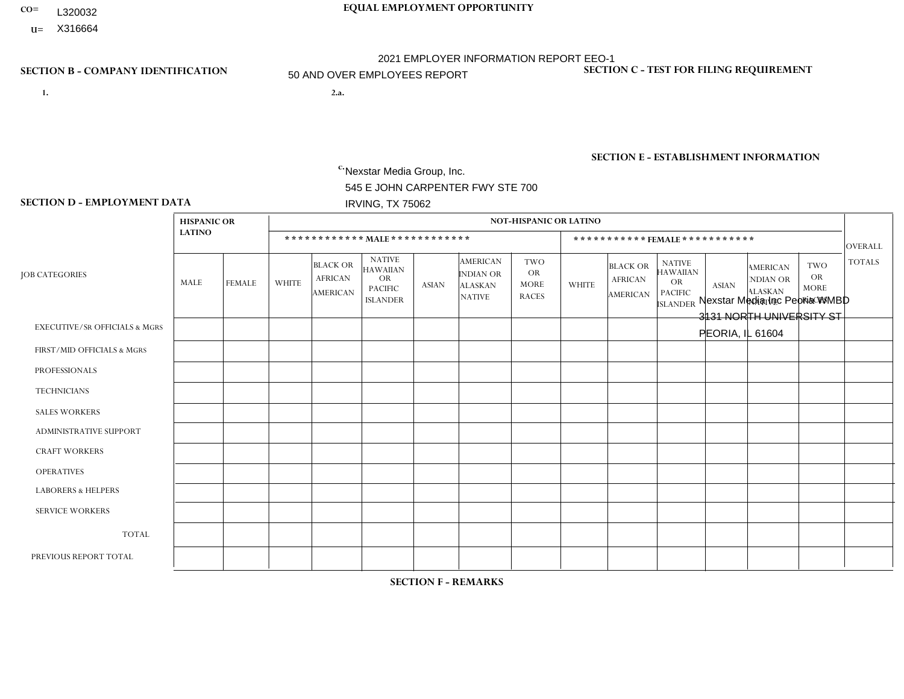CO= L320032

U= X316664

**EQUAL EMPLOYMENT OPPORTUNITY**

2021 EMPLOYER INFORMATION REPORT EEO-1

50 AND OVER EMPLOYEES REPORT

**SECTION B - COMPANY IDENTIFICATION**

1.

2.a.

c. Nexstar Media Group, Inc.
545 E JOHN CARPENTER FWY STE 700
IRVING, TX 75062

**SECTION C - TEST FOR FILING REQUIREMENT**

**SECTION E - ESTABLISHMENT INFORMATION**

Nexstar Media Inc Peoria WMBD
3131 NORTH UNIVERSITY ST
PEORIA, IL 61604

**SECTION D - EMPLOYMENT DATA**

| JOB CATEGORIES | HISPANIC OR LATINO | | NOT-HISPANIC OR LATINO | | | | | | | | | | | | OVERALL TOTALS |
|---|---|---|---|---|---|---|---|---|---|---|---|---|---|---|---|
| | | | MALE | | | | | | FEMALE | | | | | | |
| | MALE | FEMALE | WHITE | BLACK OR AFRICAN AMERICAN | NATIVE HAWAIIAN OR PACIFIC ISLANDER | ASIAN | AMERICAN INDIAN OR ALASKAN NATIVE | TWO OR MORE RACES | WHITE | BLACK OR AFRICAN AMERICAN | NATIVE HAWAIIAN OR PACIFIC ISLANDER | ASIAN | AMERICAN INDIAN OR ALASKAN NATIVE | TWO OR MORE RACES | |
| EXECUTIVE/SR OFFICIALS & MGRS | | | | | | | | | | | | | | | |
| FIRST/MID OFFICIALS & MGRS | | | | | | | | | | | | | | | |
| PROFESSIONALS | | | | | | | | | | | | | | | |
| TECHNICIANS | | | | | | | | | | | | | | | |
| SALES WORKERS | | | | | | | | | | | | | | | |
| ADMINISTRATIVE SUPPORT | | | | | | | | | | | | | | | |
| CRAFT WORKERS | | | | | | | | | | | | | | | |
| OPERATIVES | | | | | | | | | | | | | | | |
| LABORERS & HELPERS | | | | | | | | | | | | | | | |
| SERVICE WORKERS | | | | | | | | | | | | | | | |
| TOTAL | | | | | | | | | | | | | | | |
| PREVIOUS REPORT TOTAL | | | | | | | | | | | | | | | |

**SECTION F - REMARKS**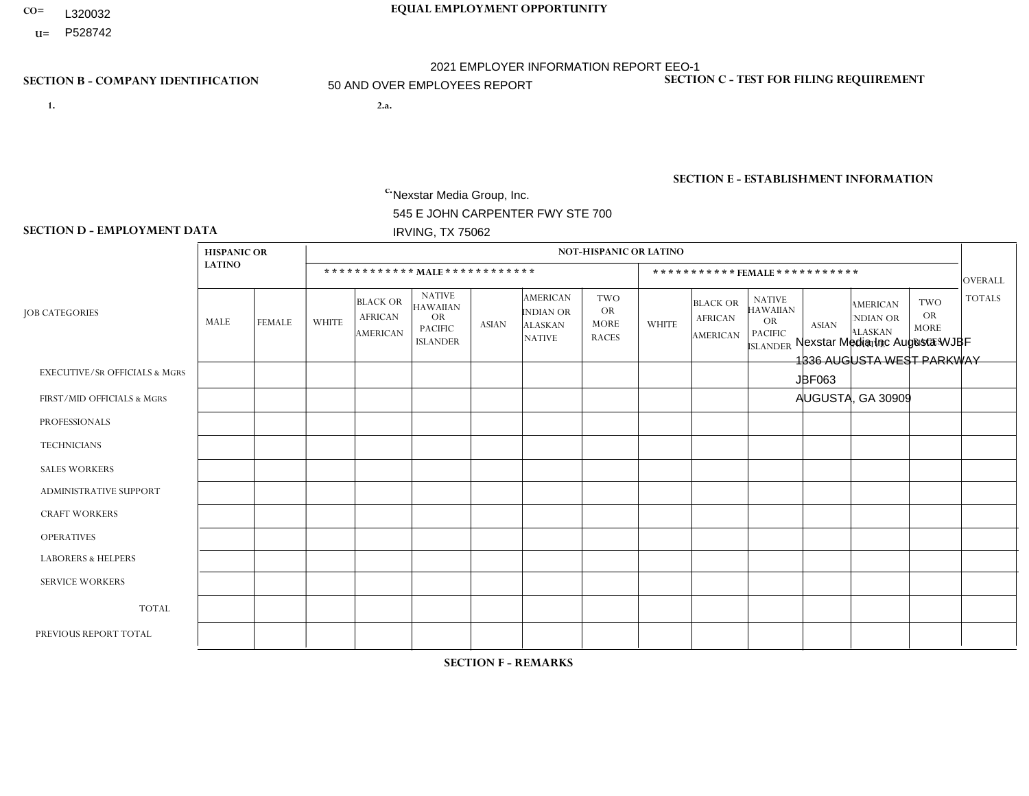CO= L320032
U= P528742

**EQUAL EMPLOYMENT OPPORTUNITY**

2021 EMPLOYER INFORMATION REPORT EEO-1
50 AND OVER EMPLOYEES REPORT

**SECTION B - COMPANY IDENTIFICATION**

1.

2.a.

c. Nexstar Media Group, Inc.
545 E JOHN CARPENTER FWY STE 700
IRVING, TX 75062

**SECTION C - TEST FOR FILING REQUIREMENT**

**SECTION E - ESTABLISHMENT INFORMATION**

Nexstar Media Inc Augusta WJBF
1336 AUGUSTA WEST PARKWAY
JBF063
AUGUSTA, GA 30909

**SECTION D - EMPLOYMENT DATA**

| JOB CATEGORIES | HISPANIC OR LATINO | | NOT-HISPANIC OR LATINO | | | | | | | | | | | | OVERALL TOTALS |
|---|---|---|---|---|---|---|---|---|---|---|---|---|---|---|---|
| | | | MALE | | | | | | FEMALE | | | | | | |
| | MALE | FEMALE | WHITE | BLACK OR AFRICAN AMERICAN | NATIVE HAWAIIAN OR PACIFIC ISLANDER | ASIAN | AMERICAN INDIAN OR ALASKAN NATIVE | TWO OR MORE RACES | WHITE | BLACK OR AFRICAN AMERICAN | NATIVE HAWAIIAN OR PACIFIC ISLANDER | ASIAN | AMERICAN INDIAN OR ALASKAN NATIVE | TWO OR MORE RACES | |
| EXECUTIVE/SR OFFICIALS & MGRS | | | | | | | | | | | | | | | |
| FIRST/MID OFFICIALS & MGRS | | | | | | | | | | | | | | | |
| PROFESSIONALS | | | | | | | | | | | | | | | |
| TECHNICIANS | | | | | | | | | | | | | | | |
| SALES WORKERS | | | | | | | | | | | | | | | |
| ADMINISTRATIVE SUPPORT | | | | | | | | | | | | | | | |
| CRAFT WORKERS | | | | | | | | | | | | | | | |
| OPERATIVES | | | | | | | | | | | | | | | |
| LABORERS & HELPERS | | | | | | | | | | | | | | | |
| SERVICE WORKERS | | | | | | | | | | | | | | | |
| TOTAL | | | | | | | | | | | | | | | |
| PREVIOUS REPORT TOTAL | | | | | | | | | | | | | | | |

**SECTION F - REMARKS**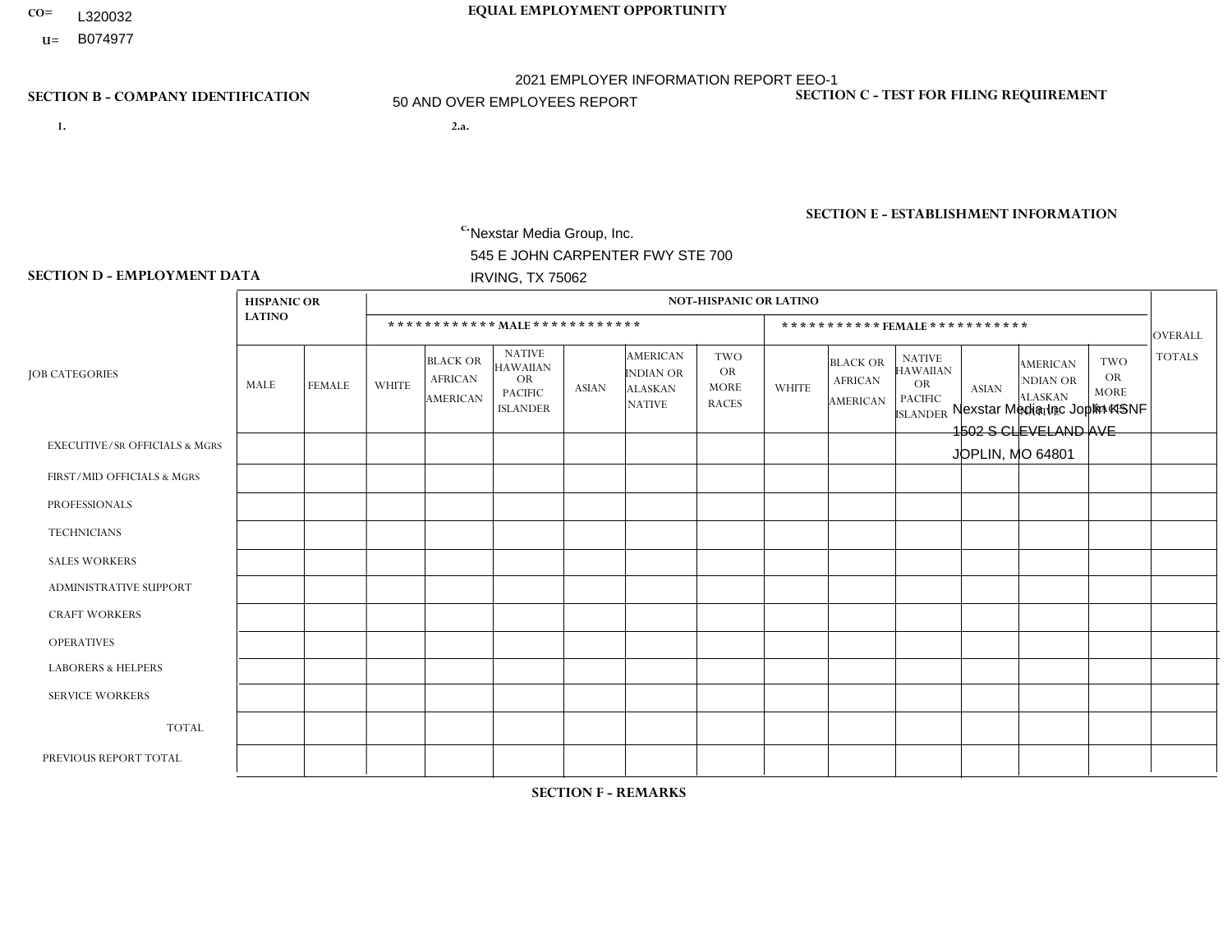CO= L320032
U= B074977

**EQUAL EMPLOYMENT OPPORTUNITY**

2021 EMPLOYER INFORMATION REPORT EEO-1

50 AND OVER EMPLOYEES REPORT

**SECTION B - COMPANY IDENTIFICATION**

1.

2.a.

c. Nexstar Media Group, Inc.
545 E JOHN CARPENTER FWY STE 700
IRVING, TX 75062

**SECTION C - TEST FOR FILING REQUIREMENT**

**SECTION E - ESTABLISHMENT INFORMATION**

Nexstar Media Inc Joplin KSNF
1502 S CLEVELAND AVE
JOPLIN, MO 64801

**SECTION D - EMPLOYMENT DATA**

| JOB CATEGORIES | HISPANIC OR LATINO | | NOT-HISPANIC OR LATINO | | | | | | | | | | | | OVERALL TOTALS |
|---|---|---|---|---|---|---|---|---|---|---|---|---|---|---|---|
| | | | MALE | | | | | | FEMALE | | | | | | |
| | MALE | FEMALE | WHITE | BLACK OR AFRICAN AMERICAN | NATIVE HAWAIIAN OR PACIFIC ISLANDER | ASIAN | AMERICAN INDIAN OR ALASKAN NATIVE | TWO OR MORE RACES | WHITE | BLACK OR AFRICAN AMERICAN | NATIVE HAWAIIAN OR PACIFIC ISLANDER | ASIAN | AMERICAN INDIAN OR ALASKAN NATIVE | TWO OR MORE RACES | |
| EXECUTIVE/SR OFFICIALS & MGRS | | | | | | | | | | | | | | | |
| FIRST/MID OFFICIALS & MGRS | | | | | | | | | | | | | | | |
| PROFESSIONALS | | | | | | | | | | | | | | | |
| TECHNICIANS | | | | | | | | | | | | | | | |
| SALES WORKERS | | | | | | | | | | | | | | | |
| ADMINISTRATIVE SUPPORT | | | | | | | | | | | | | | | |
| CRAFT WORKERS | | | | | | | | | | | | | | | |
| OPERATIVES | | | | | | | | | | | | | | | |
| LABORERS & HELPERS | | | | | | | | | | | | | | | |
| SERVICE WORKERS | | | | | | | | | | | | | | | |
| TOTAL | | | | | | | | | | | | | | | |
| PREVIOUS REPORT TOTAL | | | | | | | | | | | | | | | |

**SECTION F - REMARKS**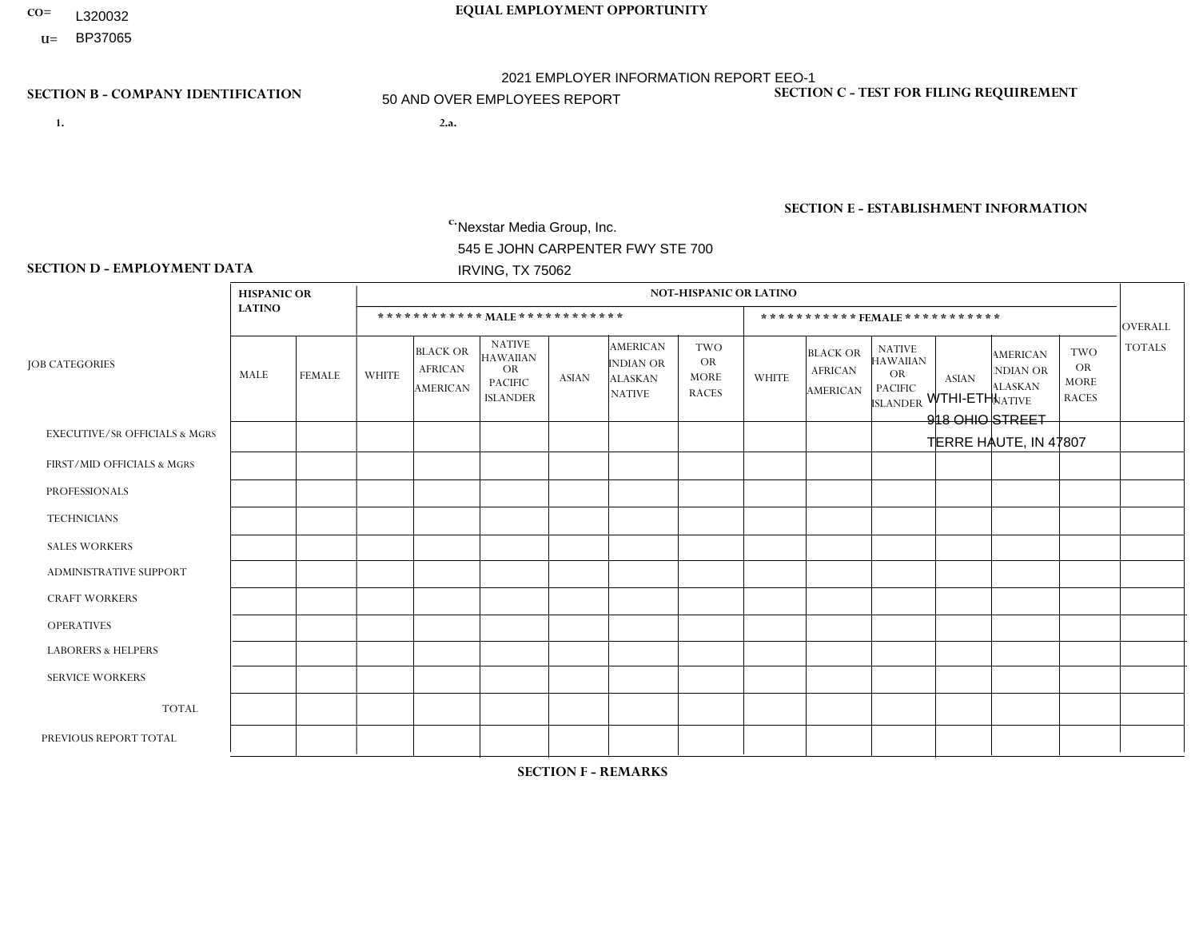CO= L320032

U= BP37065

**EQUAL EMPLOYMENT OPPORTUNITY**

2021 EMPLOYER INFORMATION REPORT EEO-1

50 AND OVER EMPLOYEES REPORT

**SECTION B - COMPANY IDENTIFICATION**

1.

2.a.

c. Nexstar Media Group, Inc.
545 E JOHN CARPENTER FWY STE 700
IRVING, TX 75062

**SECTION C - TEST FOR FILING REQUIREMENT**

**SECTION E - ESTABLISHMENT INFORMATION**

WTHI-ETHI
918 OHIO STREET
TERRE HAUTE, IN 47807

**SECTION D - EMPLOYMENT DATA**

| JOB CATEGORIES | HISPANIC OR LATINO | | NOT-HISPANIC OR LATINO | | | | | | | | | | | | OVERALL TOTALS |
|---|---|---|---|---|---|---|---|---|---|---|---|---|---|---|---|
| | | | MALE | | | | | | FEMALE | | | | | | |
| | MALE | FEMALE | WHITE | BLACK OR AFRICAN AMERICAN | NATIVE HAWAIIAN OR PACIFIC ISLANDER | ASIAN | AMERICAN INDIAN OR ALASKAN NATIVE | TWO OR MORE RACES | WHITE | BLACK OR AFRICAN AMERICAN | NATIVE HAWAIIAN OR PACIFIC ISLANDER | ASIAN | AMERICAN INDIAN OR ALASKAN NATIVE | TWO OR MORE RACES | |
| EXECUTIVE/SR OFFICIALS & MGRS | | | | | | | | | | | | | | | |
| FIRST/MID OFFICIALS & MGRS | | | | | | | | | | | | | | | |
| PROFESSIONALS | | | | | | | | | | | | | | | |
| TECHNICIANS | | | | | | | | | | | | | | | |
| SALES WORKERS | | | | | | | | | | | | | | | |
| ADMINISTRATIVE SUPPORT | | | | | | | | | | | | | | | |
| CRAFT WORKERS | | | | | | | | | | | | | | | |
| OPERATIVES | | | | | | | | | | | | | | | |
| LABORERS & HELPERS | | | | | | | | | | | | | | | |
| SERVICE WORKERS | | | | | | | | | | | | | | | |
| TOTAL | | | | | | | | | | | | | | | |
| PREVIOUS REPORT TOTAL | | | | | | | | | | | | | | | |

**SECTION F - REMARKS**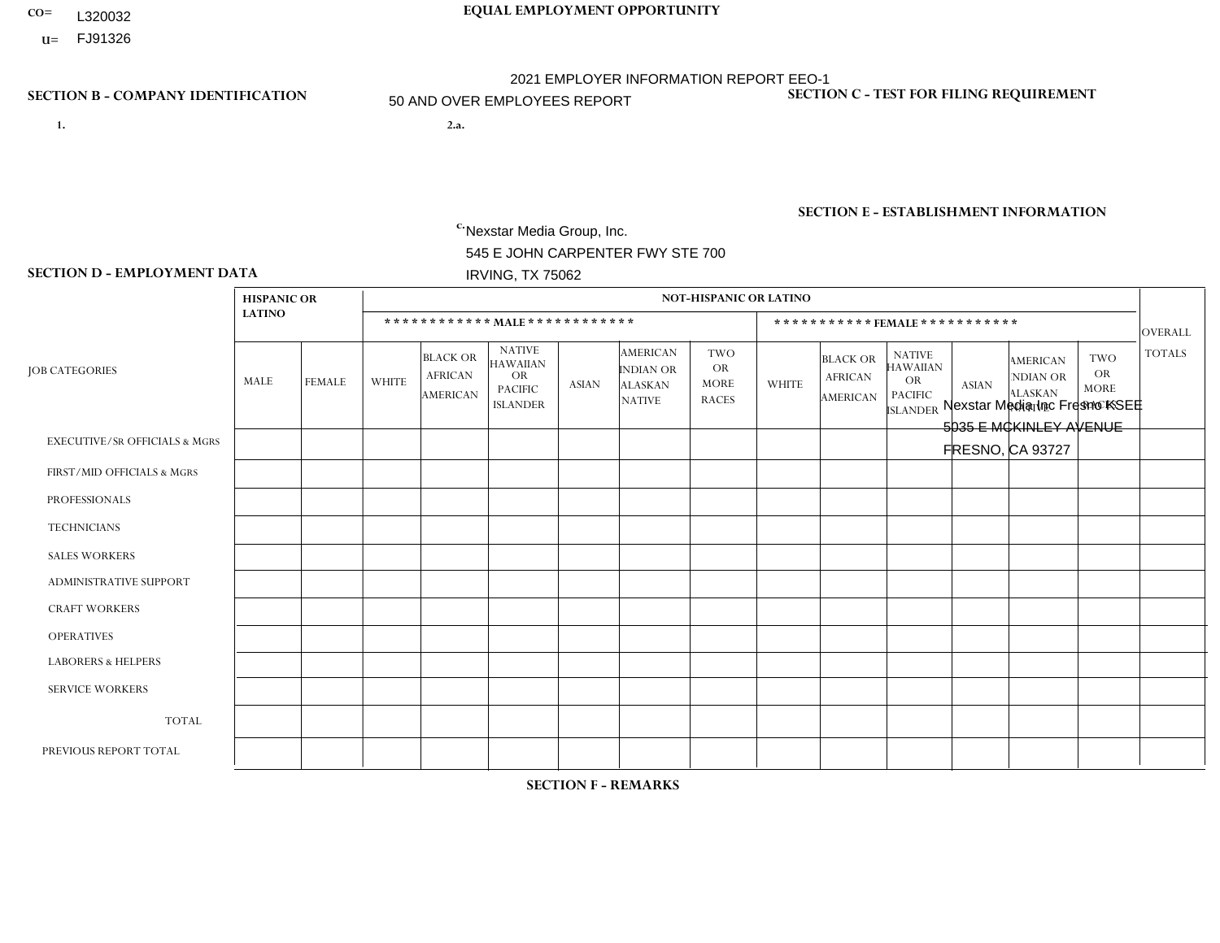CO= L320032
U= FJ91326

**EQUAL EMPLOYMENT OPPORTUNITY**

2021 EMPLOYER INFORMATION REPORT EEO-1

50 AND OVER EMPLOYEES REPORT

**SECTION B - COMPANY IDENTIFICATION**

**SECTION C - TEST FOR FILING REQUIREMENT**

1.

2.a.

c. Nexstar Media Group, Inc.
545 E JOHN CARPENTER FWY STE 700
IRVING, TX 75062

**SECTION E - ESTABLISHMENT INFORMATION**

Nexstar Media Inc Fresno KSEE
5035 E MCKINLEY AVENUE
FRESNO, CA 93727

**SECTION D - EMPLOYMENT DATA**

| JOB CATEGORIES | HISPANIC OR LATINO | | NOT-HISPANIC OR LATINO | | | | | | | | | | | | OVERALL TOTALS |
|---|---|---|---|---|---|---|---|---|---|---|---|---|---|---|---|
| | | | MALE | | | | | | FEMALE | | | | | | |
| | MALE | FEMALE | WHITE | BLACK OR AFRICAN AMERICAN | NATIVE HAWAIIAN OR PACIFIC ISLANDER | ASIAN | AMERICAN INDIAN OR ALASKAN NATIVE | TWO OR MORE RACES | WHITE | BLACK OR AFRICAN AMERICAN | NATIVE HAWAIIAN OR PACIFIC ISLANDER | ASIAN | AMERICAN INDIAN OR ALASKAN NATIVE | TWO OR MORE RACES | |
| EXECUTIVE/SR OFFICIALS & MGRS | | | | | | | | | | | | | | | |
| FIRST/MID OFFICIALS & MGRS | | | | | | | | | | | | | | | |
| PROFESSIONALS | | | | | | | | | | | | | | | |
| TECHNICIANS | | | | | | | | | | | | | | | |
| SALES WORKERS | | | | | | | | | | | | | | | |
| ADMINISTRATIVE SUPPORT | | | | | | | | | | | | | | | |
| CRAFT WORKERS | | | | | | | | | | | | | | | |
| OPERATIVES | | | | | | | | | | | | | | | |
| LABORERS & HELPERS | | | | | | | | | | | | | | | |
| SERVICE WORKERS | | | | | | | | | | | | | | | |
| TOTAL | | | | | | | | | | | | | | | |
| PREVIOUS REPORT TOTAL | | | | | | | | | | | | | | | |

**SECTION F - REMARKS**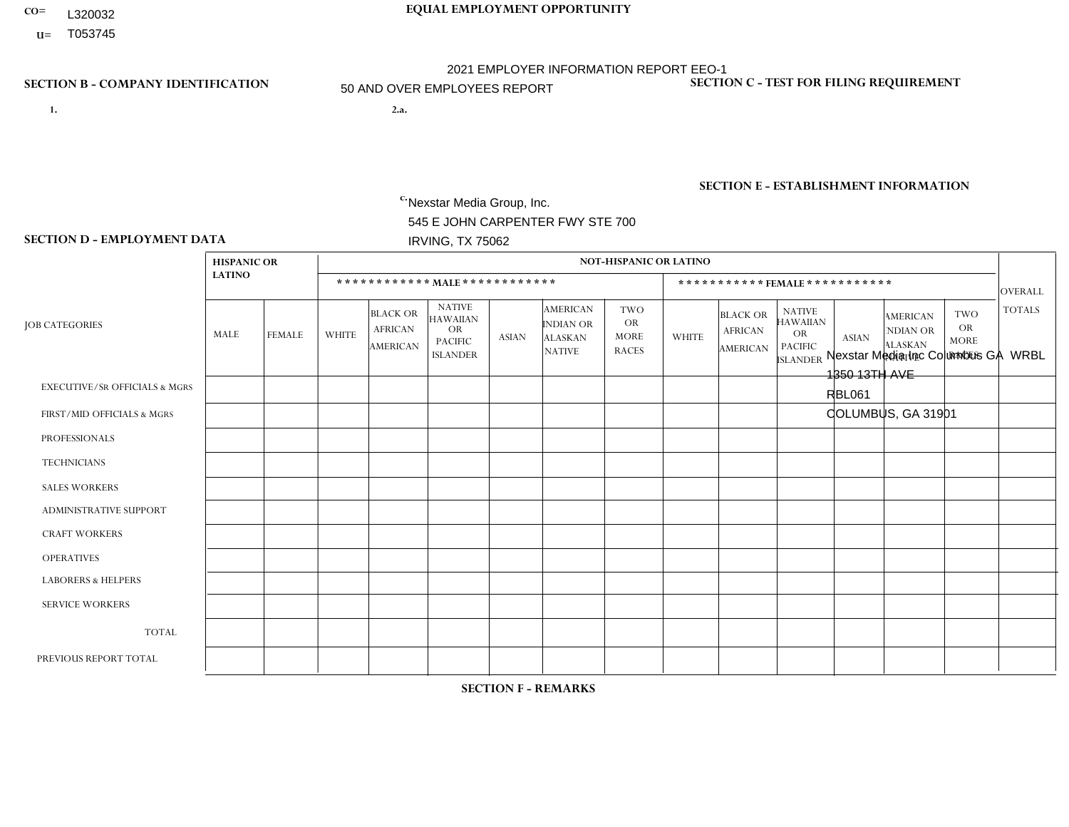CO= L320032
U= T053745

**EQUAL EMPLOYMENT OPPORTUNITY**

2021 EMPLOYER INFORMATION REPORT EEO-1

50 AND OVER EMPLOYEES REPORT

**SECTION B - COMPANY IDENTIFICATION**

1.

2.a.

c. Nexstar Media Group, Inc.
545 E JOHN CARPENTER FWY STE 700
IRVING, TX 75062

**SECTION C - TEST FOR FILING REQUIREMENT**

**SECTION E - ESTABLISHMENT INFORMATION**

Nexstar Media Inc Columbus GA WRBL
1350 13TH AVE
RBL061
COLUMBUS, GA 31901

**SECTION D - EMPLOYMENT DATA**

| JOB CATEGORIES | HISPANIC OR LATINO | | NOT-HISPANIC OR LATINO | | | | | | | | | | | | OVERALL TOTALS |
|---|---|---|---|---|---|---|---|---|---|---|---|---|---|---|---|
| | | | MALE | | | | | | FEMALE | | | | | | |
| | MALE | FEMALE | WHITE | BLACK OR AFRICAN AMERICAN | NATIVE HAWAIIAN OR PACIFIC ISLANDER | ASIAN | AMERICAN INDIAN OR ALASKAN NATIVE | TWO OR MORE RACES | WHITE | BLACK OR AFRICAN AMERICAN | NATIVE HAWAIIAN OR PACIFIC ISLANDER | ASIAN | AMERICAN INDIAN OR ALASKAN NATIVE | TWO OR MORE RACES | |
| EXECUTIVE/SR OFFICIALS & MGRS | | | | | | | | | | | | | | | |
| FIRST/MID OFFICIALS & MGRS | | | | | | | | | | | | | | | |
| PROFESSIONALS | | | | | | | | | | | | | | | |
| TECHNICIANS | | | | | | | | | | | | | | | |
| SALES WORKERS | | | | | | | | | | | | | | | |
| ADMINISTRATIVE SUPPORT | | | | | | | | | | | | | | | |
| CRAFT WORKERS | | | | | | | | | | | | | | | |
| OPERATIVES | | | | | | | | | | | | | | | |
| LABORERS & HELPERS | | | | | | | | | | | | | | | |
| SERVICE WORKERS | | | | | | | | | | | | | | | |
| TOTAL | | | | | | | | | | | | | | | |
| PREVIOUS REPORT TOTAL | | | | | | | | | | | | | | | |

**SECTION F - REMARKS**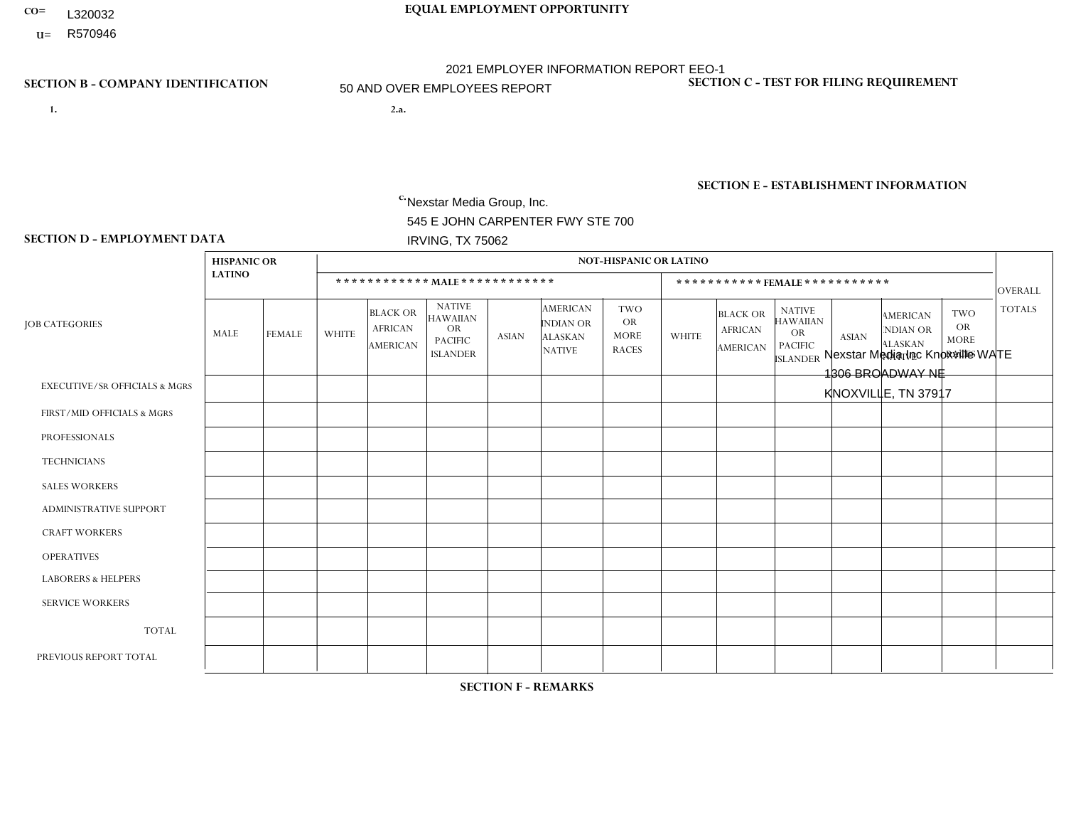CO= L320032
U= R570946

**EQUAL EMPLOYMENT OPPORTUNITY**

2021 EMPLOYER INFORMATION REPORT EEO-1
50 AND OVER EMPLOYEES REPORT

**SECTION B - COMPANY IDENTIFICATION**

1.

2.a.

c. Nexstar Media Group, Inc.
545 E JOHN CARPENTER FWY STE 700
IRVING, TX 75062

**SECTION C - TEST FOR FILING REQUIREMENT**

**SECTION E - ESTABLISHMENT INFORMATION**

Nexstar Media Inc Knoxville WATE
1306 BROADWAY NE
KNOXVILLE, TN 37917

**SECTION D - EMPLOYMENT DATA**

| JOB CATEGORIES | HISPANIC OR LATINO | | NOT-HISPANIC OR LATINO | | | | | | | | | | | | OVERALL TOTALS |
|---|---|---|---|---|---|---|---|---|---|---|---|---|---|---|---|
| | | | MALE | | | | | | FEMALE | | | | | | |
| | MALE | FEMALE | WHITE | BLACK OR AFRICAN AMERICAN | NATIVE HAWAIIAN OR PACIFIC ISLANDER | ASIAN | AMERICAN INDIAN OR ALASKAN NATIVE | TWO OR MORE RACES | WHITE | BLACK OR AFRICAN AMERICAN | NATIVE HAWAIIAN OR PACIFIC ISLANDER | ASIAN | AMERICAN INDIAN OR ALASKAN NATIVE | TWO OR MORE RACES | |
| EXECUTIVE/SR OFFICIALS & MGRS | | | | | | | | | | | | | | | |
| FIRST/MID OFFICIALS & MGRS | | | | | | | | | | | | | | | |
| PROFESSIONALS | | | | | | | | | | | | | | | |
| TECHNICIANS | | | | | | | | | | | | | | | |
| SALES WORKERS | | | | | | | | | | | | | | | |
| ADMINISTRATIVE SUPPORT | | | | | | | | | | | | | | | |
| CRAFT WORKERS | | | | | | | | | | | | | | | |
| OPERATIVES | | | | | | | | | | | | | | | |
| LABORERS & HELPERS | | | | | | | | | | | | | | | |
| SERVICE WORKERS | | | | | | | | | | | | | | | |
| TOTAL | | | | | | | | | | | | | | | |
| PREVIOUS REPORT TOTAL | | | | | | | | | | | | | | | |

**SECTION F - REMARKS**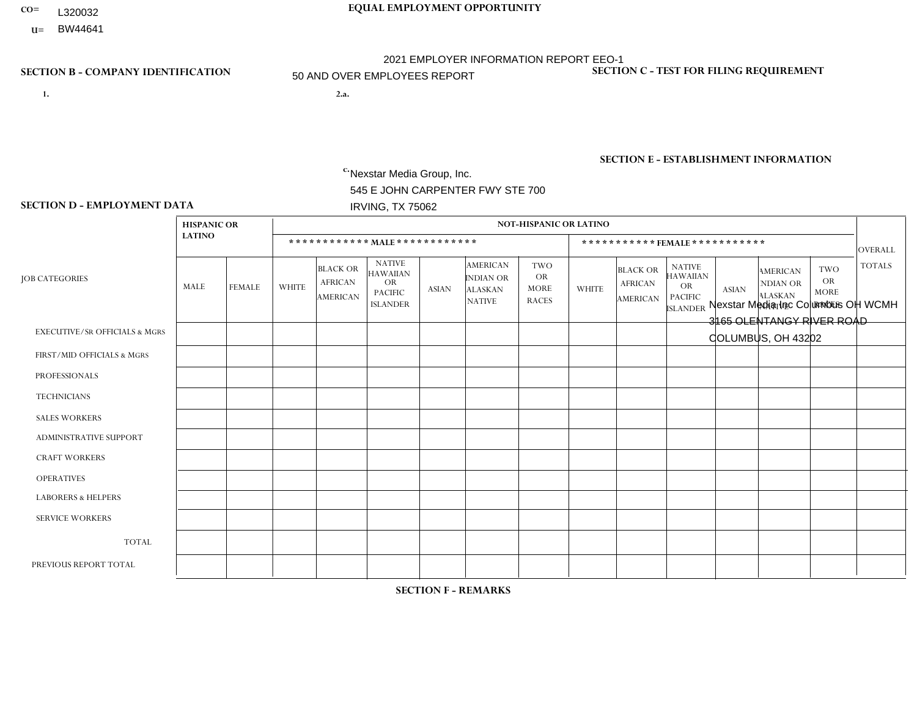CO= L320032
U= BW44641

# EQUAL EMPLOYMENT OPPORTUNITY

2021 EMPLOYER INFORMATION REPORT EEO-1

50 AND OVER EMPLOYEES REPORT

## SECTION B - COMPANY IDENTIFICATION

1.

2.a.

c. Nexstar Media Group, Inc.
545 E JOHN CARPENTER FWY STE 700
IRVING, TX 75062

## SECTION C - TEST FOR FILING REQUIREMENT

## SECTION E - ESTABLISHMENT INFORMATION

Nexstar Media Inc Columbus OH WCMH
3165 OLENTANGY RIVER ROAD
COLUMBUS, OH 43202

## SECTION D - EMPLOYMENT DATA

| JOB CATEGORIES | HISPANIC OR LATINO | | NOT-HISPANIC OR LATINO | | | | | | | | | | | | OVERALL TOTALS |
|---|---|---|---|---|---|---|---|---|---|---|---|---|---|---|---|
| | | | ************ MALE ************ | | | | | | *********** FEMALE *********** | | | | | | |
| | MALE | FEMALE | WHITE | BLACK OR AFRICAN AMERICAN | NATIVE HAWAIIAN OR PACIFIC ISLANDER | ASIAN | AMERICAN INDIAN OR ALASKAN NATIVE | TWO OR MORE RACES | WHITE | BLACK OR AFRICAN AMERICAN | NATIVE HAWAIIAN OR PACIFIC ISLANDER | ASIAN | AMERICAN INDIAN OR ALASKAN NATIVE | TWO OR MORE RACES | |
| EXECUTIVE/SR OFFICIALS & MGRS | | | | | | | | | | | | | | | |
| FIRST/MID OFFICIALS & MGRS | | | | | | | | | | | | | | | |
| PROFESSIONALS | | | | | | | | | | | | | | | |
| TECHNICIANS | | | | | | | | | | | | | | | |
| SALES WORKERS | | | | | | | | | | | | | | | |
| ADMINISTRATIVE SUPPORT | | | | | | | | | | | | | | | |
| CRAFT WORKERS | | | | | | | | | | | | | | | |
| OPERATIVES | | | | | | | | | | | | | | | |
| LABORERS & HELPERS | | | | | | | | | | | | | | | |
| SERVICE WORKERS | | | | | | | | | | | | | | | |
| TOTAL | | | | | | | | | | | | | | | |
| PREVIOUS REPORT TOTAL | | | | | | | | | | | | | | | |

## SECTION F - REMARKS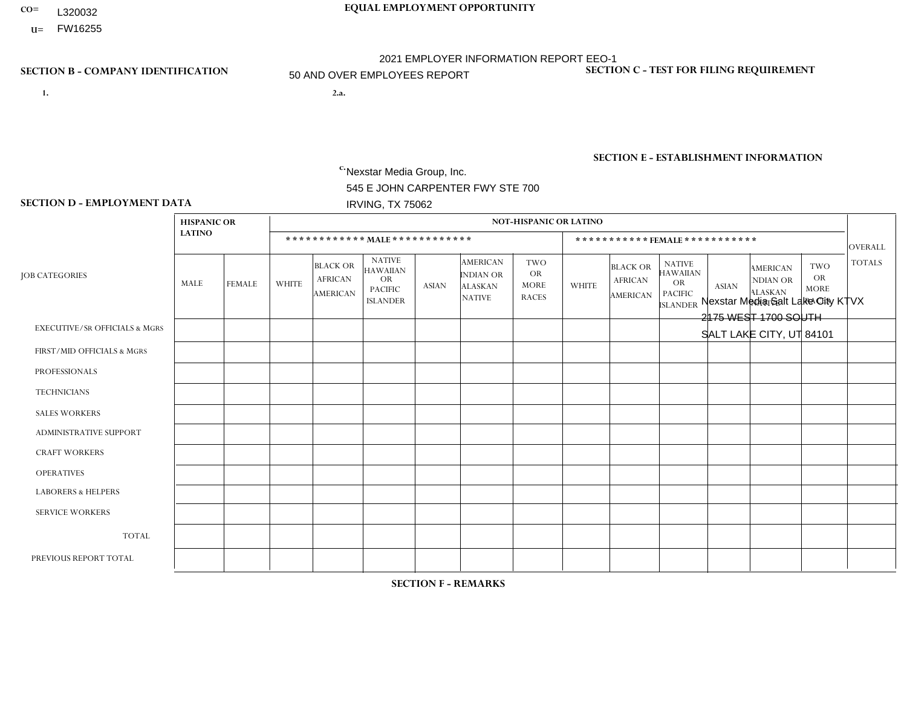CO= L320032

U= FW16255

**EQUAL EMPLOYMENT OPPORTUNITY**

2021 EMPLOYER INFORMATION REPORT EEO-1

50 AND OVER EMPLOYEES REPORT

**SECTION B - COMPANY IDENTIFICATION**

1.

2.a.

c. Nexstar Media Group, Inc.
545 E JOHN CARPENTER FWY STE 700
IRVING, TX 75062

**SECTION C - TEST FOR FILING REQUIREMENT**

**SECTION E - ESTABLISHMENT INFORMATION**

Nexstar Media Salt Lake City KTVX
2175 WEST 1700 SOUTH
SALT LAKE CITY, UT 84101

**SECTION D - EMPLOYMENT DATA**

| JOB CATEGORIES | HISPANIC OR LATINO | | NOT-HISPANIC OR LATINO | | | | | | | | | | | | OVERALL TOTALS |
|---|---|---|---|---|---|---|---|---|---|---|---|---|---|---|---|
| | | | ************ MALE ************ | | | | | | *********** FEMALE *********** | | | | | | |
| | MALE | FEMALE | WHITE | BLACK OR AFRICAN AMERICAN | NATIVE HAWAIIAN OR PACIFIC ISLANDER | ASIAN | AMERICAN INDIAN OR ALASKAN NATIVE | TWO OR MORE RACES | WHITE | BLACK OR AFRICAN AMERICAN | NATIVE HAWAIIAN OR PACIFIC ISLANDER | ASIAN | AMERICAN INDIAN OR ALASKAN NATIVE | TWO OR MORE RACES | |
| EXECUTIVE/SR OFFICIALS & MGRS | | | | | | | | | | | | | | | |
| FIRST/MID OFFICIALS & MGRS | | | | | | | | | | | | | | | |
| PROFESSIONALS | | | | | | | | | | | | | | | |
| TECHNICIANS | | | | | | | | | | | | | | | |
| SALES WORKERS | | | | | | | | | | | | | | | |
| ADMINISTRATIVE SUPPORT | | | | | | | | | | | | | | | |
| CRAFT WORKERS | | | | | | | | | | | | | | | |
| OPERATIVES | | | | | | | | | | | | | | | |
| LABORERS & HELPERS | | | | | | | | | | | | | | | |
| SERVICE WORKERS | | | | | | | | | | | | | | | |
| TOTAL | | | | | | | | | | | | | | | |
| PREVIOUS REPORT TOTAL | | | | | | | | | | | | | | | |

**SECTION F - REMARKS**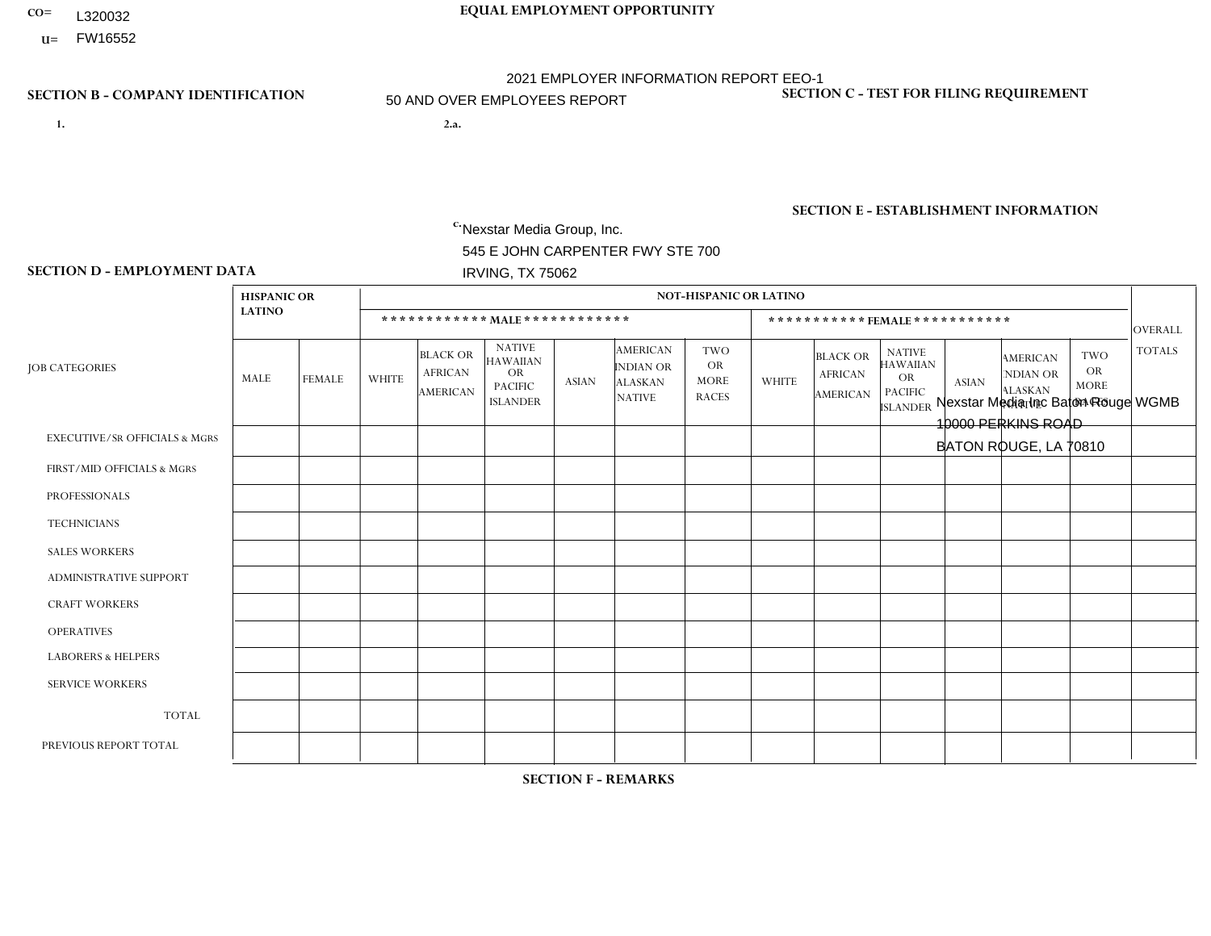CO= L320032

U= FW16552

**EQUAL EMPLOYMENT OPPORTUNITY**

2021 EMPLOYER INFORMATION REPORT EEO-1

50 AND OVER EMPLOYEES REPORT

**SECTION B - COMPANY IDENTIFICATION**

1.

2.a.

c. Nexstar Media Group, Inc.
545 E JOHN CARPENTER FWY STE 700
IRVING, TX 75062

**SECTION C - TEST FOR FILING REQUIREMENT**

**SECTION E - ESTABLISHMENT INFORMATION**

Nexstar Media Inc Baton Rouge WGMB
10000 PERKINS ROAD
BATON ROUGE, LA 70810

**SECTION D - EMPLOYMENT DATA**

| JOB CATEGORIES | HISPANIC OR LATINO | | NOT-HISPANIC OR LATINO | | | | | | | | | | | | OVERALL TOTALS |
|---|---|---|---|---|---|---|---|---|---|---|---|---|---|---|---|
| | | | MALE | | | | | | FEMALE | | | | | | |
| | MALE | FEMALE | WHITE | BLACK OR AFRICAN AMERICAN | NATIVE HAWAIIAN OR PACIFIC ISLANDER | ASIAN | AMERICAN INDIAN OR ALASKAN NATIVE | TWO OR MORE RACES | WHITE | BLACK OR AFRICAN AMERICAN | NATIVE HAWAIIAN OR PACIFIC ISLANDER | ASIAN | AMERICAN INDIAN OR ALASKAN NATIVE | TWO OR MORE RACES | |
| EXECUTIVE/SR OFFICIALS & MGRS | | | | | | | | | | | | | | | |
| FIRST/MID OFFICIALS & MGRS | | | | | | | | | | | | | | | |
| PROFESSIONALS | | | | | | | | | | | | | | | |
| TECHNICIANS | | | | | | | | | | | | | | | |
| SALES WORKERS | | | | | | | | | | | | | | | |
| ADMINISTRATIVE SUPPORT | | | | | | | | | | | | | | | |
| CRAFT WORKERS | | | | | | | | | | | | | | | |
| OPERATIVES | | | | | | | | | | | | | | | |
| LABORERS & HELPERS | | | | | | | | | | | | | | | |
| SERVICE WORKERS | | | | | | | | | | | | | | | |
| TOTAL | | | | | | | | | | | | | | | |
| PREVIOUS REPORT TOTAL | | | | | | | | | | | | | | | |

**SECTION F - REMARKS**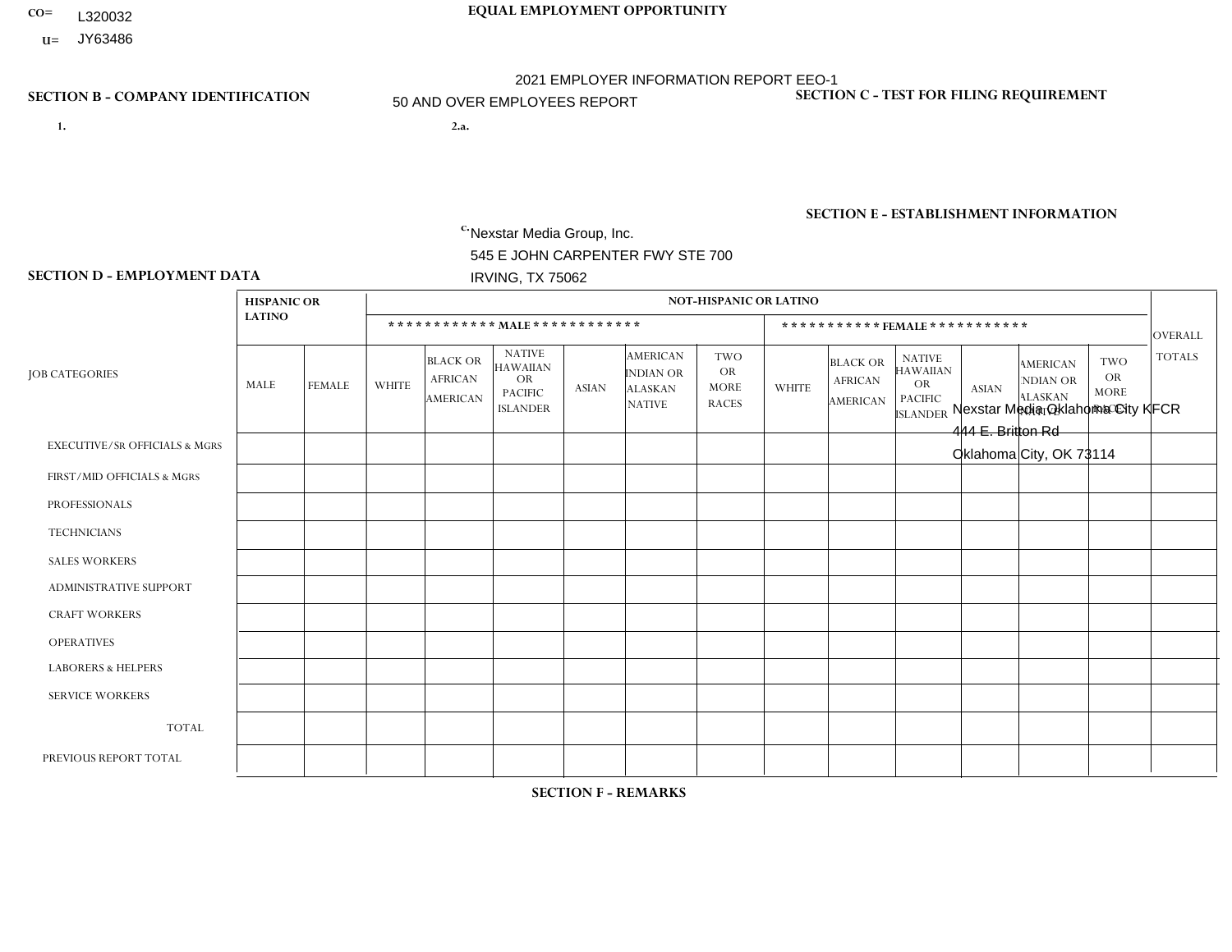CO= L320032
U= JY63486

**EQUAL EMPLOYMENT OPPORTUNITY**

2021 EMPLOYER INFORMATION REPORT EEO-1

50 AND OVER EMPLOYEES REPORT

**SECTION B - COMPANY IDENTIFICATION**

1.

2.a.

c. Nexstar Media Group, Inc.
545 E JOHN CARPENTER FWY STE 700
IRVING, TX 75062

**SECTION C - TEST FOR FILING REQUIREMENT**

**SECTION E - ESTABLISHMENT INFORMATION**

Nexstar Media Oklahoma City KFCR
444 E. Britton Rd
Oklahoma City, OK 73114

**SECTION D - EMPLOYMENT DATA**

| JOB CATEGORIES | HISPANIC OR LATINO | | NOT-HISPANIC OR LATINO | | | | | | | | | | | | OVERALL TOTALS |
|---|---|---|---|---|---|---|---|---|---|---|---|---|---|---|---|
| | | | MALE | | | | | | FEMALE | | | | | | |
| | MALE | FEMALE | WHITE | BLACK OR AFRICAN AMERICAN | NATIVE HAWAIIAN OR PACIFIC ISLANDER | ASIAN | AMERICAN INDIAN OR ALASKAN NATIVE | TWO OR MORE RACES | WHITE | BLACK OR AFRICAN AMERICAN | NATIVE HAWAIIAN OR PACIFIC ISLANDER | ASIAN | AMERICAN INDIAN OR ALASKAN NATIVE | TWO OR MORE RACES | |
| EXECUTIVE/SR OFFICIALS & MGRS | | | | | | | | | | | | | | | |
| FIRST/MID OFFICIALS & MGRS | | | | | | | | | | | | | | | |
| PROFESSIONALS | | | | | | | | | | | | | | | |
| TECHNICIANS | | | | | | | | | | | | | | | |
| SALES WORKERS | | | | | | | | | | | | | | | |
| ADMINISTRATIVE SUPPORT | | | | | | | | | | | | | | | |
| CRAFT WORKERS | | | | | | | | | | | | | | | |
| OPERATIVES | | | | | | | | | | | | | | | |
| LABORERS & HELPERS | | | | | | | | | | | | | | | |
| SERVICE WORKERS | | | | | | | | | | | | | | | |
| TOTAL | | | | | | | | | | | | | | | |
| PREVIOUS REPORT TOTAL | | | | | | | | | | | | | | | |

**SECTION F - REMARKS**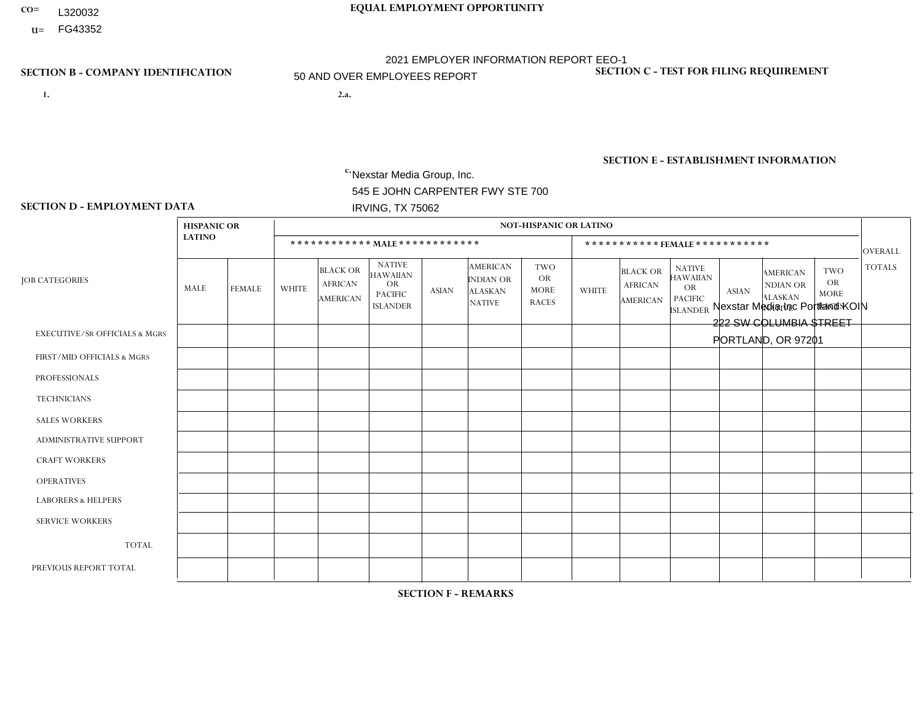CO= L320032
U= FG43352

**EQUAL EMPLOYMENT OPPORTUNITY**

2021 EMPLOYER INFORMATION REPORT EEO-1

50 AND OVER EMPLOYEES REPORT

**SECTION B - COMPANY IDENTIFICATION**

1.

2.a.

c. Nexstar Media Group, Inc.
545 E JOHN CARPENTER FWY STE 700
IRVING, TX 75062

**SECTION C - TEST FOR FILING REQUIREMENT**

**SECTION E - ESTABLISHMENT INFORMATION**

Nexstar Media Inc Portland KOIN
222 SW COLUMBIA STREET
PORTLAND, OR 97201

**SECTION D - EMPLOYMENT DATA**

| JOB CATEGORIES | HISPANIC OR LATINO | | NOT-HISPANIC OR LATINO | | | | | | | | | | | | OVERALL TOTALS |
|---|---|---|---|---|---|---|---|---|---|---|---|---|---|---|---|
| | | | MALE | | | | | | FEMALE | | | | | | |
| | MALE | FEMALE | WHITE | BLACK OR AFRICAN AMERICAN | NATIVE HAWAIIAN OR PACIFIC ISLANDER | ASIAN | AMERICAN INDIAN OR ALASKAN NATIVE | TWO OR MORE RACES | WHITE | BLACK OR AFRICAN AMERICAN | NATIVE HAWAIIAN OR PACIFIC ISLANDER | ASIAN | AMERICAN INDIAN OR ALASKAN NATIVE | TWO OR MORE RACES | |
| EXECUTIVE/SR OFFICIALS & MGRS | | | | | | | | | | | | | | | |
| FIRST/MID OFFICIALS & MGRS | | | | | | | | | | | | | | | |
| PROFESSIONALS | | | | | | | | | | | | | | | |
| TECHNICIANS | | | | | | | | | | | | | | | |
| SALES WORKERS | | | | | | | | | | | | | | | |
| ADMINISTRATIVE SUPPORT | | | | | | | | | | | | | | | |
| CRAFT WORKERS | | | | | | | | | | | | | | | |
| OPERATIVES | | | | | | | | | | | | | | | |
| LABORERS & HELPERS | | | | | | | | | | | | | | | |
| SERVICE WORKERS | | | | | | | | | | | | | | | |
| TOTAL | | | | | | | | | | | | | | | |
| PREVIOUS REPORT TOTAL | | | | | | | | | | | | | | | |

**SECTION F - REMARKS**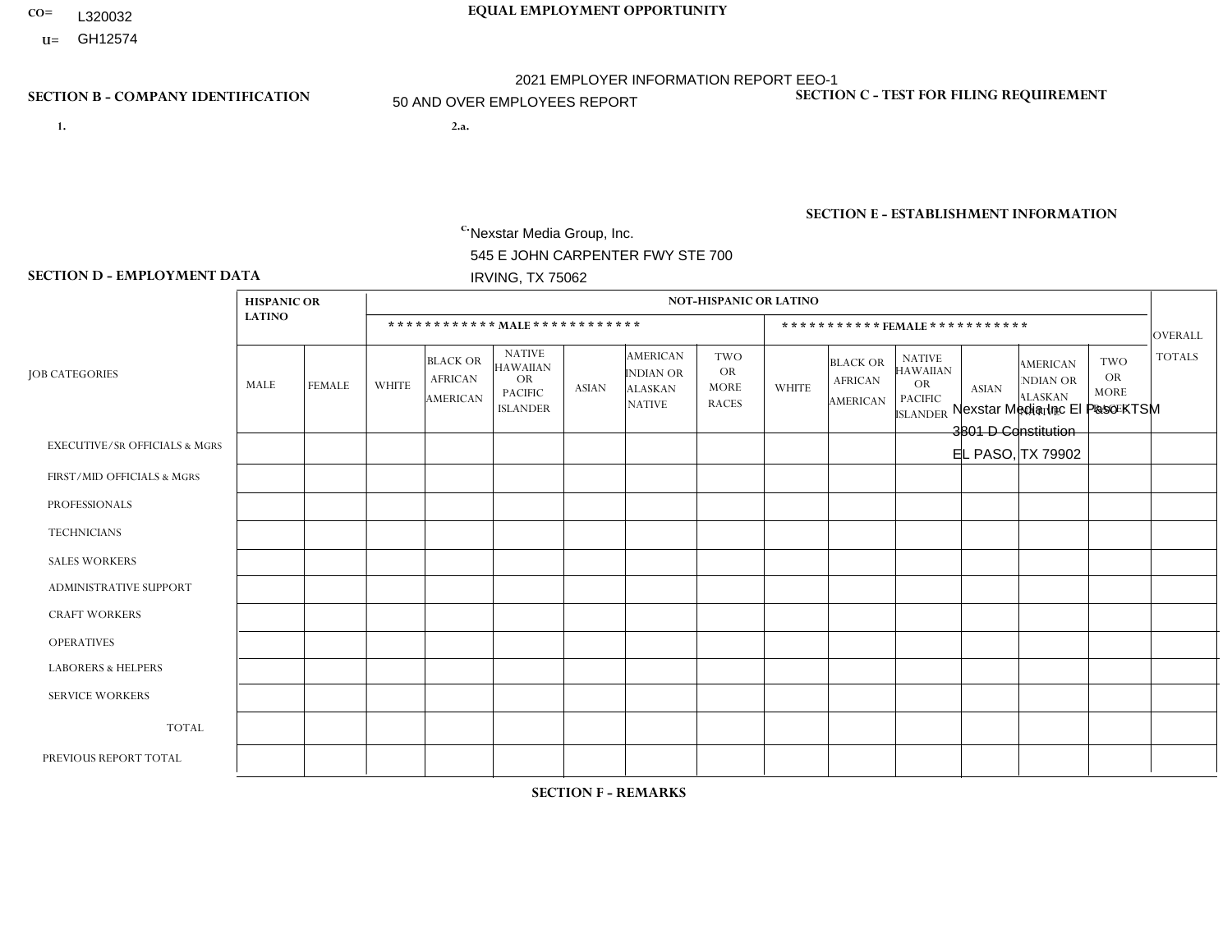CO= L320032
U= GH12574

**EQUAL EMPLOYMENT OPPORTUNITY**

2021 EMPLOYER INFORMATION REPORT EEO-1
50 AND OVER EMPLOYEES REPORT

**SECTION B - COMPANY IDENTIFICATION**

1.

2.a.

c. Nexstar Media Group, Inc.
545 E JOHN CARPENTER FWY STE 700
IRVING, TX 75062

**SECTION C - TEST FOR FILING REQUIREMENT**

**SECTION E - ESTABLISHMENT INFORMATION**

Nexstar Media Inc El Paso KTSM
3801 D Constitution
EL PASO, TX 79902

**SECTION D - EMPLOYMENT DATA**

| JOB CATEGORIES | HISPANIC OR LATINO | | NOT-HISPANIC OR LATINO | | | | | | | | | | | | OVERALL TOTALS |
|---|---|---|---|---|---|---|---|---|---|---|---|---|---|---|---|
| | | | MALE | | | | | | FEMALE | | | | | | |
| | MALE | FEMALE | WHITE | BLACK OR AFRICAN AMERICAN | NATIVE HAWAIIAN OR PACIFIC ISLANDER | ASIAN | AMERICAN INDIAN OR ALASKAN NATIVE | TWO OR MORE RACES | WHITE | BLACK OR AFRICAN AMERICAN | NATIVE HAWAIIAN OR PACIFIC ISLANDER | ASIAN | AMERICAN INDIAN OR ALASKAN NATIVE | TWO OR MORE RACES | |
| EXECUTIVE/SR OFFICIALS & MGRS | | | | | | | | | | | | | | | |
| FIRST/MID OFFICIALS & MGRS | | | | | | | | | | | | | | | |
| PROFESSIONALS | | | | | | | | | | | | | | | |
| TECHNICIANS | | | | | | | | | | | | | | | |
| SALES WORKERS | | | | | | | | | | | | | | | |
| ADMINISTRATIVE SUPPORT | | | | | | | | | | | | | | | |
| CRAFT WORKERS | | | | | | | | | | | | | | | |
| OPERATIVES | | | | | | | | | | | | | | | |
| LABORERS & HELPERS | | | | | | | | | | | | | | | |
| SERVICE WORKERS | | | | | | | | | | | | | | | |
| TOTAL | | | | | | | | | | | | | | | |
| PREVIOUS REPORT TOTAL | | | | | | | | | | | | | | | |

**SECTION F - REMARKS**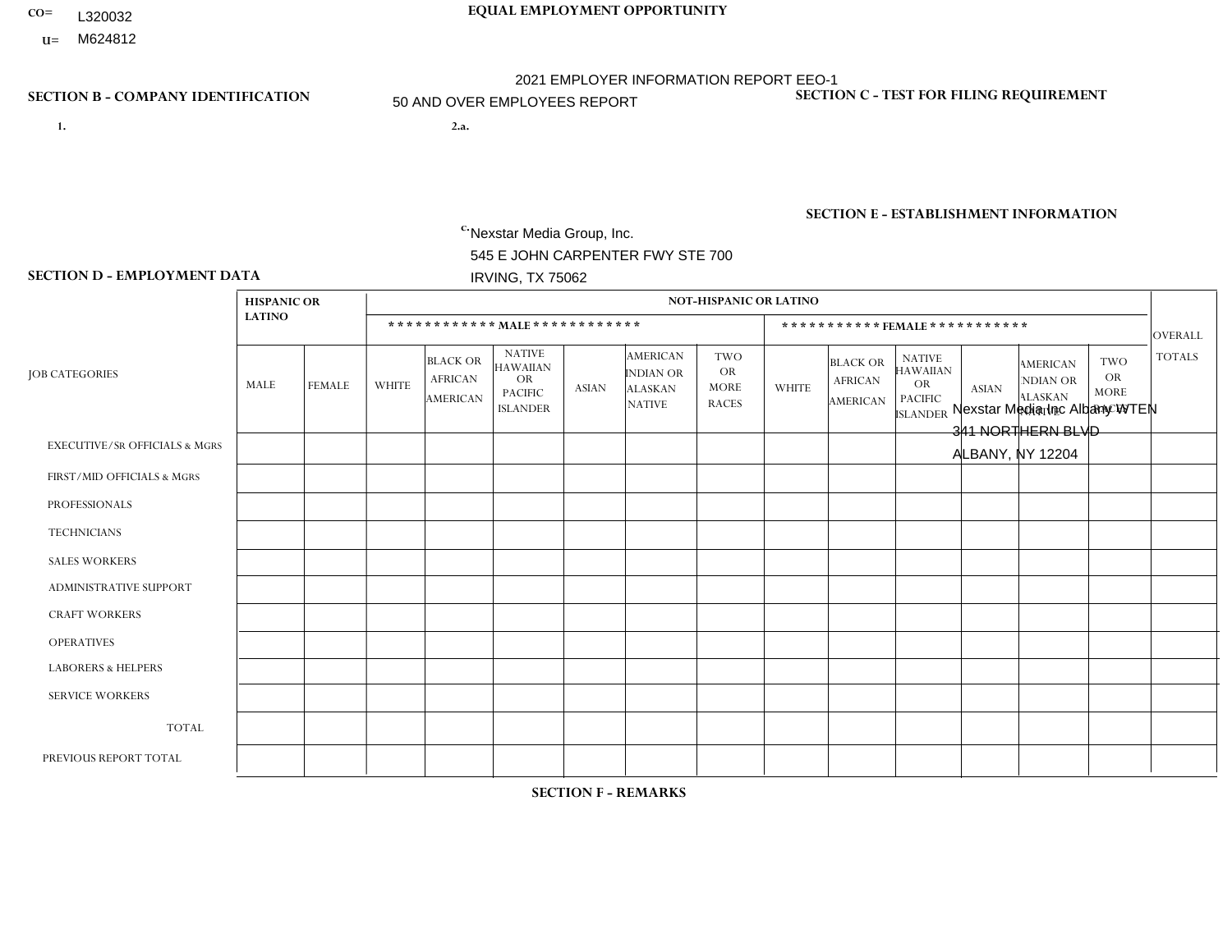CO= L320032
U= M624812

# EQUAL EMPLOYMENT OPPORTUNITY

2021 EMPLOYER INFORMATION REPORT EEO-1
50 AND OVER EMPLOYEES REPORT

**SECTION B - COMPANY IDENTIFICATION**

1.

2.a.

c. Nexstar Media Group, Inc.
545 E JOHN CARPENTER FWY STE 700
IRVING, TX 75062

**SECTION C - TEST FOR FILING REQUIREMENT**

**SECTION E - ESTABLISHMENT INFORMATION**

Nexstar Media Inc Albany WTEN
341 NORTHERN BLVD
ALBANY, NY 12204

**SECTION D - EMPLOYMENT DATA**

| JOB CATEGORIES | HISPANIC OR LATINO | | NOT-HISPANIC OR LATINO | | | | | | | | | | | | OVERALL TOTALS |
|---|---|---|---|---|---|---|---|---|---|---|---|---|---|---|---|
| | | | MALE | | | | | | FEMALE | | | | | | |
| | MALE | FEMALE | WHITE | BLACK OR AFRICAN AMERICAN | NATIVE HAWAIIAN OR PACIFIC ISLANDER | ASIAN | AMERICAN INDIAN OR ALASKAN NATIVE | TWO OR MORE RACES | WHITE | BLACK OR AFRICAN AMERICAN | NATIVE HAWAIIAN OR PACIFIC ISLANDER | ASIAN | AMERICAN INDIAN OR ALASKAN NATIVE | TWO OR MORE RACES | |
| EXECUTIVE/SR OFFICIALS & MGRS | | | | | | | | | | | | | | | |
| FIRST/MID OFFICIALS & MGRS | | | | | | | | | | | | | | | |
| PROFESSIONALS | | | | | | | | | | | | | | | |
| TECHNICIANS | | | | | | | | | | | | | | | |
| SALES WORKERS | | | | | | | | | | | | | | | |
| ADMINISTRATIVE SUPPORT | | | | | | | | | | | | | | | |
| CRAFT WORKERS | | | | | | | | | | | | | | | |
| OPERATIVES | | | | | | | | | | | | | | | |
| LABORERS & HELPERS | | | | | | | | | | | | | | | |
| SERVICE WORKERS | | | | | | | | | | | | | | | |
| TOTAL | | | | | | | | | | | | | | | |
| PREVIOUS REPORT TOTAL | | | | | | | | | | | | | | | |

**SECTION F - REMARKS**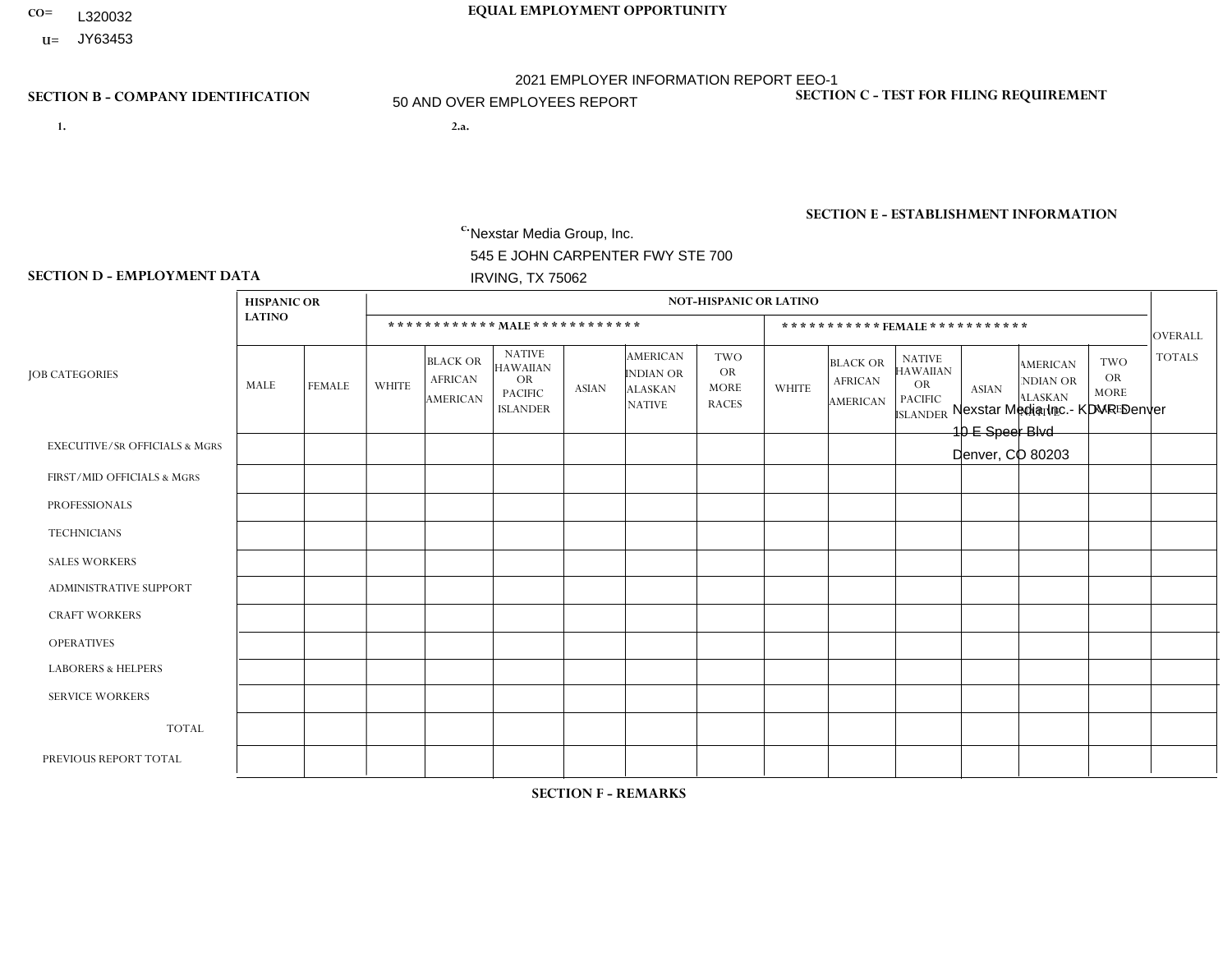CO= L320032

U= JY63453

**EQUAL EMPLOYMENT OPPORTUNITY**

2021 EMPLOYER INFORMATION REPORT EEO-1

50 AND OVER EMPLOYEES REPORT

**SECTION B - COMPANY IDENTIFICATION**

1.

2.a.

c. Nexstar Media Group, Inc.
545 E JOHN CARPENTER FWY STE 700
IRVING, TX 75062

**SECTION C - TEST FOR FILING REQUIREMENT**

**SECTION E - ESTABLISHMENT INFORMATION**

Nexstar Media Inc.- KDVR Denver
10 E Speer Blvd
Denver, CO 80203

**SECTION D - EMPLOYMENT DATA**

| JOB CATEGORIES | HISPANIC OR LATINO | | NOT-HISPANIC OR LATINO | | | | | | | | | | | | OVERALL TOTALS |
|---|---|---|---|---|---|---|---|---|---|---|---|---|---|---|---|
| | | | MALE | | | | | | FEMALE | | | | | | |
| | MALE | FEMALE | WHITE | BLACK OR AFRICAN AMERICAN | NATIVE HAWAIIAN OR PACIFIC ISLANDER | ASIAN | AMERICAN INDIAN OR ALASKAN NATIVE | TWO OR MORE RACES | WHITE | BLACK OR AFRICAN AMERICAN | NATIVE HAWAIIAN OR PACIFIC ISLANDER | ASIAN | AMERICAN INDIAN OR ALASKAN NATIVE | TWO OR MORE RACES | |
| EXECUTIVE/SR OFFICIALS & MGRS | | | | | | | | | | | | | | | |
| FIRST/MID OFFICIALS & MGRS | | | | | | | | | | | | | | | |
| PROFESSIONALS | | | | | | | | | | | | | | | |
| TECHNICIANS | | | | | | | | | | | | | | | |
| SALES WORKERS | | | | | | | | | | | | | | | |
| ADMINISTRATIVE SUPPORT | | | | | | | | | | | | | | | |
| CRAFT WORKERS | | | | | | | | | | | | | | | |
| OPERATIVES | | | | | | | | | | | | | | | |
| LABORERS & HELPERS | | | | | | | | | | | | | | | |
| SERVICE WORKERS | | | | | | | | | | | | | | | |
| TOTAL | | | | | | | | | | | | | | | |
| PREVIOUS REPORT TOTAL | | | | | | | | | | | | | | | |

**SECTION F - REMARKS**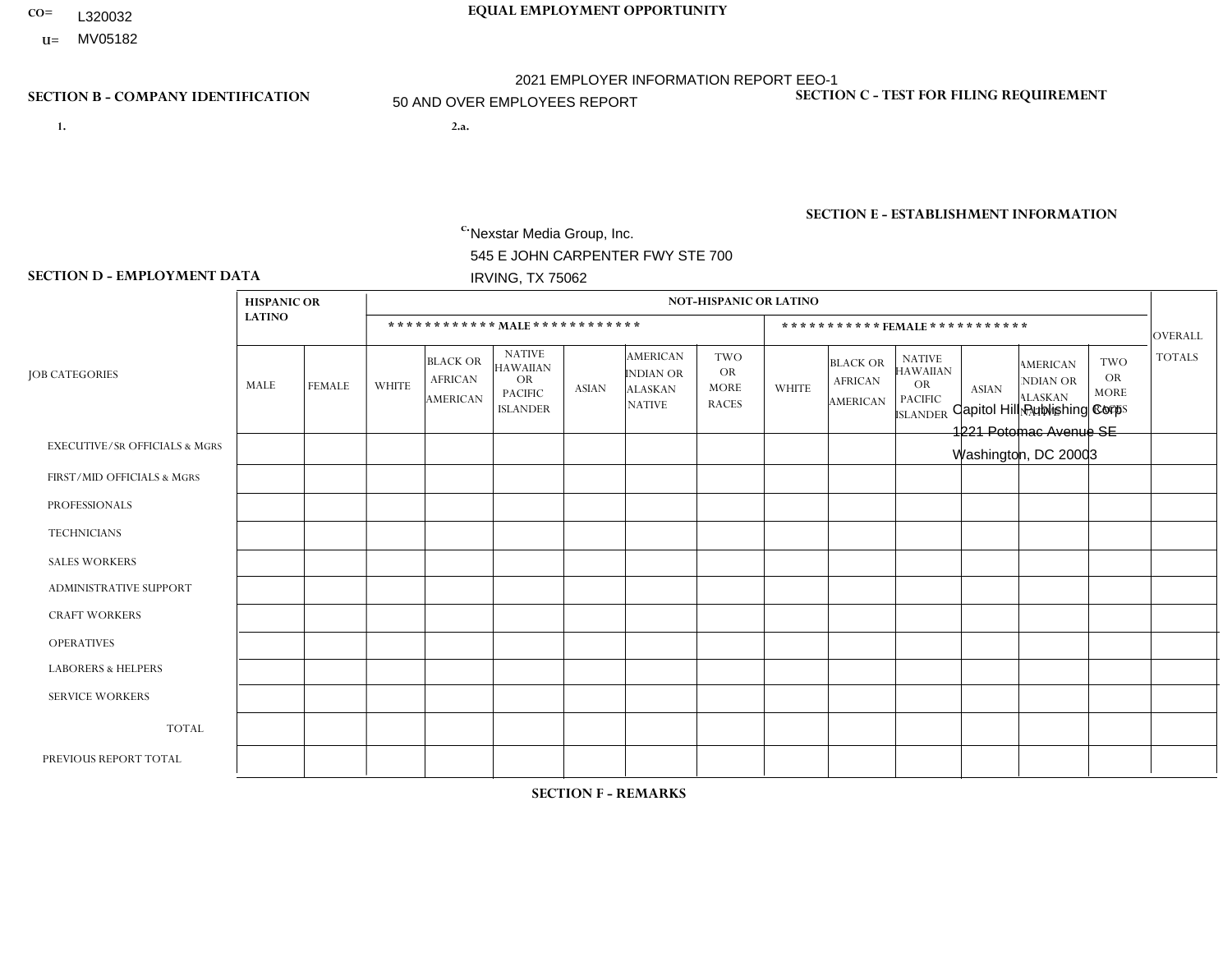CO= L320032
U= MV05182

**EQUAL EMPLOYMENT OPPORTUNITY**

2021 EMPLOYER INFORMATION REPORT EEO-1

50 AND OVER EMPLOYEES REPORT

**SECTION B - COMPANY IDENTIFICATION**

1.

2.a.

c. Nexstar Media Group, Inc.
545 E JOHN CARPENTER FWY STE 700
IRVING, TX 75062

**SECTION C - TEST FOR FILING REQUIREMENT**

**SECTION E - ESTABLISHMENT INFORMATION**

Capitol Hill Publishing Corp
1221 Potomac Avenue SE
Washington, DC 20003

**SECTION D - EMPLOYMENT DATA**

| JOB CATEGORIES | HISPANIC OR LATINO | | NOT-HISPANIC OR LATINO | | | | | | | | | | | | OVERALL TOTALS |
|---|---|---|---|---|---|---|---|---|---|---|---|---|---|---|---|
| | | | MALE | | | | | | FEMALE | | | | | | |
| | MALE | FEMALE | WHITE | BLACK OR AFRICAN AMERICAN | NATIVE HAWAIIAN OR PACIFIC ISLANDER | ASIAN | AMERICAN INDIAN OR ALASKAN NATIVE | TWO OR MORE RACES | WHITE | BLACK OR AFRICAN AMERICAN | NATIVE HAWAIIAN OR PACIFIC ISLANDER | ASIAN | AMERICAN INDIAN OR ALASKAN NATIVE | TWO OR MORE RACES | |
| EXECUTIVE/SR OFFICIALS & MGRS | | | | | | | | | | | | | | | |
| FIRST/MID OFFICIALS & MGRS | | | | | | | | | | | | | | | |
| PROFESSIONALS | | | | | | | | | | | | | | | |
| TECHNICIANS | | | | | | | | | | | | | | | |
| SALES WORKERS | | | | | | | | | | | | | | | |
| ADMINISTRATIVE SUPPORT | | | | | | | | | | | | | | | |
| CRAFT WORKERS | | | | | | | | | | | | | | | |
| OPERATIVES | | | | | | | | | | | | | | | |
| LABORERS & HELPERS | | | | | | | | | | | | | | | |
| SERVICE WORKERS | | | | | | | | | | | | | | | |
| TOTAL | | | | | | | | | | | | | | | |
| PREVIOUS REPORT TOTAL | | | | | | | | | | | | | | | |

**SECTION F - REMARKS**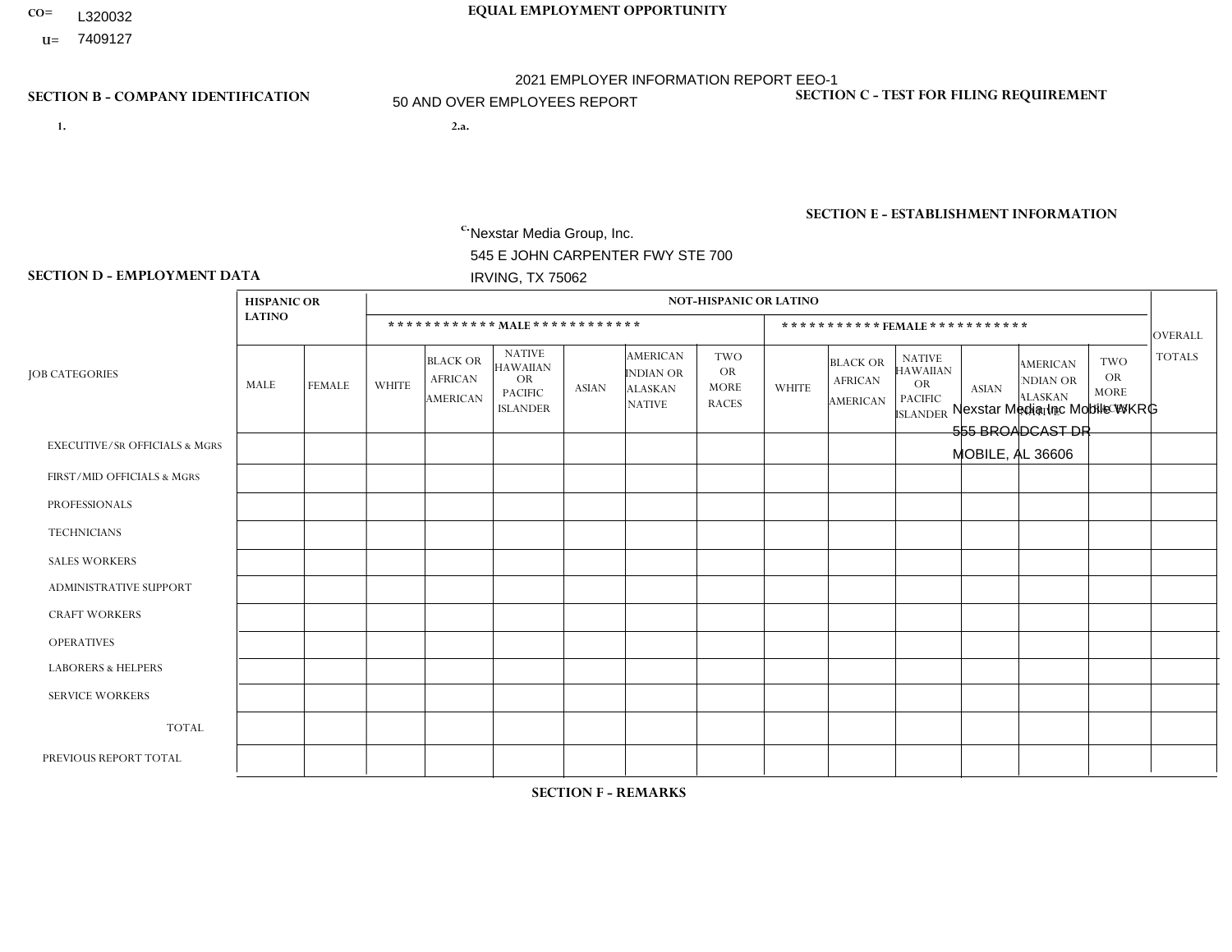CO= L320032

U= 7409127

**EQUAL EMPLOYMENT OPPORTUNITY**

2021 EMPLOYER INFORMATION REPORT EEO-1

50 AND OVER EMPLOYEES REPORT

**SECTION B - COMPANY IDENTIFICATION**

1.

2.a.

c. Nexstar Media Group, Inc.
545 E JOHN CARPENTER FWY STE 700
IRVING, TX 75062

**SECTION C - TEST FOR FILING REQUIREMENT**

**SECTION E - ESTABLISHMENT INFORMATION**

Nexstar Media Inc Mobile WKRG
555 BROADCAST DR
MOBILE, AL 36606

**SECTION D - EMPLOYMENT DATA**

| JOB CATEGORIES | HISPANIC OR LATINO | | NOT-HISPANIC OR LATINO | | | | | | | | | | | | OVERALL TOTALS |
|---|---|---|---|---|---|---|---|---|---|---|---|---|---|---|---|
| | | | MALE | | | | | | FEMALE | | | | | | |
| | MALE | FEMALE | WHITE | BLACK OR AFRICAN AMERICAN | NATIVE HAWAIIAN OR PACIFIC ISLANDER | ASIAN | AMERICAN INDIAN OR ALASKAN NATIVE | TWO OR MORE RACES | WHITE | BLACK OR AFRICAN AMERICAN | NATIVE HAWAIIAN OR PACIFIC ISLANDER | ASIAN | AMERICAN INDIAN OR ALASKAN NATIVE | TWO OR MORE RACES | |
| EXECUTIVE/SR OFFICIALS & MGRS | | | | | | | | | | | | | | | |
| FIRST/MID OFFICIALS & MGRS | | | | | | | | | | | | | | | |
| PROFESSIONALS | | | | | | | | | | | | | | | |
| TECHNICIANS | | | | | | | | | | | | | | | |
| SALES WORKERS | | | | | | | | | | | | | | | |
| ADMINISTRATIVE SUPPORT | | | | | | | | | | | | | | | |
| CRAFT WORKERS | | | | | | | | | | | | | | | |
| OPERATIVES | | | | | | | | | | | | | | | |
| LABORERS & HELPERS | | | | | | | | | | | | | | | |
| SERVICE WORKERS | | | | | | | | | | | | | | | |
| TOTAL | | | | | | | | | | | | | | | |
| PREVIOUS REPORT TOTAL | | | | | | | | | | | | | | | |

**SECTION F - REMARKS**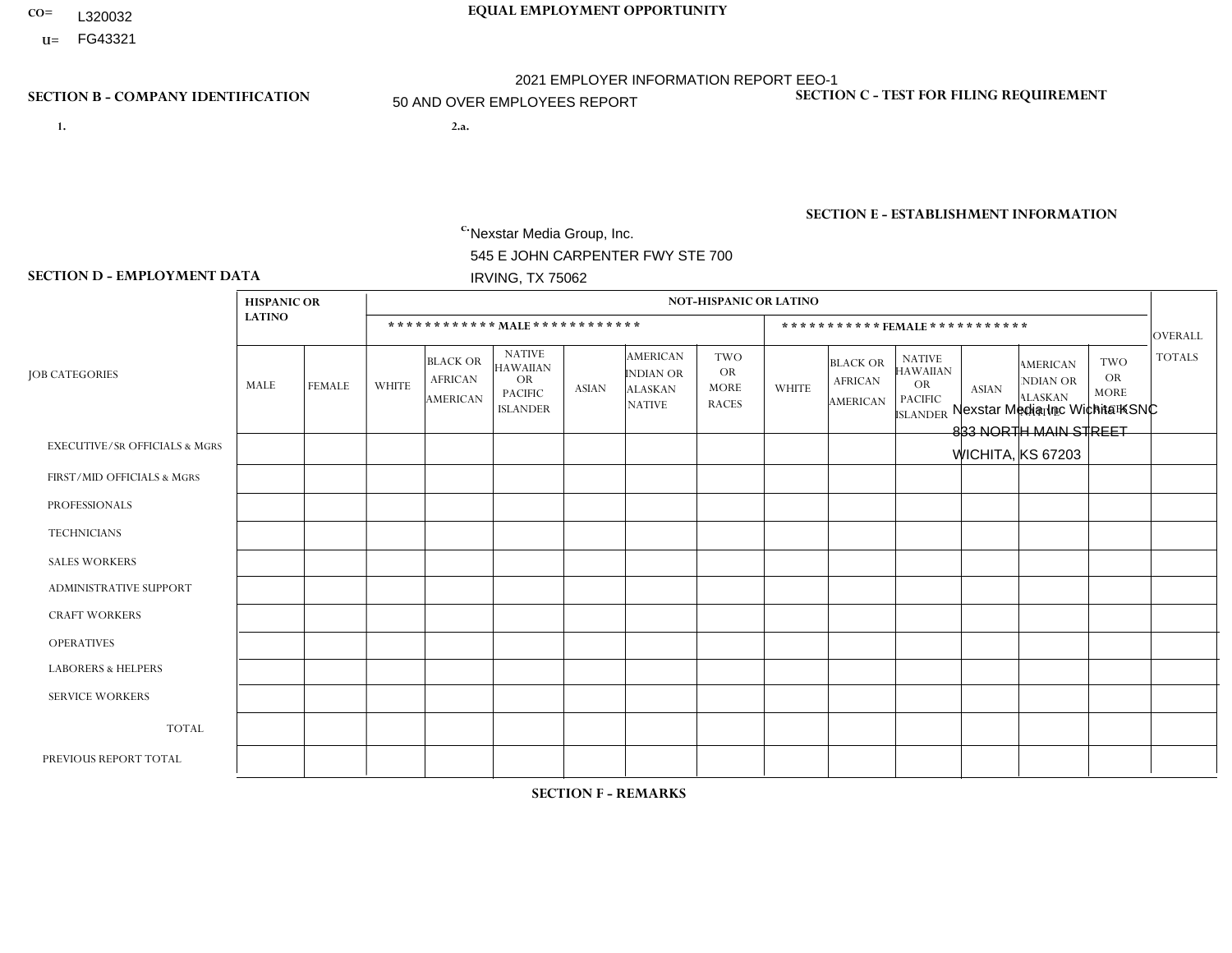CO= L320032
U= FG43321

**EQUAL EMPLOYMENT OPPORTUNITY**

2021 EMPLOYER INFORMATION REPORT EEO-1
50 AND OVER EMPLOYEES REPORT

**SECTION B - COMPANY IDENTIFICATION**

1.

2.a.

c. Nexstar Media Group, Inc.
545 E JOHN CARPENTER FWY STE 700
IRVING, TX 75062

**SECTION C - TEST FOR FILING REQUIREMENT**

**SECTION E - ESTABLISHMENT INFORMATION**

Nexstar Media Inc Wichita KSNC
833 NORTH MAIN STREET
WICHITA, KS 67203

**SECTION D - EMPLOYMENT DATA**

| JOB CATEGORIES | HISPANIC OR LATINO | | NOT-HISPANIC OR LATINO | | | | | | | | | | | | OVERALL TOTALS |
|---|---|---|---|---|---|---|---|---|---|---|---|---|---|---|---|
| | | | MALE | | | | | | FEMALE | | | | | | |
| | MALE | FEMALE | WHITE | BLACK OR AFRICAN AMERICAN | NATIVE HAWAIIAN OR PACIFIC ISLANDER | ASIAN | AMERICAN INDIAN OR ALASKAN NATIVE | TWO OR MORE RACES | WHITE | BLACK OR AFRICAN AMERICAN | NATIVE HAWAIIAN OR PACIFIC ISLANDER | ASIAN | AMERICAN INDIAN OR ALASKAN NATIVE | TWO OR MORE RACES | |
| EXECUTIVE/SR OFFICIALS & MGRS | | | | | | | | | | | | | | | |
| FIRST/MID OFFICIALS & MGRS | | | | | | | | | | | | | | | |
| PROFESSIONALS | | | | | | | | | | | | | | | |
| TECHNICIANS | | | | | | | | | | | | | | | |
| SALES WORKERS | | | | | | | | | | | | | | | |
| ADMINISTRATIVE SUPPORT | | | | | | | | | | | | | | | |
| CRAFT WORKERS | | | | | | | | | | | | | | | |
| OPERATIVES | | | | | | | | | | | | | | | |
| LABORERS & HELPERS | | | | | | | | | | | | | | | |
| SERVICE WORKERS | | | | | | | | | | | | | | | |
| TOTAL | | | | | | | | | | | | | | | |
| PREVIOUS REPORT TOTAL | | | | | | | | | | | | | | | |

**SECTION F - REMARKS**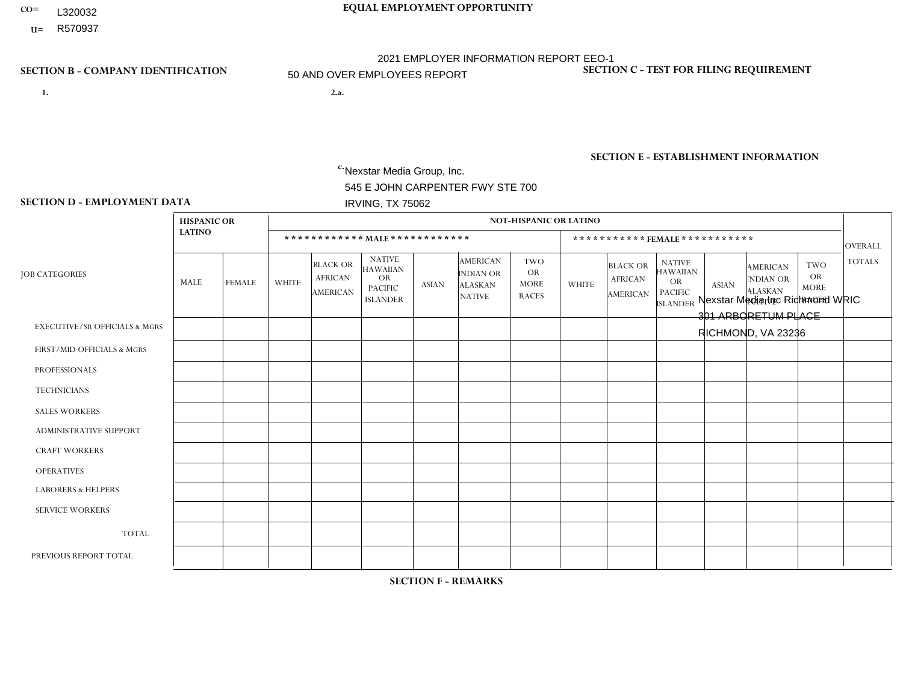CO= L320032

U= R570937

**EQUAL EMPLOYMENT OPPORTUNITY**

2021 EMPLOYER INFORMATION REPORT EEO-1

50 AND OVER EMPLOYEES REPORT

**SECTION B - COMPANY IDENTIFICATION**

1.

2.a.

c. Nexstar Media Group, Inc.
545 E JOHN CARPENTER FWY STE 700
IRVING, TX 75062

**SECTION C - TEST FOR FILING REQUIREMENT**

**SECTION E - ESTABLISHMENT INFORMATION**

Nexstar Media Inc Richmond WRIC
301 ARBORETUM PLACE
RICHMOND, VA 23236

**SECTION D - EMPLOYMENT DATA**

| JOB CATEGORIES | HISPANIC OR LATINO | | NOT-HISPANIC OR LATINO | | | | | | | | | | | | OVERALL TOTALS |
|---|---|---|---|---|---|---|---|---|---|---|---|---|---|---|---|
| | | | MALE | | | | | | FEMALE | | | | | | |
| | MALE | FEMALE | WHITE | BLACK OR AFRICAN AMERICAN | NATIVE HAWAIIAN OR PACIFIC ISLANDER | ASIAN | AMERICAN INDIAN OR ALASKAN NATIVE | TWO OR MORE RACES | WHITE | BLACK OR AFRICAN AMERICAN | NATIVE HAWAIIAN OR PACIFIC ISLANDER | ASIAN | AMERICAN INDIAN OR ALASKAN NATIVE | TWO OR MORE RACES | |
| EXECUTIVE/Sr OFFICIALS & MGRS | | | | | | | | | | | | | | | |
| FIRST/MID OFFICIALS & MGRS | | | | | | | | | | | | | | | |
| PROFESSIONALS | | | | | | | | | | | | | | | |
| TECHNICIANS | | | | | | | | | | | | | | | |
| SALES WORKERS | | | | | | | | | | | | | | | |
| ADMINISTRATIVE SUPPORT | | | | | | | | | | | | | | | |
| CRAFT WORKERS | | | | | | | | | | | | | | | |
| OPERATIVES | | | | | | | | | | | | | | | |
| LABORERS & HELPERS | | | | | | | | | | | | | | | |
| SERVICE WORKERS | | | | | | | | | | | | | | | |
| TOTAL | | | | | | | | | | | | | | | |
| PREVIOUS REPORT TOTAL | | | | | | | | | | | | | | | |

**SECTION F - REMARKS**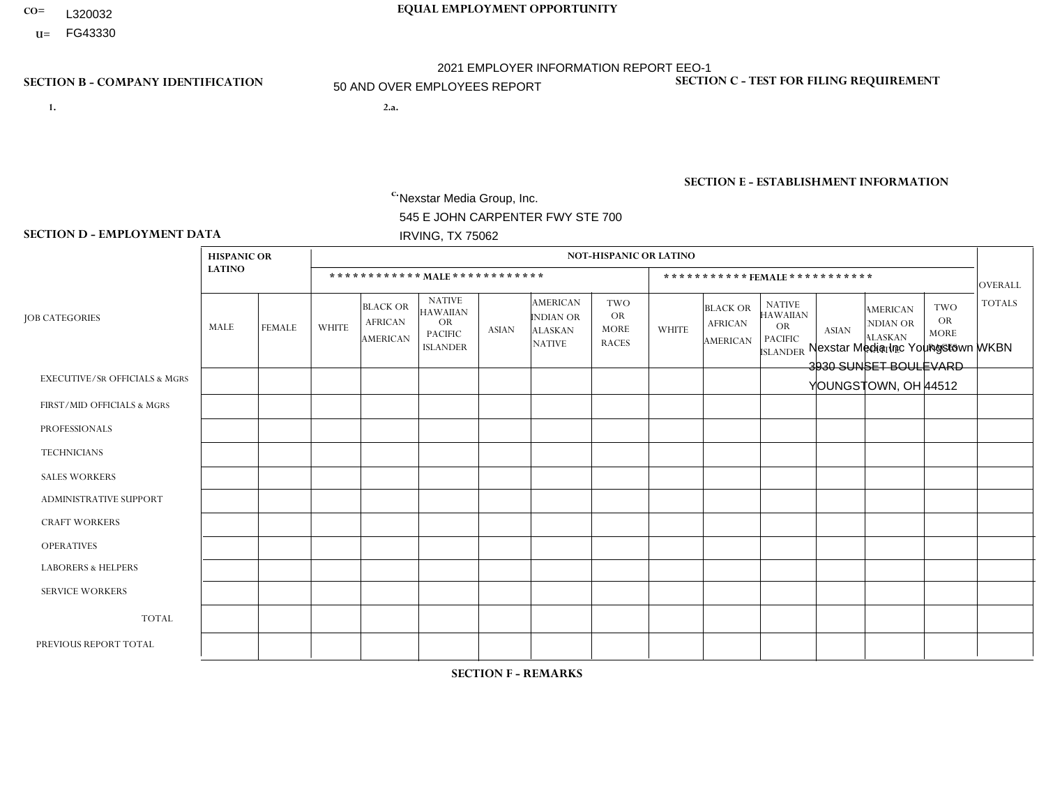CO= L320032
U= FG43330

**EQUAL EMPLOYMENT OPPORTUNITY**

2021 EMPLOYER INFORMATION REPORT EEO-1
50 AND OVER EMPLOYEES REPORT

**SECTION B - COMPANY IDENTIFICATION**

1.

2.a.

c. Nexstar Media Group, Inc.
545 E JOHN CARPENTER FWY STE 700
IRVING, TX 75062

**SECTION C - TEST FOR FILING REQUIREMENT**

**SECTION E - ESTABLISHMENT INFORMATION**

Nexstar Media Inc Youngstown WKBN
3930 SUNSET BOULEVARD
YOUNGSTOWN, OH 44512

**SECTION D - EMPLOYMENT DATA**

| JOB CATEGORIES | HISPANIC OR LATINO | | NOT-HISPANIC OR LATINO | | | | | | | | | | | | OVERALL TOTALS |
|---|---|---|---|---|---|---|---|---|---|---|---|---|---|---|---|
| | | | MALE | | | | | | FEMALE | | | | | | |
| | MALE | FEMALE | WHITE | BLACK OR AFRICAN AMERICAN | NATIVE HAWAIIAN OR PACIFIC ISLANDER | ASIAN | AMERICAN INDIAN OR ALASKAN NATIVE | TWO OR MORE RACES | WHITE | BLACK OR AFRICAN AMERICAN | NATIVE HAWAIIAN OR PACIFIC ISLANDER | ASIAN | AMERICAN INDIAN OR ALASKAN NATIVE | TWO OR MORE RACES | |
| EXECUTIVE/SR OFFICIALS & MGRS | | | | | | | | | | | | | | | |
| FIRST/MID OFFICIALS & MGRS | | | | | | | | | | | | | | | |
| PROFESSIONALS | | | | | | | | | | | | | | | |
| TECHNICIANS | | | | | | | | | | | | | | | |
| SALES WORKERS | | | | | | | | | | | | | | | |
| ADMINISTRATIVE SUPPORT | | | | | | | | | | | | | | | |
| CRAFT WORKERS | | | | | | | | | | | | | | | |
| OPERATIVES | | | | | | | | | | | | | | | |
| LABORERS & HELPERS | | | | | | | | | | | | | | | |
| SERVICE WORKERS | | | | | | | | | | | | | | | |
| TOTAL | | | | | | | | | | | | | | | |
| PREVIOUS REPORT TOTAL | | | | | | | | | | | | | | | |

**SECTION F - REMARKS**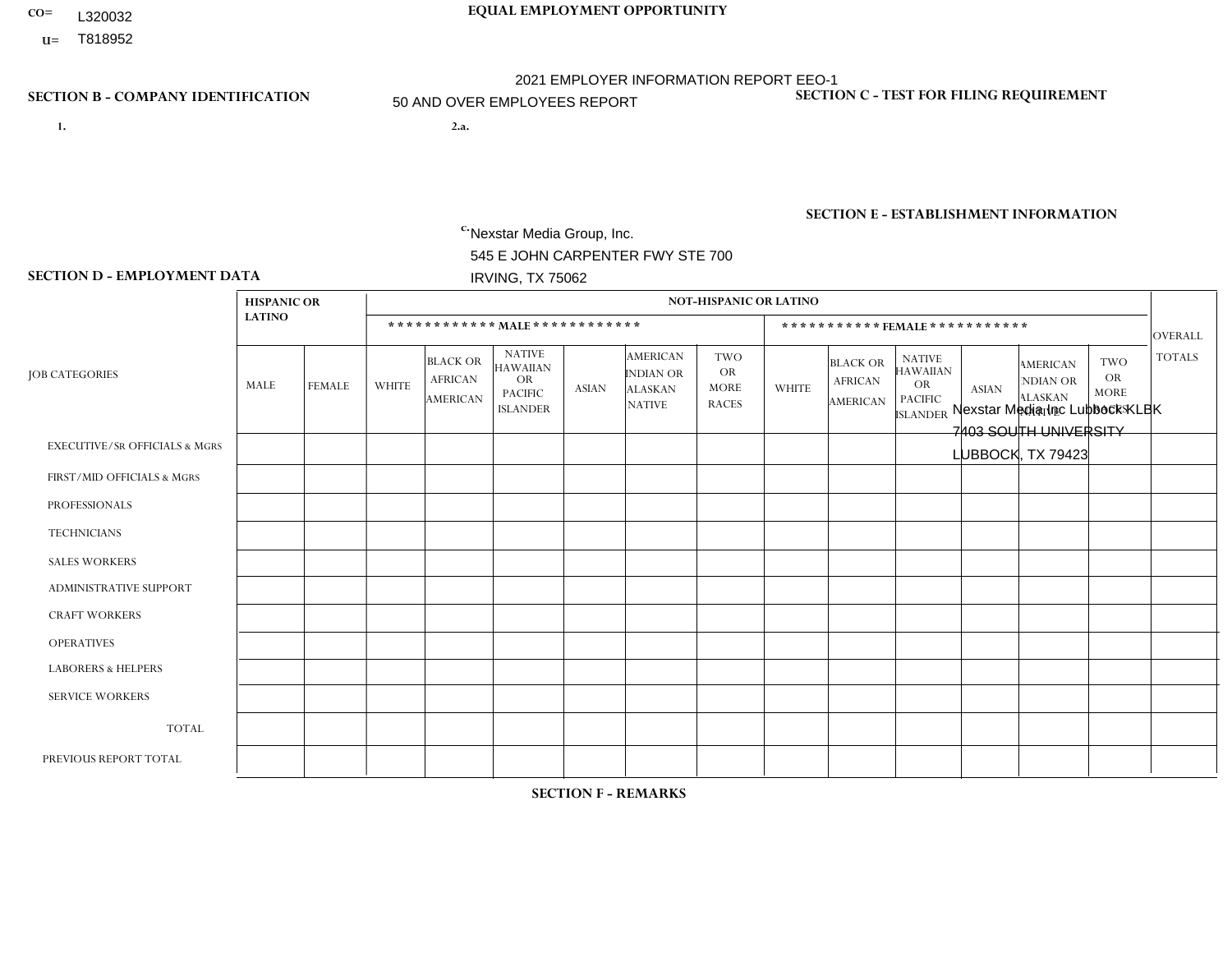CO= L320032
U= T818952

**EQUAL EMPLOYMENT OPPORTUNITY**

2021 EMPLOYER INFORMATION REPORT EEO-1
50 AND OVER EMPLOYEES REPORT

**SECTION B - COMPANY IDENTIFICATION**

1.

2.a.

c. Nexstar Media Group, Inc.
545 E JOHN CARPENTER FWY STE 700
IRVING, TX 75062

**SECTION C - TEST FOR FILING REQUIREMENT**

**SECTION E - ESTABLISHMENT INFORMATION**

Nexstar Media Inc Lubbock KLBK
7403 SOUTH UNIVERSITY
LUBBOCK, TX 79423

**SECTION D - EMPLOYMENT DATA**

| JOB CATEGORIES | HISPANIC OR LATINO | | NOT-HISPANIC OR LATINO | | | | | | | | | | | | OVERALL TOTALS |
|---|---|---|---|---|---|---|---|---|---|---|---|---|---|---|---|
| | | | MALE | | | | | | FEMALE | | | | | | |
| | MALE | FEMALE | WHITE | BLACK OR AFRICAN AMERICAN | NATIVE HAWAIIAN OR PACIFIC ISLANDER | ASIAN | AMERICAN INDIAN OR ALASKAN NATIVE | TWO OR MORE RACES | WHITE | BLACK OR AFRICAN AMERICAN | NATIVE HAWAIIAN OR PACIFIC ISLANDER | ASIAN | AMERICAN INDIAN OR ALASKAN NATIVE | TWO OR MORE RACES | |
| EXECUTIVE/SR OFFICIALS & MGRS | | | | | | | | | | | | | | | |
| FIRST/MID OFFICIALS & MGRS | | | | | | | | | | | | | | | |
| PROFESSIONALS | | | | | | | | | | | | | | | |
| TECHNICIANS | | | | | | | | | | | | | | | |
| SALES WORKERS | | | | | | | | | | | | | | | |
| ADMINISTRATIVE SUPPORT | | | | | | | | | | | | | | | |
| CRAFT WORKERS | | | | | | | | | | | | | | | |
| OPERATIVES | | | | | | | | | | | | | | | |
| LABORERS & HELPERS | | | | | | | | | | | | | | | |
| SERVICE WORKERS | | | | | | | | | | | | | | | |
| TOTAL | | | | | | | | | | | | | | | |
| PREVIOUS REPORT TOTAL | | | | | | | | | | | | | | | |

**SECTION F - REMARKS**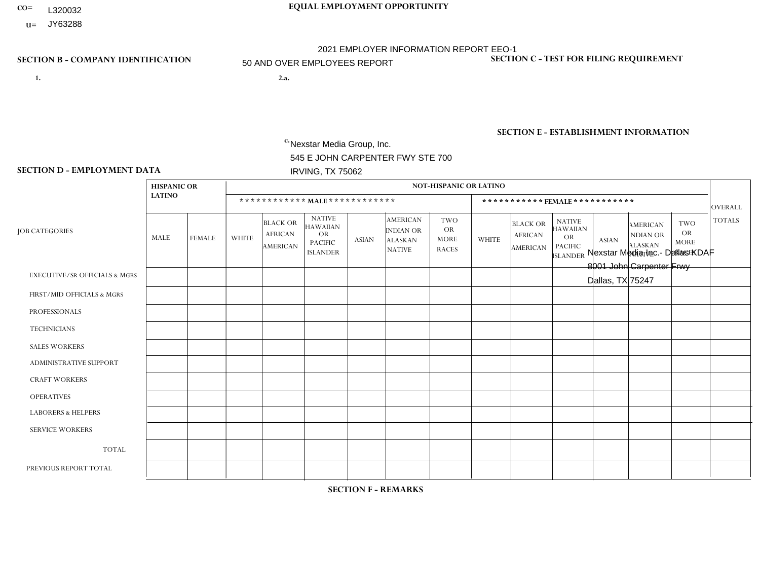CO= L320032

U= JY63288

**EQUAL EMPLOYMENT OPPORTUNITY**

2021 EMPLOYER INFORMATION REPORT EEO-1

50 AND OVER EMPLOYEES REPORT

**SECTION B - COMPANY IDENTIFICATION**

1.

2.a.

c. Nexstar Media Group, Inc.
545 E JOHN CARPENTER FWY STE 700
IRVING, TX 75062

**SECTION C - TEST FOR FILING REQUIREMENT**

**SECTION E - ESTABLISHMENT INFORMATION**

Nexstar Media Inc.- Dallas KDAF
8001 John Carpenter Frwy
Dallas, TX 75247

**SECTION D - EMPLOYMENT DATA**

| JOB CATEGORIES | HISPANIC OR LATINO | | NOT-HISPANIC OR LATINO | | | | | | | | | | | | OVERALL TOTALS |
|---|---|---|---|---|---|---|---|---|---|---|---|---|---|---|---|
| | | | MALE | | | | | | FEMALE | | | | | | |
| | MALE | FEMALE | WHITE | BLACK OR AFRICAN AMERICAN | NATIVE HAWAIIAN OR PACIFIC ISLANDER | ASIAN | AMERICAN INDIAN OR ALASKAN NATIVE | TWO OR MORE RACES | WHITE | BLACK OR AFRICAN AMERICAN | NATIVE HAWAIIAN OR PACIFIC ISLANDER | ASIAN | AMERICAN INDIAN OR ALASKAN NATIVE | TWO OR MORE RACES | |
| EXECUTIVE/SR OFFICIALS & MGRS | | | | | | | | | | | | | | | |
| FIRST/MID OFFICIALS & MGRS | | | | | | | | | | | | | | | |
| PROFESSIONALS | | | | | | | | | | | | | | | |
| TECHNICIANS | | | | | | | | | | | | | | | |
| SALES WORKERS | | | | | | | | | | | | | | | |
| ADMINISTRATIVE SUPPORT | | | | | | | | | | | | | | | |
| CRAFT WORKERS | | | | | | | | | | | | | | | |
| OPERATIVES | | | | | | | | | | | | | | | |
| LABORERS & HELPERS | | | | | | | | | | | | | | | |
| SERVICE WORKERS | | | | | | | | | | | | | | | |
| TOTAL | | | | | | | | | | | | | | | |
| PREVIOUS REPORT TOTAL | | | | | | | | | | | | | | | |

**SECTION F - REMARKS**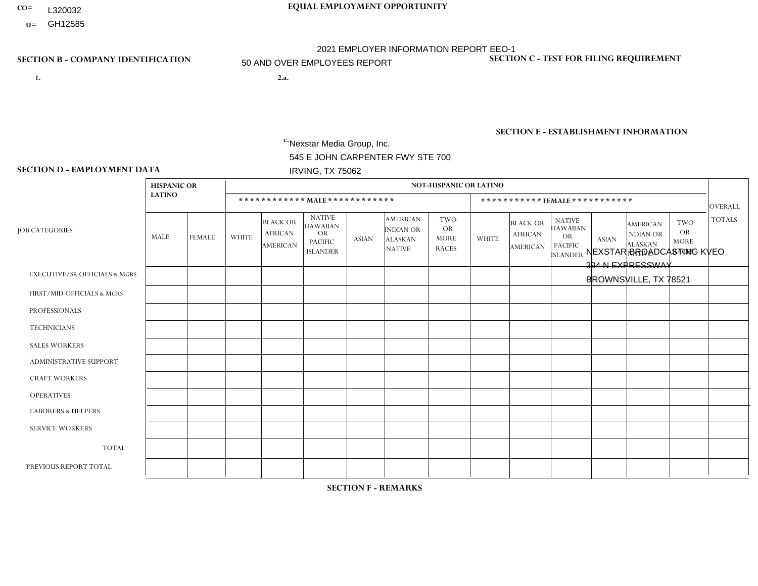CO= L320032

U= GH12585

**EQUAL EMPLOYMENT OPPORTUNITY**

2021 EMPLOYER INFORMATION REPORT EEO-1

50 AND OVER EMPLOYEES REPORT

**SECTION B - COMPANY IDENTIFICATION**

1.

2.a.

c. Nexstar Media Group, Inc.
545 E JOHN CARPENTER FWY STE 700
IRVING, TX 75062

**SECTION C - TEST FOR FILING REQUIREMENT**

**SECTION E - ESTABLISHMENT INFORMATION**

NEXSTAR BROADCASTING KVEO
394 N EXPRESSWAY
BROWNSVILLE, TX 78521

**SECTION D - EMPLOYMENT DATA**

| JOB CATEGORIES | HISPANIC OR LATINO | | NOT-HISPANIC OR LATINO | | | | | | | | | | | | OVERALL TOTALS |
|---|---|---|---|---|---|---|---|---|---|---|---|---|---|---|---|
| | | | MALE | | | | | | FEMALE | | | | | | |
| | MALE | FEMALE | WHITE | BLACK OR AFRICAN AMERICAN | NATIVE HAWAIIAN OR PACIFIC ISLANDER | ASIAN | AMERICAN INDIAN OR ALASKAN NATIVE | TWO OR MORE RACES | WHITE | BLACK OR AFRICAN AMERICAN | NATIVE HAWAIIAN OR PACIFIC ISLANDER | ASIAN | AMERICAN INDIAN OR ALASKAN NATIVE | TWO OR MORE RACES | |
| EXECUTIVE/SR OFFICIALS & MGRS | | | | | | | | | | | | | | | |
| FIRST/MID OFFICIALS & MGRS | | | | | | | | | | | | | | | |
| PROFESSIONALS | | | | | | | | | | | | | | | |
| TECHNICIANS | | | | | | | | | | | | | | | |
| SALES WORKERS | | | | | | | | | | | | | | | |
| ADMINISTRATIVE SUPPORT | | | | | | | | | | | | | | | |
| CRAFT WORKERS | | | | | | | | | | | | | | | |
| OPERATIVES | | | | | | | | | | | | | | | |
| LABORERS & HELPERS | | | | | | | | | | | | | | | |
| SERVICE WORKERS | | | | | | | | | | | | | | | |
| TOTAL | | | | | | | | | | | | | | | |
| PREVIOUS REPORT TOTAL | | | | | | | | | | | | | | | |

**SECTION F - REMARKS**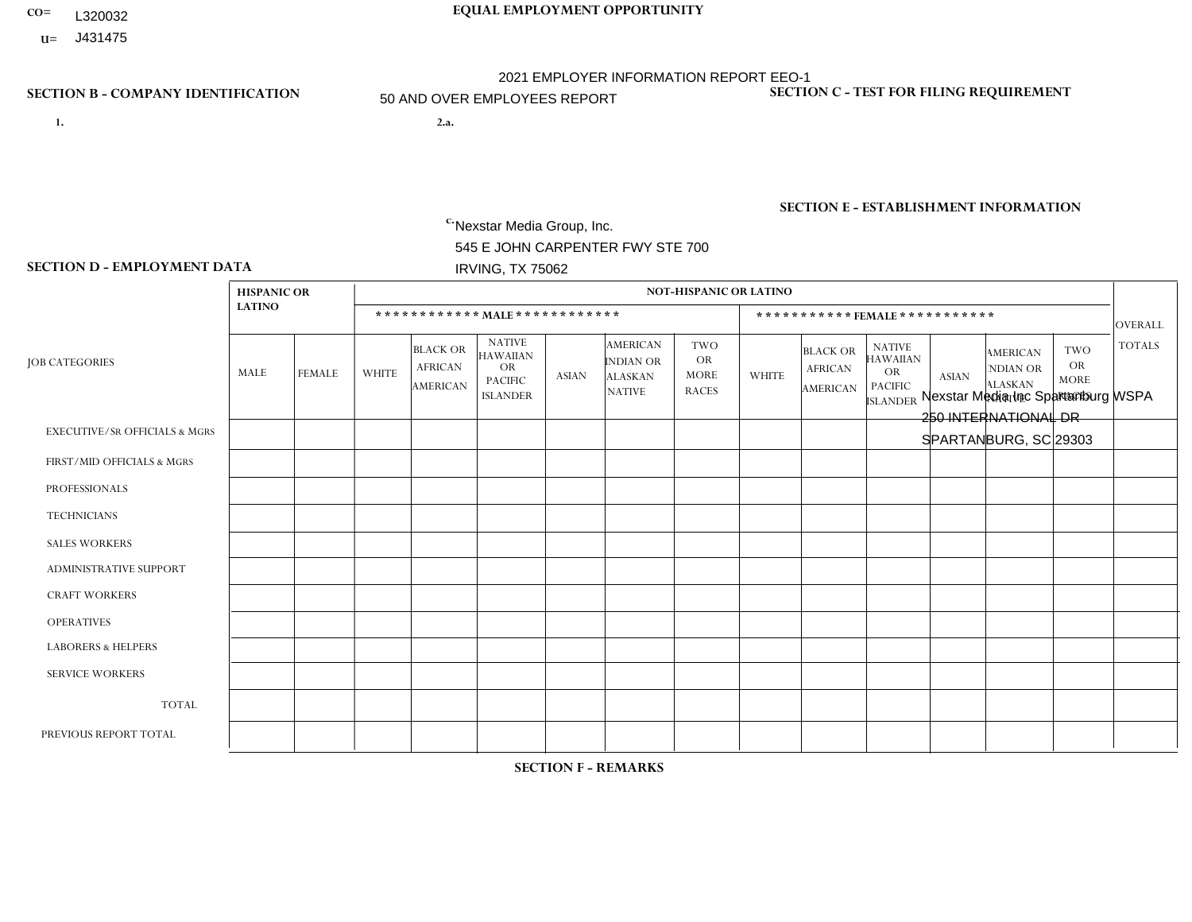CO= L320032
U= J431475

# EQUAL EMPLOYMENT OPPORTUNITY

2021 EMPLOYER INFORMATION REPORT EEO-1

50 AND OVER EMPLOYEES REPORT

## SECTION B - COMPANY IDENTIFICATION

1.

2.a.

c. Nexstar Media Group, Inc.
545 E JOHN CARPENTER FWY STE 700
IRVING, TX 75062

## SECTION C - TEST FOR FILING REQUIREMENT

## SECTION E - ESTABLISHMENT INFORMATION

Nexstar Media Inc Spartanburg WSPA
250 INTERNATIONAL DR
SPARTANBURG, SC 29303

## SECTION D - EMPLOYMENT DATA

| JOB CATEGORIES | HISPANIC OR LATINO | | NOT-HISPANIC OR LATINO | | | | | | | | | | | | OVERALL TOTALS |
|---|---|---|---|---|---|---|---|---|---|---|---|---|---|---|---|
| | | | ************ MALE ************ | | | | | | *********** FEMALE *********** | | | | | | |
| | MALE | FEMALE | WHITE | BLACK OR AFRICAN AMERICAN | NATIVE HAWAIIAN OR PACIFIC ISLANDER | ASIAN | AMERICAN INDIAN OR ALASKAN NATIVE | TWO OR MORE RACES | WHITE | BLACK OR AFRICAN AMERICAN | NATIVE HAWAIIAN OR PACIFIC ISLANDER | ASIAN | AMERICAN INDIAN OR ALASKAN NATIVE | TWO OR MORE RACES | |
| EXECUTIVE/SR OFFICIALS & MGRS | | | | | | | | | | | | | | | |
| FIRST/MID OFFICIALS & MGRS | | | | | | | | | | | | | | | |
| PROFESSIONALS | | | | | | | | | | | | | | | |
| TECHNICIANS | | | | | | | | | | | | | | | |
| SALES WORKERS | | | | | | | | | | | | | | | |
| ADMINISTRATIVE SUPPORT | | | | | | | | | | | | | | | |
| CRAFT WORKERS | | | | | | | | | | | | | | | |
| OPERATIVES | | | | | | | | | | | | | | | |
| LABORERS & HELPERS | | | | | | | | | | | | | | | |
| SERVICE WORKERS | | | | | | | | | | | | | | | |
| TOTAL | | | | | | | | | | | | | | | |
| PREVIOUS REPORT TOTAL | | | | | | | | | | | | | | | |

## SECTION F - REMARKS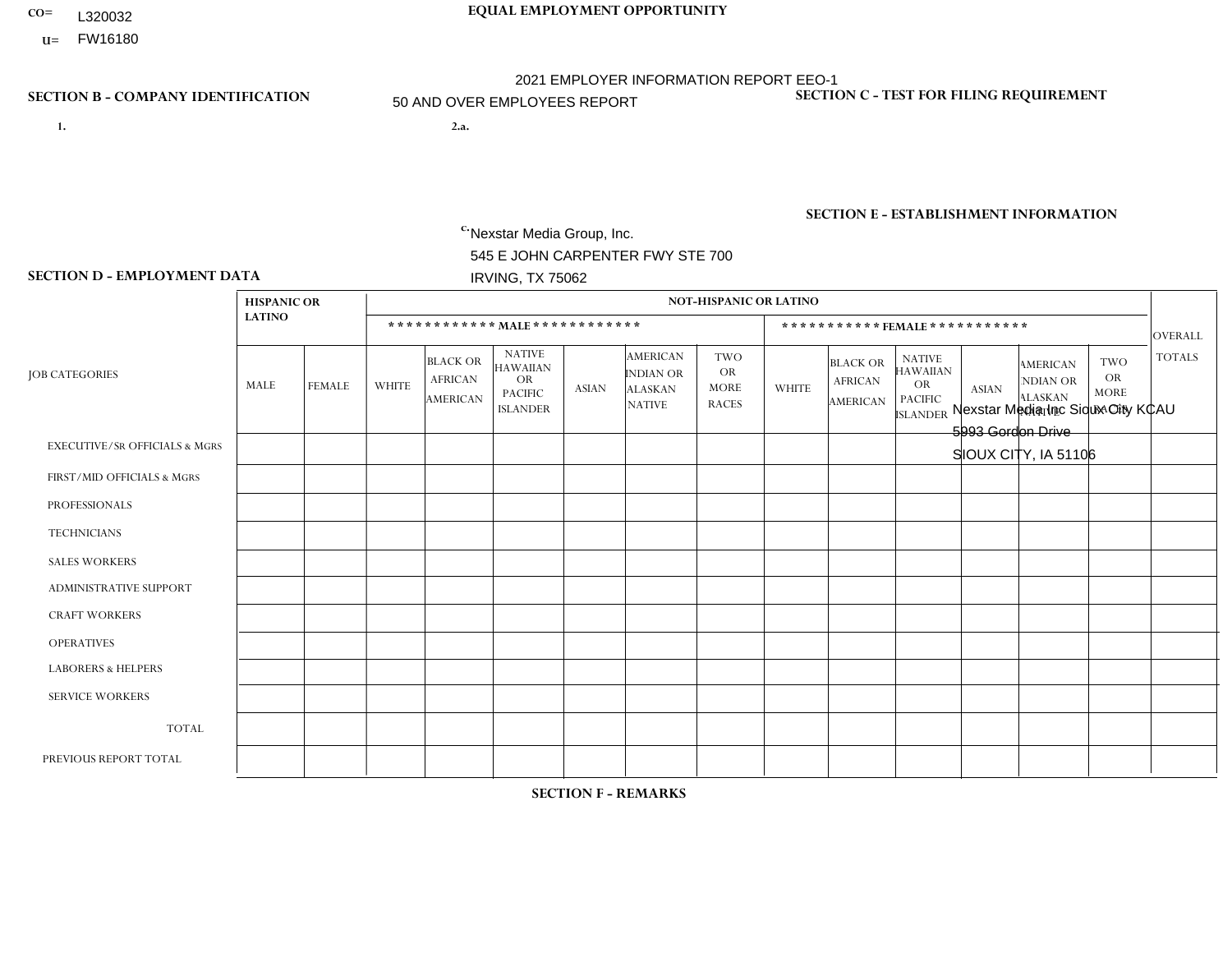CO= L320032
U= FW16180

**EQUAL EMPLOYMENT OPPORTUNITY**

2021 EMPLOYER INFORMATION REPORT EEO-1
50 AND OVER EMPLOYEES REPORT

## SECTION B - COMPANY IDENTIFICATION

1.

2.a.

c. Nexstar Media Group, Inc.
545 E JOHN CARPENTER FWY STE 700
IRVING, TX 75062

## SECTION C - TEST FOR FILING REQUIREMENT

## SECTION E - ESTABLISHMENT INFORMATION

Nexstar Media Inc Sioux City KCAU
5993 Gordon Drive
SIOUX CITY, IA 51106

## SECTION D - EMPLOYMENT DATA

| JOB CATEGORIES | HISPANIC OR LATINO | | NOT-HISPANIC OR LATINO | | | | | | | | | | | | OVERALL TOTALS |
|---|---|---|---|---|---|---|---|---|---|---|---|---|---|---|---|
| | | | MALE | | | | | | FEMALE | | | | | | |
| | MALE | FEMALE | WHITE | BLACK OR AFRICAN AMERICAN | NATIVE HAWAIIAN OR PACIFIC ISLANDER | ASIAN | AMERICAN INDIAN OR ALASKAN NATIVE | TWO OR MORE RACES | WHITE | BLACK OR AFRICAN AMERICAN | NATIVE HAWAIIAN OR PACIFIC ISLANDER | ASIAN | AMERICAN INDIAN OR ALASKAN NATIVE | TWO OR MORE RACES | |
| EXECUTIVE/Sr OFFICIALS & MGRS | | | | | | | | | | | | | | | |
| FIRST/MID OFFICIALS & MGRS | | | | | | | | | | | | | | | |
| PROFESSIONALS | | | | | | | | | | | | | | | |
| TECHNICIANS | | | | | | | | | | | | | | | |
| SALES WORKERS | | | | | | | | | | | | | | | |
| ADMINISTRATIVE SUPPORT | | | | | | | | | | | | | | | |
| CRAFT WORKERS | | | | | | | | | | | | | | | |
| OPERATIVES | | | | | | | | | | | | | | | |
| LABORERS & HELPERS | | | | | | | | | | | | | | | |
| SERVICE WORKERS | | | | | | | | | | | | | | | |
| TOTAL | | | | | | | | | | | | | | | |
| PREVIOUS REPORT TOTAL | | | | | | | | | | | | | | | |

## SECTION F - REMARKS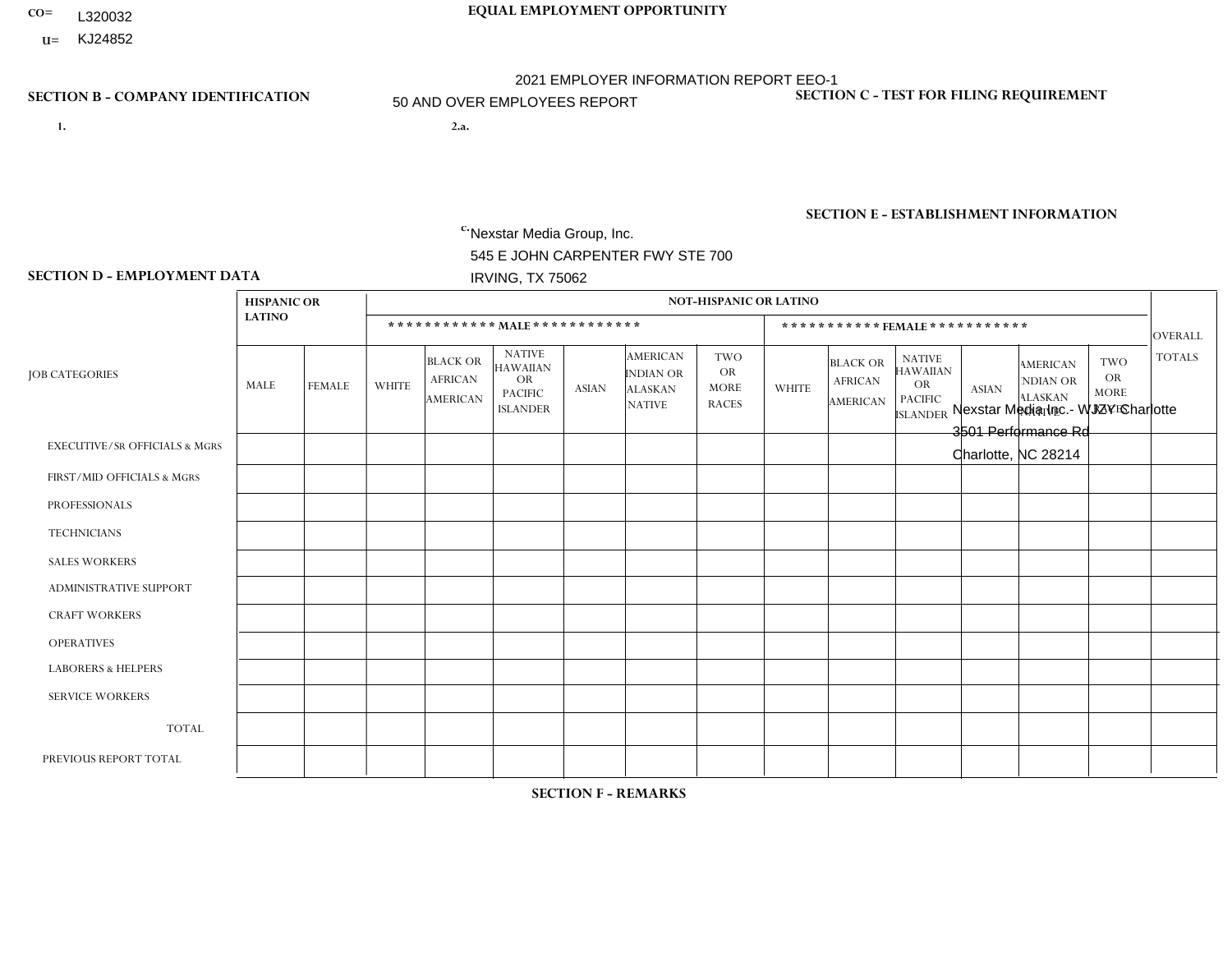CO= L320032

U= KJ24852

# EQUAL EMPLOYMENT OPPORTUNITY

2021 EMPLOYER INFORMATION REPORT EEO-1

50 AND OVER EMPLOYEES REPORT

## SECTION B - COMPANY IDENTIFICATION

1.

2.a.

c. Nexstar Media Group, Inc.
545 E JOHN CARPENTER FWY STE 700
IRVING, TX 75062

## SECTION C - TEST FOR FILING REQUIREMENT

## SECTION E - ESTABLISHMENT INFORMATION

Nexstar Media Inc. - WJZY Charlotte
3501 Performance Rd
Charlotte, NC 28214

## SECTION D - EMPLOYMENT DATA

| JOB CATEGORIES | HISPANIC OR LATINO | | NOT-HISPANIC OR LATINO | | | | | | | | | | | | OVERALL TOTALS |
|---|---|---|---|---|---|---|---|---|---|---|---|---|---|---|---|
| | | | MALE | | | | | | FEMALE | | | | | | |
| | MALE | FEMALE | WHITE | BLACK OR AFRICAN AMERICAN | NATIVE HAWAIIAN OR PACIFIC ISLANDER | ASIAN | AMERICAN INDIAN OR ALASKAN NATIVE | TWO OR MORE RACES | WHITE | BLACK OR AFRICAN AMERICAN | NATIVE HAWAIIAN OR PACIFIC ISLANDER | ASIAN | AMERICAN INDIAN OR ALASKAN NATIVE | TWO OR MORE RACES | |
| EXECUTIVE/SR OFFICIALS & MGRS | | | | | | | | | | | | | | | |
| FIRST/MID OFFICIALS & MGRS | | | | | | | | | | | | | | | |
| PROFESSIONALS | | | | | | | | | | | | | | | |
| TECHNICIANS | | | | | | | | | | | | | | | |
| SALES WORKERS | | | | | | | | | | | | | | | |
| ADMINISTRATIVE SUPPORT | | | | | | | | | | | | | | | |
| CRAFT WORKERS | | | | | | | | | | | | | | | |
| OPERATIVES | | | | | | | | | | | | | | | |
| LABORERS & HELPERS | | | | | | | | | | | | | | | |
| SERVICE WORKERS | | | | | | | | | | | | | | | |
| TOTAL | | | | | | | | | | | | | | | |
| PREVIOUS REPORT TOTAL | | | | | | | | | | | | | | | |

## SECTION F - REMARKS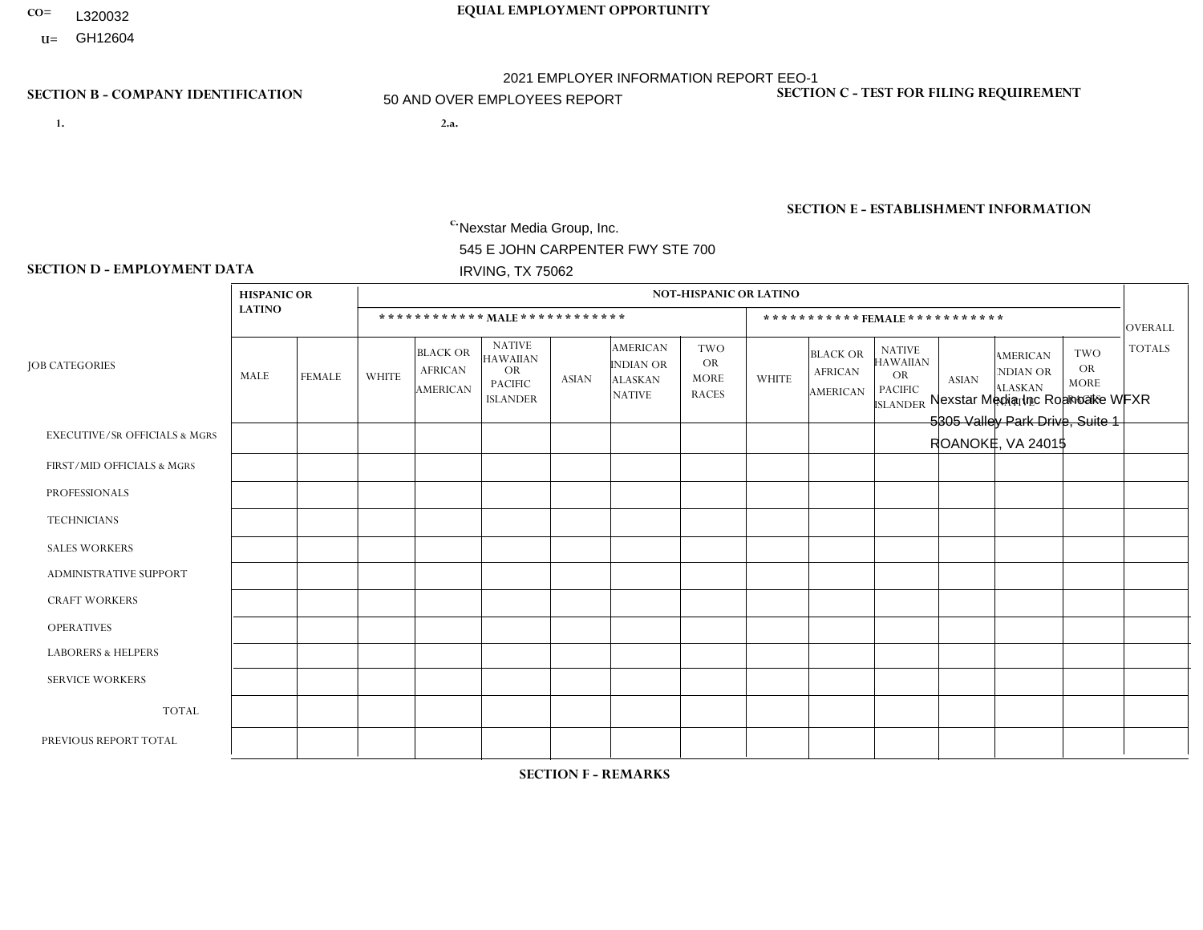CO= L320032

U= GH12604

**EQUAL EMPLOYMENT OPPORTUNITY**

2021 EMPLOYER INFORMATION REPORT EEO-1

50 AND OVER EMPLOYEES REPORT

**SECTION B - COMPANY IDENTIFICATION**

**SECTION C - TEST FOR FILING REQUIREMENT**

1.

2.a.

c. Nexstar Media Group, Inc.
545 E JOHN CARPENTER FWY STE 700
IRVING, TX 75062

**SECTION E - ESTABLISHMENT INFORMATION**

Nexstar Media Inc Roanoake WFXR
5305 Valley Park Drive, Suite 1
ROANOKE, VA 24015

**SECTION D - EMPLOYMENT DATA**

| JOB CATEGORIES | HISPANIC OR LATINO | | NOT-HISPANIC OR LATINO | | | | | | | | | | | | OVERALL TOTALS |
|---|---|---|---|---|---|---|---|---|---|---|---|---|---|---|---|
| | | | MALE | | | | | | FEMALE | | | | | | |
| | MALE | FEMALE | WHITE | BLACK OR AFRICAN AMERICAN | NATIVE HAWAIIAN OR PACIFIC ISLANDER | ASIAN | AMERICAN INDIAN OR ALASKAN NATIVE | TWO OR MORE RACES | WHITE | BLACK OR AFRICAN AMERICAN | NATIVE HAWAIIAN OR PACIFIC ISLANDER | ASIAN | AMERICAN INDIAN OR ALASKAN NATIVE | TWO OR MORE RACES | |
| EXECUTIVE/Sr OFFICIALS & MGRS | | | | | | | | | | | | | | | |
| FIRST/MID OFFICIALS & MGRS | | | | | | | | | | | | | | | |
| PROFESSIONALS | | | | | | | | | | | | | | | |
| TECHNICIANS | | | | | | | | | | | | | | | |
| SALES WORKERS | | | | | | | | | | | | | | | |
| ADMINISTRATIVE SUPPORT | | | | | | | | | | | | | | | |
| CRAFT WORKERS | | | | | | | | | | | | | | | |
| OPERATIVES | | | | | | | | | | | | | | | |
| LABORERS & HELPERS | | | | | | | | | | | | | | | |
| SERVICE WORKERS | | | | | | | | | | | | | | | |
| TOTAL | | | | | | | | | | | | | | | |
| PREVIOUS REPORT TOTAL | | | | | | | | | | | | | | | |

**SECTION F - REMARKS**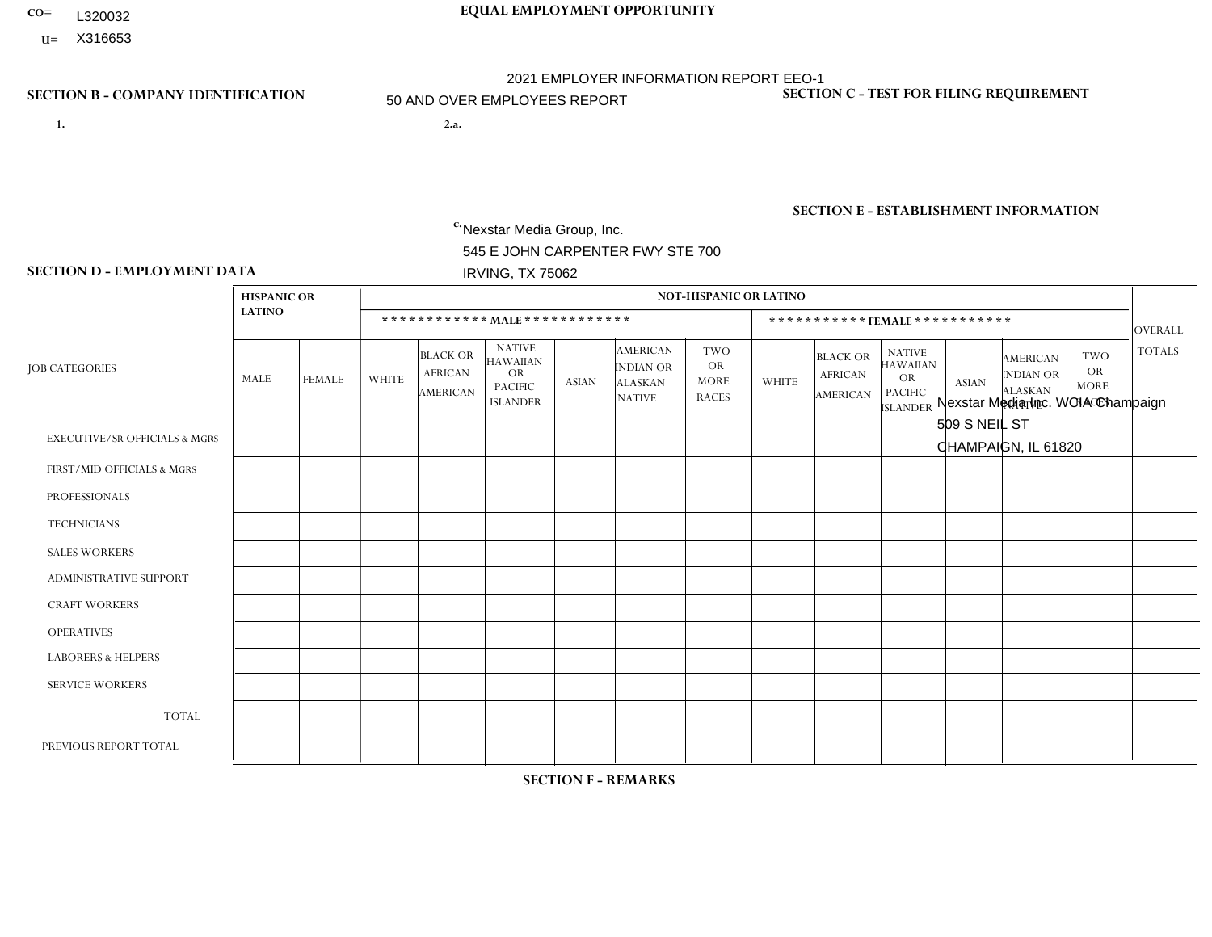CO= L320032
U= X316653

**EQUAL EMPLOYMENT OPPORTUNITY**

2021 EMPLOYER INFORMATION REPORT EEO-1
50 AND OVER EMPLOYEES REPORT

**SECTION B - COMPANY IDENTIFICATION**

1.

2.a.

c. Nexstar Media Group, Inc.
545 E JOHN CARPENTER FWY STE 700
IRVING, TX 75062

**SECTION C - TEST FOR FILING REQUIREMENT**

**SECTION E - ESTABLISHMENT INFORMATION**

Nexstar Media Inc. WCIA Champaign
509 S NEIL ST
CHAMPAIGN, IL 61820

**SECTION D - EMPLOYMENT DATA**

| JOB CATEGORIES | HISPANIC OR LATINO | | NOT-HISPANIC OR LATINO | | | | | | | | | | | | OVERALL TOTALS |
|---|---|---|---|---|---|---|---|---|---|---|---|---|---|---|---|
| | | | MALE | | | | | | FEMALE | | | | | | |
| | MALE | FEMALE | WHITE | BLACK OR AFRICAN AMERICAN | NATIVE HAWAIIAN OR PACIFIC ISLANDER | ASIAN | AMERICAN INDIAN OR ALASKAN NATIVE | TWO OR MORE RACES | WHITE | BLACK OR AFRICAN AMERICAN | NATIVE HAWAIIAN OR PACIFIC ISLANDER | ASIAN | AMERICAN INDIAN OR ALASKAN NATIVE | TWO OR MORE RACES | |
| EXECUTIVE/SR OFFICIALS & MGRS | | | | | | | | | | | | | | | |
| FIRST/MID OFFICIALS & MGRS | | | | | | | | | | | | | | | |
| PROFESSIONALS | | | | | | | | | | | | | | | |
| TECHNICIANS | | | | | | | | | | | | | | | |
| SALES WORKERS | | | | | | | | | | | | | | | |
| ADMINISTRATIVE SUPPORT | | | | | | | | | | | | | | | |
| CRAFT WORKERS | | | | | | | | | | | | | | | |
| OPERATIVES | | | | | | | | | | | | | | | |
| LABORERS & HELPERS | | | | | | | | | | | | | | | |
| SERVICE WORKERS | | | | | | | | | | | | | | | |
| TOTAL | | | | | | | | | | | | | | | |
| PREVIOUS REPORT TOTAL | | | | | | | | | | | | | | | |

**SECTION F - REMARKS**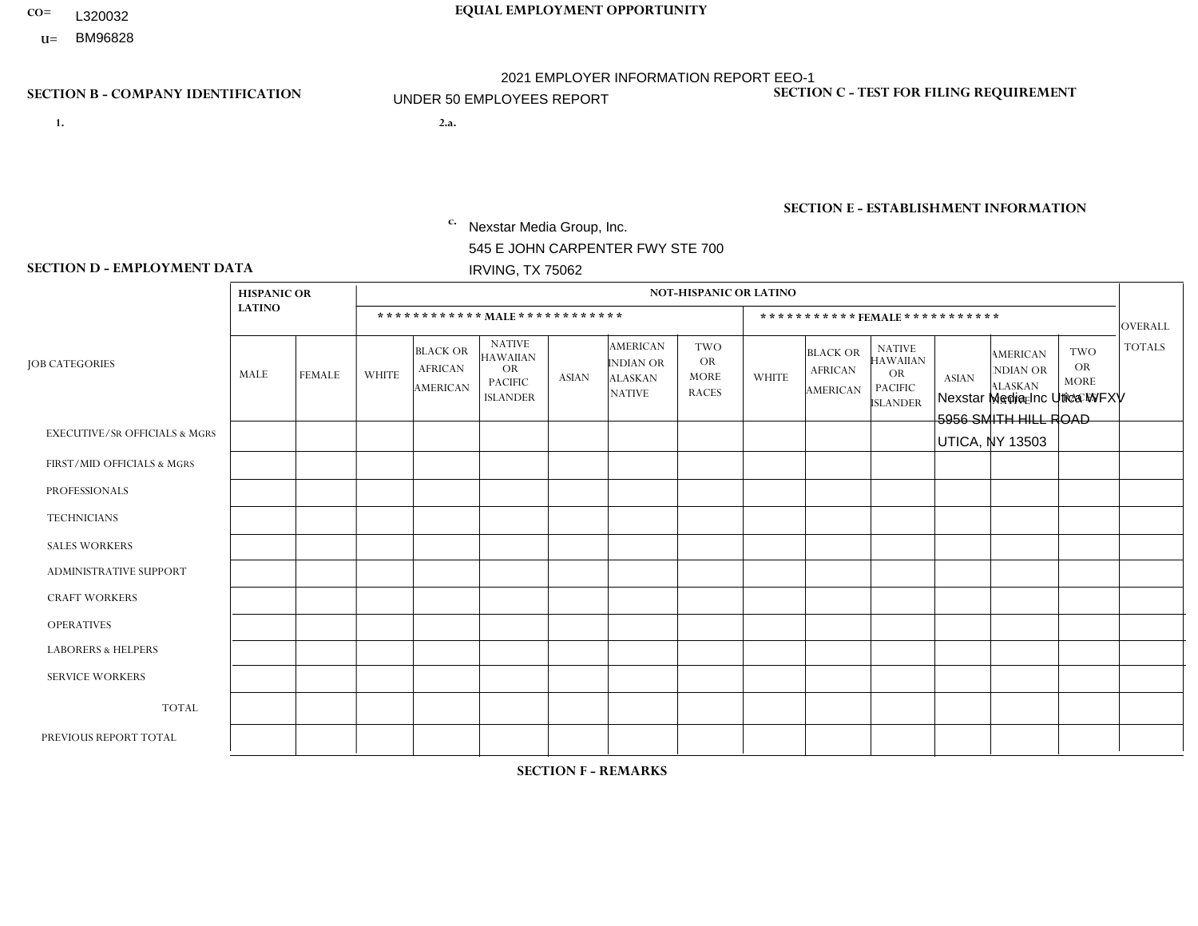CO= L320032
U= BM96828

**EQUAL EMPLOYMENT OPPORTUNITY**

2021 EMPLOYER INFORMATION REPORT EEO-1
UNDER 50 EMPLOYEES REPORT

**SECTION B - COMPANY IDENTIFICATION**

1.

2.a.

c. Nexstar Media Group, Inc.
545 E JOHN CARPENTER FWY STE 700
IRVING, TX 75062

**SECTION C - TEST FOR FILING REQUIREMENT**

**SECTION E - ESTABLISHMENT INFORMATION**

Nexstar Media Inc Utica WFXV
5956 SMITH HILL ROAD
UTICA, NY 13503

**SECTION D - EMPLOYMENT DATA**

| JOB CATEGORIES | HISPANIC OR LATINO | | NOT-HISPANIC OR LATINO | | | | | | | | | | | | OVERALL TOTALS |
|---|---|---|---|---|---|---|---|---|---|---|---|---|---|---|---|
| | | | MALE | | | | | | FEMALE | | | | | | |
| | MALE | FEMALE | WHITE | BLACK OR AFRICAN AMERICAN | NATIVE HAWAIIAN OR PACIFIC ISLANDER | ASIAN | AMERICAN INDIAN OR ALASKAN NATIVE | TWO OR MORE RACES | WHITE | BLACK OR AFRICAN AMERICAN | NATIVE HAWAIIAN OR PACIFIC ISLANDER | ASIAN | AMERICAN INDIAN OR ALASKAN NATIVE | TWO OR MORE RACES | |
| EXECUTIVE/SR OFFICIALS & MGRS | | | | | | | | | | | | | | | |
| FIRST/MID OFFICIALS & MGRS | | | | | | | | | | | | | | | |
| PROFESSIONALS | | | | | | | | | | | | | | | |
| TECHNICIANS | | | | | | | | | | | | | | | |
| SALES WORKERS | | | | | | | | | | | | | | | |
| ADMINISTRATIVE SUPPORT | | | | | | | | | | | | | | | |
| CRAFT WORKERS | | | | | | | | | | | | | | | |
| OPERATIVES | | | | | | | | | | | | | | | |
| LABORERS & HELPERS | | | | | | | | | | | | | | | |
| SERVICE WORKERS | | | | | | | | | | | | | | | |
| TOTAL | | | | | | | | | | | | | | | |
| PREVIOUS REPORT TOTAL | | | | | | | | | | | | | | | |

**SECTION F - REMARKS**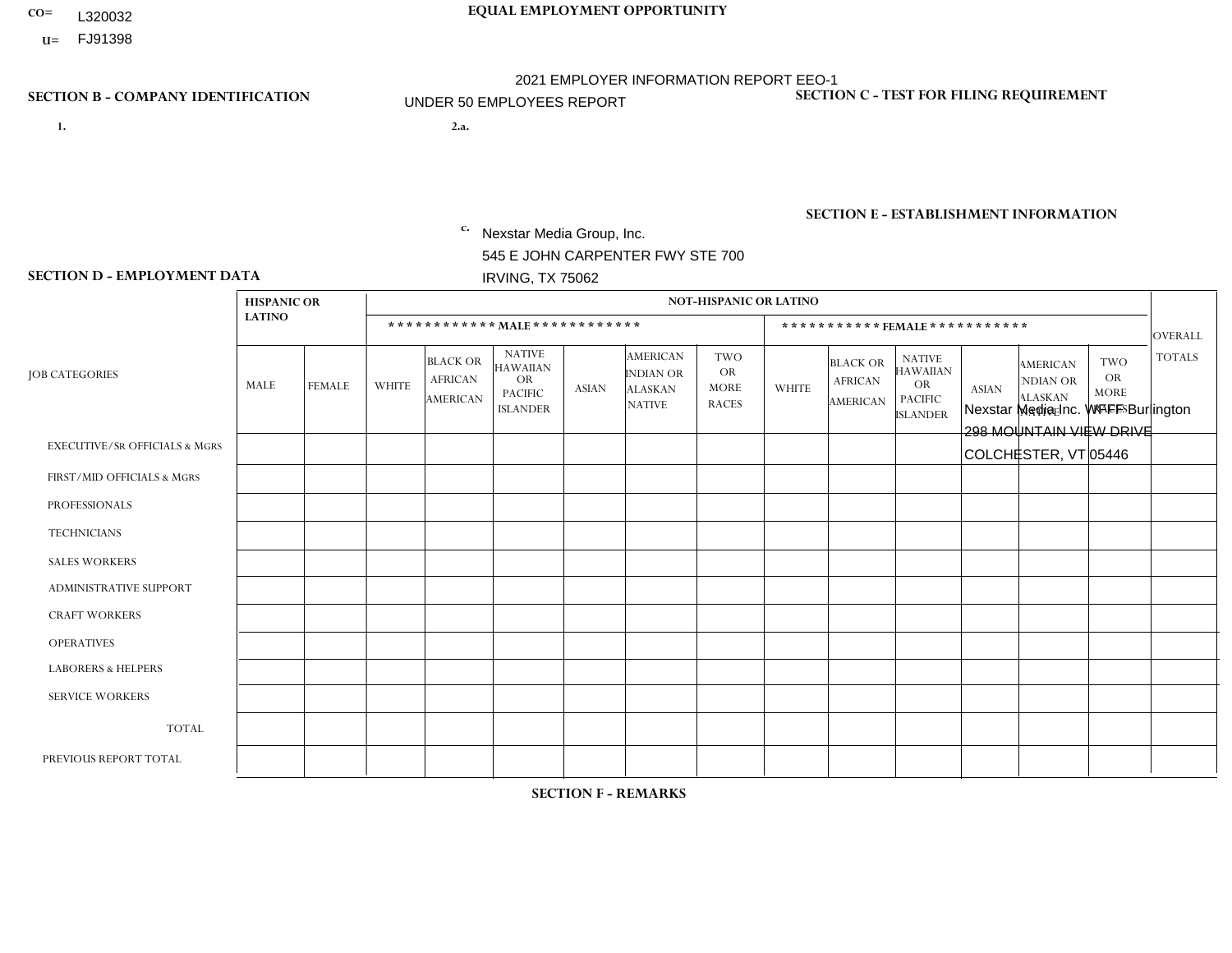CO= L320032

U= FJ91398

**EQUAL EMPLOYMENT OPPORTUNITY**

2021 EMPLOYER INFORMATION REPORT EEO-1

UNDER 50 EMPLOYEES REPORT

**SECTION B - COMPANY IDENTIFICATION**

1.

2.a.

c. Nexstar Media Group, Inc.
545 E JOHN CARPENTER FWY STE 700
IRVING, TX 75062

**SECTION C - TEST FOR FILING REQUIREMENT**

**SECTION E - ESTABLISHMENT INFORMATION**

Nexstar Media Inc. WFFF Burlington
298 MOUNTAIN VIEW DRIVE
COLCHESTER, VT 05446

**SECTION D - EMPLOYMENT DATA**

| JOB CATEGORIES | HISPANIC OR LATINO | | NOT-HISPANIC OR LATINO | | | | | | | | | | | | OVERALL TOTALS |
|---|---|---|---|---|---|---|---|---|---|---|---|---|---|---|---|
| | | | MALE | | | | | | FEMALE | | | | | | |
| | MALE | FEMALE | WHITE | BLACK OR AFRICAN AMERICAN | NATIVE HAWAIIAN OR PACIFIC ISLANDER | ASIAN | AMERICAN INDIAN OR ALASKAN NATIVE | TWO OR MORE RACES | WHITE | BLACK OR AFRICAN AMERICAN | NATIVE HAWAIIAN OR PACIFIC ISLANDER | ASIAN | AMERICAN INDIAN OR ALASKAN NATIVE | TWO OR MORE RACES | |
| EXECUTIVE/SR OFFICIALS & MGRS | | | | | | | | | | | | | | | |
| FIRST/MID OFFICIALS & MGRS | | | | | | | | | | | | | | | |
| PROFESSIONALS | | | | | | | | | | | | | | | |
| TECHNICIANS | | | | | | | | | | | | | | | |
| SALES WORKERS | | | | | | | | | | | | | | | |
| ADMINISTRATIVE SUPPORT | | | | | | | | | | | | | | | |
| CRAFT WORKERS | | | | | | | | | | | | | | | |
| OPERATIVES | | | | | | | | | | | | | | | |
| LABORERS & HELPERS | | | | | | | | | | | | | | | |
| SERVICE WORKERS | | | | | | | | | | | | | | | |
| TOTAL | | | | | | | | | | | | | | | |
| PREVIOUS REPORT TOTAL | | | | | | | | | | | | | | | |

**SECTION F - REMARKS**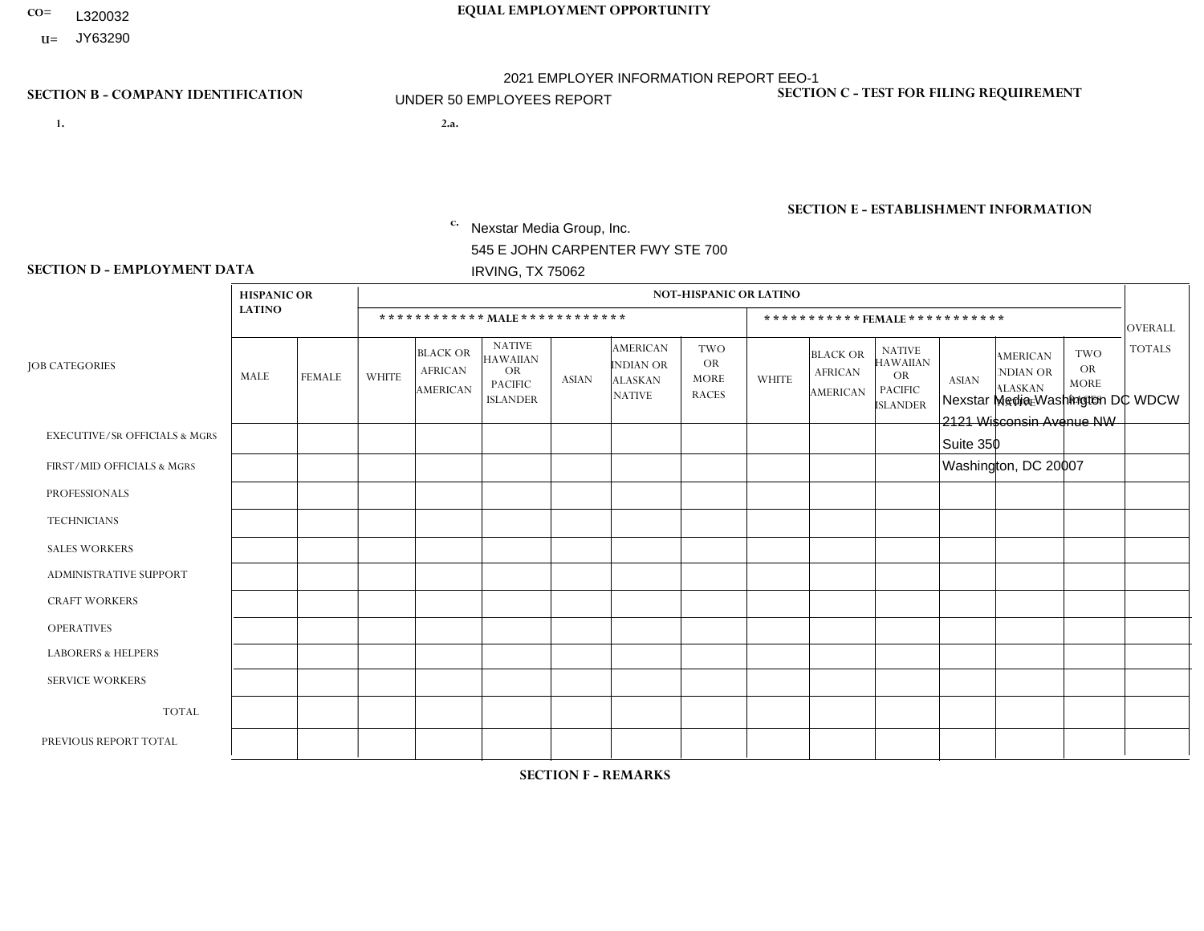CO= L320032
U= JY63290

**EQUAL EMPLOYMENT OPPORTUNITY**

2021 EMPLOYER INFORMATION REPORT EEO-1

UNDER 50 EMPLOYEES REPORT

**SECTION B - COMPANY IDENTIFICATION**

1.

2.a.

c. Nexstar Media Group, Inc.
545 E JOHN CARPENTER FWY STE 700
IRVING, TX 75062

**SECTION C - TEST FOR FILING REQUIREMENT**

**SECTION E - ESTABLISHMENT INFORMATION**

Nexstar Media Washington DC WDCW
2121 Wisconsin Avenue NW
Suite 350
Washington, DC 20007

**SECTION D - EMPLOYMENT DATA**

| JOB CATEGORIES | HISPANIC OR LATINO | | NOT-HISPANIC OR LATINO | | | | | | | | | | | | OVERALL TOTALS |
|---|---|---|---|---|---|---|---|---|---|---|---|---|---|---|---|
| | | | MALE | | | | | | FEMALE | | | | | | |
| | MALE | FEMALE | WHITE | BLACK OR AFRICAN AMERICAN | NATIVE HAWAIIAN OR PACIFIC ISLANDER | ASIAN | AMERICAN INDIAN OR ALASKAN NATIVE | TWO OR MORE RACES | WHITE | BLACK OR AFRICAN AMERICAN | NATIVE HAWAIIAN OR PACIFIC ISLANDER | ASIAN | AMERICAN INDIAN OR ALASKAN NATIVE | TWO OR MORE RACES | |
| EXECUTIVE/SR OFFICIALS & MGRS | | | | | | | | | | | | | | | |
| FIRST/MID OFFICIALS & MGRS | | | | | | | | | | | | | | | |
| PROFESSIONALS | | | | | | | | | | | | | | | |
| TECHNICIANS | | | | | | | | | | | | | | | |
| SALES WORKERS | | | | | | | | | | | | | | | |
| ADMINISTRATIVE SUPPORT | | | | | | | | | | | | | | | |
| CRAFT WORKERS | | | | | | | | | | | | | | | |
| OPERATIVES | | | | | | | | | | | | | | | |
| LABORERS & HELPERS | | | | | | | | | | | | | | | |
| SERVICE WORKERS | | | | | | | | | | | | | | | |
| TOTAL | | | | | | | | | | | | | | | |
| PREVIOUS REPORT TOTAL | | | | | | | | | | | | | | | |

**SECTION F - REMARKS**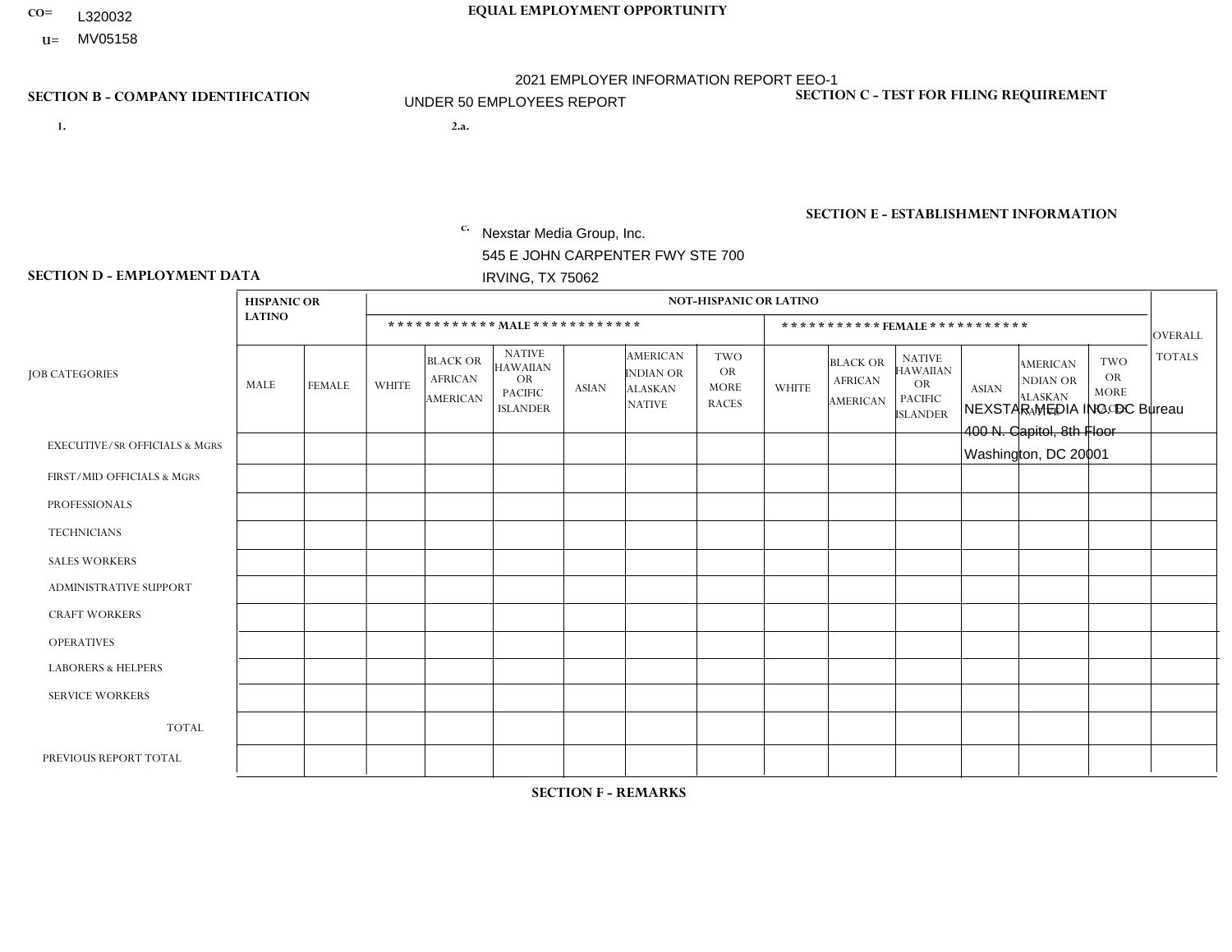CO= L320032

U= MV05158

**EQUAL EMPLOYMENT OPPORTUNITY**

2021 EMPLOYER INFORMATION REPORT EEO-1

UNDER 50 EMPLOYEES REPORT

## SECTION B - COMPANY IDENTIFICATION

1.

2.a.

c. Nexstar Media Group, Inc.
545 E JOHN CARPENTER FWY STE 700
IRVING, TX 75062

## SECTION C - TEST FOR FILING REQUIREMENT

## SECTION E - ESTABLISHMENT INFORMATION

NEXSTAR MEDIA INC. DC Bureau
400 N. Capitol, 8th Floor
Washington, DC 20001

## SECTION D - EMPLOYMENT DATA

| JOB CATEGORIES | HISPANIC OR LATINO | | NOT-HISPANIC OR LATINO | | | | | | | | | | | | OVERALL TOTALS |
|---|---|---|---|---|---|---|---|---|---|---|---|---|---|---|---|
| | | | ************ MALE ************ | | | | | | *********** FEMALE *********** | | | | | | |
| | MALE | FEMALE | WHITE | BLACK OR AFRICAN AMERICAN | NATIVE HAWAIIAN OR PACIFIC ISLANDER | ASIAN | AMERICAN INDIAN OR ALASKAN NATIVE | TWO OR MORE RACES | WHITE | BLACK OR AFRICAN AMERICAN | NATIVE HAWAIIAN OR PACIFIC ISLANDER | ASIAN | AMERICAN INDIAN OR ALASKAN NATIVE | TWO OR MORE RACES | |
| EXECUTIVE/Sr OFFICIALS & MGRS | | | | | | | | | | | | | | | |
| FIRST/MID OFFICIALS & MGRS | | | | | | | | | | | | | | | |
| PROFESSIONALS | | | | | | | | | | | | | | | |
| TECHNICIANS | | | | | | | | | | | | | | | |
| SALES WORKERS | | | | | | | | | | | | | | | |
| ADMINISTRATIVE SUPPORT | | | | | | | | | | | | | | | |
| CRAFT WORKERS | | | | | | | | | | | | | | | |
| OPERATIVES | | | | | | | | | | | | | | | |
| LABORERS & HELPERS | | | | | | | | | | | | | | | |
| SERVICE WORKERS | | | | | | | | | | | | | | | |
| TOTAL | | | | | | | | | | | | | | | |
| PREVIOUS REPORT TOTAL | | | | | | | | | | | | | | | |

## SECTION F - REMARKS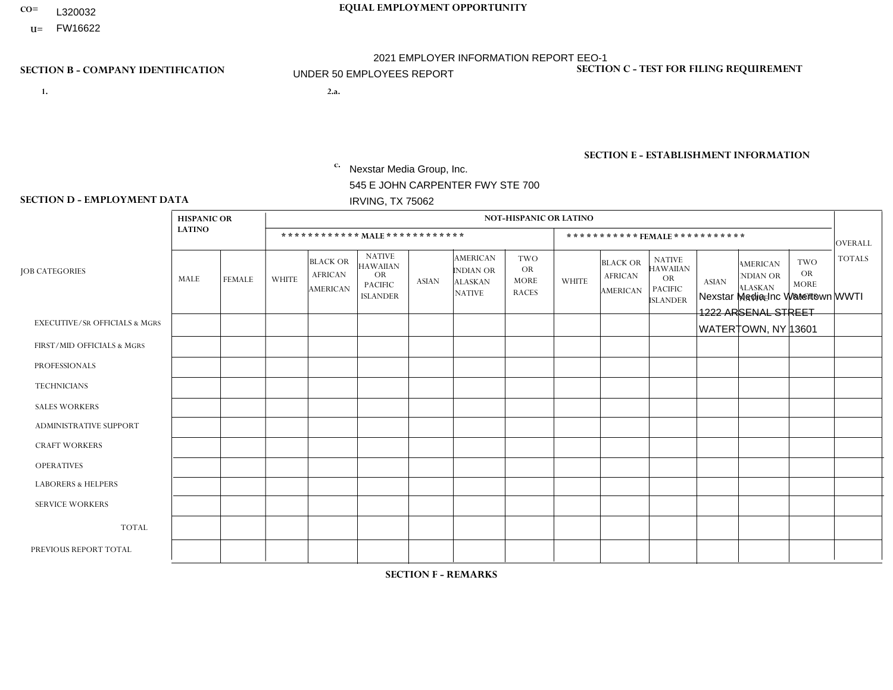CO= L320032

U= FW16622

**EQUAL EMPLOYMENT OPPORTUNITY**

2021 EMPLOYER INFORMATION REPORT EEO-1

UNDER 50 EMPLOYEES REPORT

## SECTION B - COMPANY IDENTIFICATION

1.

2.a.

c. Nexstar Media Group, Inc.
545 E JOHN CARPENTER FWY STE 700
IRVING, TX 75062

## SECTION C - TEST FOR FILING REQUIREMENT

## SECTION E - ESTABLISHMENT INFORMATION

Nexstar Media Inc Watertown WWTI
1222 ARSENAL STREET
WATERTOWN, NY 13601

## SECTION D - EMPLOYMENT DATA

| JOB CATEGORIES | HISPANIC OR LATINO | | NOT-HISPANIC OR LATINO | | | | | | | | | | | | OVERALL TOTALS |
|---|---|---|---|---|---|---|---|---|---|---|---|---|---|---|---|
| | | | MALE | | | | | | FEMALE | | | | | | |
| | MALE | FEMALE | WHITE | BLACK OR AFRICAN AMERICAN | NATIVE HAWAIIAN OR PACIFIC ISLANDER | ASIAN | AMERICAN INDIAN OR ALASKAN NATIVE | TWO OR MORE RACES | WHITE | BLACK OR AFRICAN AMERICAN | NATIVE HAWAIIAN OR PACIFIC ISLANDER | ASIAN | AMERICAN INDIAN OR ALASKAN NATIVE | TWO OR MORE RACES | |
| EXECUTIVE/SR OFFICIALS & MGRS | | | | | | | | | | | | | | | |
| FIRST/MID OFFICIALS & MGRS | | | | | | | | | | | | | | | |
| PROFESSIONALS | | | | | | | | | | | | | | | |
| TECHNICIANS | | | | | | | | | | | | | | | |
| SALES WORKERS | | | | | | | | | | | | | | | |
| ADMINISTRATIVE SUPPORT | | | | | | | | | | | | | | | |
| CRAFT WORKERS | | | | | | | | | | | | | | | |
| OPERATIVES | | | | | | | | | | | | | | | |
| LABORERS & HELPERS | | | | | | | | | | | | | | | |
| SERVICE WORKERS | | | | | | | | | | | | | | | |
| TOTAL | | | | | | | | | | | | | | | |
| PREVIOUS REPORT TOTAL | | | | | | | | | | | | | | | |

## SECTION F - REMARKS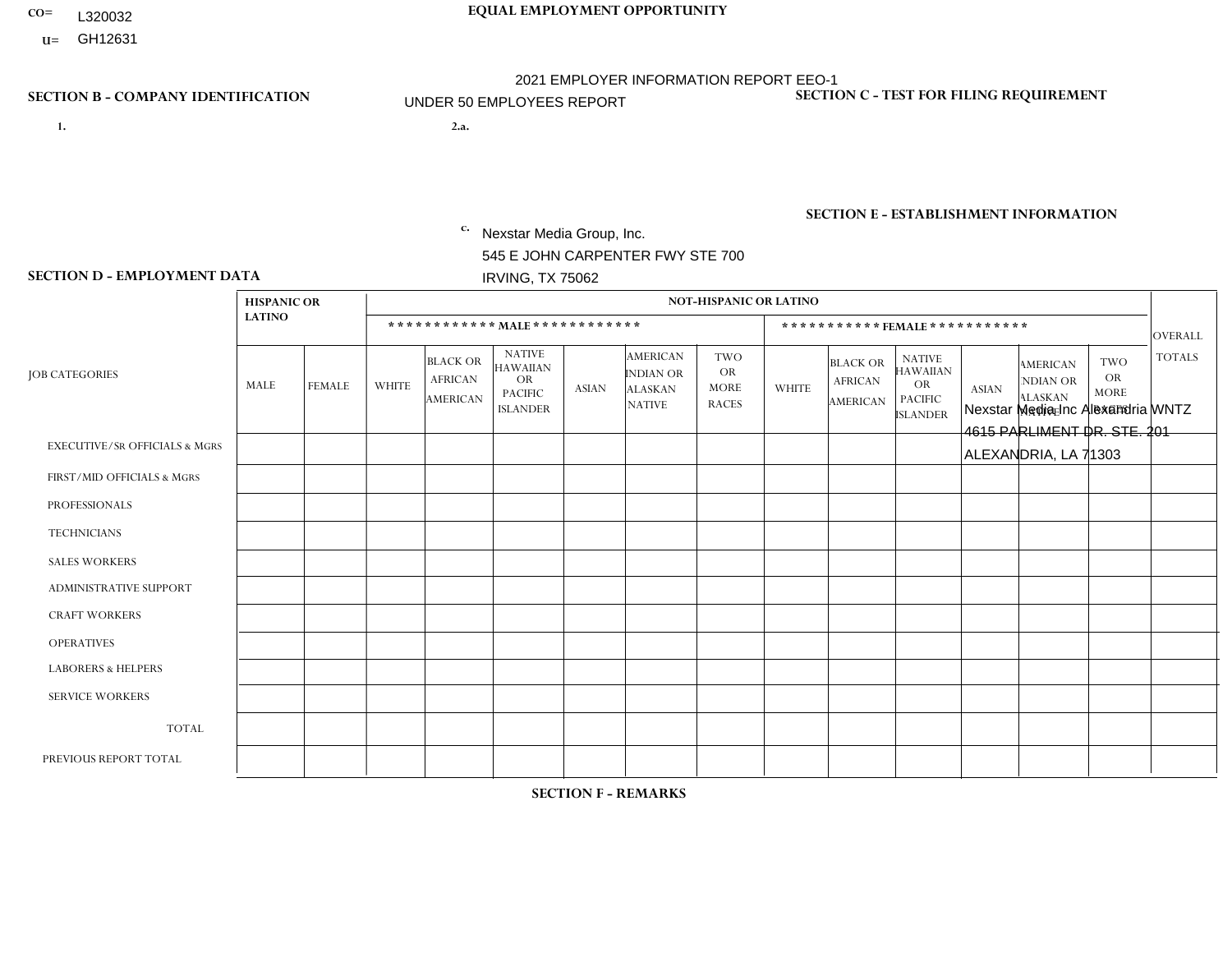CO= L320032

U= GH12631

**EQUAL EMPLOYMENT OPPORTUNITY**

2021 EMPLOYER INFORMATION REPORT EEO-1

UNDER 50 EMPLOYEES REPORT

## SECTION B - COMPANY IDENTIFICATION

1.

2.a.

c. Nexstar Media Group, Inc.
545 E JOHN CARPENTER FWY STE 700
IRVING, TX 75062

## SECTION C - TEST FOR FILING REQUIREMENT

## SECTION E - ESTABLISHMENT INFORMATION

Nexstar Media Inc Alexandria WNTZ
4615 PARLIMENT DR. STE. 201
ALEXANDRIA, LA 71303

## SECTION D - EMPLOYMENT DATA

| JOB CATEGORIES | HISPANIC OR LATINO | | NOT-HISPANIC OR LATINO | | | | | | | | | | | | OVERALL TOTALS |
|---|---|---|---|---|---|---|---|---|---|---|---|---|---|---|---|
| | | | MALE | | | | | | FEMALE | | | | | | |
| | MALE | FEMALE | WHITE | BLACK OR AFRICAN AMERICAN | NATIVE HAWAIIAN OR PACIFIC ISLANDER | ASIAN | AMERICAN INDIAN OR ALASKAN NATIVE | TWO OR MORE RACES | WHITE | BLACK OR AFRICAN AMERICAN | NATIVE HAWAIIAN OR PACIFIC ISLANDER | ASIAN | AMERICAN INDIAN OR ALASKAN NATIVE | TWO OR MORE RACES | |
| EXECUTIVE/SR OFFICIALS & MGRS | | | | | | | | | | | | | | | |
| FIRST/MID OFFICIALS & MGRS | | | | | | | | | | | | | | | |
| PROFESSIONALS | | | | | | | | | | | | | | | |
| TECHNICIANS | | | | | | | | | | | | | | | |
| SALES WORKERS | | | | | | | | | | | | | | | |
| ADMINISTRATIVE SUPPORT | | | | | | | | | | | | | | | |
| CRAFT WORKERS | | | | | | | | | | | | | | | |
| OPERATIVES | | | | | | | | | | | | | | | |
| LABORERS & HELPERS | | | | | | | | | | | | | | | |
| SERVICE WORKERS | | | | | | | | | | | | | | | |
| TOTAL | | | | | | | | | | | | | | | |
| PREVIOUS REPORT TOTAL | | | | | | | | | | | | | | | |

## SECTION F - REMARKS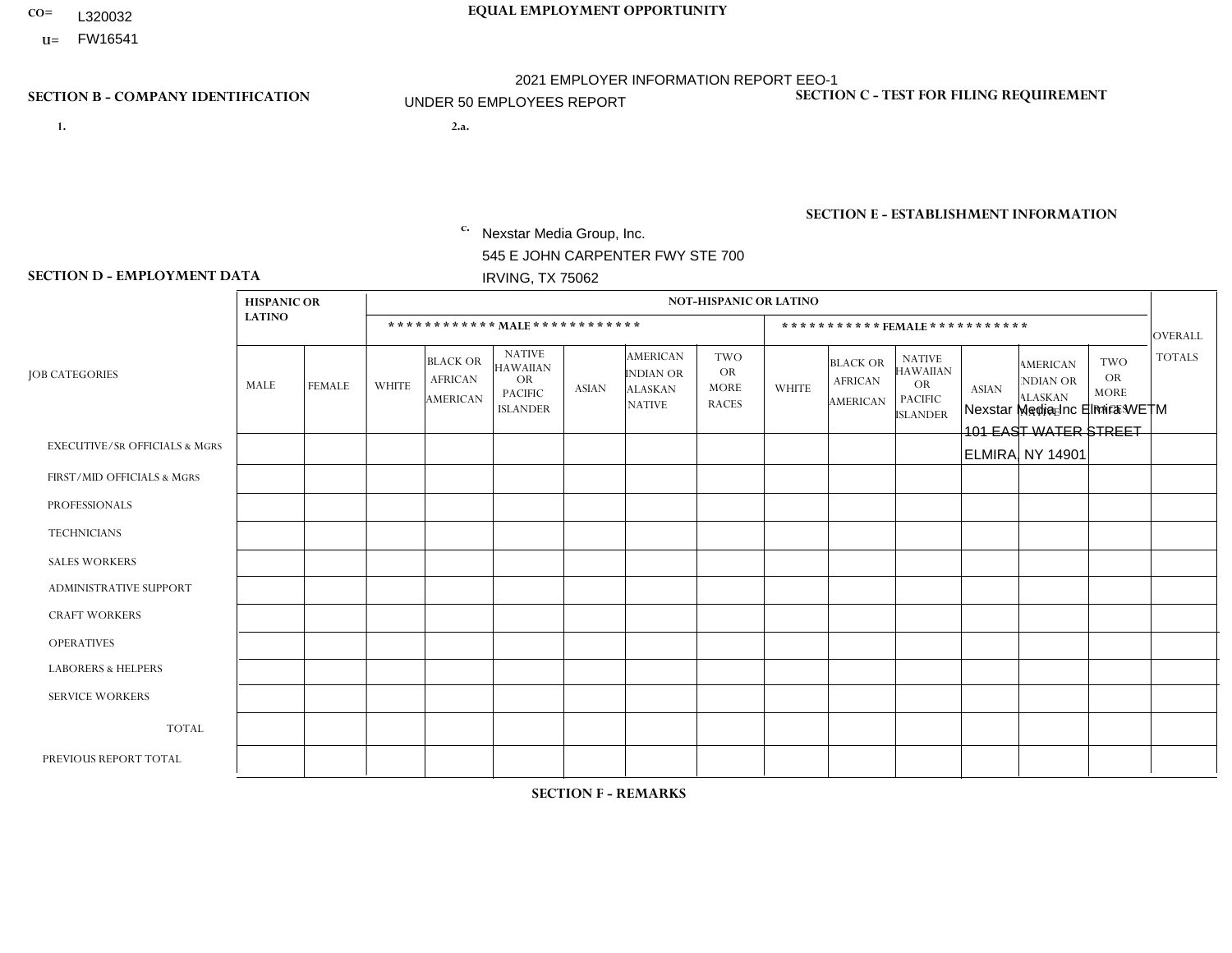CO= L320032

U= FW16541

**EQUAL EMPLOYMENT OPPORTUNITY**

2021 EMPLOYER INFORMATION REPORT EEO-1

UNDER 50 EMPLOYEES REPORT

**SECTION B - COMPANY IDENTIFICATION**

1.

2.a.

c. Nexstar Media Group, Inc.
545 E JOHN CARPENTER FWY STE 700
IRVING, TX 75062

**SECTION C - TEST FOR FILING REQUIREMENT**

**SECTION E - ESTABLISHMENT INFORMATION**

Nexstar Media Inc Elmira WETM
101 EAST WATER STREET
ELMIRA, NY 14901

**SECTION D - EMPLOYMENT DATA**

| JOB CATEGORIES | HISPANIC OR LATINO | | NOT-HISPANIC OR LATINO | | | | | | | | | | | | OVERALL TOTALS |
|---|---|---|---|---|---|---|---|---|---|---|---|---|---|---|---|
| | | | ************ MALE ************ | | | | | | *********** FEMALE *********** | | | | | | |
| | MALE | FEMALE | WHITE | BLACK OR AFRICAN AMERICAN | NATIVE HAWAIIAN OR PACIFIC ISLANDER | ASIAN | AMERICAN INDIAN OR ALASKAN NATIVE | TWO OR MORE RACES | WHITE | BLACK OR AFRICAN AMERICAN | NATIVE HAWAIIAN OR PACIFIC ISLANDER | ASIAN | AMERICAN INDIAN OR ALASKAN NATIVE | TWO OR MORE RACES | |
| EXECUTIVE/SR OFFICIALS & MGRS | | | | | | | | | | | | | | | |
| FIRST/MID OFFICIALS & MGRS | | | | | | | | | | | | | | | |
| PROFESSIONALS | | | | | | | | | | | | | | | |
| TECHNICIANS | | | | | | | | | | | | | | | |
| SALES WORKERS | | | | | | | | | | | | | | | |
| ADMINISTRATIVE SUPPORT | | | | | | | | | | | | | | | |
| CRAFT WORKERS | | | | | | | | | | | | | | | |
| OPERATIVES | | | | | | | | | | | | | | | |
| LABORERS & HELPERS | | | | | | | | | | | | | | | |
| SERVICE WORKERS | | | | | | | | | | | | | | | |
| TOTAL | | | | | | | | | | | | | | | |
| PREVIOUS REPORT TOTAL | | | | | | | | | | | | | | | |

**SECTION F - REMARKS**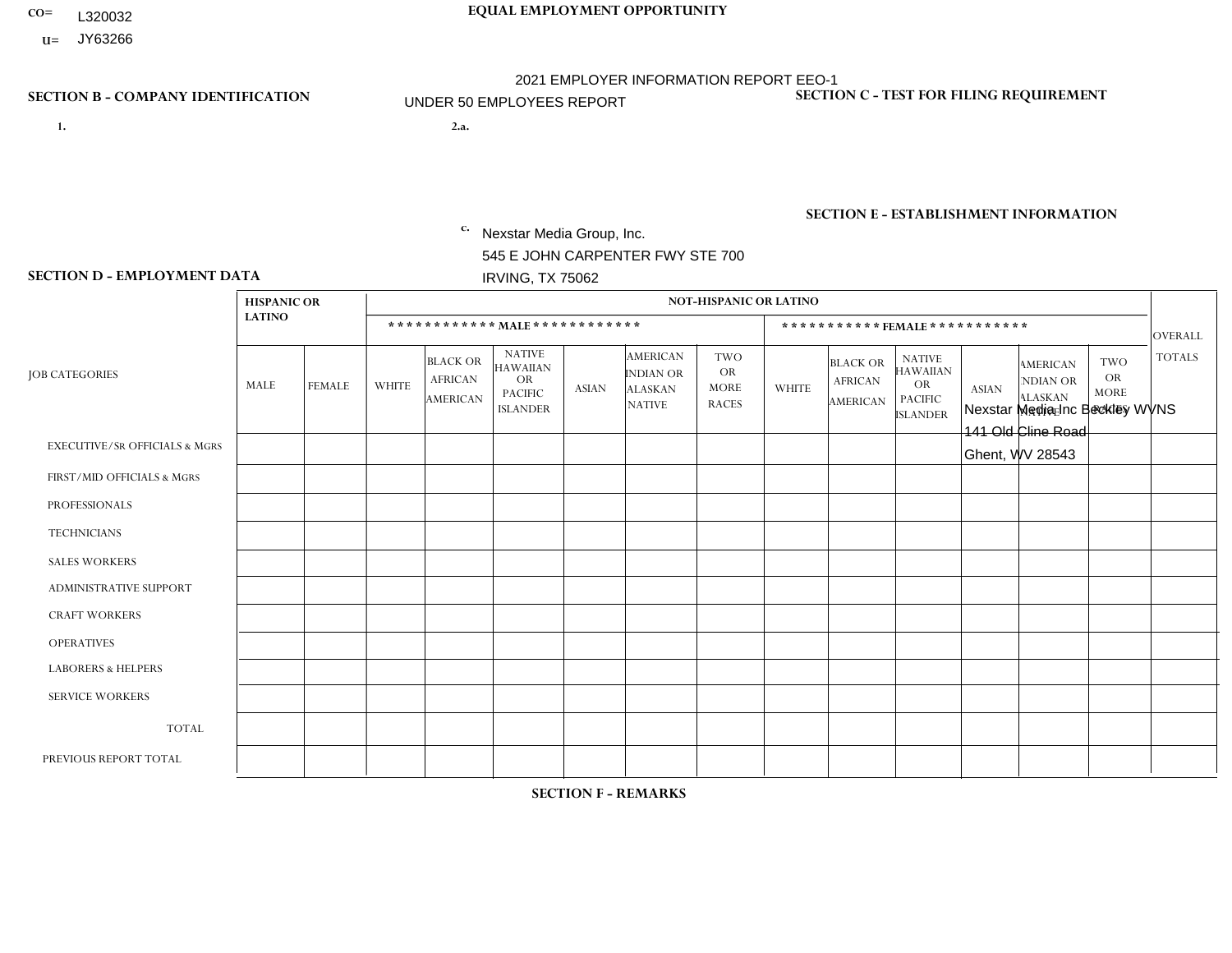CO= L320032
U= JY63266

**EQUAL EMPLOYMENT OPPORTUNITY**

2021 EMPLOYER INFORMATION REPORT EEO-1

UNDER 50 EMPLOYEES REPORT

**SECTION B - COMPANY IDENTIFICATION**

1.

2.a.

c. Nexstar Media Group, Inc.
545 E JOHN CARPENTER FWY STE 700
IRVING, TX 75062

**SECTION C - TEST FOR FILING REQUIREMENT**

**SECTION E - ESTABLISHMENT INFORMATION**

Nexstar Media Inc Beckley WVNS
141 Old Cline Road
Ghent, WV 28543

**SECTION D - EMPLOYMENT DATA**

| JOB CATEGORIES | HISPANIC OR LATINO | | NOT-HISPANIC OR LATINO | | | | | | | | | | | | OVERALL TOTALS |
|---|---|---|---|---|---|---|---|---|---|---|---|---|---|---|---|
| | | | MALE | | | | | | FEMALE | | | | | | |
| | MALE | FEMALE | WHITE | BLACK OR AFRICAN AMERICAN | NATIVE HAWAIIAN OR PACIFIC ISLANDER | ASIAN | AMERICAN INDIAN OR ALASKAN NATIVE | TWO OR MORE RACES | WHITE | BLACK OR AFRICAN AMERICAN | NATIVE HAWAIIAN OR PACIFIC ISLANDER | ASIAN | AMERICAN INDIAN OR ALASKAN NATIVE | TWO OR MORE RACES | |
| EXECUTIVE/SR OFFICIALS & MGRS | | | | | | | | | | | | | | | |
| FIRST/MID OFFICIALS & MGRS | | | | | | | | | | | | | | | |
| PROFESSIONALS | | | | | | | | | | | | | | | |
| TECHNICIANS | | | | | | | | | | | | | | | |
| SALES WORKERS | | | | | | | | | | | | | | | |
| ADMINISTRATIVE SUPPORT | | | | | | | | | | | | | | | |
| CRAFT WORKERS | | | | | | | | | | | | | | | |
| OPERATIVES | | | | | | | | | | | | | | | |
| LABORERS & HELPERS | | | | | | | | | | | | | | | |
| SERVICE WORKERS | | | | | | | | | | | | | | | |
| TOTAL | | | | | | | | | | | | | | | |
| PREVIOUS REPORT TOTAL | | | | | | | | | | | | | | | |

**SECTION F - REMARKS**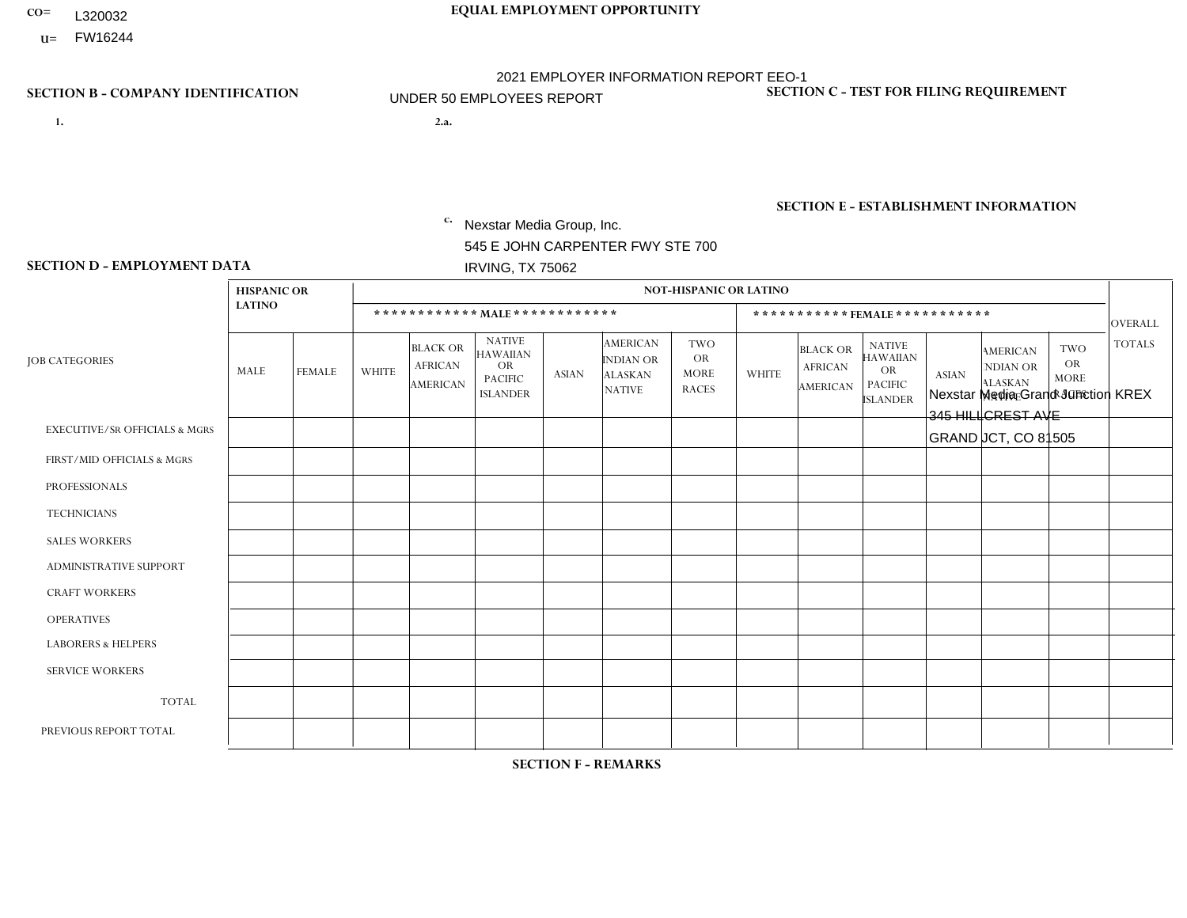CO= L320032
U= FW16244

**EQUAL EMPLOYMENT OPPORTUNITY**

2021 EMPLOYER INFORMATION REPORT EEO-1

UNDER 50 EMPLOYEES REPORT

## SECTION B - COMPANY IDENTIFICATION

1.

2.a.

c. Nexstar Media Group, Inc.
545 E JOHN CARPENTER FWY STE 700
IRVING, TX 75062

## SECTION C - TEST FOR FILING REQUIREMENT

## SECTION E - ESTABLISHMENT INFORMATION

Nexstar Media Grand Junction KREX
345 HILLCREST AVE
GRAND JCT, CO 81505

## SECTION D - EMPLOYMENT DATA

| JOB CATEGORIES | HISPANIC OR LATINO | | NOT-HISPANIC OR LATINO | | | | | | | | | | | | OVERALL TOTALS |
|---|---|---|---|---|---|---|---|---|---|---|---|---|---|---|---|
| | | | MALE | | | | | | FEMALE | | | | | | |
| | MALE | FEMALE | WHITE | BLACK OR AFRICAN AMERICAN | NATIVE HAWAIIAN OR PACIFIC ISLANDER | ASIAN | AMERICAN INDIAN OR ALASKAN NATIVE | TWO OR MORE RACES | WHITE | BLACK OR AFRICAN AMERICAN | NATIVE HAWAIIAN OR PACIFIC ISLANDER | ASIAN | AMERICAN INDIAN OR ALASKAN NATIVE | TWO OR MORE RACES | |
| EXECUTIVE/Sr OFFICIALS & MGRS | | | | | | | | | | | | | | | |
| FIRST/MID OFFICIALS & MGRS | | | | | | | | | | | | | | | |
| PROFESSIONALS | | | | | | | | | | | | | | | |
| TECHNICIANS | | | | | | | | | | | | | | | |
| SALES WORKERS | | | | | | | | | | | | | | | |
| ADMINISTRATIVE SUPPORT | | | | | | | | | | | | | | | |
| CRAFT WORKERS | | | | | | | | | | | | | | | |
| OPERATIVES | | | | | | | | | | | | | | | |
| LABORERS & HELPERS | | | | | | | | | | | | | | | |
| SERVICE WORKERS | | | | | | | | | | | | | | | |
| TOTAL | | | | | | | | | | | | | | | |
| PREVIOUS REPORT TOTAL | | | | | | | | | | | | | | | |

## SECTION F - REMARKS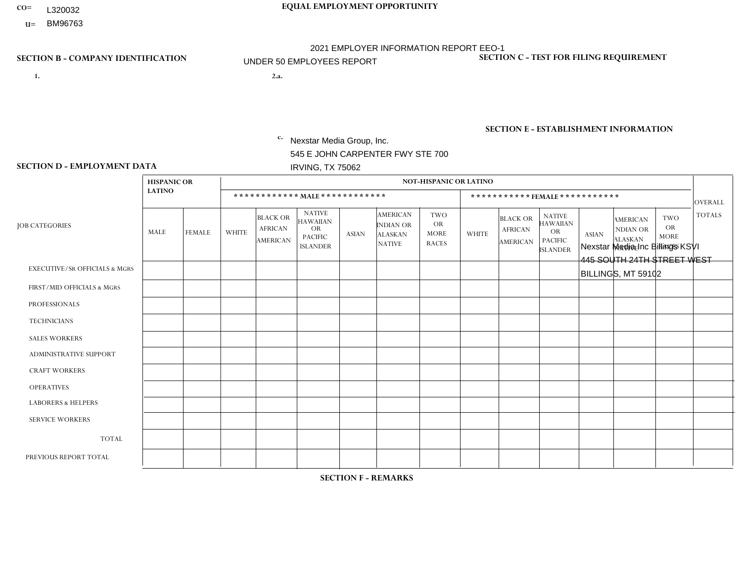CO= L320032

U= BM96763

**EQUAL EMPLOYMENT OPPORTUNITY**

2021 EMPLOYER INFORMATION REPORT EEO-1

UNDER 50 EMPLOYEES REPORT

**SECTION B - COMPANY IDENTIFICATION**

1.

2.a.

c. Nexstar Media Group, Inc.
545 E JOHN CARPENTER FWY STE 700
IRVING, TX 75062

**SECTION C - TEST FOR FILING REQUIREMENT**

**SECTION E - ESTABLISHMENT INFORMATION**

Nexstar Media Inc Billings KSVI
445 SOUTH 24TH STREET WEST
BILLINGS, MT 59102

**SECTION D - EMPLOYMENT DATA**

| JOB CATEGORIES | HISPANIC OR LATINO | | NOT-HISPANIC OR LATINO | | | | | | | | | | | | OVERALL TOTALS |
|---|---|---|---|---|---|---|---|---|---|---|---|---|---|---|---|
| | | | MALE | | | | | | FEMALE | | | | | | |
| | MALE | FEMALE | WHITE | BLACK OR AFRICAN AMERICAN | NATIVE HAWAIIAN OR PACIFIC ISLANDER | ASIAN | AMERICAN INDIAN OR ALASKAN NATIVE | TWO OR MORE RACES | WHITE | BLACK OR AFRICAN AMERICAN | NATIVE HAWAIIAN OR PACIFIC ISLANDER | ASIAN | AMERICAN INDIAN OR ALASKAN NATIVE | TWO OR MORE RACES | |
| EXECUTIVE/SR OFFICIALS & MGRS | | | | | | | | | | | | | | | |
| FIRST/MID OFFICIALS & MGRS | | | | | | | | | | | | | | | |
| PROFESSIONALS | | | | | | | | | | | | | | | |
| TECHNICIANS | | | | | | | | | | | | | | | |
| SALES WORKERS | | | | | | | | | | | | | | | |
| ADMINISTRATIVE SUPPORT | | | | | | | | | | | | | | | |
| CRAFT WORKERS | | | | | | | | | | | | | | | |
| OPERATIVES | | | | | | | | | | | | | | | |
| LABORERS & HELPERS | | | | | | | | | | | | | | | |
| SERVICE WORKERS | | | | | | | | | | | | | | | |
| TOTAL | | | | | | | | | | | | | | | |
| PREVIOUS REPORT TOTAL | | | | | | | | | | | | | | | |

**SECTION F - REMARKS**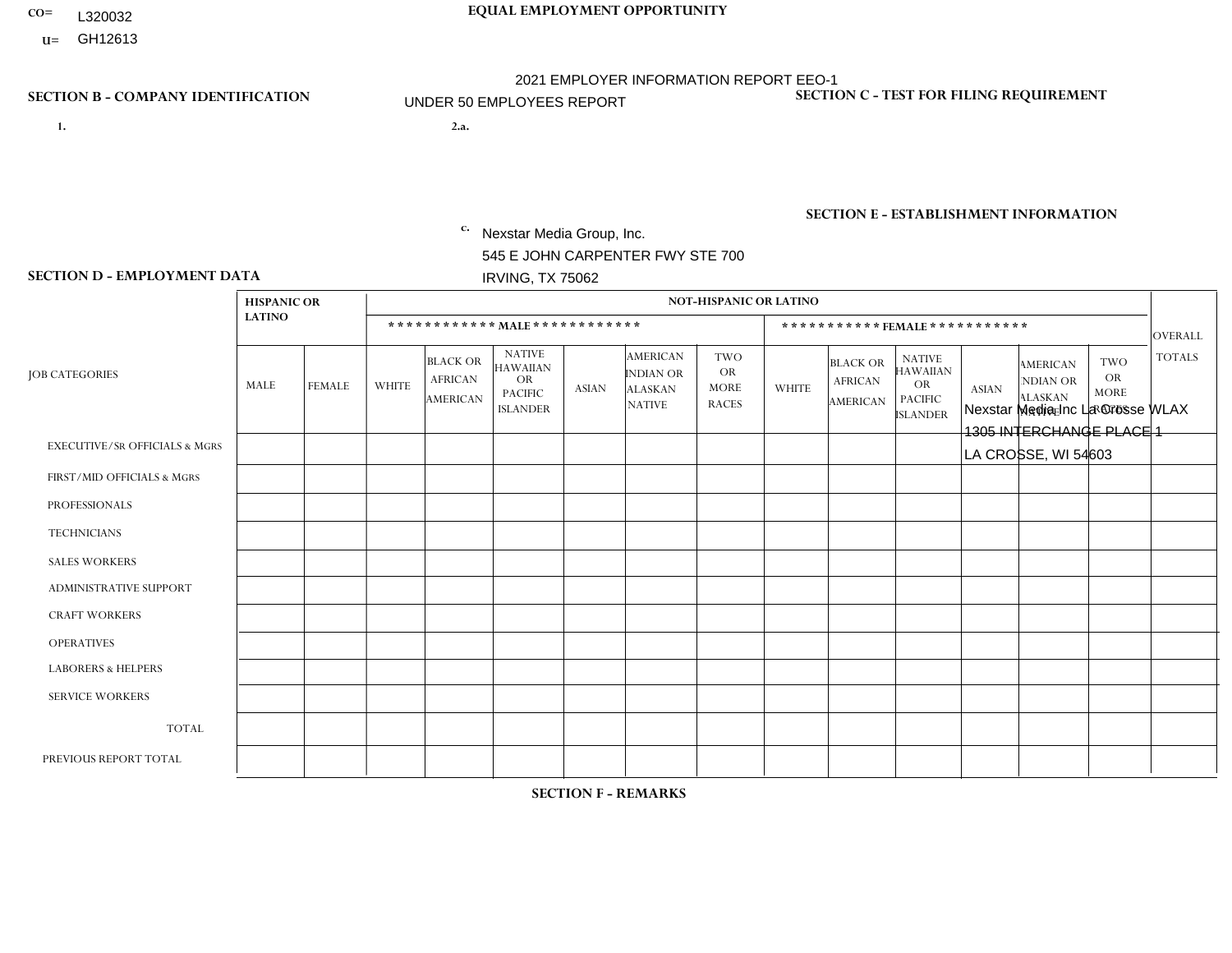CO= L320032
U= GH12613

**EQUAL EMPLOYMENT OPPORTUNITY**

2021 EMPLOYER INFORMATION REPORT EEO-1
UNDER 50 EMPLOYEES REPORT

**SECTION B - COMPANY IDENTIFICATION**

1.

2.a.

c. Nexstar Media Group, Inc.
545 E JOHN CARPENTER FWY STE 700
IRVING, TX 75062

**SECTION C - TEST FOR FILING REQUIREMENT**

**SECTION E - ESTABLISHMENT INFORMATION**

Nexstar Media Inc La Crosse WLAX
1305 INTERCHANGE PLACE 1
LA CROSSE, WI 54603

**SECTION D - EMPLOYMENT DATA**

| JOB CATEGORIES | HISPANIC OR LATINO | | NOT-HISPANIC OR LATINO | | | | | | | | | | | | OVERALL TOTALS |
|---|---|---|---|---|---|---|---|---|---|---|---|---|---|---|---|
| | | | MALE | | | | | | FEMALE | | | | | | |
| | MALE | FEMALE | WHITE | BLACK OR AFRICAN AMERICAN | NATIVE HAWAIIAN OR PACIFIC ISLANDER | ASIAN | AMERICAN INDIAN OR ALASKAN NATIVE | TWO OR MORE RACES | WHITE | BLACK OR AFRICAN AMERICAN | NATIVE HAWAIIAN OR PACIFIC ISLANDER | ASIAN | AMERICAN INDIAN OR ALASKAN NATIVE | TWO OR MORE RACES | |
| EXECUTIVE/SR OFFICIALS & MGRS | | | | | | | | | | | | | | | |
| FIRST/MID OFFICIALS & MGRS | | | | | | | | | | | | | | | |
| PROFESSIONALS | | | | | | | | | | | | | | | |
| TECHNICIANS | | | | | | | | | | | | | | | |
| SALES WORKERS | | | | | | | | | | | | | | | |
| ADMINISTRATIVE SUPPORT | | | | | | | | | | | | | | | |
| CRAFT WORKERS | | | | | | | | | | | | | | | |
| OPERATIVES | | | | | | | | | | | | | | | |
| LABORERS & HELPERS | | | | | | | | | | | | | | | |
| SERVICE WORKERS | | | | | | | | | | | | | | | |
| TOTAL | | | | | | | | | | | | | | | |
| PREVIOUS REPORT TOTAL | | | | | | | | | | | | | | | |

**SECTION F - REMARKS**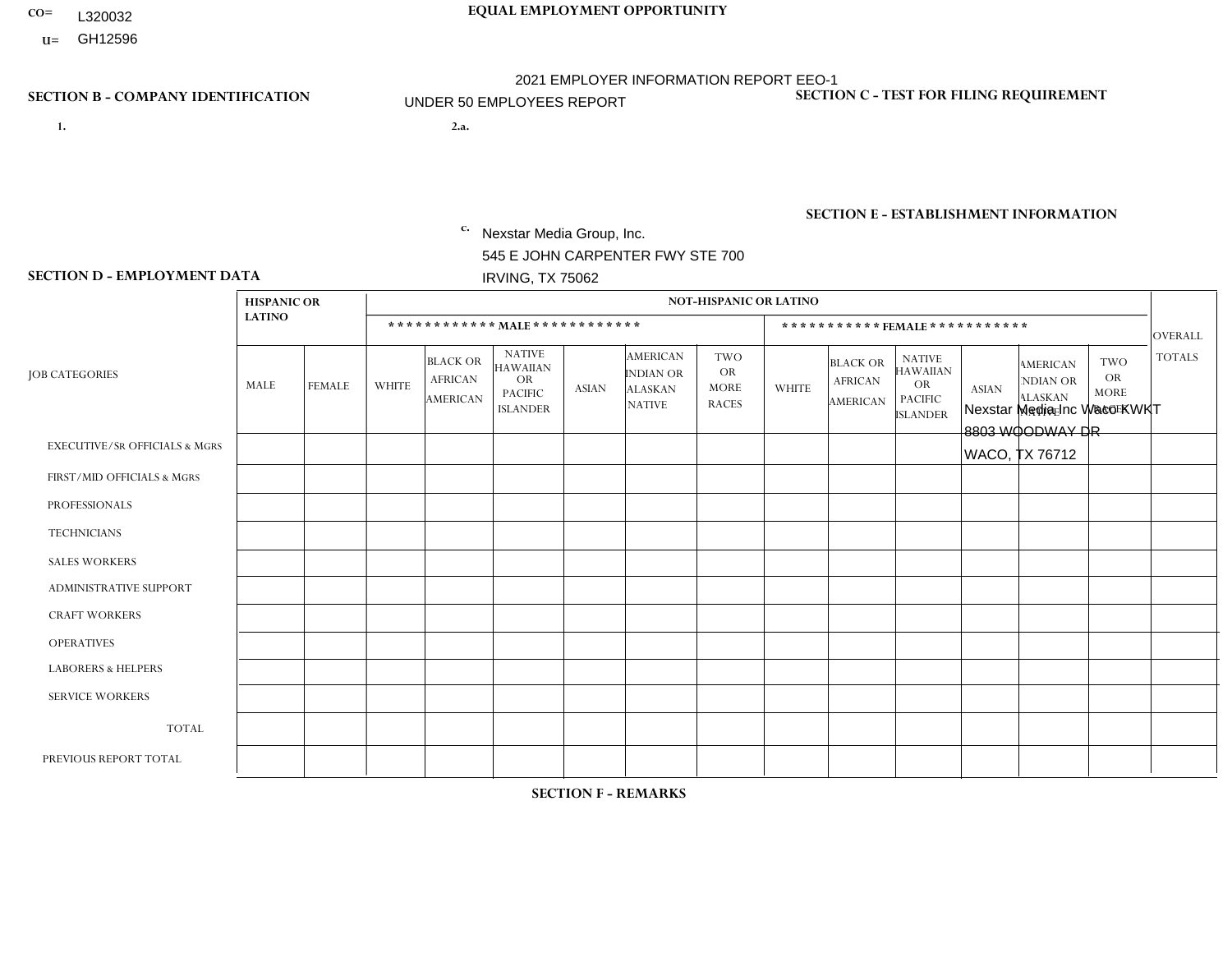CO= L320032

U= GH12596

**EQUAL EMPLOYMENT OPPORTUNITY**

2021 EMPLOYER INFORMATION REPORT EEO-1

UNDER 50 EMPLOYEES REPORT

**SECTION B - COMPANY IDENTIFICATION**

1.

2.a.

c. Nexstar Media Group, Inc.
545 E JOHN CARPENTER FWY STE 700
IRVING, TX 75062

**SECTION C - TEST FOR FILING REQUIREMENT**

**SECTION E - ESTABLISHMENT INFORMATION**

Nexstar Media Inc Waco KWKT
8803 WOODWAY DR
WACO, TX 76712

**SECTION D - EMPLOYMENT DATA**

| JOB CATEGORIES | HISPANIC OR LATINO | | NOT-HISPANIC OR LATINO | | | | | | | | | | | | OVERALL TOTALS |
|---|---|---|---|---|---|---|---|---|---|---|---|---|---|---|---|
| | | | MALE | | | | | | FEMALE | | | | | | |
| | MALE | FEMALE | WHITE | BLACK OR AFRICAN AMERICAN | NATIVE HAWAIIAN OR PACIFIC ISLANDER | ASIAN | AMERICAN INDIAN OR ALASKAN NATIVE | TWO OR MORE RACES | WHITE | BLACK OR AFRICAN AMERICAN | NATIVE HAWAIIAN OR PACIFIC ISLANDER | ASIAN | AMERICAN INDIAN OR ALASKAN NATIVE | TWO OR MORE RACES | |
| EXECUTIVE/SR OFFICIALS & MGRS | | | | | | | | | | | | | | | |
| FIRST/MID OFFICIALS & MGRS | | | | | | | | | | | | | | | |
| PROFESSIONALS | | | | | | | | | | | | | | | |
| TECHNICIANS | | | | | | | | | | | | | | | |
| SALES WORKERS | | | | | | | | | | | | | | | |
| ADMINISTRATIVE SUPPORT | | | | | | | | | | | | | | | |
| CRAFT WORKERS | | | | | | | | | | | | | | | |
| OPERATIVES | | | | | | | | | | | | | | | |
| LABORERS & HELPERS | | | | | | | | | | | | | | | |
| SERVICE WORKERS | | | | | | | | | | | | | | | |
| TOTAL | | | | | | | | | | | | | | | |
| PREVIOUS REPORT TOTAL | | | | | | | | | | | | | | | |

**SECTION F - REMARKS**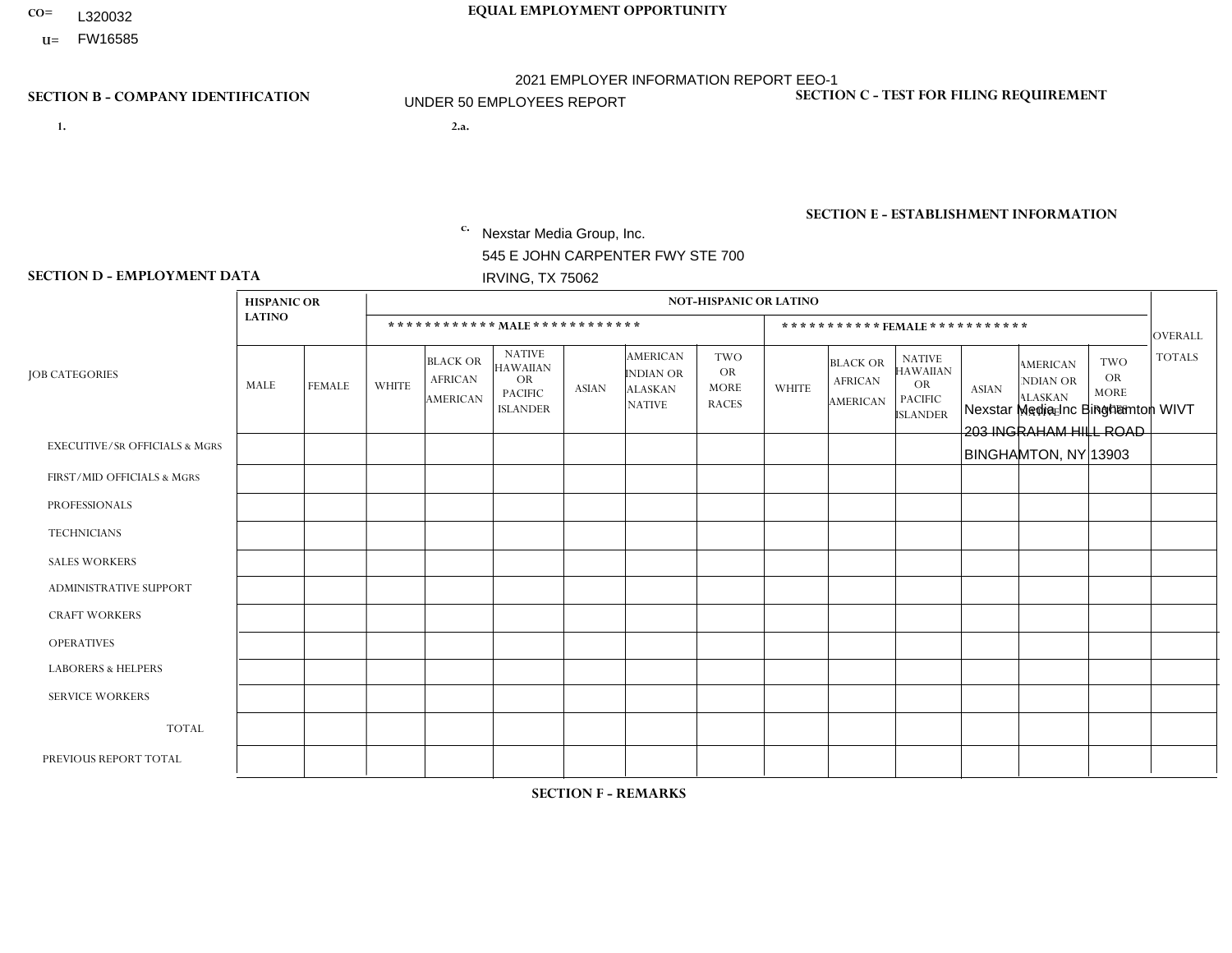CO= L320032
U= FW16585

**EQUAL EMPLOYMENT OPPORTUNITY**

2021 EMPLOYER INFORMATION REPORT EEO-1

UNDER 50 EMPLOYEES REPORT

**SECTION B - COMPANY IDENTIFICATION**

1.

2.a.

c. Nexstar Media Group, Inc.
545 E JOHN CARPENTER FWY STE 700
IRVING, TX 75062

**SECTION C - TEST FOR FILING REQUIREMENT**

**SECTION E - ESTABLISHMENT INFORMATION**

Nexstar Media Inc Binghamton WIVT
203 INGRAHAM HILL ROAD
BINGHAMTON, NY 13903

**SECTION D - EMPLOYMENT DATA**

| JOB CATEGORIES | HISPANIC OR LATINO | | NOT-HISPANIC OR LATINO | | | | | | | | | | | | OVERALL TOTALS |
|---|---|---|---|---|---|---|---|---|---|---|---|---|---|---|---|
| | | | MALE | | | | | | FEMALE | | | | | | |
| | MALE | FEMALE | WHITE | BLACK OR AFRICAN AMERICAN | NATIVE HAWAIIAN OR PACIFIC ISLANDER | ASIAN | AMERICAN INDIAN OR ALASKAN NATIVE | TWO OR MORE RACES | WHITE | BLACK OR AFRICAN AMERICAN | NATIVE HAWAIIAN OR PACIFIC ISLANDER | ASIAN | AMERICAN INDIAN OR ALASKAN NATIVE | TWO OR MORE RACES | |
| EXECUTIVE/SR OFFICIALS & MGRS | | | | | | | | | | | | | | | |
| FIRST/MID OFFICIALS & MGRS | | | | | | | | | | | | | | | |
| PROFESSIONALS | | | | | | | | | | | | | | | |
| TECHNICIANS | | | | | | | | | | | | | | | |
| SALES WORKERS | | | | | | | | | | | | | | | |
| ADMINISTRATIVE SUPPORT | | | | | | | | | | | | | | | |
| CRAFT WORKERS | | | | | | | | | | | | | | | |
| OPERATIVES | | | | | | | | | | | | | | | |
| LABORERS & HELPERS | | | | | | | | | | | | | | | |
| SERVICE WORKERS | | | | | | | | | | | | | | | |
| TOTAL | | | | | | | | | | | | | | | |
| PREVIOUS REPORT TOTAL | | | | | | | | | | | | | | | |

**SECTION F - REMARKS**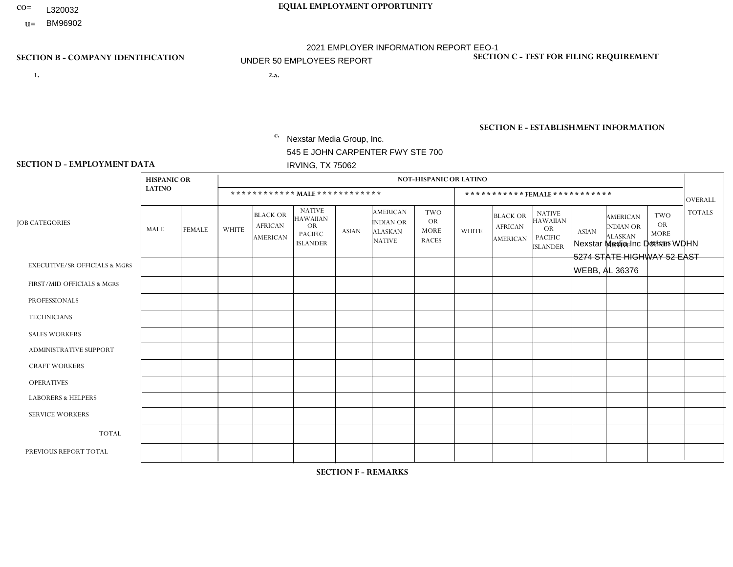CO= L320032
U= BM96902

**EQUAL EMPLOYMENT OPPORTUNITY**

2021 EMPLOYER INFORMATION REPORT EEO-1

UNDER 50 EMPLOYEES REPORT

**SECTION B - COMPANY IDENTIFICATION**

1.

2.a.

c. Nexstar Media Group, Inc.
545 E JOHN CARPENTER FWY STE 700
IRVING, TX 75062

**SECTION C - TEST FOR FILING REQUIREMENT**

**SECTION E - ESTABLISHMENT INFORMATION**

Nexstar Media Inc Dothan WDHN
5274 STATE HIGHWAY 52 EAST
WEBB, AL 36376

**SECTION D - EMPLOYMENT DATA**

| JOB CATEGORIES | HISPANIC OR LATINO | | NOT-HISPANIC OR LATINO | | | | | | | | | | | | OVERALL TOTALS |
|---|---|---|---|---|---|---|---|---|---|---|---|---|---|---|---|
| | | | MALE | | | | | | FEMALE | | | | | | |
| | MALE | FEMALE | WHITE | BLACK OR AFRICAN AMERICAN | NATIVE HAWAIIAN OR PACIFIC ISLANDER | ASIAN | AMERICAN INDIAN OR ALASKAN NATIVE | TWO OR MORE RACES | WHITE | BLACK OR AFRICAN AMERICAN | NATIVE HAWAIIAN OR PACIFIC ISLANDER | ASIAN | AMERICAN INDIAN OR ALASKAN NATIVE | TWO OR MORE RACES | |
| EXECUTIVE/SR OFFICIALS & MGRS | | | | | | | | | | | | | | | |
| FIRST/MID OFFICIALS & MGRS | | | | | | | | | | | | | | | |
| PROFESSIONALS | | | | | | | | | | | | | | | |
| TECHNICIANS | | | | | | | | | | | | | | | |
| SALES WORKERS | | | | | | | | | | | | | | | |
| ADMINISTRATIVE SUPPORT | | | | | | | | | | | | | | | |
| CRAFT WORKERS | | | | | | | | | | | | | | | |
| OPERATIVES | | | | | | | | | | | | | | | |
| LABORERS & HELPERS | | | | | | | | | | | | | | | |
| SERVICE WORKERS | | | | | | | | | | | | | | | |
| TOTAL | | | | | | | | | | | | | | | |
| PREVIOUS REPORT TOTAL | | | | | | | | | | | | | | | |

**SECTION F - REMARKS**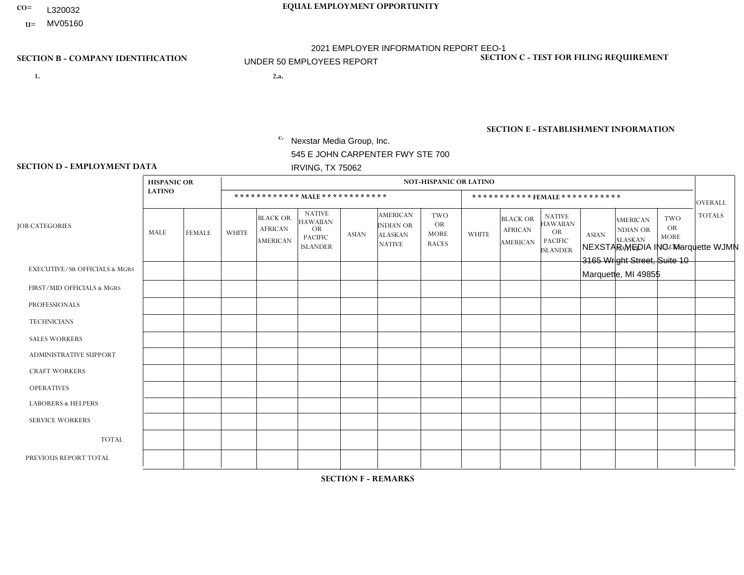CO= L320032

U= MV05160

**EQUAL EMPLOYMENT OPPORTUNITY**

2021 EMPLOYER INFORMATION REPORT EEO-1

UNDER 50 EMPLOYEES REPORT

## SECTION B - COMPANY IDENTIFICATION

1.

2.a.

c. Nexstar Media Group, Inc.
545 E JOHN CARPENTER FWY STE 700
IRVING, TX 75062

## SECTION C - TEST FOR FILING REQUIREMENT

## SECTION E - ESTABLISHMENT INFORMATION

NEXSTAR MEDIA INC. - Marquette WJMN
3165 Wright Street, Suite 10
Marquette, MI 49855

## SECTION D - EMPLOYMENT DATA

| JOB CATEGORIES | HISPANIC OR LATINO | | NOT-HISPANIC OR LATINO | | | | | | | | | | | | OVERALL TOTALS |
|---|---|---|---|---|---|---|---|---|---|---|---|---|---|---|---|
| | | | MALE | | | | | | FEMALE | | | | | | |
| | MALE | FEMALE | WHITE | BLACK OR AFRICAN AMERICAN | NATIVE HAWAIIAN OR PACIFIC ISLANDER | ASIAN | AMERICAN INDIAN OR ALASKAN NATIVE | TWO OR MORE RACES | WHITE | BLACK OR AFRICAN AMERICAN | NATIVE HAWAIIAN OR PACIFIC ISLANDER | ASIAN | AMERICAN INDIAN OR ALASKAN NATIVE | TWO OR MORE RACES | |
| EXECUTIVE/SR OFFICIALS & MGRS | | | | | | | | | | | | | | | |
| FIRST/MID OFFICIALS & MGRS | | | | | | | | | | | | | | | |
| PROFESSIONALS | | | | | | | | | | | | | | | |
| TECHNICIANS | | | | | | | | | | | | | | | |
| SALES WORKERS | | | | | | | | | | | | | | | |
| ADMINISTRATIVE SUPPORT | | | | | | | | | | | | | | | |
| CRAFT WORKERS | | | | | | | | | | | | | | | |
| OPERATIVES | | | | | | | | | | | | | | | |
| LABORERS & HELPERS | | | | | | | | | | | | | | | |
| SERVICE WORKERS | | | | | | | | | | | | | | | |
| TOTAL | | | | | | | | | | | | | | | |
| PREVIOUS REPORT TOTAL | | | | | | | | | | | | | | | |

## SECTION F - REMARKS